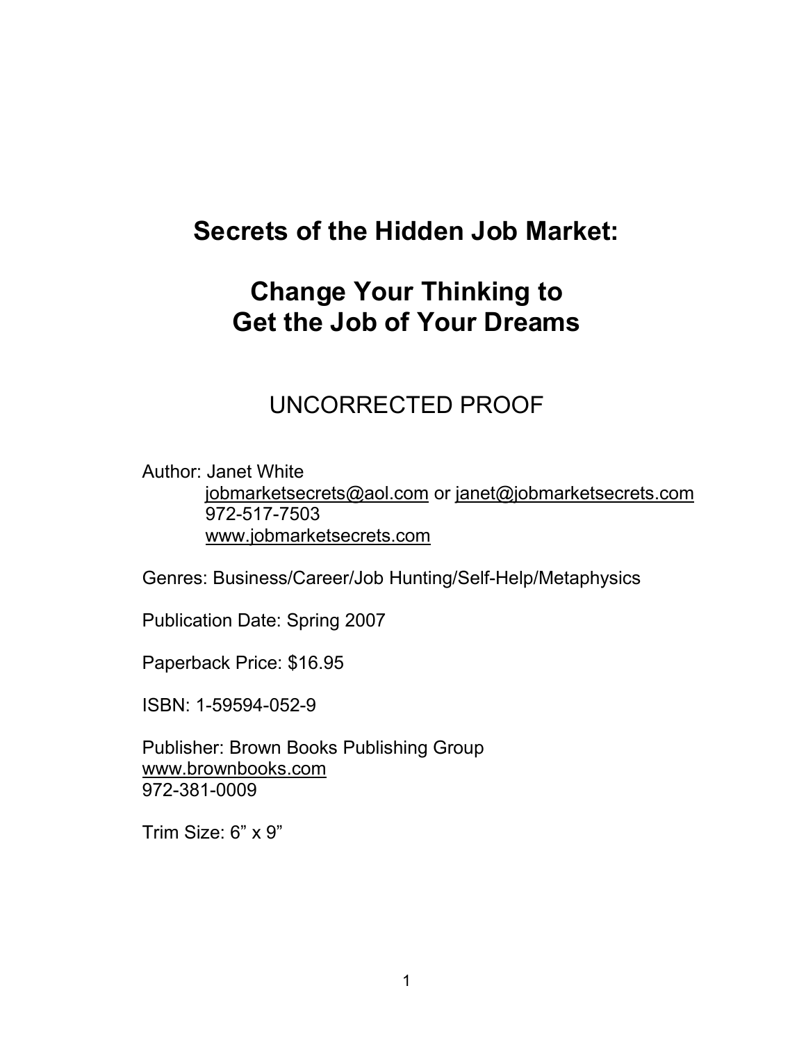# Secrets of the Hidden Job Market:

# Change Your Thinking to Get the Job of Your Dreams

## UNCORRECTED PROOF

Author: Janet White
jobmarketsecrets@aol.com or janet@jobmarketsecrets.com
972-517-7503
www.jobmarketsecrets.com

Genres: Business/Career/Job Hunting/Self-Help/Metaphysics

Publication Date: Spring 2007

Paperback Price: $16.95

ISBN: 1-59594-052-9

Publisher: Brown Books Publishing Group
www.brownbooks.com
972-381-0009

Trim Size: 6" x 9"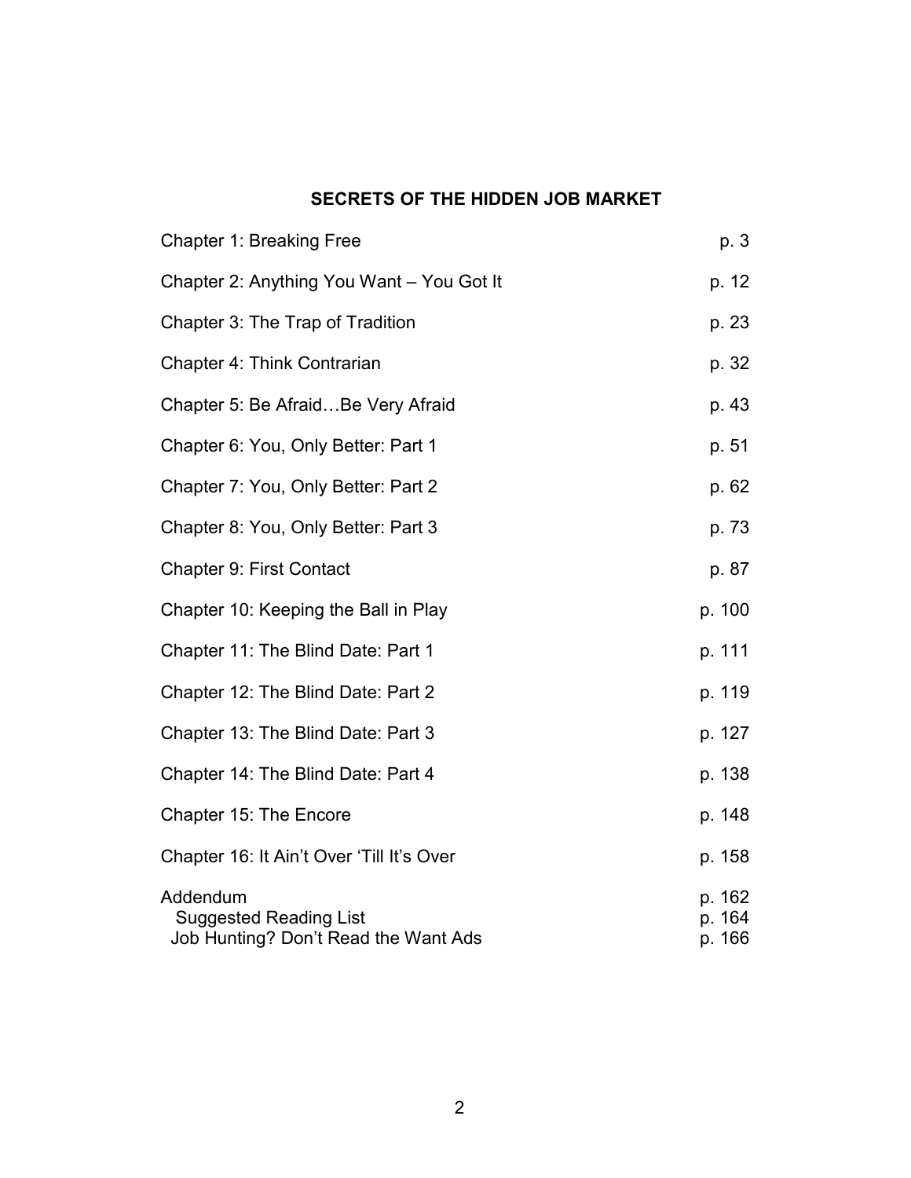# SECRETS OF THE HIDDEN JOB MARKET

| | |
|---|---|
| Chapter 1: Breaking Free | p. 3 |
| Chapter 2: Anything You Want – You Got It | p. 12 |
| Chapter 3: The Trap of Tradition | p. 23 |
| Chapter 4: Think Contrarian | p. 32 |
| Chapter 5: Be Afraid…Be Very Afraid | p. 43 |
| Chapter 6: You, Only Better: Part 1 | p. 51 |
| Chapter 7: You, Only Better: Part 2 | p. 62 |
| Chapter 8: You, Only Better: Part 3 | p. 73 |
| Chapter 9: First Contact | p. 87 |
| Chapter 10: Keeping the Ball in Play | p. 100 |
| Chapter 11: The Blind Date: Part 1 | p. 111 |
| Chapter 12: The Blind Date: Part 2 | p. 119 |
| Chapter 13: The Blind Date: Part 3 | p. 127 |
| Chapter 14: The Blind Date: Part 4 | p. 138 |
| Chapter 15: The Encore | p. 148 |
| Chapter 16: It Ain't Over 'Till It's Over | p. 158 |
| Addendum | p. 162 |
| Suggested Reading List | p. 164 |
| Job Hunting? Don't Read the Want Ads | p. 166 |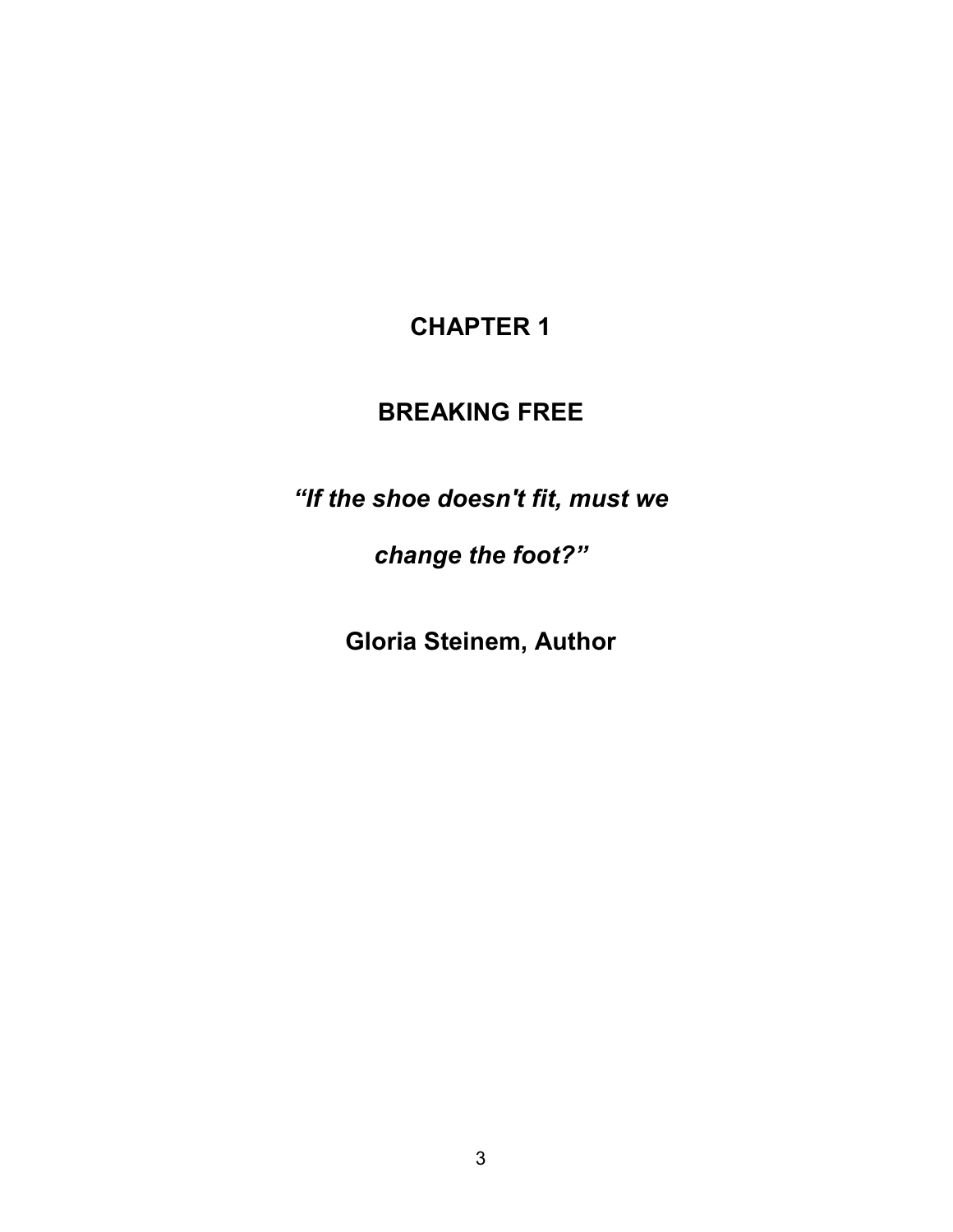# CHAPTER 1

# BREAKING FREE

***"If the shoe doesn't fit, must we change the foot?"***

**Gloria Steinem, Author**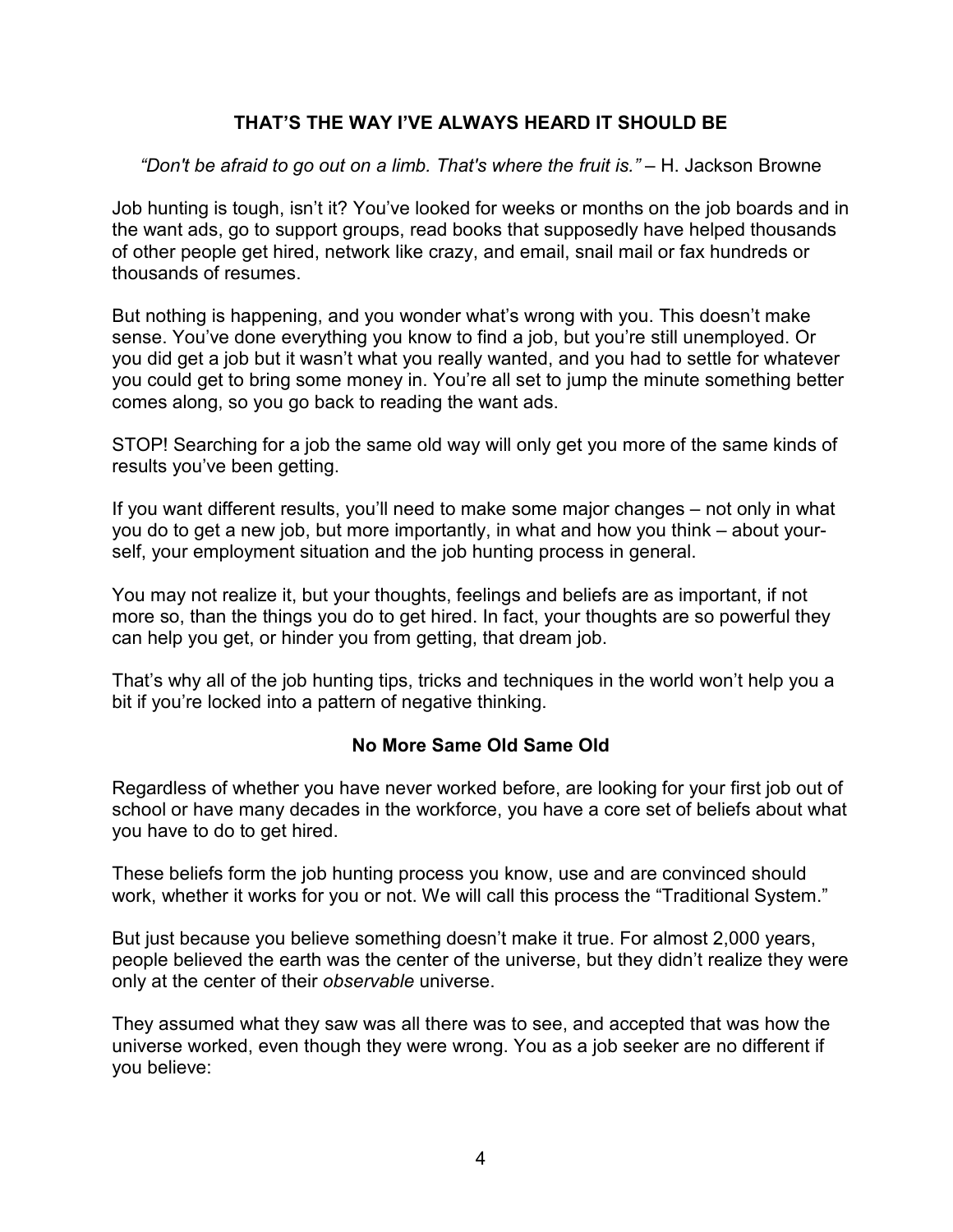## THAT'S THE WAY I'VE ALWAYS HEARD IT SHOULD BE

*"Don't be afraid to go out on a limb. That's where the fruit is."* – H. Jackson Browne

Job hunting is tough, isn't it? You've looked for weeks or months on the job boards and in the want ads, go to support groups, read books that supposedly have helped thousands of other people get hired, network like crazy, and email, snail mail or fax hundreds or thousands of resumes.

But nothing is happening, and you wonder what's wrong with you. This doesn't make sense. You've done everything you know to find a job, but you're still unemployed. Or you did get a job but it wasn't what you really wanted, and you had to settle for whatever you could get to bring some money in. You're all set to jump the minute something better comes along, so you go back to reading the want ads.

STOP! Searching for a job the same old way will only get you more of the same kinds of results you've been getting.

If you want different results, you'll need to make some major changes – not only in what you do to get a new job, but more importantly, in what and how you think – about yourself, your employment situation and the job hunting process in general.

You may not realize it, but your thoughts, feelings and beliefs are as important, if not more so, than the things you do to get hired. In fact, your thoughts are so powerful they can help you get, or hinder you from getting, that dream job.

That's why all of the job hunting tips, tricks and techniques in the world won't help you a bit if you're locked into a pattern of negative thinking.

### No More Same Old Same Old

Regardless of whether you have never worked before, are looking for your first job out of school or have many decades in the workforce, you have a core set of beliefs about what you have to do to get hired.

These beliefs form the job hunting process you know, use and are convinced should work, whether it works for you or not. We will call this process the "Traditional System."

But just because you believe something doesn't make it true. For almost 2,000 years, people believed the earth was the center of the universe, but they didn't realize they were only at the center of their *observable* universe.

They assumed what they saw was all there was to see, and accepted that was how the universe worked, even though they were wrong. You as a job seeker are no different if you believe: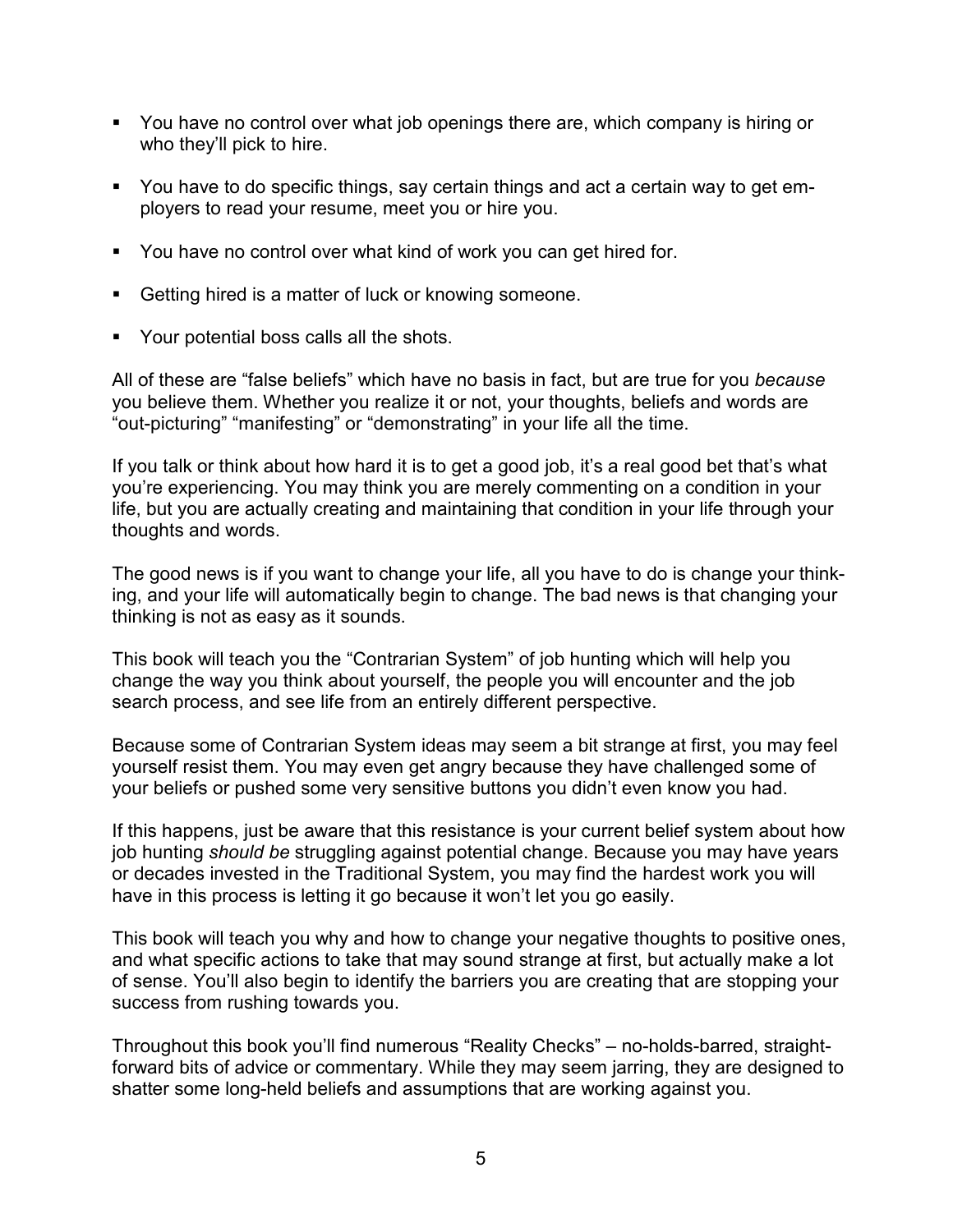- You have no control over what job openings there are, which company is hiring or who they'll pick to hire.
- You have to do specific things, say certain things and act a certain way to get employers to read your resume, meet you or hire you.
- You have no control over what kind of work you can get hired for.
- Getting hired is a matter of luck or knowing someone.
- Your potential boss calls all the shots.

All of these are "false beliefs" which have no basis in fact, but are true for you *because* you believe them. Whether you realize it or not, your thoughts, beliefs and words are "out-picturing" "manifesting" or "demonstrating" in your life all the time.

If you talk or think about how hard it is to get a good job, it's a real good bet that's what you're experiencing. You may think you are merely commenting on a condition in your life, but you are actually creating and maintaining that condition in your life through your thoughts and words.

The good news is if you want to change your life, all you have to do is change your thinking, and your life will automatically begin to change. The bad news is that changing your thinking is not as easy as it sounds.

This book will teach you the "Contrarian System" of job hunting which will help you change the way you think about yourself, the people you will encounter and the job search process, and see life from an entirely different perspective.

Because some of Contrarian System ideas may seem a bit strange at first, you may feel yourself resist them. You may even get angry because they have challenged some of your beliefs or pushed some very sensitive buttons you didn't even know you had.

If this happens, just be aware that this resistance is your current belief system about how job hunting *should be* struggling against potential change. Because you may have years or decades invested in the Traditional System, you may find the hardest work you will have in this process is letting it go because it won't let you go easily.

This book will teach you why and how to change your negative thoughts to positive ones, and what specific actions to take that may sound strange at first, but actually make a lot of sense. You'll also begin to identify the barriers you are creating that are stopping your success from rushing towards you.

Throughout this book you'll find numerous "Reality Checks" – no-holds-barred, straightforward bits of advice or commentary. While they may seem jarring, they are designed to shatter some long-held beliefs and assumptions that are working against you.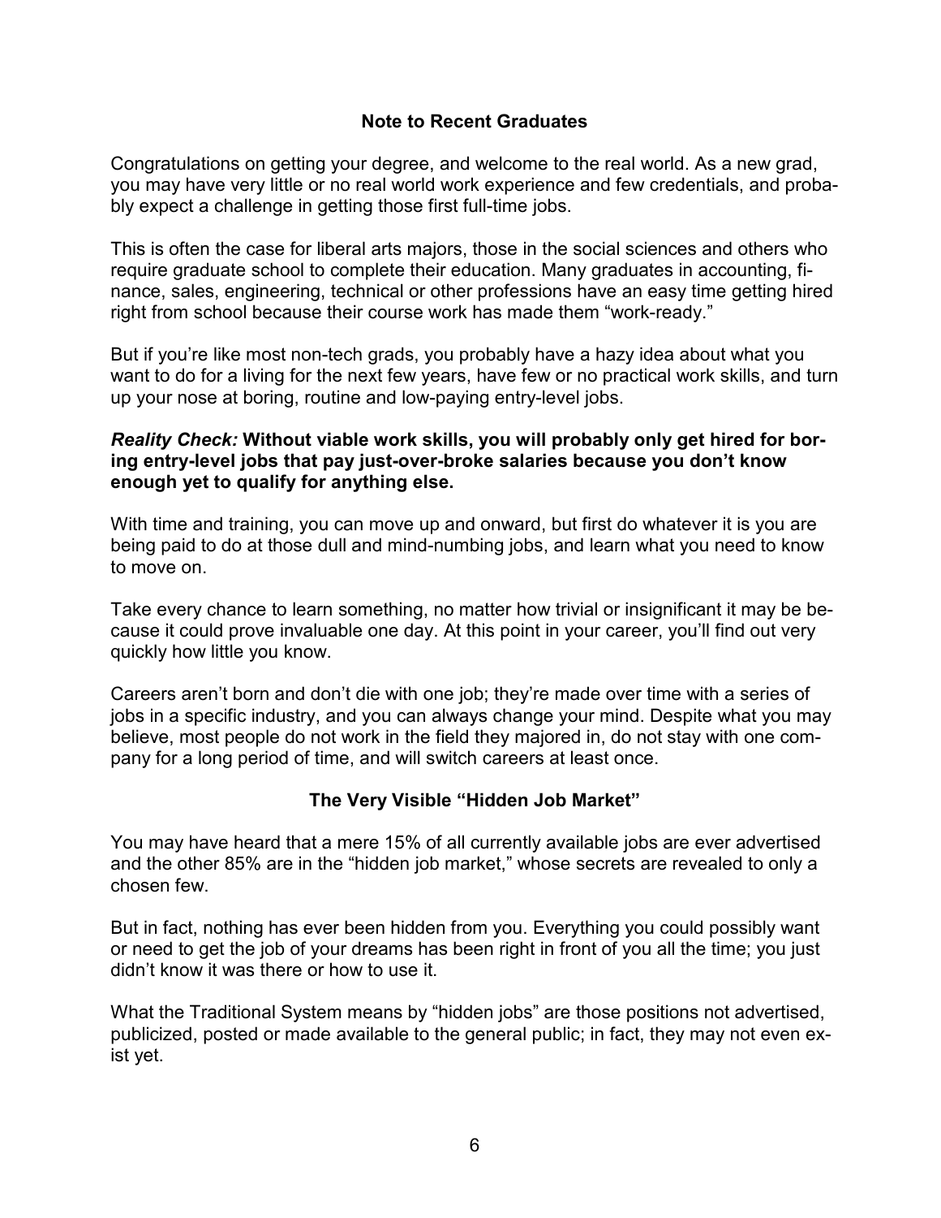## Note to Recent Graduates

Congratulations on getting your degree, and welcome to the real world. As a new grad, you may have very little or no real world work experience and few credentials, and probably expect a challenge in getting those first full-time jobs.

This is often the case for liberal arts majors, those in the social sciences and others who require graduate school to complete their education. Many graduates in accounting, finance, sales, engineering, technical or other professions have an easy time getting hired right from school because their course work has made them "work-ready."

But if you're like most non-tech grads, you probably have a hazy idea about what you want to do for a living for the next few years, have few or no practical work skills, and turn up your nose at boring, routine and low-paying entry-level jobs.

***Reality Check:*** **Without viable work skills, you will probably only get hired for boring entry-level jobs that pay just-over-broke salaries because you don't know enough yet to qualify for anything else.**

With time and training, you can move up and onward, but first do whatever it is you are being paid to do at those dull and mind-numbing jobs, and learn what you need to know to move on.

Take every chance to learn something, no matter how trivial or insignificant it may be because it could prove invaluable one day. At this point in your career, you'll find out very quickly how little you know.

Careers aren't born and don't die with one job; they're made over time with a series of jobs in a specific industry, and you can always change your mind. Despite what you may believe, most people do not work in the field they majored in, do not stay with one company for a long period of time, and will switch careers at least once.

## The Very Visible "Hidden Job Market"

You may have heard that a mere 15% of all currently available jobs are ever advertised and the other 85% are in the "hidden job market," whose secrets are revealed to only a chosen few.

But in fact, nothing has ever been hidden from you. Everything you could possibly want or need to get the job of your dreams has been right in front of you all the time; you just didn't know it was there or how to use it.

What the Traditional System means by "hidden jobs" are those positions not advertised, publicized, posted or made available to the general public; in fact, they may not even exist yet.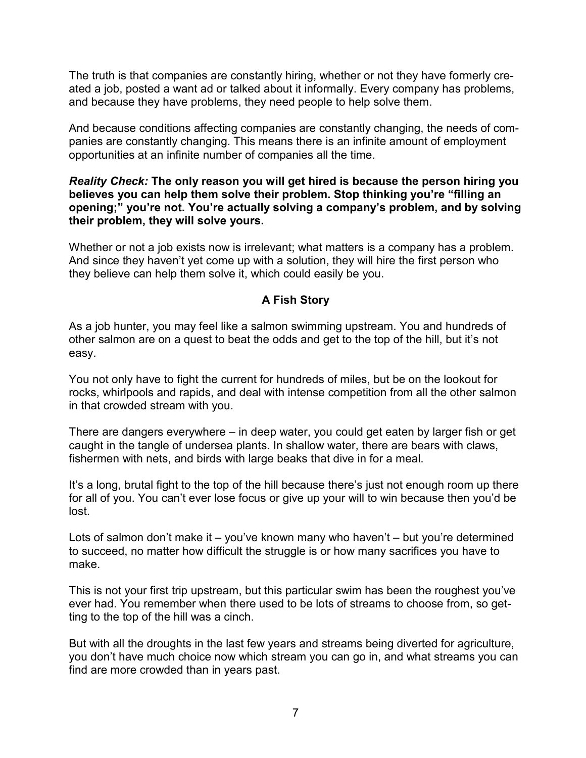The truth is that companies are constantly hiring, whether or not they have formerly created a job, posted a want ad or talked about it informally. Every company has problems, and because they have problems, they need people to help solve them.

And because conditions affecting companies are constantly changing, the needs of companies are constantly changing. This means there is an infinite amount of employment opportunities at an infinite number of companies all the time.

***Reality Check:*** **The only reason you will get hired is because the person hiring you believes you can help them solve their problem. Stop thinking you're "filling an opening;" you're not. You're actually solving a company's problem, and by solving their problem, they will solve yours.**

Whether or not a job exists now is irrelevant; what matters is a company has a problem. And since they haven't yet come up with a solution, they will hire the first person who they believe can help them solve it, which could easily be you.

### A Fish Story

As a job hunter, you may feel like a salmon swimming upstream. You and hundreds of other salmon are on a quest to beat the odds and get to the top of the hill, but it's not easy.

You not only have to fight the current for hundreds of miles, but be on the lookout for rocks, whirlpools and rapids, and deal with intense competition from all the other salmon in that crowded stream with you.

There are dangers everywhere – in deep water, you could get eaten by larger fish or get caught in the tangle of undersea plants. In shallow water, there are bears with claws, fishermen with nets, and birds with large beaks that dive in for a meal.

It's a long, brutal fight to the top of the hill because there's just not enough room up there for all of you. You can't ever lose focus or give up your will to win because then you'd be lost.

Lots of salmon don't make it – you've known many who haven't – but you're determined to succeed, no matter how difficult the struggle is or how many sacrifices you have to make.

This is not your first trip upstream, but this particular swim has been the roughest you've ever had. You remember when there used to be lots of streams to choose from, so getting to the top of the hill was a cinch.

But with all the droughts in the last few years and streams being diverted for agriculture, you don't have much choice now which stream you can go in, and what streams you can find are more crowded than in years past.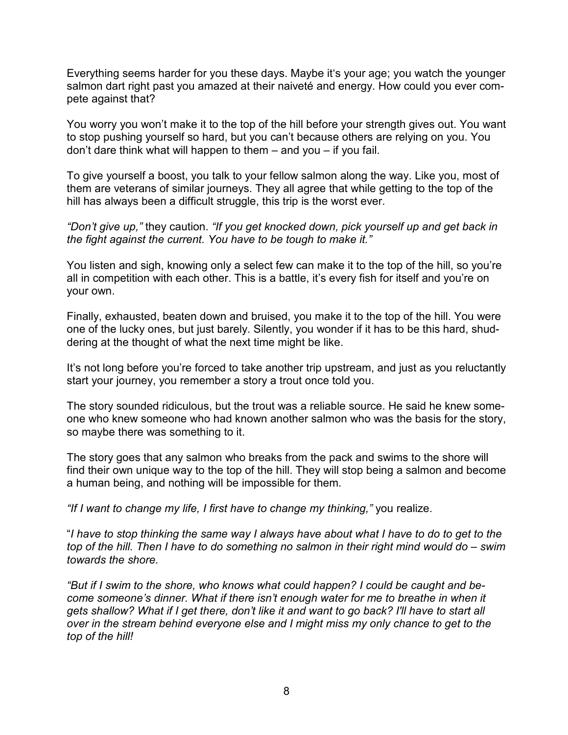Everything seems harder for you these days. Maybe it's your age; you watch the younger salmon dart right past you amazed at their naiveté and energy. How could you ever compete against that?

You worry you won't make it to the top of the hill before your strength gives out. You want to stop pushing yourself so hard, but you can't because others are relying on you. You don't dare think what will happen to them – and you – if you fail.

To give yourself a boost, you talk to your fellow salmon along the way. Like you, most of them are veterans of similar journeys. They all agree that while getting to the top of the hill has always been a difficult struggle, this trip is the worst ever.

*"Don't give up,"* they caution. *"If you get knocked down, pick yourself up and get back in the fight against the current. You have to be tough to make it."*

You listen and sigh, knowing only a select few can make it to the top of the hill, so you're all in competition with each other. This is a battle, it's every fish for itself and you're on your own.

Finally, exhausted, beaten down and bruised, you make it to the top of the hill. You were one of the lucky ones, but just barely. Silently, you wonder if it has to be this hard, shuddering at the thought of what the next time might be like.

It's not long before you're forced to take another trip upstream, and just as you reluctantly start your journey, you remember a story a trout once told you.

The story sounded ridiculous, but the trout was a reliable source. He said he knew someone who knew someone who had known another salmon who was the basis for the story, so maybe there was something to it.

The story goes that any salmon who breaks from the pack and swims to the shore will find their own unique way to the top of the hill. They will stop being a salmon and become a human being, and nothing will be impossible for them.

*"If I want to change my life, I first have to change my thinking,"* you realize.

"*I have to stop thinking the same way I always have about what I have to do to get to the top of the hill. Then I have to do something no salmon in their right mind would do – swim towards the shore.*

*"But if I swim to the shore, who knows what could happen? I could be caught and become someone's dinner. What if there isn't enough water for me to breathe in when it gets shallow? What if I get there, don't like it and want to go back? I'll have to start all over in the stream behind everyone else and I might miss my only chance to get to the top of the hill!*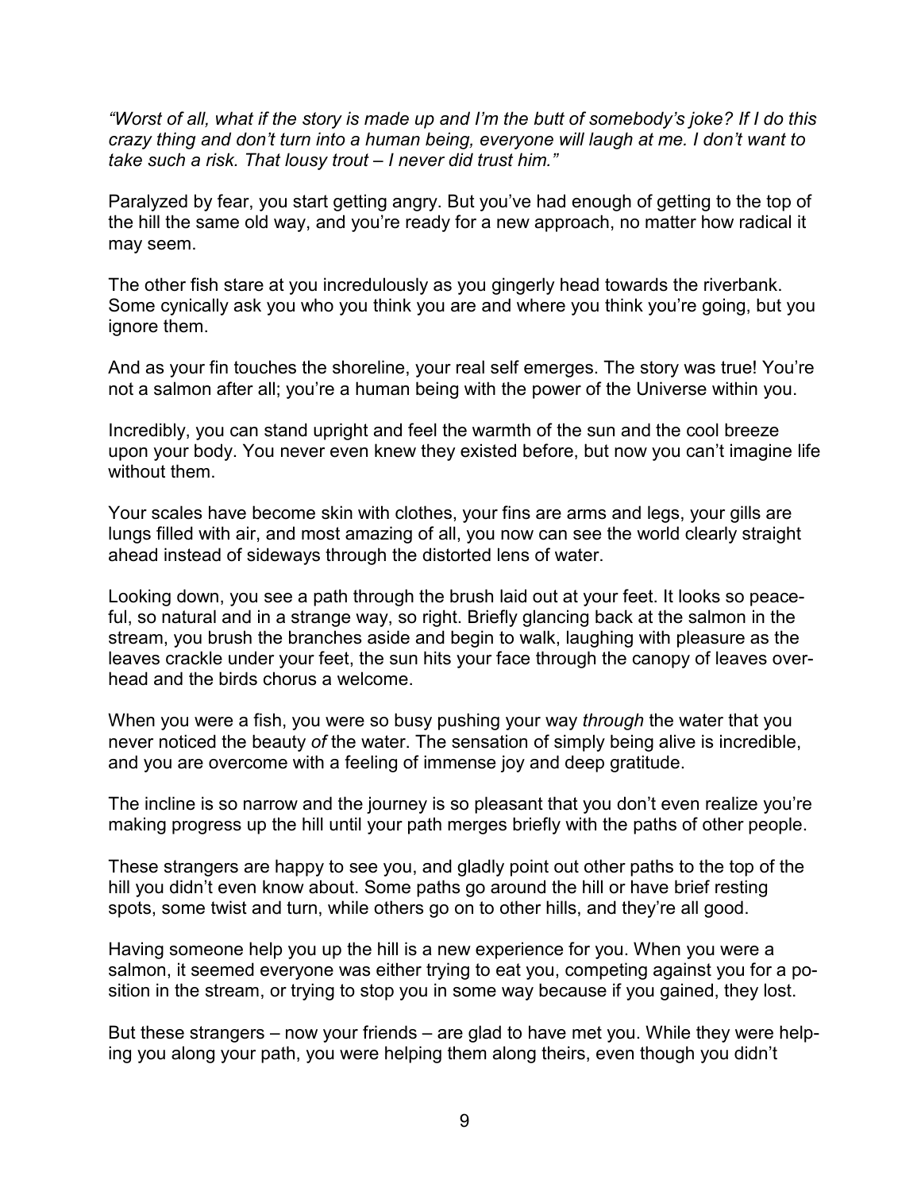*“Worst of all, what if the story is made up and I’m the butt of somebody’s joke? If I do this crazy thing and don’t turn into a human being, everyone will laugh at me. I don’t want to take such a risk. That lousy trout – I never did trust him.”*

Paralyzed by fear, you start getting angry. But you’ve had enough of getting to the top of the hill the same old way, and you’re ready for a new approach, no matter how radical it may seem.

The other fish stare at you incredulously as you gingerly head towards the riverbank. Some cynically ask you who you think you are and where you think you’re going, but you ignore them.

And as your fin touches the shoreline, your real self emerges. The story was true! You’re not a salmon after all; you’re a human being with the power of the Universe within you.

Incredibly, you can stand upright and feel the warmth of the sun and the cool breeze upon your body. You never even knew they existed before, but now you can’t imagine life without them.

Your scales have become skin with clothes, your fins are arms and legs, your gills are lungs filled with air, and most amazing of all, you now can see the world clearly straight ahead instead of sideways through the distorted lens of water.

Looking down, you see a path through the brush laid out at your feet. It looks so peaceful, so natural and in a strange way, so right. Briefly glancing back at the salmon in the stream, you brush the branches aside and begin to walk, laughing with pleasure as the leaves crackle under your feet, the sun hits your face through the canopy of leaves overhead and the birds chorus a welcome.

When you were a fish, you were so busy pushing your way *through* the water that you never noticed the beauty *of* the water. The sensation of simply being alive is incredible, and you are overcome with a feeling of immense joy and deep gratitude.

The incline is so narrow and the journey is so pleasant that you don’t even realize you’re making progress up the hill until your path merges briefly with the paths of other people.

These strangers are happy to see you, and gladly point out other paths to the top of the hill you didn’t even know about. Some paths go around the hill or have brief resting spots, some twist and turn, while others go on to other hills, and they’re all good.

Having someone help you up the hill is a new experience for you. When you were a salmon, it seemed everyone was either trying to eat you, competing against you for a position in the stream, or trying to stop you in some way because if you gained, they lost.

But these strangers – now your friends – are glad to have met you. While they were helping you along your path, you were helping them along theirs, even though you didn’t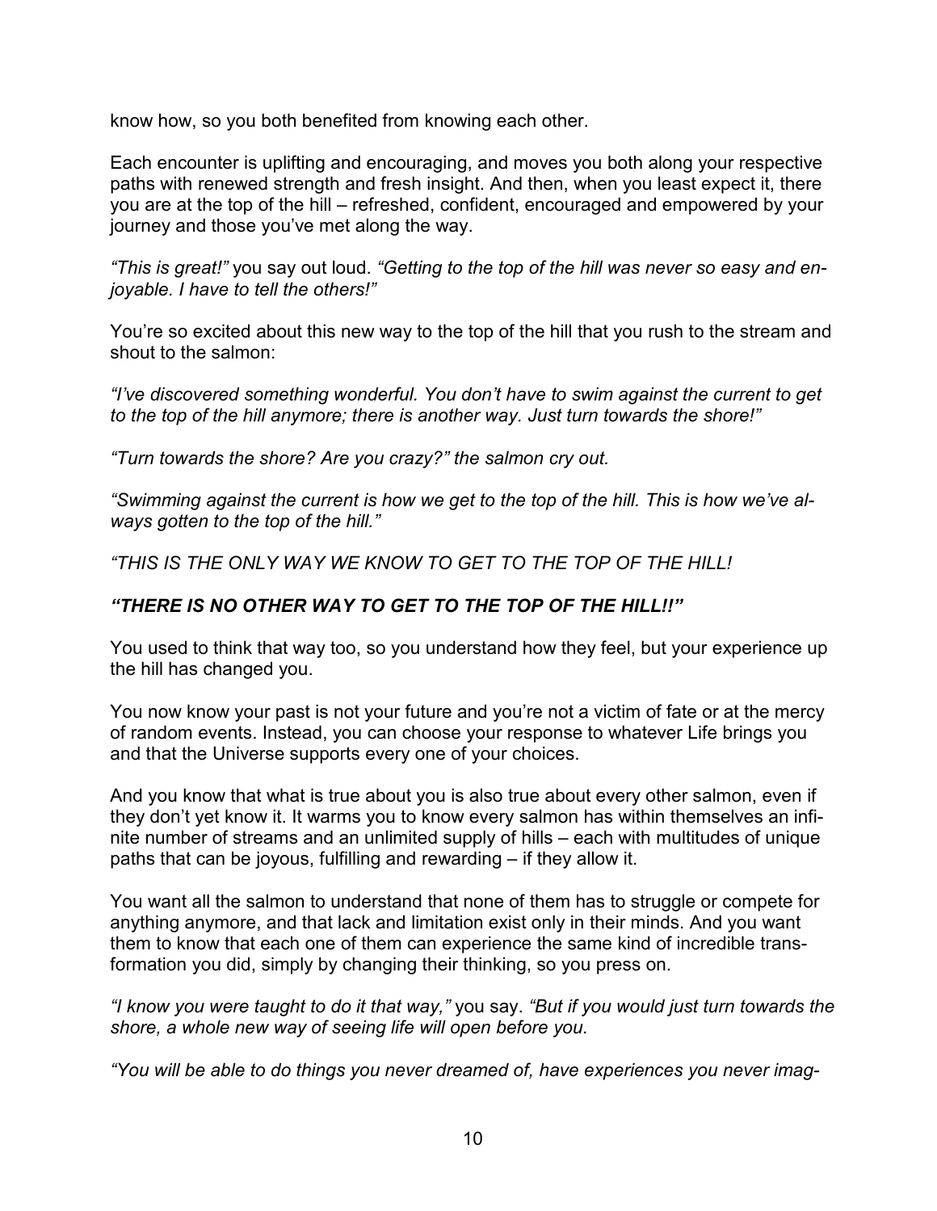know how, so you both benefited from knowing each other.

Each encounter is uplifting and encouraging, and moves you both along your respective paths with renewed strength and fresh insight. And then, when you least expect it, there you are at the top of the hill – refreshed, confident, encouraged and empowered by your journey and those you've met along the way.

*"This is great!"* you say out loud. *"Getting to the top of the hill was never so easy and enjoyable. I have to tell the others!"*

You're so excited about this new way to the top of the hill that you rush to the stream and shout to the salmon:

*"I've discovered something wonderful. You don't have to swim against the current to get to the top of the hill anymore; there is another way. Just turn towards the shore!"*

*"Turn towards the shore? Are you crazy?" the salmon cry out.*

*"Swimming against the current is how we get to the top of the hill. This is how we've always gotten to the top of the hill."*

*"THIS IS THE ONLY WAY WE KNOW TO GET TO THE TOP OF THE HILL!*

***"THERE IS NO OTHER WAY TO GET TO THE TOP OF THE HILL!!"***

You used to think that way too, so you understand how they feel, but your experience up the hill has changed you.

You now know your past is not your future and you're not a victim of fate or at the mercy of random events. Instead, you can choose your response to whatever Life brings you and that the Universe supports every one of your choices.

And you know that what is true about you is also true about every other salmon, even if they don't yet know it. It warms you to know every salmon has within themselves an infinite number of streams and an unlimited supply of hills – each with multitudes of unique paths that can be joyous, fulfilling and rewarding – if they allow it.

You want all the salmon to understand that none of them has to struggle or compete for anything anymore, and that lack and limitation exist only in their minds. And you want them to know that each one of them can experience the same kind of incredible transformation you did, simply by changing their thinking, so you press on.

*"I know you were taught to do it that way,"* you say. *"But if you would just turn towards the shore, a whole new way of seeing life will open before you.*

*"You will be able to do things you never dreamed of, have experiences you never imag-*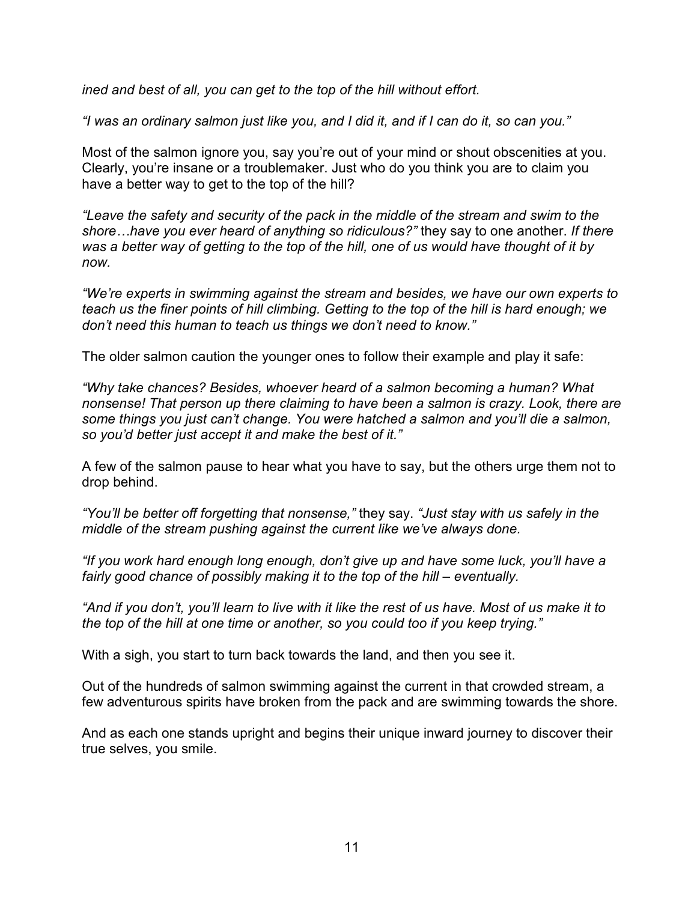*ined and best of all, you can get to the top of the hill without effort.*

*"I was an ordinary salmon just like you, and I did it, and if I can do it, so can you."*

Most of the salmon ignore you, say you're out of your mind or shout obscenities at you. Clearly, you're insane or a troublemaker. Just who do you think you are to claim you have a better way to get to the top of the hill?

*"Leave the safety and security of the pack in the middle of the stream and swim to the shore…have you ever heard of anything so ridiculous?"* they say to one another. *If there was a better way of getting to the top of the hill, one of us would have thought of it by now.*

*"We're experts in swimming against the stream and besides, we have our own experts to teach us the finer points of hill climbing. Getting to the top of the hill is hard enough; we don't need this human to teach us things we don't need to know."*

The older salmon caution the younger ones to follow their example and play it safe:

*"Why take chances? Besides, whoever heard of a salmon becoming a human? What nonsense! That person up there claiming to have been a salmon is crazy. Look, there are some things you just can't change. You were hatched a salmon and you'll die a salmon, so you'd better just accept it and make the best of it."*

A few of the salmon pause to hear what you have to say, but the others urge them not to drop behind.

*"You'll be better off forgetting that nonsense,"* they say. *"Just stay with us safely in the middle of the stream pushing against the current like we've always done.*

*"If you work hard enough long enough, don't give up and have some luck, you'll have a fairly good chance of possibly making it to the top of the hill – eventually.*

*"And if you don't, you'll learn to live with it like the rest of us have. Most of us make it to the top of the hill at one time or another, so you could too if you keep trying."*

With a sigh, you start to turn back towards the land, and then you see it.

Out of the hundreds of salmon swimming against the current in that crowded stream, a few adventurous spirits have broken from the pack and are swimming towards the shore.

And as each one stands upright and begins their unique inward journey to discover their true selves, you smile.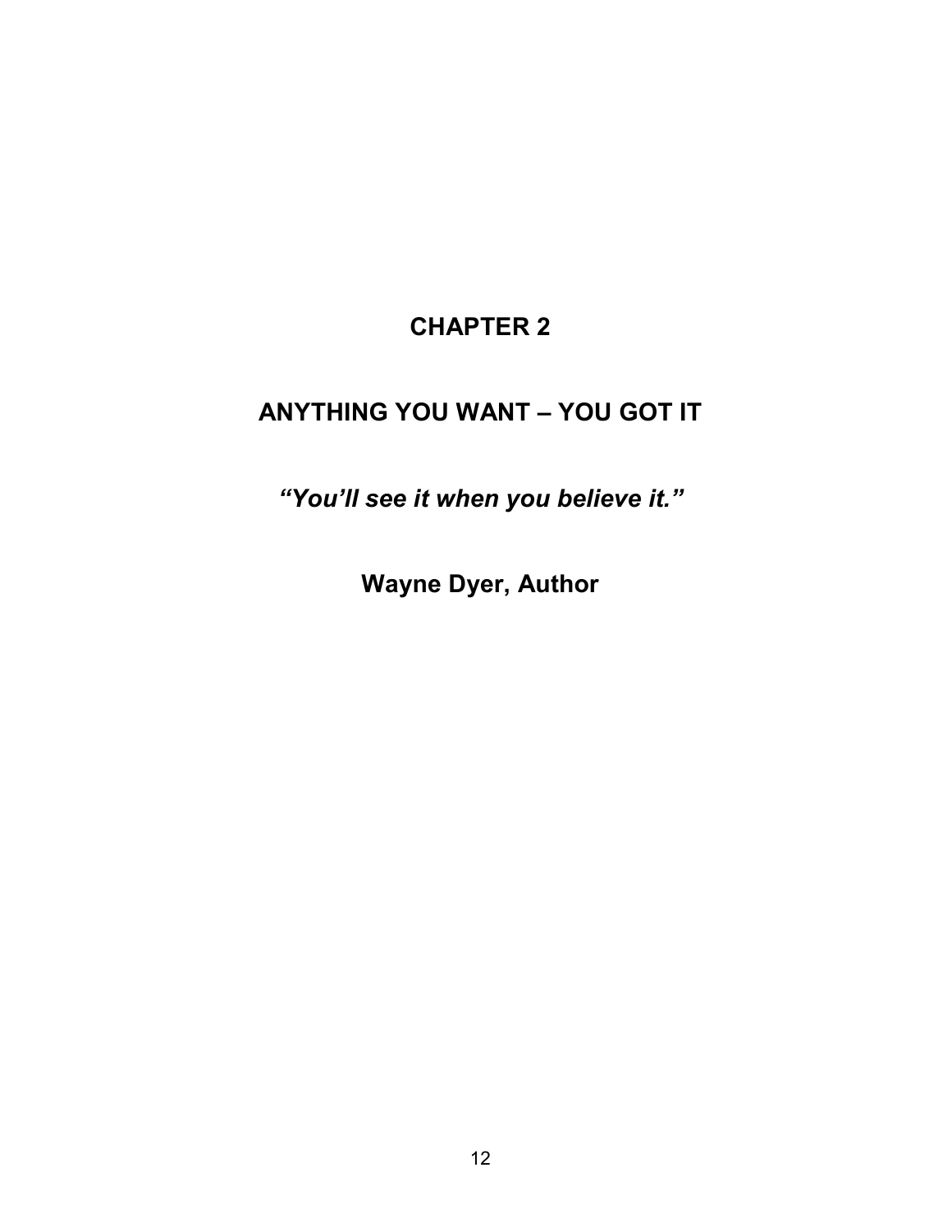# CHAPTER 2

# ANYTHING YOU WANT – YOU GOT IT

***"You'll see it when you believe it."***

**Wayne Dyer, Author**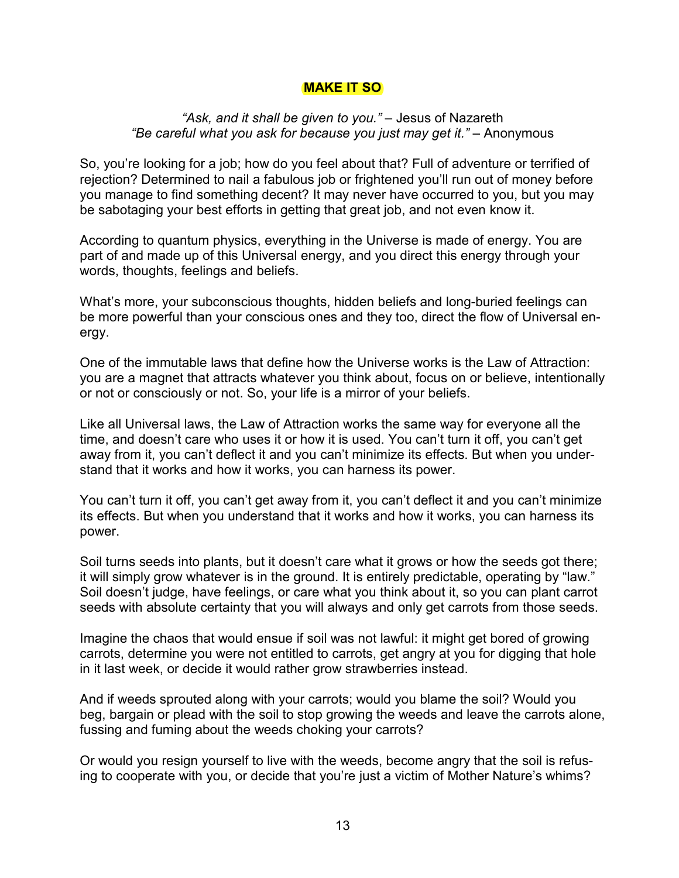## MAKE IT SO

*"Ask, and it shall be given to you."* – Jesus of Nazareth
*"Be careful what you ask for because you just may get it."* – Anonymous

So, you're looking for a job; how do you feel about that? Full of adventure or terrified of rejection? Determined to nail a fabulous job or frightened you'll run out of money before you manage to find something decent? It may never have occurred to you, but you may be sabotaging your best efforts in getting that great job, and not even know it.

According to quantum physics, everything in the Universe is made of energy. You are part of and made up of this Universal energy, and you direct this energy through your words, thoughts, feelings and beliefs.

What's more, your subconscious thoughts, hidden beliefs and long-buried feelings can be more powerful than your conscious ones and they too, direct the flow of Universal energy.

One of the immutable laws that define how the Universe works is the Law of Attraction: you are a magnet that attracts whatever you think about, focus on or believe, intentionally or not or consciously or not. So, your life is a mirror of your beliefs.

Like all Universal laws, the Law of Attraction works the same way for everyone all the time, and doesn't care who uses it or how it is used. You can't turn it off, you can't get away from it, you can't deflect it and you can't minimize its effects. But when you understand that it works and how it works, you can harness its power.

You can't turn it off, you can't get away from it, you can't deflect it and you can't minimize its effects. But when you understand that it works and how it works, you can harness its power.

Soil turns seeds into plants, but it doesn't care what it grows or how the seeds got there; it will simply grow whatever is in the ground. It is entirely predictable, operating by "law." Soil doesn't judge, have feelings, or care what you think about it, so you can plant carrot seeds with absolute certainty that you will always and only get carrots from those seeds.

Imagine the chaos that would ensue if soil was not lawful: it might get bored of growing carrots, determine you were not entitled to carrots, get angry at you for digging that hole in it last week, or decide it would rather grow strawberries instead.

And if weeds sprouted along with your carrots; would you blame the soil? Would you beg, bargain or plead with the soil to stop growing the weeds and leave the carrots alone, fussing and fuming about the weeds choking your carrots?

Or would you resign yourself to live with the weeds, become angry that the soil is refusing to cooperate with you, or decide that you're just a victim of Mother Nature's whims?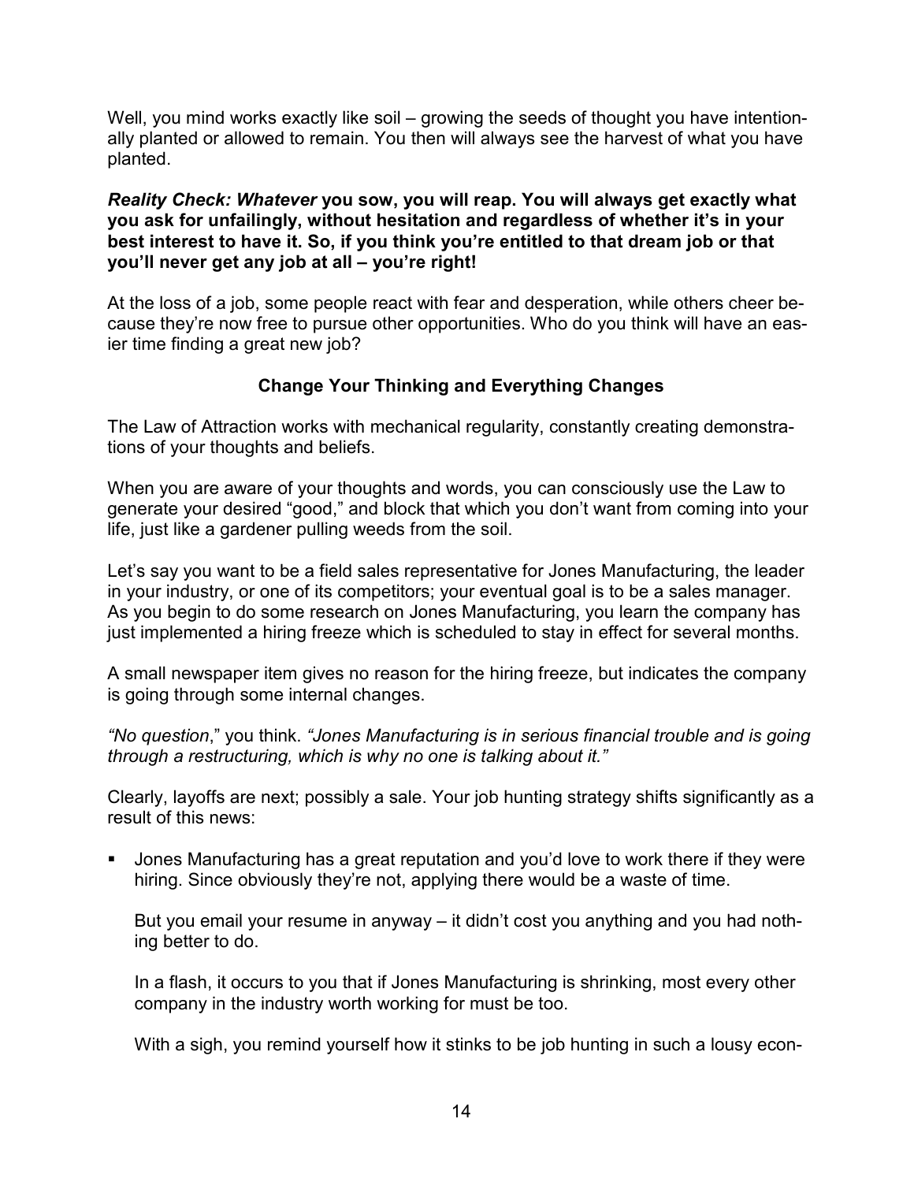Well, you mind works exactly like soil – growing the seeds of thought you have intentionally planted or allowed to remain. You then will always see the harvest of what you have planted.

***Reality Check: Whatever* you sow, you will reap. You will always get exactly what you ask for unfailingly, without hesitation and regardless of whether it's in your best interest to have it. So, if you think you're entitled to that dream job or that you'll never get any job at all – you're right!**

At the loss of a job, some people react with fear and desperation, while others cheer because they're now free to pursue other opportunities. Who do you think will have an easier time finding a great new job?

## Change Your Thinking and Everything Changes

The Law of Attraction works with mechanical regularity, constantly creating demonstrations of your thoughts and beliefs.

When you are aware of your thoughts and words, you can consciously use the Law to generate your desired "good," and block that which you don't want from coming into your life, just like a gardener pulling weeds from the soil.

Let's say you want to be a field sales representative for Jones Manufacturing, the leader in your industry, or one of its competitors; your eventual goal is to be a sales manager. As you begin to do some research on Jones Manufacturing, you learn the company has just implemented a hiring freeze which is scheduled to stay in effect for several months.

A small newspaper item gives no reason for the hiring freeze, but indicates the company is going through some internal changes.

*"No question*," you think. *"Jones Manufacturing is in serious financial trouble and is going through a restructuring, which is why no one is talking about it."*

Clearly, layoffs are next; possibly a sale. Your job hunting strategy shifts significantly as a result of this news:

- Jones Manufacturing has a great reputation and you'd love to work there if they were hiring. Since obviously they're not, applying there would be a waste of time.

  But you email your resume in anyway – it didn't cost you anything and you had nothing better to do.

  In a flash, it occurs to you that if Jones Manufacturing is shrinking, most every other company in the industry worth working for must be too.

  With a sigh, you remind yourself how it stinks to be job hunting in such a lousy econ-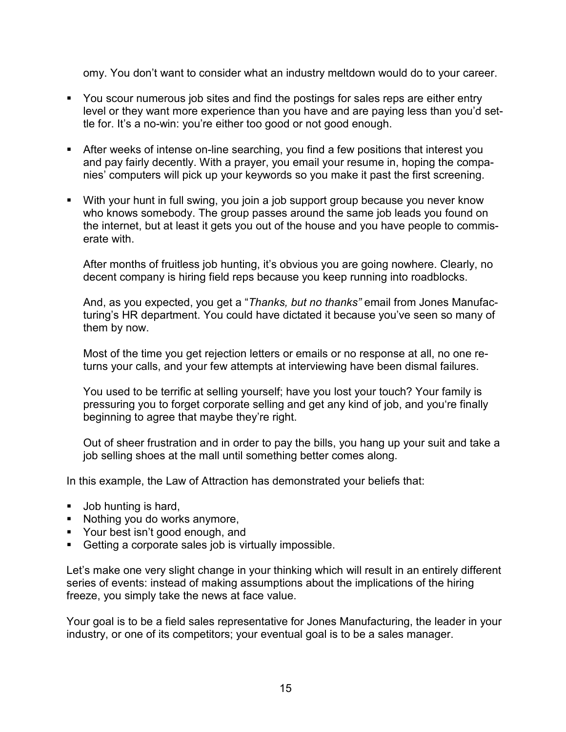omy. You don't want to consider what an industry meltdown would do to your career.

- You scour numerous job sites and find the postings for sales reps are either entry level or they want more experience than you have and are paying less than you'd settle for. It's a no-win: you're either too good or not good enough.
- After weeks of intense on-line searching, you find a few positions that interest you and pay fairly decently. With a prayer, you email your resume in, hoping the companies' computers will pick up your keywords so you make it past the first screening.
- With your hunt in full swing, you join a job support group because you never know who knows somebody. The group passes around the same job leads you found on the internet, but at least it gets you out of the house and you have people to commiserate with.

  After months of fruitless job hunting, it's obvious you are going nowhere. Clearly, no decent company is hiring field reps because you keep running into roadblocks.

  And, as you expected, you get a "*Thanks, but no thanks"* email from Jones Manufacturing's HR department. You could have dictated it because you've seen so many of them by now.

  Most of the time you get rejection letters or emails or no response at all, no one returns your calls, and your few attempts at interviewing have been dismal failures.

  You used to be terrific at selling yourself; have you lost your touch? Your family is pressuring you to forget corporate selling and get any kind of job, and you're finally beginning to agree that maybe they're right.

  Out of sheer frustration and in order to pay the bills, you hang up your suit and take a job selling shoes at the mall until something better comes along.

In this example, the Law of Attraction has demonstrated your beliefs that:

- Job hunting is hard,
- Nothing you do works anymore,
- Your best isn't good enough, and
- Getting a corporate sales job is virtually impossible.

Let's make one very slight change in your thinking which will result in an entirely different series of events: instead of making assumptions about the implications of the hiring freeze, you simply take the news at face value.

Your goal is to be a field sales representative for Jones Manufacturing, the leader in your industry, or one of its competitors; your eventual goal is to be a sales manager.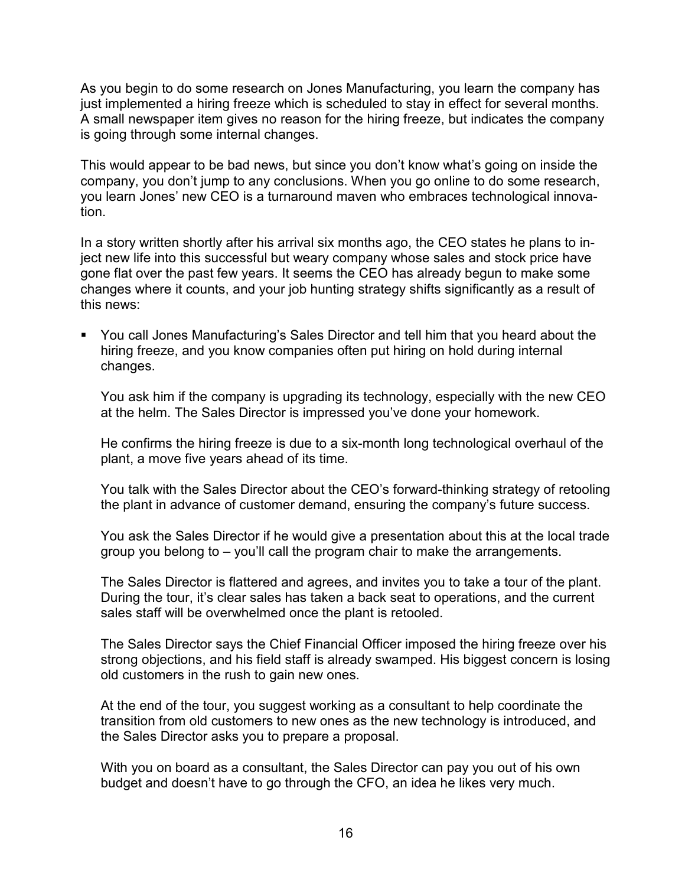As you begin to do some research on Jones Manufacturing, you learn the company has just implemented a hiring freeze which is scheduled to stay in effect for several months. A small newspaper item gives no reason for the hiring freeze, but indicates the company is going through some internal changes.

This would appear to be bad news, but since you don't know what's going on inside the company, you don't jump to any conclusions. When you go online to do some research, you learn Jones' new CEO is a turnaround maven who embraces technological innovation.

In a story written shortly after his arrival six months ago, the CEO states he plans to inject new life into this successful but weary company whose sales and stock price have gone flat over the past few years. It seems the CEO has already begun to make some changes where it counts, and your job hunting strategy shifts significantly as a result of this news:

- You call Jones Manufacturing's Sales Director and tell him that you heard about the hiring freeze, and you know companies often put hiring on hold during internal changes.

  You ask him if the company is upgrading its technology, especially with the new CEO at the helm. The Sales Director is impressed you've done your homework.

  He confirms the hiring freeze is due to a six-month long technological overhaul of the plant, a move five years ahead of its time.

  You talk with the Sales Director about the CEO's forward-thinking strategy of retooling the plant in advance of customer demand, ensuring the company's future success.

  You ask the Sales Director if he would give a presentation about this at the local trade group you belong to – you'll call the program chair to make the arrangements.

  The Sales Director is flattered and agrees, and invites you to take a tour of the plant. During the tour, it's clear sales has taken a back seat to operations, and the current sales staff will be overwhelmed once the plant is retooled.

  The Sales Director says the Chief Financial Officer imposed the hiring freeze over his strong objections, and his field staff is already swamped. His biggest concern is losing old customers in the rush to gain new ones.

  At the end of the tour, you suggest working as a consultant to help coordinate the transition from old customers to new ones as the new technology is introduced, and the Sales Director asks you to prepare a proposal.

  With you on board as a consultant, the Sales Director can pay you out of his own budget and doesn't have to go through the CFO, an idea he likes very much.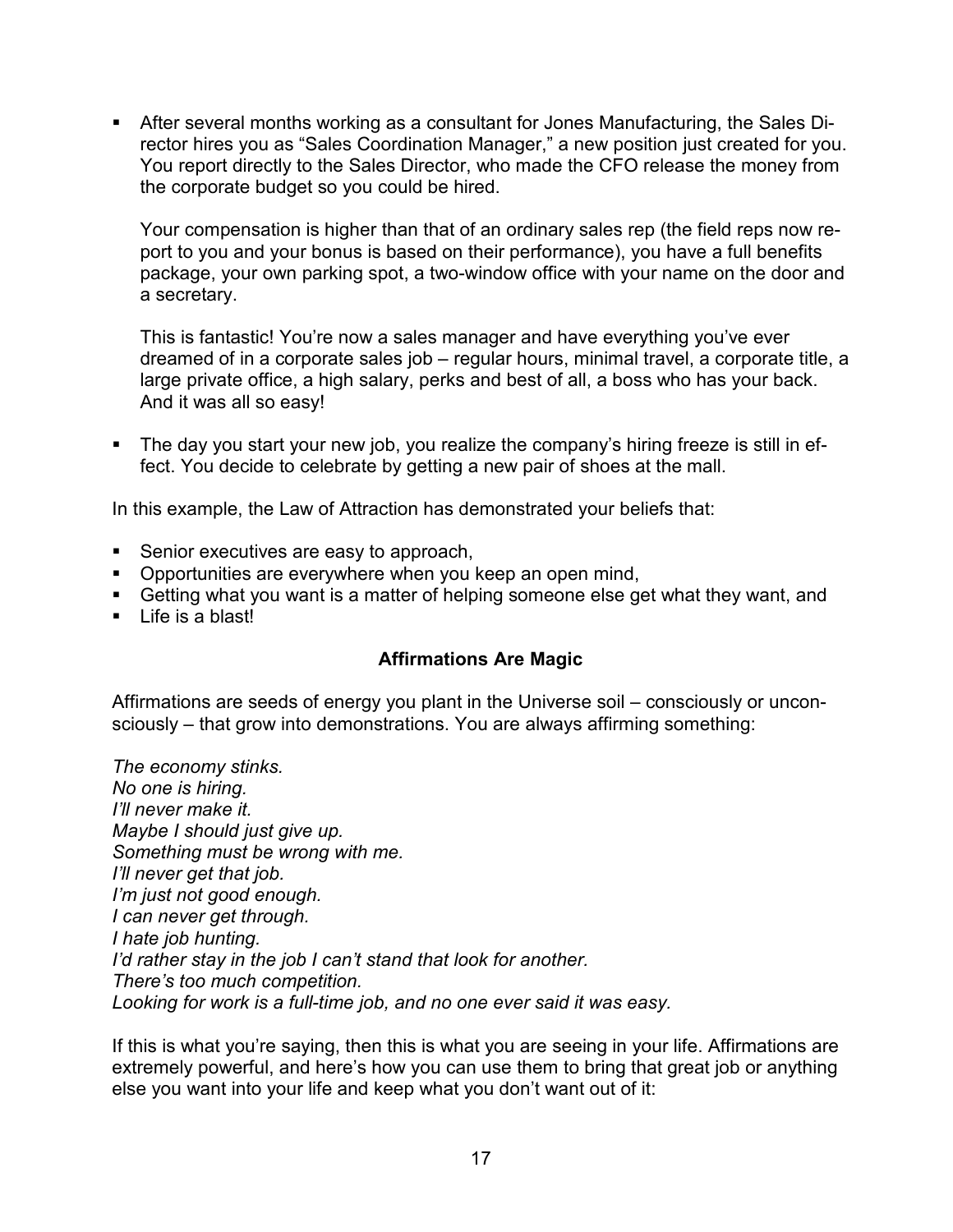- After several months working as a consultant for Jones Manufacturing, the Sales Director hires you as "Sales Coordination Manager," a new position just created for you. You report directly to the Sales Director, who made the CFO release the money from the corporate budget so you could be hired.

  Your compensation is higher than that of an ordinary sales rep (the field reps now report to you and your bonus is based on their performance), you have a full benefits package, your own parking spot, a two-window office with your name on the door and a secretary.

  This is fantastic! You're now a sales manager and have everything you've ever dreamed of in a corporate sales job – regular hours, minimal travel, a corporate title, a large private office, a high salary, perks and best of all, a boss who has your back. And it was all so easy!

- The day you start your new job, you realize the company's hiring freeze is still in effect. You decide to celebrate by getting a new pair of shoes at the mall.

In this example, the Law of Attraction has demonstrated your beliefs that:

- Senior executives are easy to approach,
- Opportunities are everywhere when you keep an open mind,
- Getting what you want is a matter of helping someone else get what they want, and
- Life is a blast!

### Affirmations Are Magic

Affirmations are seeds of energy you plant in the Universe soil – consciously or unconsciously – that grow into demonstrations. You are always affirming something:

*The economy stinks.*
*No one is hiring.*
*I'll never make it.*
*Maybe I should just give up.*
*Something must be wrong with me.*
*I'll never get that job.*
*I'm just not good enough.*
*I can never get through.*
*I hate job hunting.*
*I'd rather stay in the job I can't stand that look for another.*
*There's too much competition.*
*Looking for work is a full-time job, and no one ever said it was easy.*

If this is what you're saying, then this is what you are seeing in your life. Affirmations are extremely powerful, and here's how you can use them to bring that great job or anything else you want into your life and keep what you don't want out of it: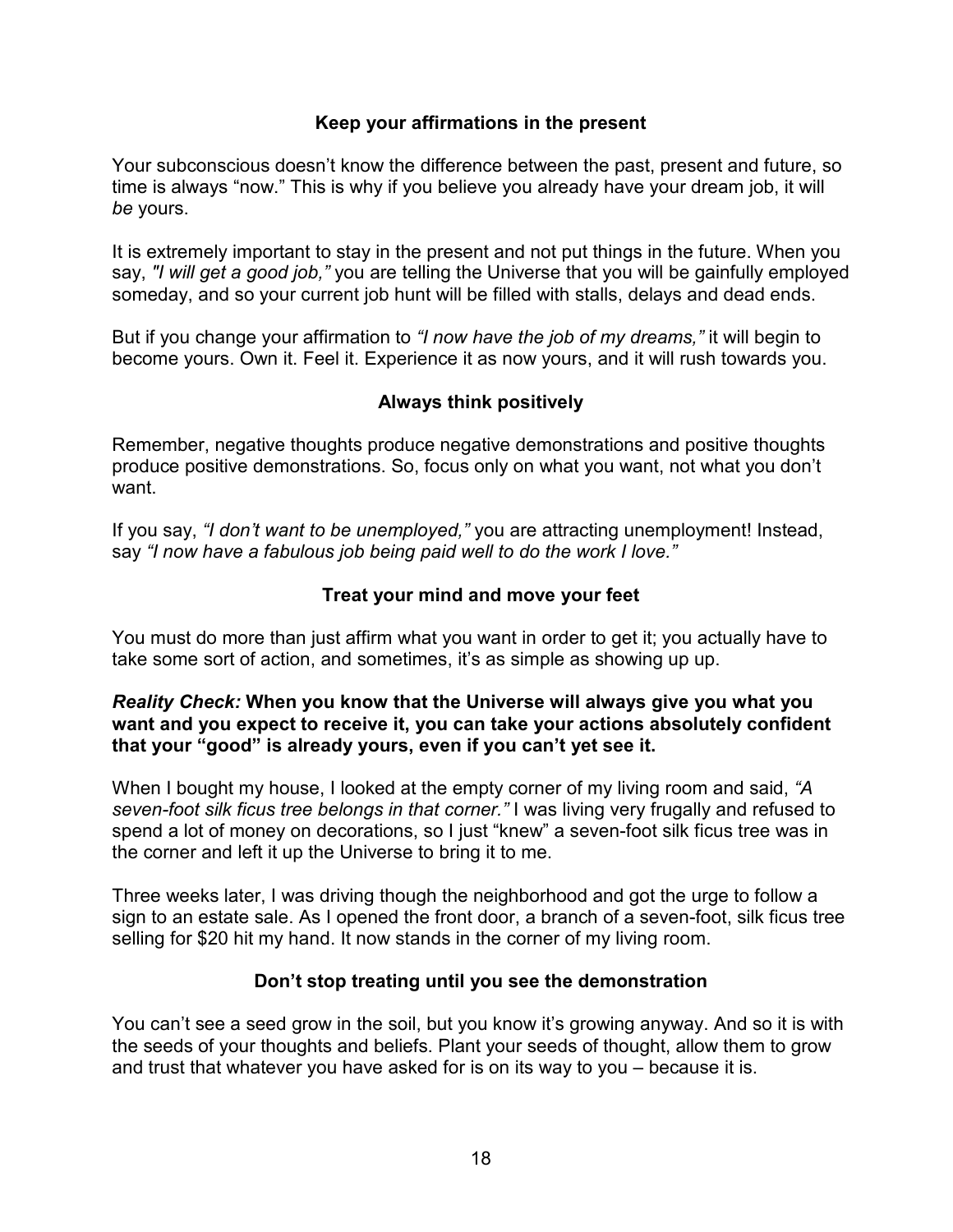### Keep your affirmations in the present

Your subconscious doesn't know the difference between the past, present and future, so time is always "now." This is why if you believe you already have your dream job, it will *be* yours.

It is extremely important to stay in the present and not put things in the future. When you say, *"I will get a good job,"* you are telling the Universe that you will be gainfully employed someday, and so your current job hunt will be filled with stalls, delays and dead ends.

But if you change your affirmation to *"I now have the job of my dreams,"* it will begin to become yours. Own it. Feel it. Experience it as now yours, and it will rush towards you.

### Always think positively

Remember, negative thoughts produce negative demonstrations and positive thoughts produce positive demonstrations. So, focus only on what you want, not what you don't want.

If you say, *"I don't want to be unemployed,"* you are attracting unemployment! Instead, say *"I now have a fabulous job being paid well to do the work I love."*

### Treat your mind and move your feet

You must do more than just affirm what you want in order to get it; you actually have to take some sort of action, and sometimes, it's as simple as showing up up.

***Reality Check:*** **When you know that the Universe will always give you what you want and you expect to receive it, you can take your actions absolutely confident that your "good" is already yours, even if you can't yet see it.**

When I bought my house, I looked at the empty corner of my living room and said, *"A seven-foot silk ficus tree belongs in that corner."* I was living very frugally and refused to spend a lot of money on decorations, so I just "knew" a seven-foot silk ficus tree was in the corner and left it up the Universe to bring it to me.

Three weeks later, I was driving though the neighborhood and got the urge to follow a sign to an estate sale. As I opened the front door, a branch of a seven-foot, silk ficus tree selling for $20 hit my hand. It now stands in the corner of my living room.

### Don't stop treating until you see the demonstration

You can't see a seed grow in the soil, but you know it's growing anyway. And so it is with the seeds of your thoughts and beliefs. Plant your seeds of thought, allow them to grow and trust that whatever you have asked for is on its way to you – because it is.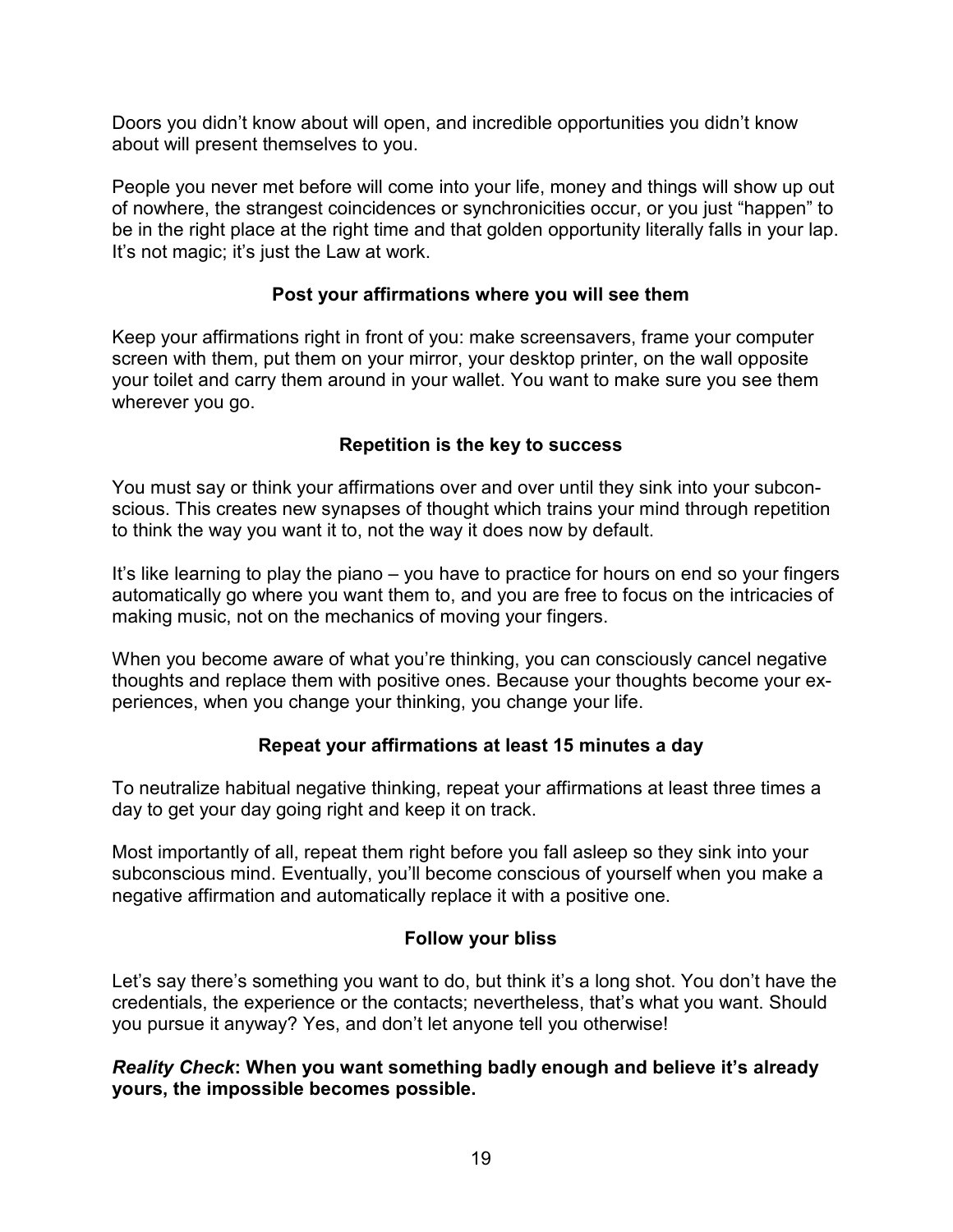Doors you didn't know about will open, and incredible opportunities you didn't know about will present themselves to you.

People you never met before will come into your life, money and things will show up out of nowhere, the strangest coincidences or synchronicities occur, or you just "happen" to be in the right place at the right time and that golden opportunity literally falls in your lap. It's not magic; it's just the Law at work.

### Post your affirmations where you will see them

Keep your affirmations right in front of you: make screensavers, frame your computer screen with them, put them on your mirror, your desktop printer, on the wall opposite your toilet and carry them around in your wallet. You want to make sure you see them wherever you go.

### Repetition is the key to success

You must say or think your affirmations over and over until they sink into your subconscious. This creates new synapses of thought which trains your mind through repetition to think the way you want it to, not the way it does now by default.

It's like learning to play the piano – you have to practice for hours on end so your fingers automatically go where you want them to, and you are free to focus on the intricacies of making music, not on the mechanics of moving your fingers.

When you become aware of what you're thinking, you can consciously cancel negative thoughts and replace them with positive ones. Because your thoughts become your experiences, when you change your thinking, you change your life.

### Repeat your affirmations at least 15 minutes a day

To neutralize habitual negative thinking, repeat your affirmations at least three times a day to get your day going right and keep it on track.

Most importantly of all, repeat them right before you fall asleep so they sink into your subconscious mind. Eventually, you'll become conscious of yourself when you make a negative affirmation and automatically replace it with a positive one.

### Follow your bliss

Let's say there's something you want to do, but think it's a long shot. You don't have the credentials, the experience or the contacts; nevertheless, that's what you want. Should you pursue it anyway? Yes, and don't let anyone tell you otherwise!

***Reality Check*: When you want something badly enough and believe it's already yours, the impossible becomes possible.**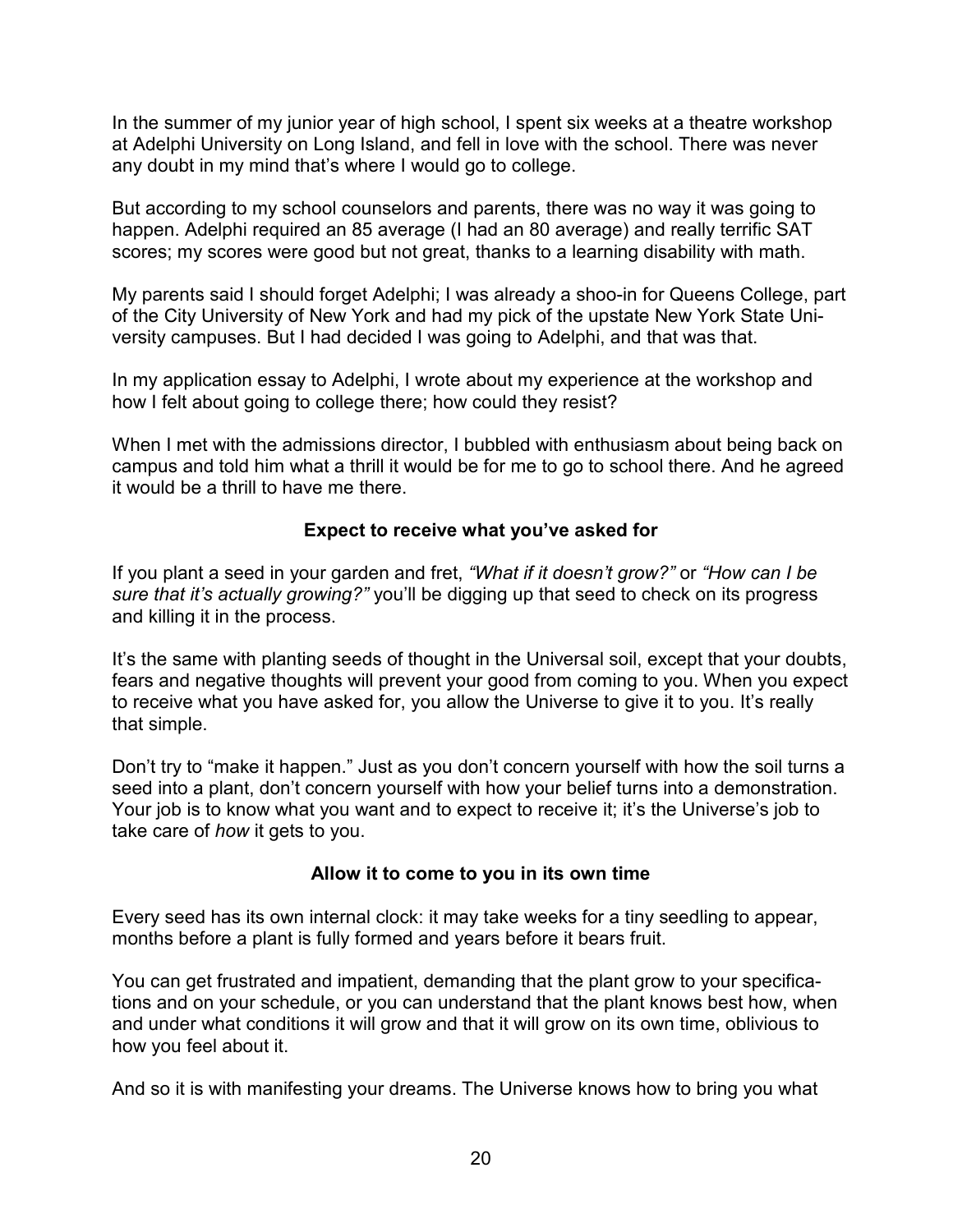In the summer of my junior year of high school, I spent six weeks at a theatre workshop at Adelphi University on Long Island, and fell in love with the school. There was never any doubt in my mind that's where I would go to college.

But according to my school counselors and parents, there was no way it was going to happen. Adelphi required an 85 average (I had an 80 average) and really terrific SAT scores; my scores were good but not great, thanks to a learning disability with math.

My parents said I should forget Adelphi; I was already a shoo-in for Queens College, part of the City University of New York and had my pick of the upstate New York State University campuses. But I had decided I was going to Adelphi, and that was that.

In my application essay to Adelphi, I wrote about my experience at the workshop and how I felt about going to college there; how could they resist?

When I met with the admissions director, I bubbled with enthusiasm about being back on campus and told him what a thrill it would be for me to go to school there. And he agreed it would be a thrill to have me there.

### Expect to receive what you've asked for

If you plant a seed in your garden and fret, *"What if it doesn't grow?"* or *"How can I be sure that it's actually growing?"* you'll be digging up that seed to check on its progress and killing it in the process.

It's the same with planting seeds of thought in the Universal soil, except that your doubts, fears and negative thoughts will prevent your good from coming to you. When you expect to receive what you have asked for, you allow the Universe to give it to you. It's really that simple.

Don't try to "make it happen." Just as you don't concern yourself with how the soil turns a seed into a plant, don't concern yourself with how your belief turns into a demonstration. Your job is to know what you want and to expect to receive it; it's the Universe's job to take care of *how* it gets to you.

### Allow it to come to you in its own time

Every seed has its own internal clock: it may take weeks for a tiny seedling to appear, months before a plant is fully formed and years before it bears fruit.

You can get frustrated and impatient, demanding that the plant grow to your specifications and on your schedule, or you can understand that the plant knows best how, when and under what conditions it will grow and that it will grow on its own time, oblivious to how you feel about it.

And so it is with manifesting your dreams. The Universe knows how to bring you what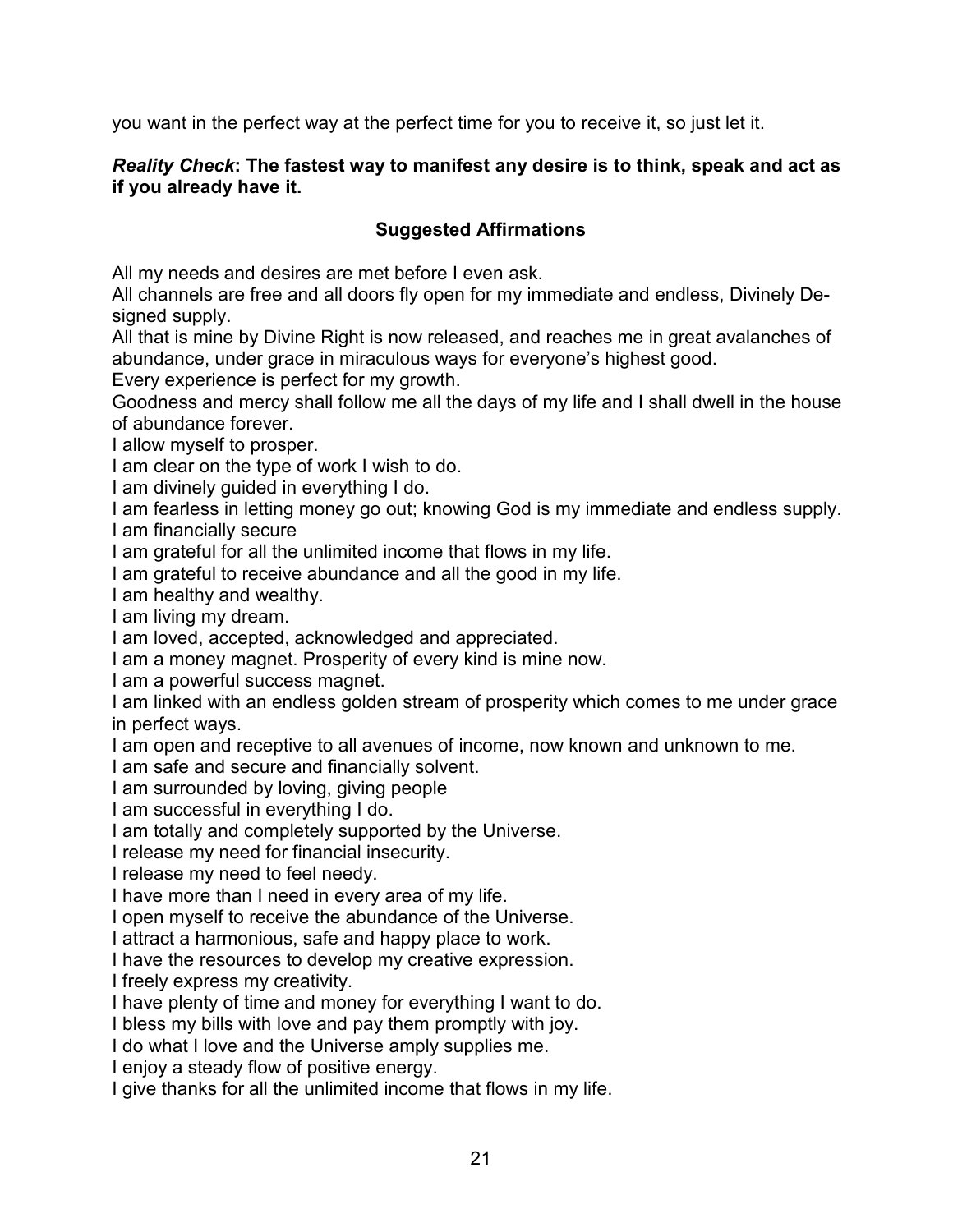you want in the perfect way at the perfect time for you to receive it, so just let it.

***Reality Check*: The fastest way to manifest any desire is to think, speak and act as if you already have it.**

### Suggested Affirmations

All my needs and desires are met before I even ask.
All channels are free and all doors fly open for my immediate and endless, Divinely Designed supply.
All that is mine by Divine Right is now released, and reaches me in great avalanches of abundance, under grace in miraculous ways for everyone's highest good.
Every experience is perfect for my growth.
Goodness and mercy shall follow me all the days of my life and I shall dwell in the house of abundance forever.
I allow myself to prosper.
I am clear on the type of work I wish to do.
I am divinely guided in everything I do.
I am fearless in letting money go out; knowing God is my immediate and endless supply.
I am financially secure
I am grateful for all the unlimited income that flows in my life.
I am grateful to receive abundance and all the good in my life.
I am healthy and wealthy.
I am living my dream.
I am loved, accepted, acknowledged and appreciated.
I am a money magnet. Prosperity of every kind is mine now.
I am a powerful success magnet.
I am linked with an endless golden stream of prosperity which comes to me under grace in perfect ways.
I am open and receptive to all avenues of income, now known and unknown to me.
I am safe and secure and financially solvent.
I am surrounded by loving, giving people
I am successful in everything I do.
I am totally and completely supported by the Universe.
I release my need for financial insecurity.
I release my need to feel needy.
I have more than I need in every area of my life.
I open myself to receive the abundance of the Universe.
I attract a harmonious, safe and happy place to work.
I have the resources to develop my creative expression.
I freely express my creativity.
I have plenty of time and money for everything I want to do.
I bless my bills with love and pay them promptly with joy.
I do what I love and the Universe amply supplies me.
I enjoy a steady flow of positive energy.
I give thanks for all the unlimited income that flows in my life.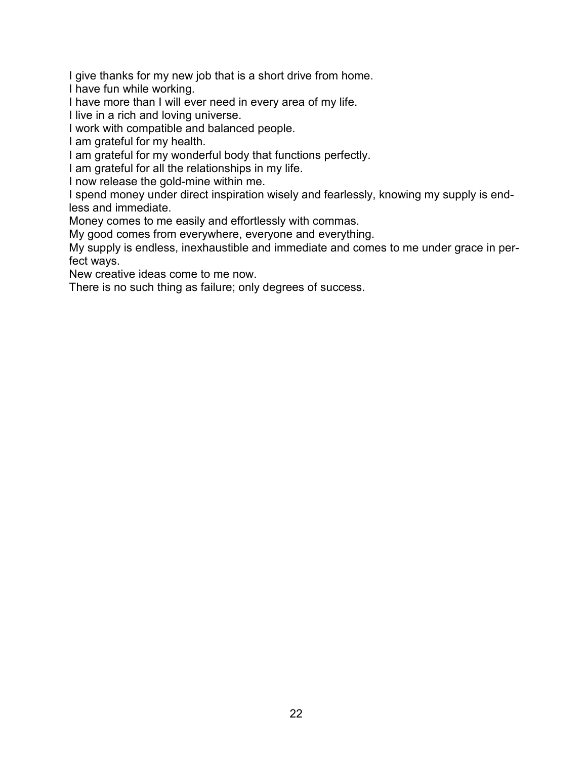I give thanks for my new job that is a short drive from home.
I have fun while working.
I have more than I will ever need in every area of my life.
I live in a rich and loving universe.
I work with compatible and balanced people.
I am grateful for my health.
I am grateful for my wonderful body that functions perfectly.
I am grateful for all the relationships in my life.
I now release the gold-mine within me.
I spend money under direct inspiration wisely and fearlessly, knowing my supply is endless and immediate.
Money comes to me easily and effortlessly with commas.
My good comes from everywhere, everyone and everything.
My supply is endless, inexhaustible and immediate and comes to me under grace in perfect ways.
New creative ideas come to me now.
There is no such thing as failure; only degrees of success.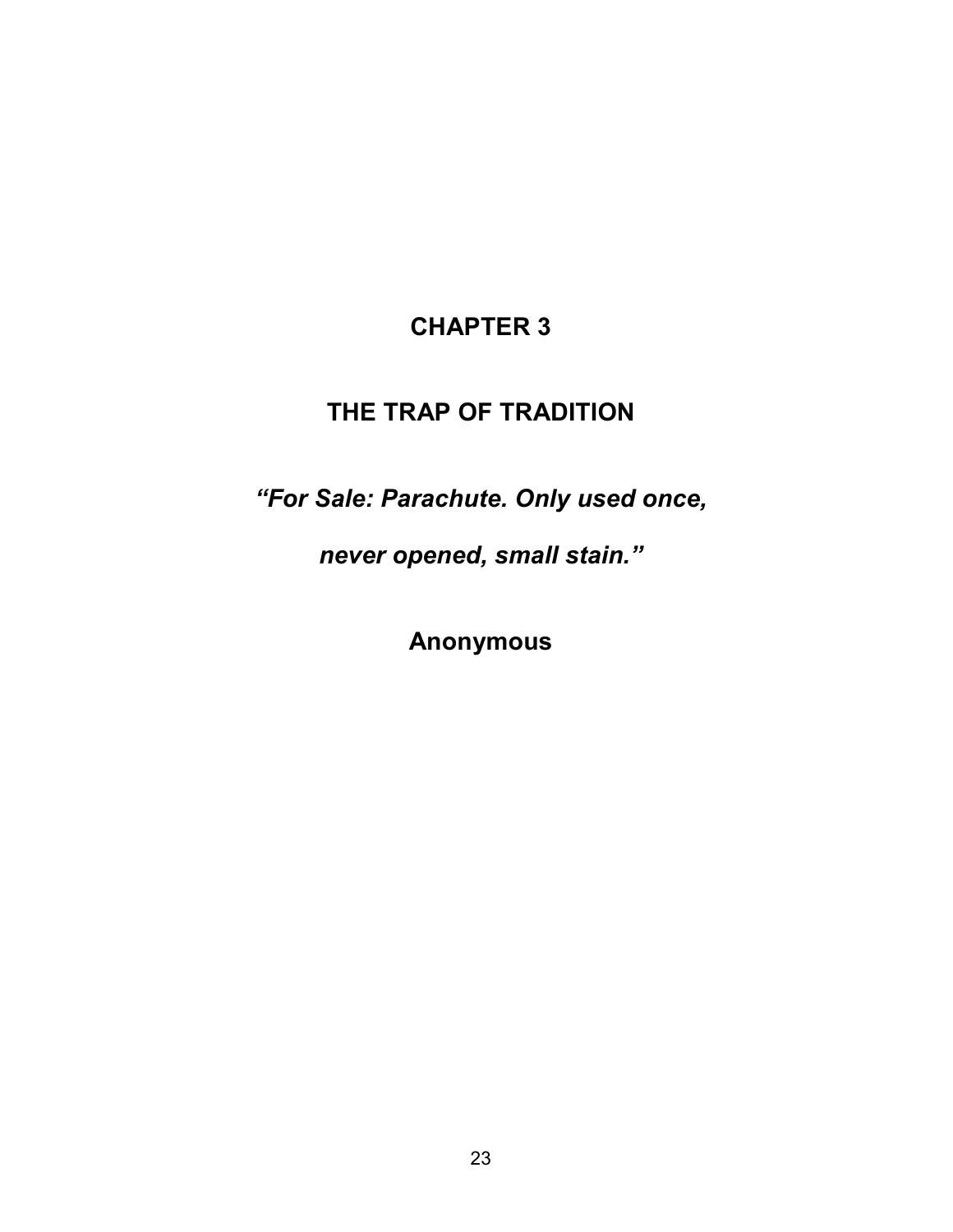# CHAPTER 3

# THE TRAP OF TRADITION

***"For Sale: Parachute. Only used once,***

***never opened, small stain."***

**Anonymous**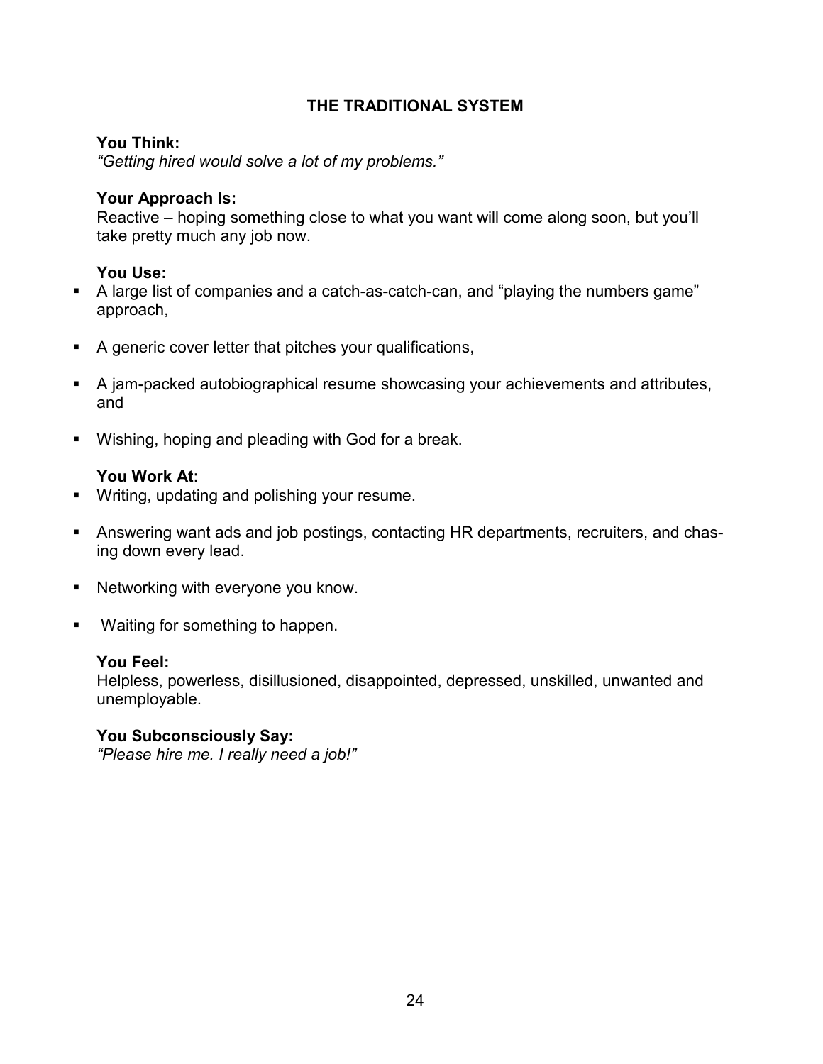## THE TRADITIONAL SYSTEM

**You Think:**
*"Getting hired would solve a lot of my problems."*

**Your Approach Is:**
Reactive – hoping something close to what you want will come along soon, but you'll take pretty much any job now.

**You Use:**

- A large list of companies and a catch-as-catch-can, and "playing the numbers game" approach,
- A generic cover letter that pitches your qualifications,
- A jam-packed autobiographical resume showcasing your achievements and attributes, and
- Wishing, hoping and pleading with God for a break.

**You Work At:**

- Writing, updating and polishing your resume.
- Answering want ads and job postings, contacting HR departments, recruiters, and chasing down every lead.
- Networking with everyone you know.
- Waiting for something to happen.

**You Feel:**
Helpless, powerless, disillusioned, disappointed, depressed, unskilled, unwanted and unemployable.

**You Subconsciously Say:**
*"Please hire me. I really need a job!"*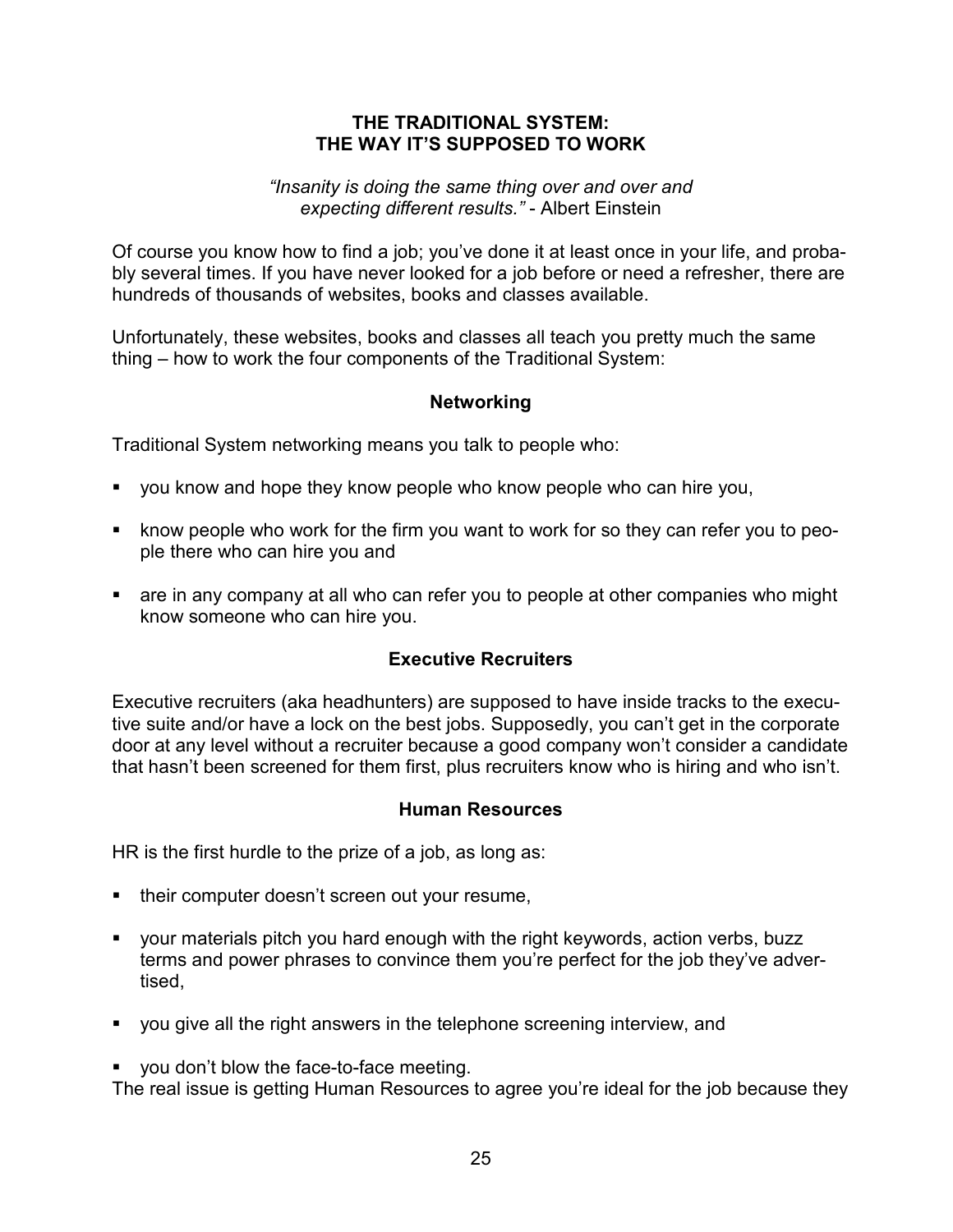## THE TRADITIONAL SYSTEM:
## THE WAY IT'S SUPPOSED TO WORK

*"Insanity is doing the same thing over and over and expecting different results."* - Albert Einstein

Of course you know how to find a job; you've done it at least once in your life, and probably several times. If you have never looked for a job before or need a refresher, there are hundreds of thousands of websites, books and classes available.

Unfortunately, these websites, books and classes all teach you pretty much the same thing – how to work the four components of the Traditional System:

### Networking

Traditional System networking means you talk to people who:

- you know and hope they know people who know people who can hire you,
- know people who work for the firm you want to work for so they can refer you to people there who can hire you and
- are in any company at all who can refer you to people at other companies who might know someone who can hire you.

### Executive Recruiters

Executive recruiters (aka headhunters) are supposed to have inside tracks to the executive suite and/or have a lock on the best jobs. Supposedly, you can't get in the corporate door at any level without a recruiter because a good company won't consider a candidate that hasn't been screened for them first, plus recruiters know who is hiring and who isn't.

### Human Resources

HR is the first hurdle to the prize of a job, as long as:

- their computer doesn't screen out your resume,
- your materials pitch you hard enough with the right keywords, action verbs, buzz terms and power phrases to convince them you're perfect for the job they've advertised,
- you give all the right answers in the telephone screening interview, and
- you don't blow the face-to-face meeting.

The real issue is getting Human Resources to agree you're ideal for the job because they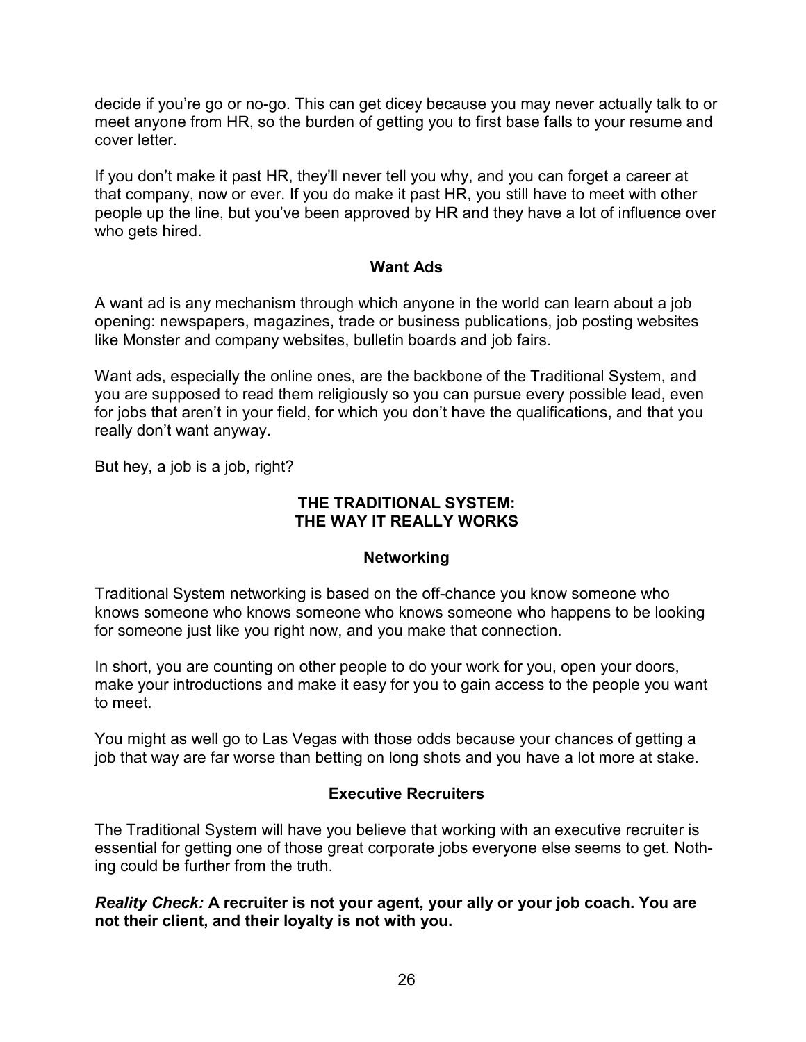decide if you're go or no-go. This can get dicey because you may never actually talk to or meet anyone from HR, so the burden of getting you to first base falls to your resume and cover letter.

If you don't make it past HR, they'll never tell you why, and you can forget a career at that company, now or ever. If you do make it past HR, you still have to meet with other people up the line, but you've been approved by HR and they have a lot of influence over who gets hired.

### Want Ads

A want ad is any mechanism through which anyone in the world can learn about a job opening: newspapers, magazines, trade or business publications, job posting websites like Monster and company websites, bulletin boards and job fairs.

Want ads, especially the online ones, are the backbone of the Traditional System, and you are supposed to read them religiously so you can pursue every possible lead, even for jobs that aren't in your field, for which you don't have the qualifications, and that you really don't want anyway.

But hey, a job is a job, right?

## THE TRADITIONAL SYSTEM: THE WAY IT REALLY WORKS

### Networking

Traditional System networking is based on the off-chance you know someone who knows someone who knows someone who knows someone who happens to be looking for someone just like you right now, and you make that connection.

In short, you are counting on other people to do your work for you, open your doors, make your introductions and make it easy for you to gain access to the people you want to meet.

You might as well go to Las Vegas with those odds because your chances of getting a job that way are far worse than betting on long shots and you have a lot more at stake.

### Executive Recruiters

The Traditional System will have you believe that working with an executive recruiter is essential for getting one of those great corporate jobs everyone else seems to get. Nothing could be further from the truth.

***Reality Check:*** **A recruiter is not your agent, your ally or your job coach. You are not their client, and their loyalty is not with you.**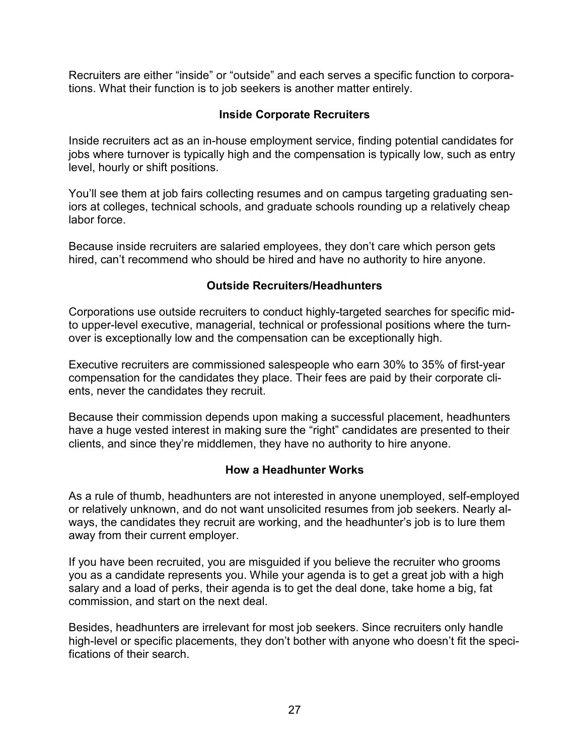Recruiters are either "inside" or "outside" and each serves a specific function to corporations. What their function is to job seekers is another matter entirely.

## Inside Corporate Recruiters

Inside recruiters act as an in-house employment service, finding potential candidates for jobs where turnover is typically high and the compensation is typically low, such as entry level, hourly or shift positions.

You'll see them at job fairs collecting resumes and on campus targeting graduating seniors at colleges, technical schools, and graduate schools rounding up a relatively cheap labor force.

Because inside recruiters are salaried employees, they don't care which person gets hired, can't recommend who should be hired and have no authority to hire anyone.

## Outside Recruiters/Headhunters

Corporations use outside recruiters to conduct highly-targeted searches for specific mid- to upper-level executive, managerial, technical or professional positions where the turnover is exceptionally low and the compensation can be exceptionally high.

Executive recruiters are commissioned salespeople who earn 30% to 35% of first-year compensation for the candidates they place. Their fees are paid by their corporate clients, never the candidates they recruit.

Because their commission depends upon making a successful placement, headhunters have a huge vested interest in making sure the "right" candidates are presented to their clients, and since they're middlemen, they have no authority to hire anyone.

## How a Headhunter Works

As a rule of thumb, headhunters are not interested in anyone unemployed, self-employed or relatively unknown, and do not want unsolicited resumes from job seekers. Nearly always, the candidates they recruit are working, and the headhunter's job is to lure them away from their current employer.

If you have been recruited, you are misguided if you believe the recruiter who grooms you as a candidate represents you. While your agenda is to get a great job with a high salary and a load of perks, their agenda is to get the deal done, take home a big, fat commission, and start on the next deal.

Besides, headhunters are irrelevant for most job seekers. Since recruiters only handle high-level or specific placements, they don't bother with anyone who doesn't fit the specifications of their search.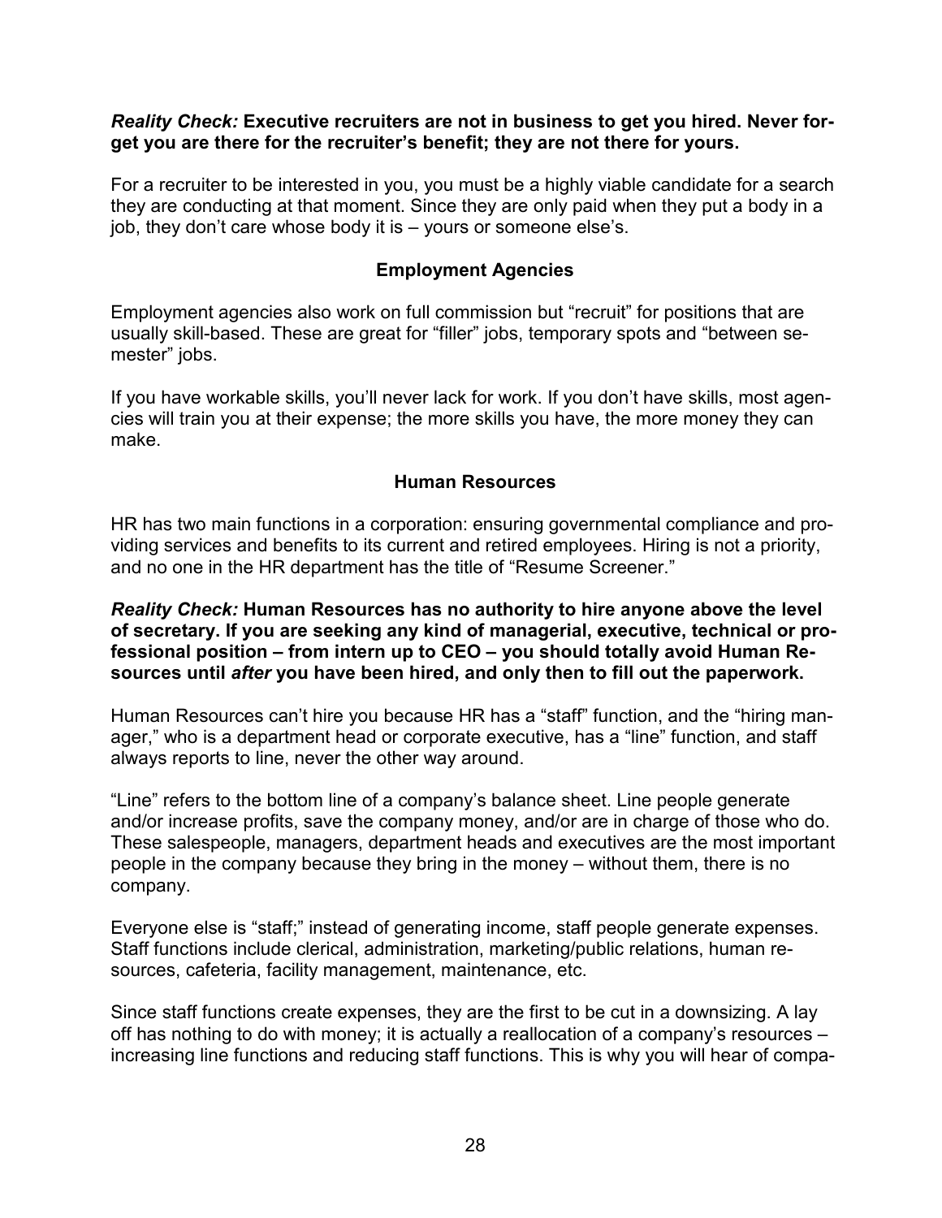***Reality Check:*** **Executive recruiters are not in business to get you hired. Never forget you are there for the recruiter's benefit; they are not there for yours.**

For a recruiter to be interested in you, you must be a highly viable candidate for a search they are conducting at that moment. Since they are only paid when they put a body in a job, they don't care whose body it is – yours or someone else's.

## Employment Agencies

Employment agencies also work on full commission but "recruit" for positions that are usually skill-based. These are great for "filler" jobs, temporary spots and "between semester" jobs.

If you have workable skills, you'll never lack for work. If you don't have skills, most agencies will train you at their expense; the more skills you have, the more money they can make.

## Human Resources

HR has two main functions in a corporation: ensuring governmental compliance and providing services and benefits to its current and retired employees. Hiring is not a priority, and no one in the HR department has the title of "Resume Screener."

***Reality Check:*** **Human Resources has no authority to hire anyone above the level of secretary. If you are seeking any kind of managerial, executive, technical or professional position – from intern up to CEO – you should totally avoid Human Resources until *after* you have been hired, and only then to fill out the paperwork.**

Human Resources can't hire you because HR has a "staff" function, and the "hiring manager," who is a department head or corporate executive, has a "line" function, and staff always reports to line, never the other way around.

"Line" refers to the bottom line of a company's balance sheet. Line people generate and/or increase profits, save the company money, and/or are in charge of those who do. These salespeople, managers, department heads and executives are the most important people in the company because they bring in the money – without them, there is no company.

Everyone else is "staff;" instead of generating income, staff people generate expenses. Staff functions include clerical, administration, marketing/public relations, human resources, cafeteria, facility management, maintenance, etc.

Since staff functions create expenses, they are the first to be cut in a downsizing. A lay off has nothing to do with money; it is actually a reallocation of a company's resources – increasing line functions and reducing staff functions. This is why you will hear of compa-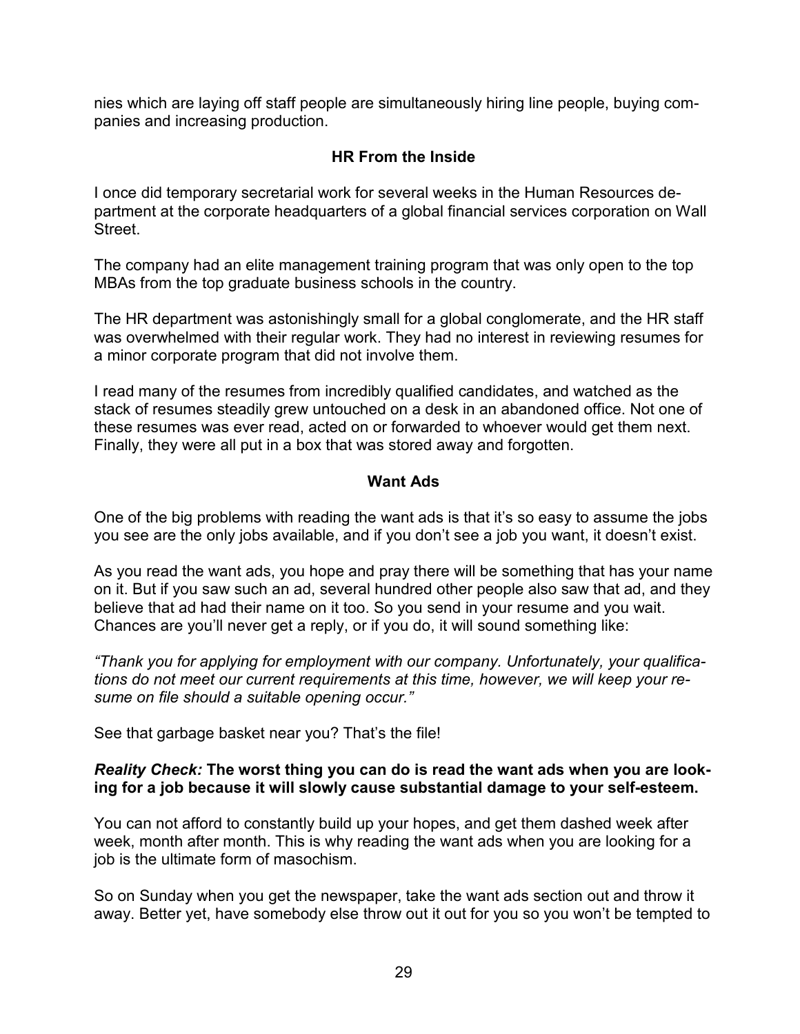nies which are laying off staff people are simultaneously hiring line people, buying companies and increasing production.

### HR From the Inside

I once did temporary secretarial work for several weeks in the Human Resources department at the corporate headquarters of a global financial services corporation on Wall Street.

The company had an elite management training program that was only open to the top MBAs from the top graduate business schools in the country.

The HR department was astonishingly small for a global conglomerate, and the HR staff was overwhelmed with their regular work. They had no interest in reviewing resumes for a minor corporate program that did not involve them.

I read many of the resumes from incredibly qualified candidates, and watched as the stack of resumes steadily grew untouched on a desk in an abandoned office. Not one of these resumes was ever read, acted on or forwarded to whoever would get them next. Finally, they were all put in a box that was stored away and forgotten.

### Want Ads

One of the big problems with reading the want ads is that it's so easy to assume the jobs you see are the only jobs available, and if you don't see a job you want, it doesn't exist.

As you read the want ads, you hope and pray there will be something that has your name on it. But if you saw such an ad, several hundred other people also saw that ad, and they believe that ad had their name on it too. So you send in your resume and you wait. Chances are you'll never get a reply, or if you do, it will sound something like:

*"Thank you for applying for employment with our company. Unfortunately, your qualifications do not meet our current requirements at this time, however, we will keep your resume on file should a suitable opening occur."*

See that garbage basket near you? That's the file!

***Reality Check:*** **The worst thing you can do is read the want ads when you are looking for a job because it will slowly cause substantial damage to your self-esteem.**

You can not afford to constantly build up your hopes, and get them dashed week after week, month after month. This is why reading the want ads when you are looking for a job is the ultimate form of masochism.

So on Sunday when you get the newspaper, take the want ads section out and throw it away. Better yet, have somebody else throw out it out for you so you won't be tempted to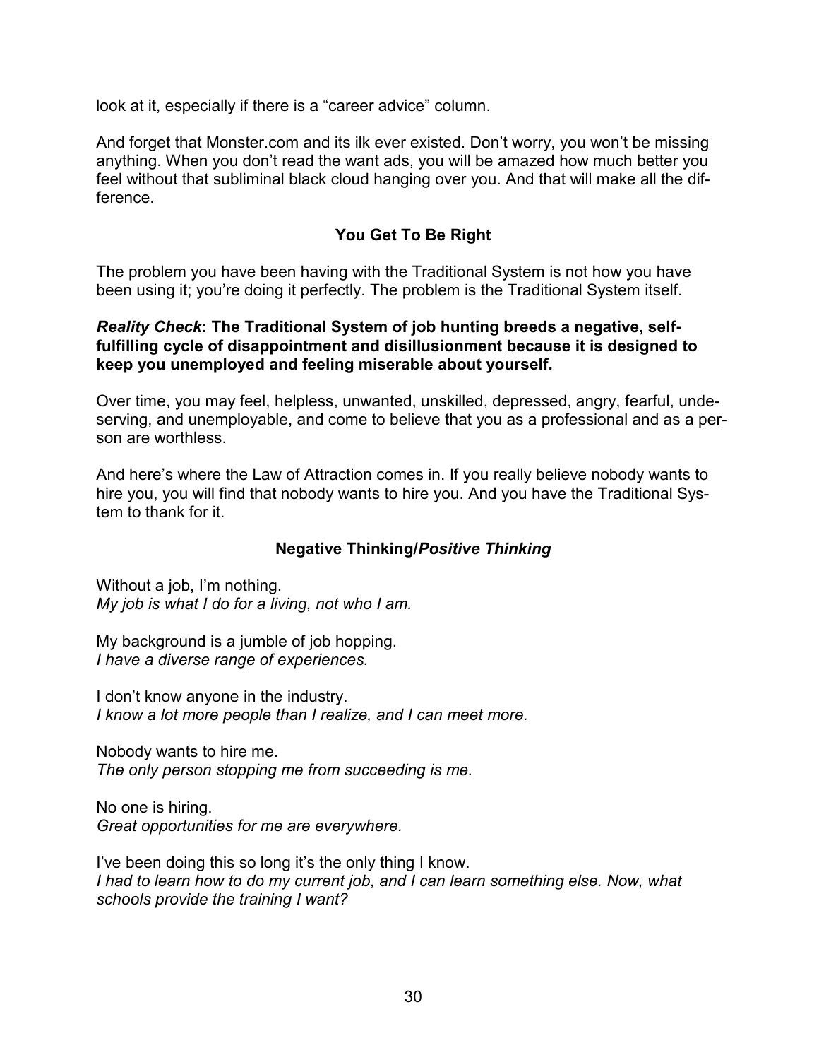look at it, especially if there is a "career advice" column.

And forget that Monster.com and its ilk ever existed. Don't worry, you won't be missing anything. When you don't read the want ads, you will be amazed how much better you feel without that subliminal black cloud hanging over you. And that will make all the difference.

### You Get To Be Right

The problem you have been having with the Traditional System is not how you have been using it; you're doing it perfectly. The problem is the Traditional System itself.

***Reality Check*: The Traditional System of job hunting breeds a negative, self-fulfilling cycle of disappointment and disillusionment because it is designed to keep you unemployed and feeling miserable about yourself.**

Over time, you may feel, helpless, unwanted, unskilled, depressed, angry, fearful, undeserving, and unemployable, and come to believe that you as a professional and as a person are worthless.

And here's where the Law of Attraction comes in. If you really believe nobody wants to hire you, you will find that nobody wants to hire you. And you have the Traditional System to thank for it.

### Negative Thinking/*Positive Thinking*

Without a job, I'm nothing.
*My job is what I do for a living, not who I am.*

My background is a jumble of job hopping.
*I have a diverse range of experiences.*

I don't know anyone in the industry.
*I know a lot more people than I realize, and I can meet more.*

Nobody wants to hire me.
*The only person stopping me from succeeding is me.*

No one is hiring.
*Great opportunities for me are everywhere.*

I've been doing this so long it's the only thing I know.
*I had to learn how to do my current job, and I can learn something else. Now, what schools provide the training I want?*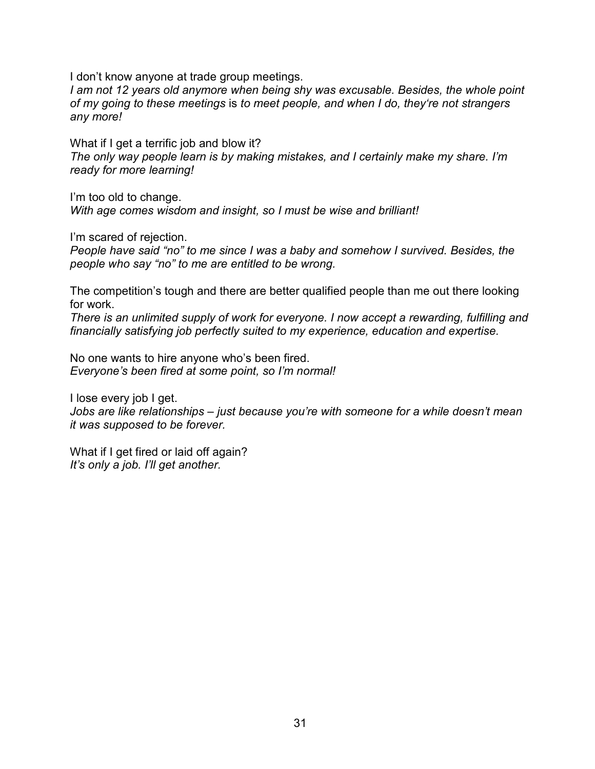I don't know anyone at trade group meetings.
*I am not 12 years old anymore when being shy was excusable. Besides, the whole point of my going to these meetings* is *to meet people, and when I do, they're not strangers any more!*

What if I get a terrific job and blow it?
*The only way people learn is by making mistakes, and I certainly make my share. I'm ready for more learning!*

I'm too old to change.
*With age comes wisdom and insight, so I must be wise and brilliant!*

I'm scared of rejection.
*People have said "no" to me since I was a baby and somehow I survived. Besides, the people who say "no" to me are entitled to be wrong.*

The competition's tough and there are better qualified people than me out there looking for work.
*There is an unlimited supply of work for everyone. I now accept a rewarding, fulfilling and financially satisfying job perfectly suited to my experience, education and expertise.*

No one wants to hire anyone who's been fired.
*Everyone's been fired at some point, so I'm normal!*

I lose every job I get.
*Jobs are like relationships – just because you're with someone for a while doesn't mean it was supposed to be forever.*

What if I get fired or laid off again?
*It's only a job. I'll get another.*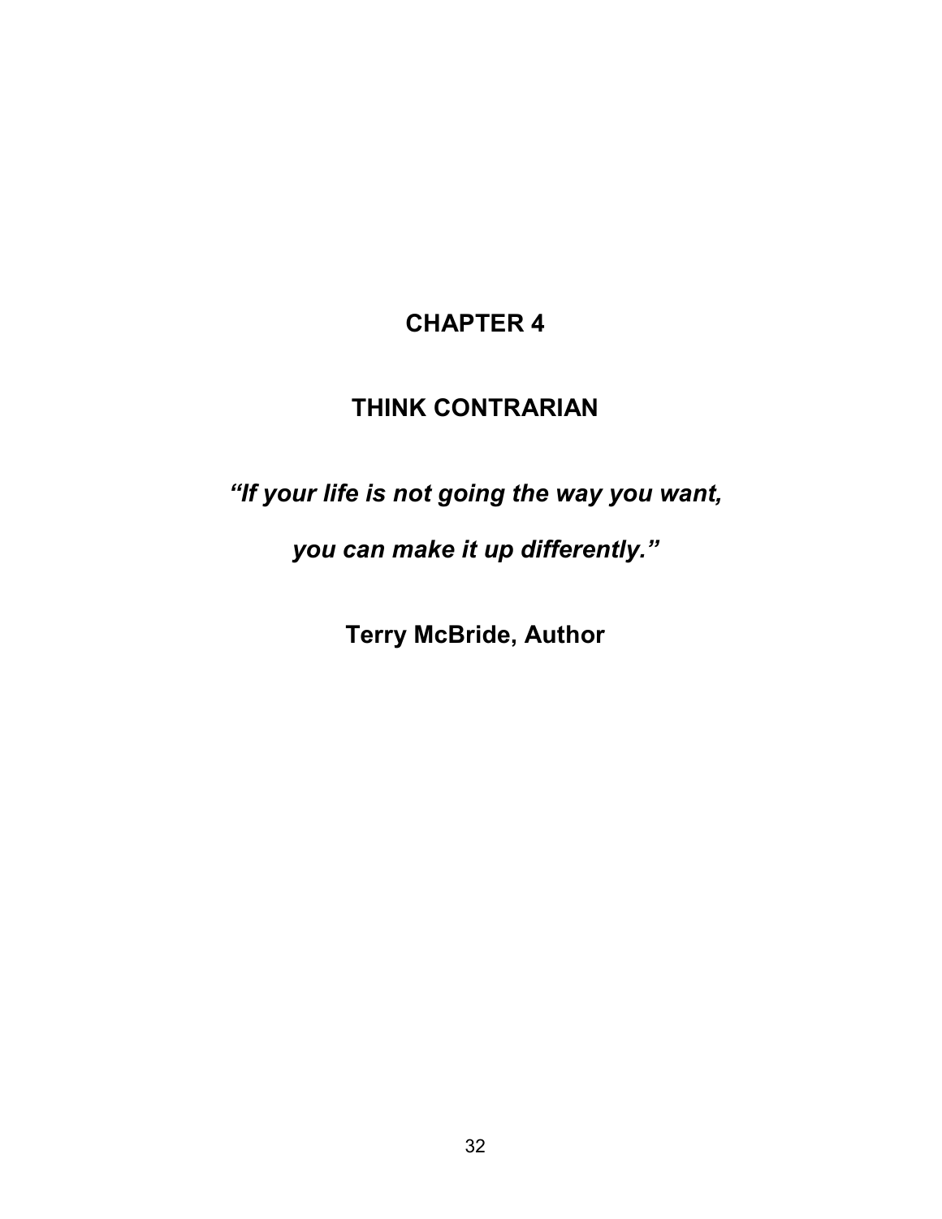# CHAPTER 4

## THINK CONTRARIAN

***"If your life is not going the way you want,***

***you can make it up differently."***

**Terry McBride, Author**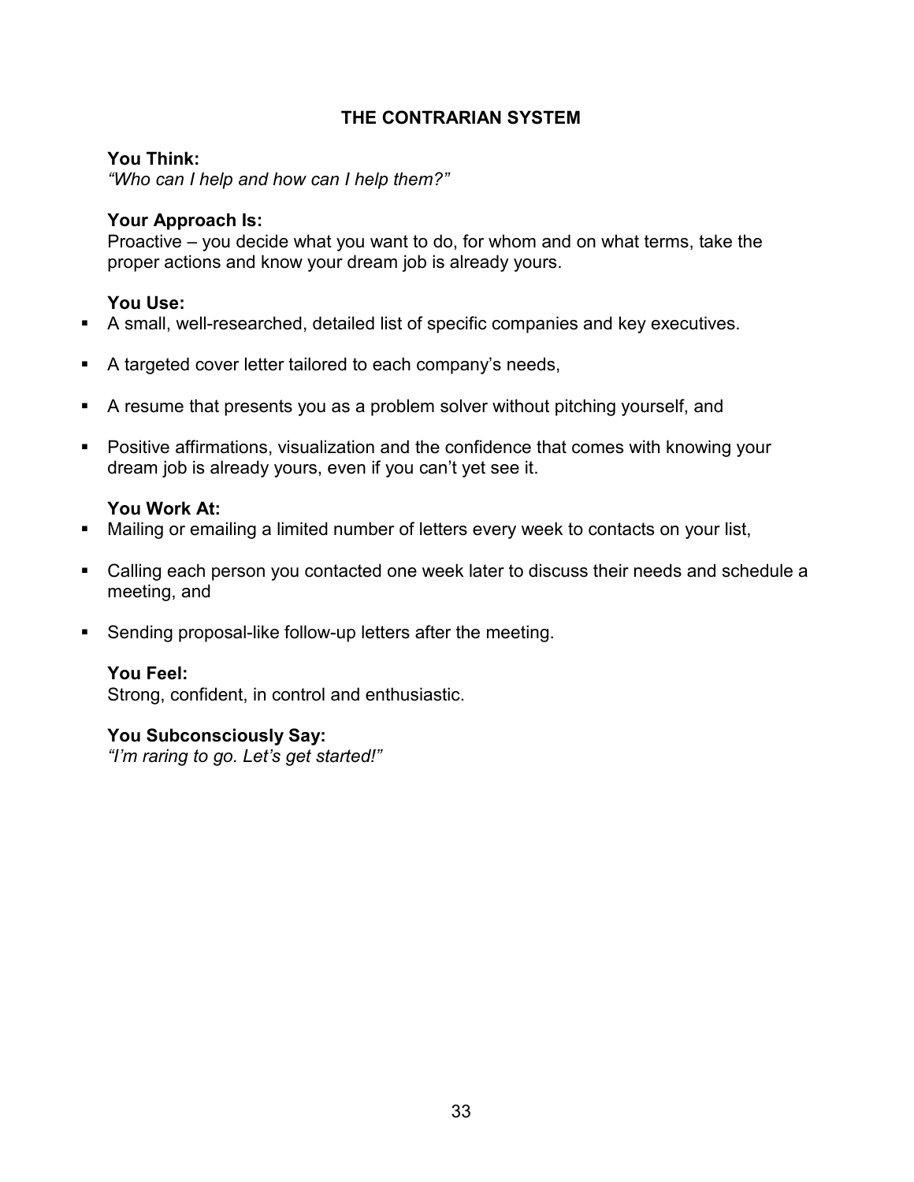## THE CONTRARIAN SYSTEM

**You Think:**
*"Who can I help and how can I help them?"*

**Your Approach Is:**
Proactive – you decide what you want to do, for whom and on what terms, take the proper actions and know your dream job is already yours.

**You Use:**

- A small, well-researched, detailed list of specific companies and key executives.
- A targeted cover letter tailored to each company's needs,
- A resume that presents you as a problem solver without pitching yourself, and
- Positive affirmations, visualization and the confidence that comes with knowing your dream job is already yours, even if you can't yet see it.

**You Work At:**

- Mailing or emailing a limited number of letters every week to contacts on your list,
- Calling each person you contacted one week later to discuss their needs and schedule a meeting, and
- Sending proposal-like follow-up letters after the meeting.

**You Feel:**
Strong, confident, in control and enthusiastic.

**You Subconsciously Say:**
*"I'm raring to go. Let's get started!"*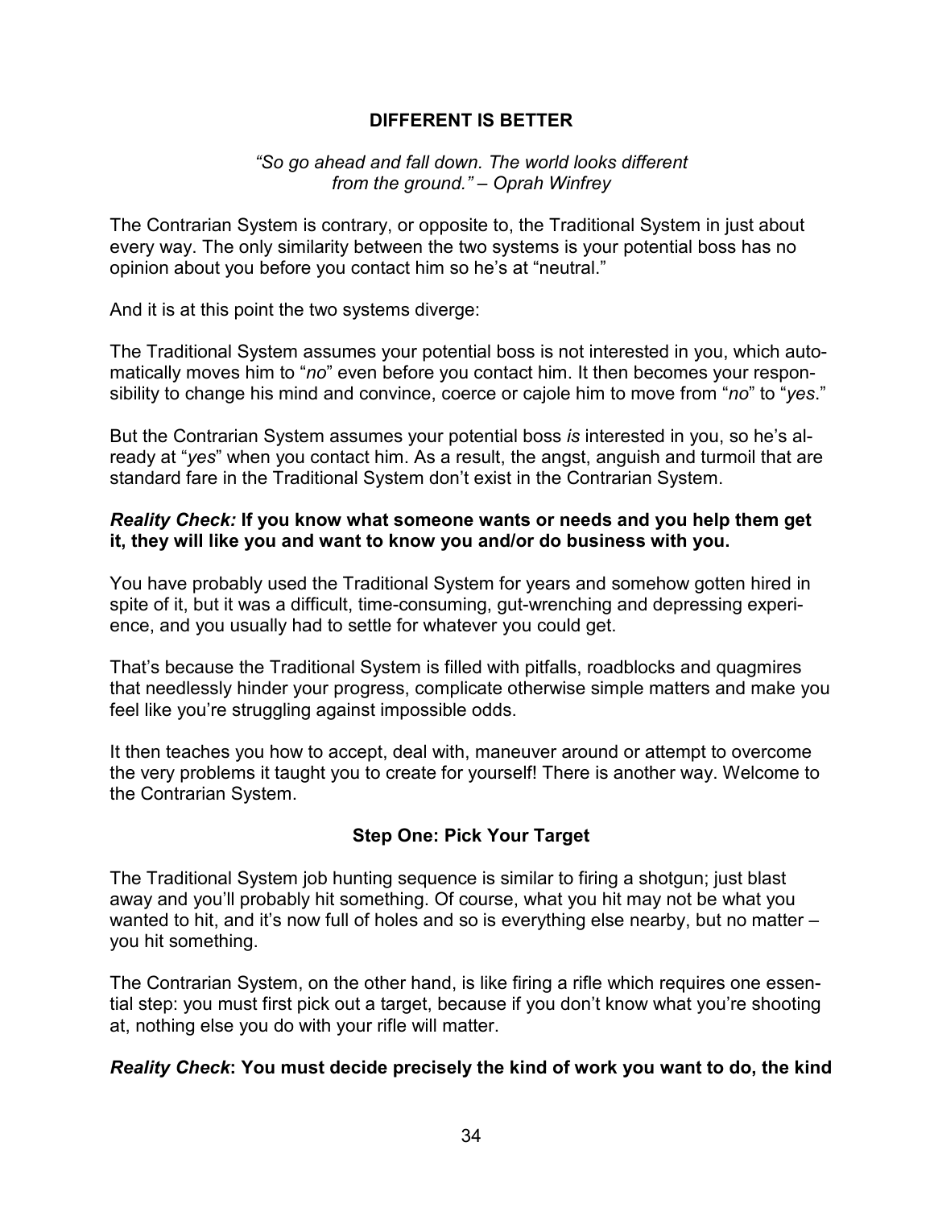## DIFFERENT IS BETTER

*"So go ahead and fall down. The world looks different from the ground." – Oprah Winfrey*

The Contrarian System is contrary, or opposite to, the Traditional System in just about every way. The only similarity between the two systems is your potential boss has no opinion about you before you contact him so he's at "neutral."

And it is at this point the two systems diverge:

The Traditional System assumes your potential boss is not interested in you, which automatically moves him to "*no*" even before you contact him. It then becomes your responsibility to change his mind and convince, coerce or cajole him to move from "*no*" to "*yes*."

But the Contrarian System assumes your potential boss *is* interested in you, so he's already at "*yes*" when you contact him. As a result, the angst, anguish and turmoil that are standard fare in the Traditional System don't exist in the Contrarian System.

***Reality Check:* If you know what someone wants or needs and you help them get it, they will like you and want to know you and/or do business with you.**

You have probably used the Traditional System for years and somehow gotten hired in spite of it, but it was a difficult, time-consuming, gut-wrenching and depressing experience, and you usually had to settle for whatever you could get.

That's because the Traditional System is filled with pitfalls, roadblocks and quagmires that needlessly hinder your progress, complicate otherwise simple matters and make you feel like you're struggling against impossible odds.

It then teaches you how to accept, deal with, maneuver around or attempt to overcome the very problems it taught you to create for yourself! There is another way. Welcome to the Contrarian System.

### Step One: Pick Your Target

The Traditional System job hunting sequence is similar to firing a shotgun; just blast away and you'll probably hit something. Of course, what you hit may not be what you wanted to hit, and it's now full of holes and so is everything else nearby, but no matter – you hit something.

The Contrarian System, on the other hand, is like firing a rifle which requires one essential step: you must first pick out a target, because if you don't know what you're shooting at, nothing else you do with your rifle will matter.

***Reality Check*: You must decide precisely the kind of work you want to do, the kind**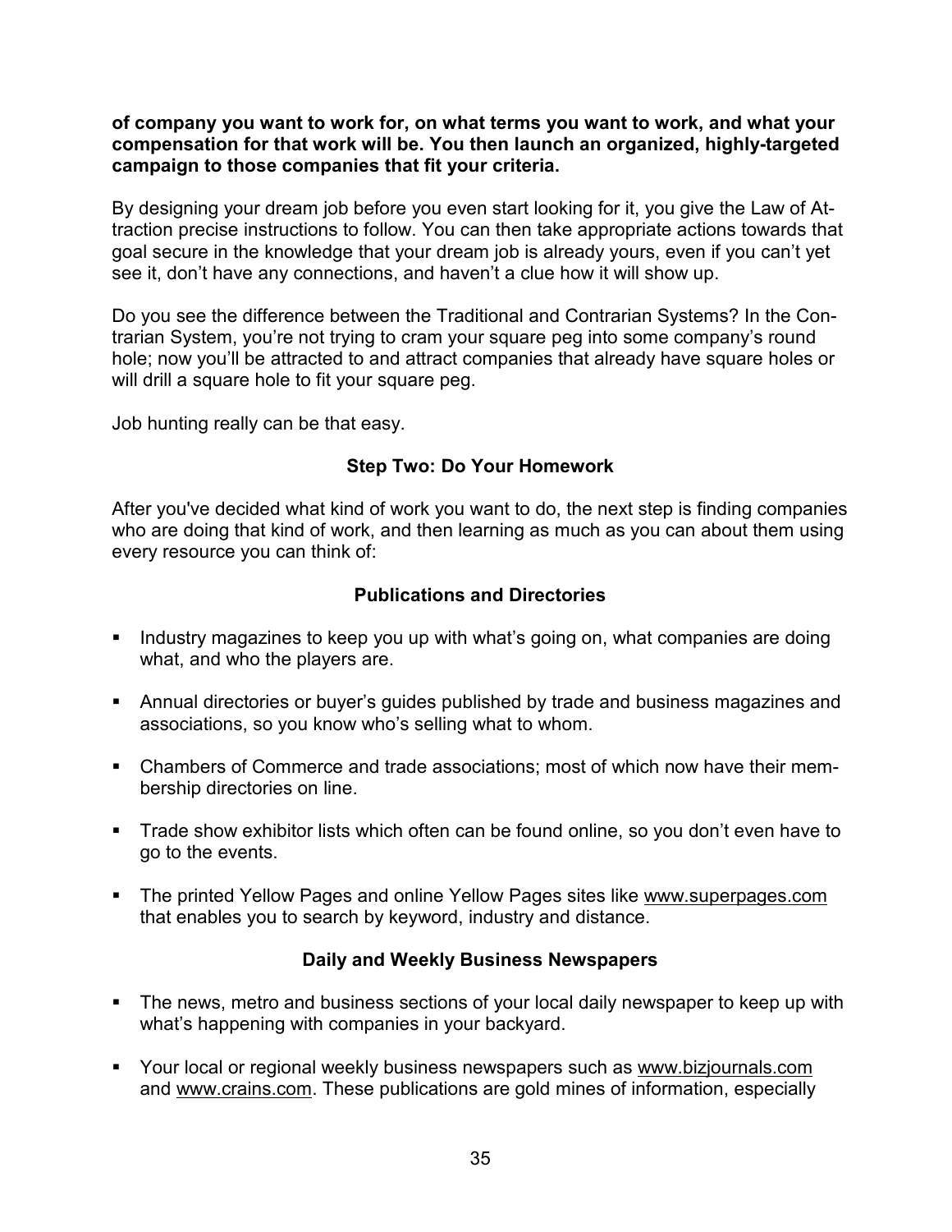**of company you want to work for, on what terms you want to work, and what your compensation for that work will be. You then launch an organized, highly-targeted campaign to those companies that fit your criteria.**

By designing your dream job before you even start looking for it, you give the Law of Attraction precise instructions to follow. You can then take appropriate actions towards that goal secure in the knowledge that your dream job is already yours, even if you can't yet see it, don't have any connections, and haven't a clue how it will show up.

Do you see the difference between the Traditional and Contrarian Systems? In the Contrarian System, you're not trying to cram your square peg into some company's round hole; now you'll be attracted to and attract companies that already have square holes or will drill a square hole to fit your square peg.

Job hunting really can be that easy.

### Step Two: Do Your Homework

After you've decided what kind of work you want to do, the next step is finding companies who are doing that kind of work, and then learning as much as you can about them using every resource you can think of:

#### Publications and Directories

- Industry magazines to keep you up with what's going on, what companies are doing what, and who the players are.
- Annual directories or buyer's guides published by trade and business magazines and associations, so you know who's selling what to whom.
- Chambers of Commerce and trade associations; most of which now have their membership directories on line.
- Trade show exhibitor lists which often can be found online, so you don't even have to go to the events.
- The printed Yellow Pages and online Yellow Pages sites like www.superpages.com that enables you to search by keyword, industry and distance.

#### Daily and Weekly Business Newspapers

- The news, metro and business sections of your local daily newspaper to keep up with what's happening with companies in your backyard.
- Your local or regional weekly business newspapers such as www.bizjournals.com and www.crains.com. These publications are gold mines of information, especially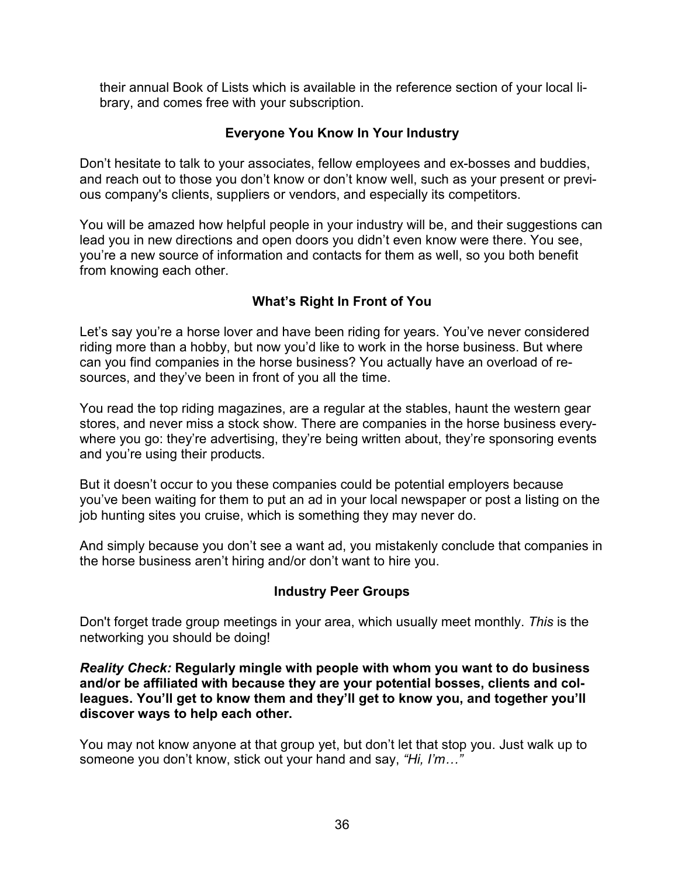their annual Book of Lists which is available in the reference section of your local library, and comes free with your subscription.

### Everyone You Know In Your Industry

Don't hesitate to talk to your associates, fellow employees and ex-bosses and buddies, and reach out to those you don't know or don't know well, such as your present or previous company's clients, suppliers or vendors, and especially its competitors.

You will be amazed how helpful people in your industry will be, and their suggestions can lead you in new directions and open doors you didn't even know were there. You see, you're a new source of information and contacts for them as well, so you both benefit from knowing each other.

### What's Right In Front of You

Let's say you're a horse lover and have been riding for years. You've never considered riding more than a hobby, but now you'd like to work in the horse business. But where can you find companies in the horse business? You actually have an overload of resources, and they've been in front of you all the time.

You read the top riding magazines, are a regular at the stables, haunt the western gear stores, and never miss a stock show. There are companies in the horse business everywhere you go: they're advertising, they're being written about, they're sponsoring events and you're using their products.

But it doesn't occur to you these companies could be potential employers because you've been waiting for them to put an ad in your local newspaper or post a listing on the job hunting sites you cruise, which is something they may never do.

And simply because you don't see a want ad, you mistakenly conclude that companies in the horse business aren't hiring and/or don't want to hire you.

### Industry Peer Groups

Don't forget trade group meetings in your area, which usually meet monthly. *This* is the networking you should be doing!

***Reality Check:*** **Regularly mingle with people with whom you want to do business and/or be affiliated with because they are your potential bosses, clients and colleagues. You'll get to know them and they'll get to know you, and together you'll discover ways to help each other.**

You may not know anyone at that group yet, but don't let that stop you. Just walk up to someone you don't know, stick out your hand and say, *"Hi, I'm…"*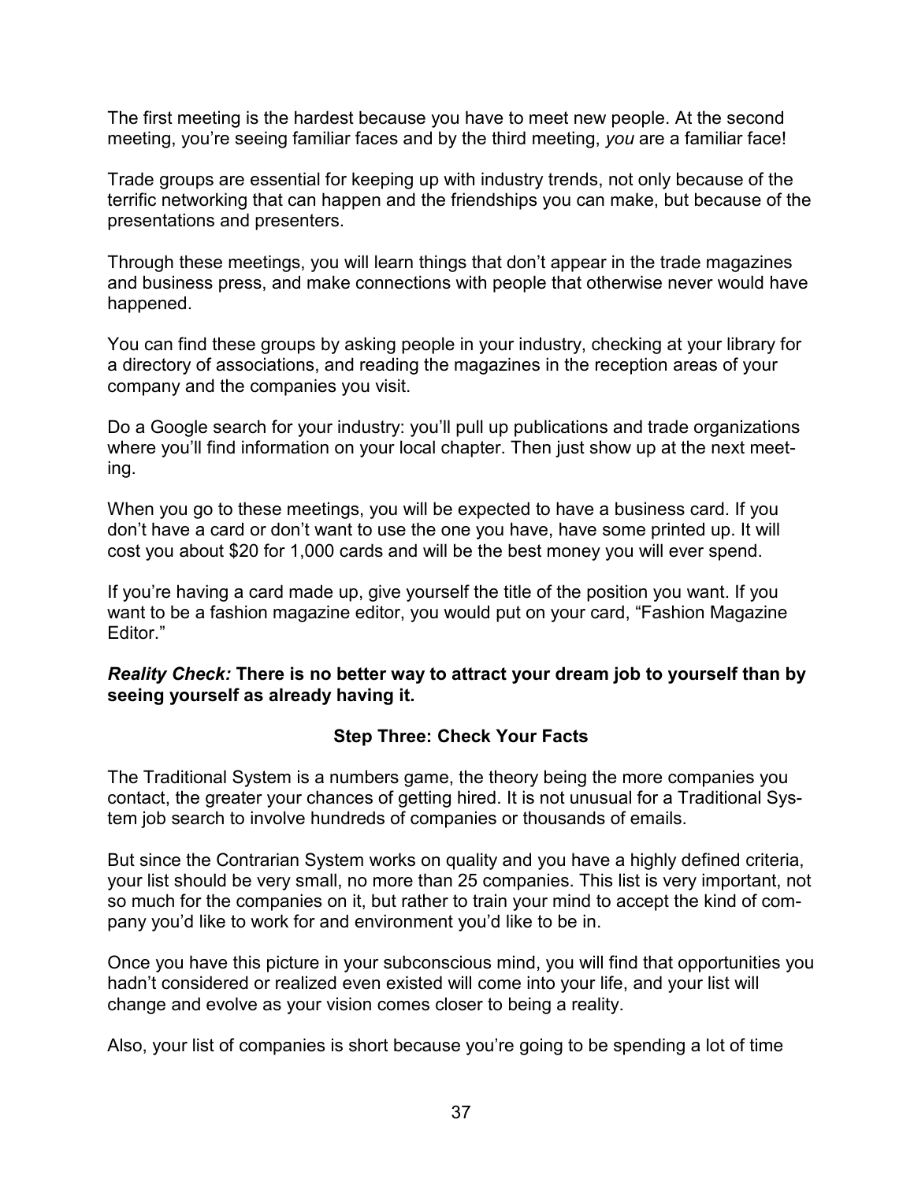The first meeting is the hardest because you have to meet new people. At the second meeting, you're seeing familiar faces and by the third meeting, *you* are a familiar face!

Trade groups are essential for keeping up with industry trends, not only because of the terrific networking that can happen and the friendships you can make, but because of the presentations and presenters.

Through these meetings, you will learn things that don't appear in the trade magazines and business press, and make connections with people that otherwise never would have happened.

You can find these groups by asking people in your industry, checking at your library for a directory of associations, and reading the magazines in the reception areas of your company and the companies you visit.

Do a Google search for your industry: you'll pull up publications and trade organizations where you'll find information on your local chapter. Then just show up at the next meeting.

When you go to these meetings, you will be expected to have a business card. If you don't have a card or don't want to use the one you have, have some printed up. It will cost you about $20 for 1,000 cards and will be the best money you will ever spend.

If you're having a card made up, give yourself the title of the position you want. If you want to be a fashion magazine editor, you would put on your card, "Fashion Magazine Editor."

***Reality Check:*** **There is no better way to attract your dream job to yourself than by seeing yourself as already having it.**

### Step Three: Check Your Facts

The Traditional System is a numbers game, the theory being the more companies you contact, the greater your chances of getting hired. It is not unusual for a Traditional System job search to involve hundreds of companies or thousands of emails.

But since the Contrarian System works on quality and you have a highly defined criteria, your list should be very small, no more than 25 companies. This list is very important, not so much for the companies on it, but rather to train your mind to accept the kind of company you'd like to work for and environment you'd like to be in.

Once you have this picture in your subconscious mind, you will find that opportunities you hadn't considered or realized even existed will come into your life, and your list will change and evolve as your vision comes closer to being a reality.

Also, your list of companies is short because you're going to be spending a lot of time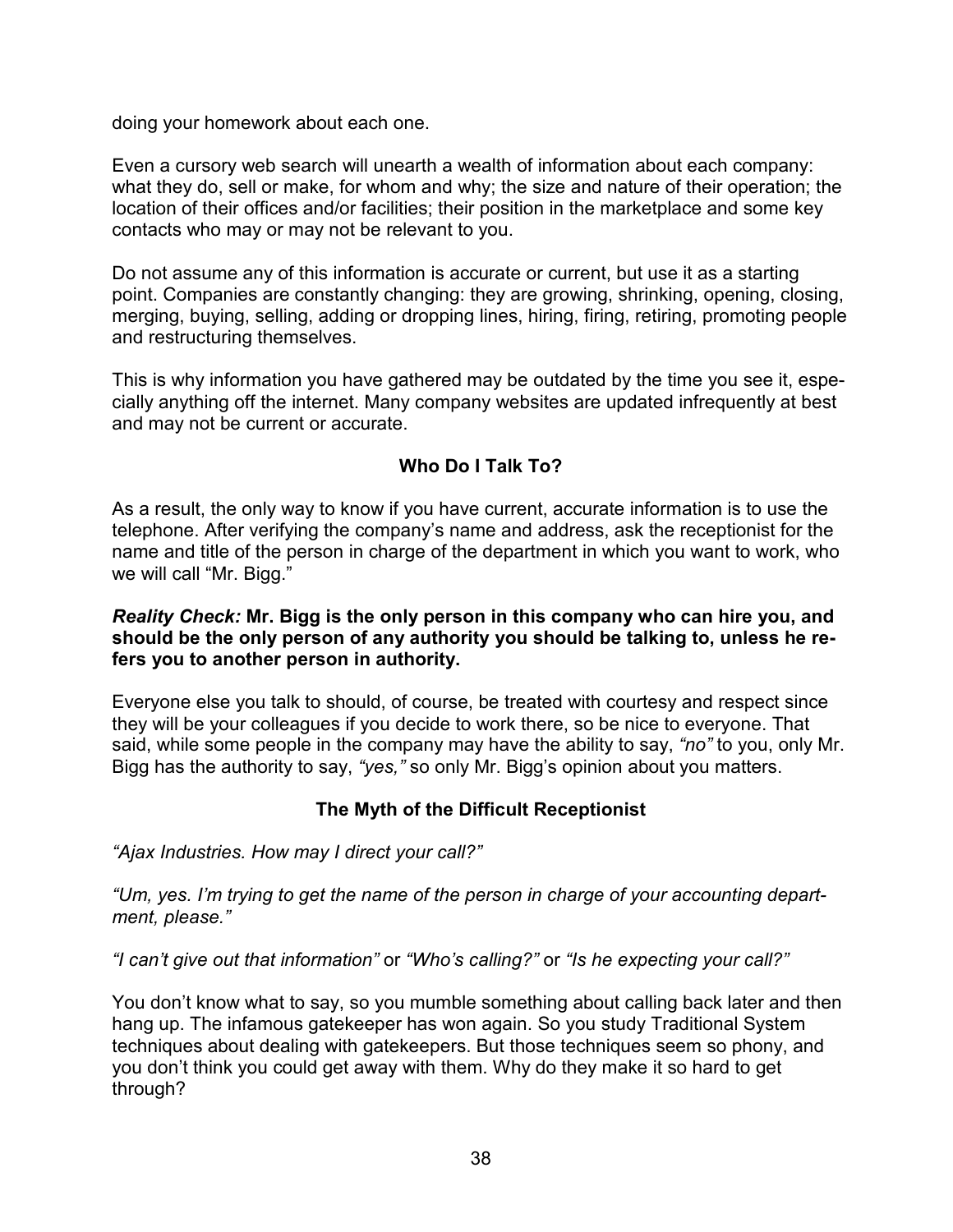doing your homework about each one.

Even a cursory web search will unearth a wealth of information about each company: what they do, sell or make, for whom and why; the size and nature of their operation; the location of their offices and/or facilities; their position in the marketplace and some key contacts who may or may not be relevant to you.

Do not assume any of this information is accurate or current, but use it as a starting point. Companies are constantly changing: they are growing, shrinking, opening, closing, merging, buying, selling, adding or dropping lines, hiring, firing, retiring, promoting people and restructuring themselves.

This is why information you have gathered may be outdated by the time you see it, especially anything off the internet. Many company websites are updated infrequently at best and may not be current or accurate.

### Who Do I Talk To?

As a result, the only way to know if you have current, accurate information is to use the telephone. After verifying the company's name and address, ask the receptionist for the name and title of the person in charge of the department in which you want to work, who we will call "Mr. Bigg."

***Reality Check:*** **Mr. Bigg is the only person in this company who can hire you, and should be the only person of any authority you should be talking to, unless he refers you to another person in authority.**

Everyone else you talk to should, of course, be treated with courtesy and respect since they will be your colleagues if you decide to work there, so be nice to everyone. That said, while some people in the company may have the ability to say, *"no"* to you, only Mr. Bigg has the authority to say, *"yes,"* so only Mr. Bigg's opinion about you matters.

### The Myth of the Difficult Receptionist

*"Ajax Industries. How may I direct your call?"*

*"Um, yes. I'm trying to get the name of the person in charge of your accounting department, please."*

*"I can't give out that information"* or *"Who's calling?"* or *"Is he expecting your call?"*

You don't know what to say, so you mumble something about calling back later and then hang up. The infamous gatekeeper has won again. So you study Traditional System techniques about dealing with gatekeepers. But those techniques seem so phony, and you don't think you could get away with them. Why do they make it so hard to get through?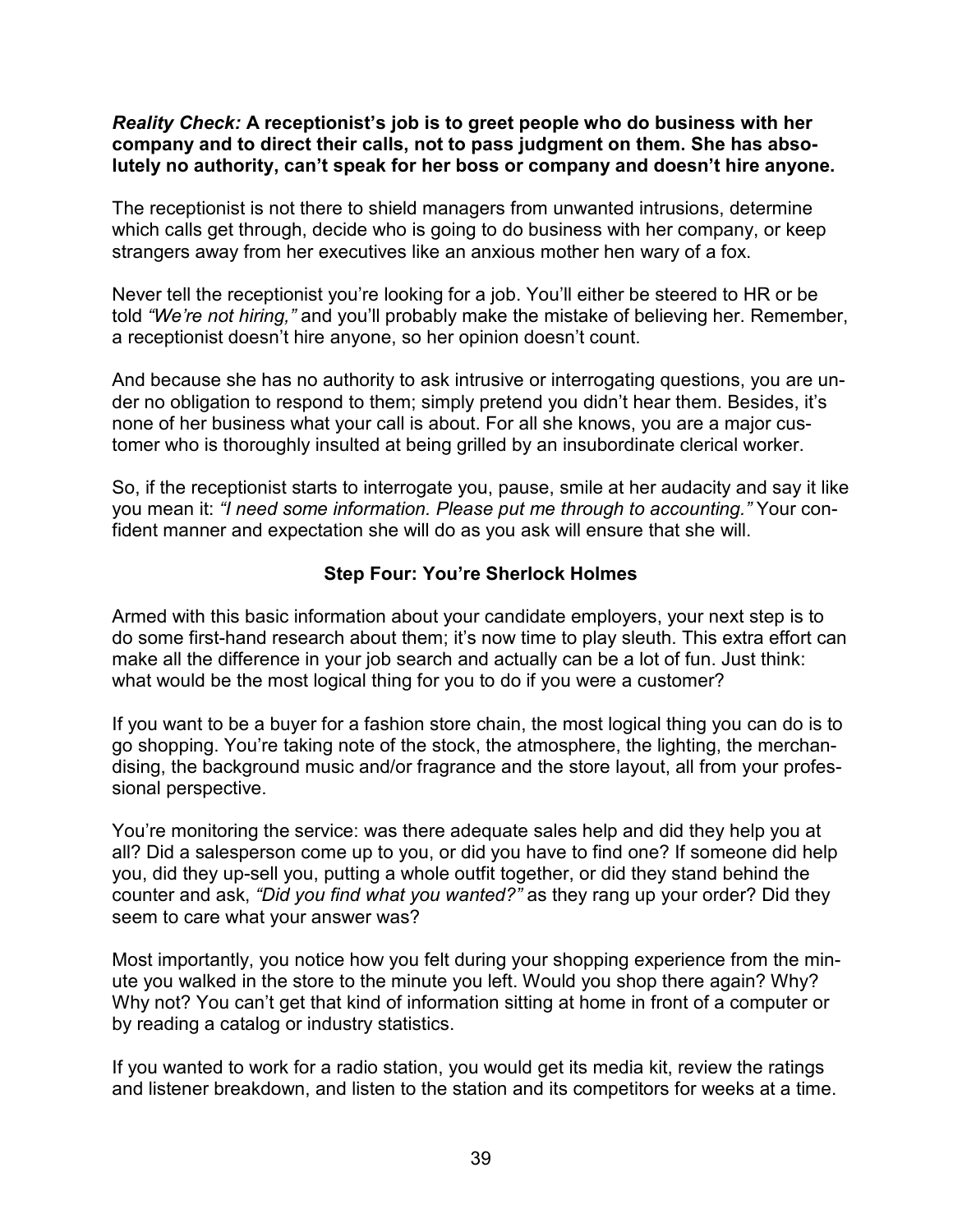***Reality Check:*** **A receptionist's job is to greet people who do business with her company and to direct their calls, not to pass judgment on them. She has absolutely no authority, can't speak for her boss or company and doesn't hire anyone.**

The receptionist is not there to shield managers from unwanted intrusions, determine which calls get through, decide who is going to do business with her company, or keep strangers away from her executives like an anxious mother hen wary of a fox.

Never tell the receptionist you're looking for a job. You'll either be steered to HR or be told *"We're not hiring,"* and you'll probably make the mistake of believing her. Remember, a receptionist doesn't hire anyone, so her opinion doesn't count.

And because she has no authority to ask intrusive or interrogating questions, you are under no obligation to respond to them; simply pretend you didn't hear them. Besides, it's none of her business what your call is about. For all she knows, you are a major customer who is thoroughly insulted at being grilled by an insubordinate clerical worker.

So, if the receptionist starts to interrogate you, pause, smile at her audacity and say it like you mean it: *"I need some information. Please put me through to accounting."* Your confident manner and expectation she will do as you ask will ensure that she will.

### Step Four: You're Sherlock Holmes

Armed with this basic information about your candidate employers, your next step is to do some first-hand research about them; it's now time to play sleuth. This extra effort can make all the difference in your job search and actually can be a lot of fun. Just think: what would be the most logical thing for you to do if you were a customer?

If you want to be a buyer for a fashion store chain, the most logical thing you can do is to go shopping. You're taking note of the stock, the atmosphere, the lighting, the merchandising, the background music and/or fragrance and the store layout, all from your professional perspective.

You're monitoring the service: was there adequate sales help and did they help you at all? Did a salesperson come up to you, or did you have to find one? If someone did help you, did they up-sell you, putting a whole outfit together, or did they stand behind the counter and ask, *"Did you find what you wanted?"* as they rang up your order? Did they seem to care what your answer was?

Most importantly, you notice how you felt during your shopping experience from the minute you walked in the store to the minute you left. Would you shop there again? Why? Why not? You can't get that kind of information sitting at home in front of a computer or by reading a catalog or industry statistics.

If you wanted to work for a radio station, you would get its media kit, review the ratings and listener breakdown, and listen to the station and its competitors for weeks at a time.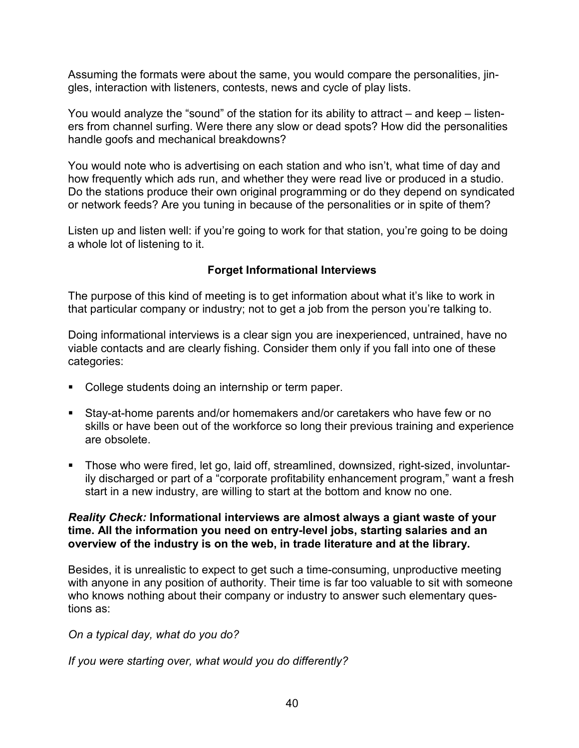Assuming the formats were about the same, you would compare the personalities, jingles, interaction with listeners, contests, news and cycle of play lists.

You would analyze the "sound" of the station for its ability to attract – and keep – listeners from channel surfing. Were there any slow or dead spots? How did the personalities handle goofs and mechanical breakdowns?

You would note who is advertising on each station and who isn't, what time of day and how frequently which ads run, and whether they were read live or produced in a studio. Do the stations produce their own original programming or do they depend on syndicated or network feeds? Are you tuning in because of the personalities or in spite of them?

Listen up and listen well: if you're going to work for that station, you're going to be doing a whole lot of listening to it.

### Forget Informational Interviews

The purpose of this kind of meeting is to get information about what it's like to work in that particular company or industry; not to get a job from the person you're talking to.

Doing informational interviews is a clear sign you are inexperienced, untrained, have no viable contacts and are clearly fishing. Consider them only if you fall into one of these categories:

- College students doing an internship or term paper.
- Stay-at-home parents and/or homemakers and/or caretakers who have few or no skills or have been out of the workforce so long their previous training and experience are obsolete.
- Those who were fired, let go, laid off, streamlined, downsized, right-sized, involuntarily discharged or part of a "corporate profitability enhancement program," want a fresh start in a new industry, are willing to start at the bottom and know no one.

***Reality Check:*** **Informational interviews are almost always a giant waste of your time. All the information you need on entry-level jobs, starting salaries and an overview of the industry is on the web, in trade literature and at the library.**

Besides, it is unrealistic to expect to get such a time-consuming, unproductive meeting with anyone in any position of authority. Their time is far too valuable to sit with someone who knows nothing about their company or industry to answer such elementary questions as:

*On a typical day, what do you do?*

*If you were starting over, what would you do differently?*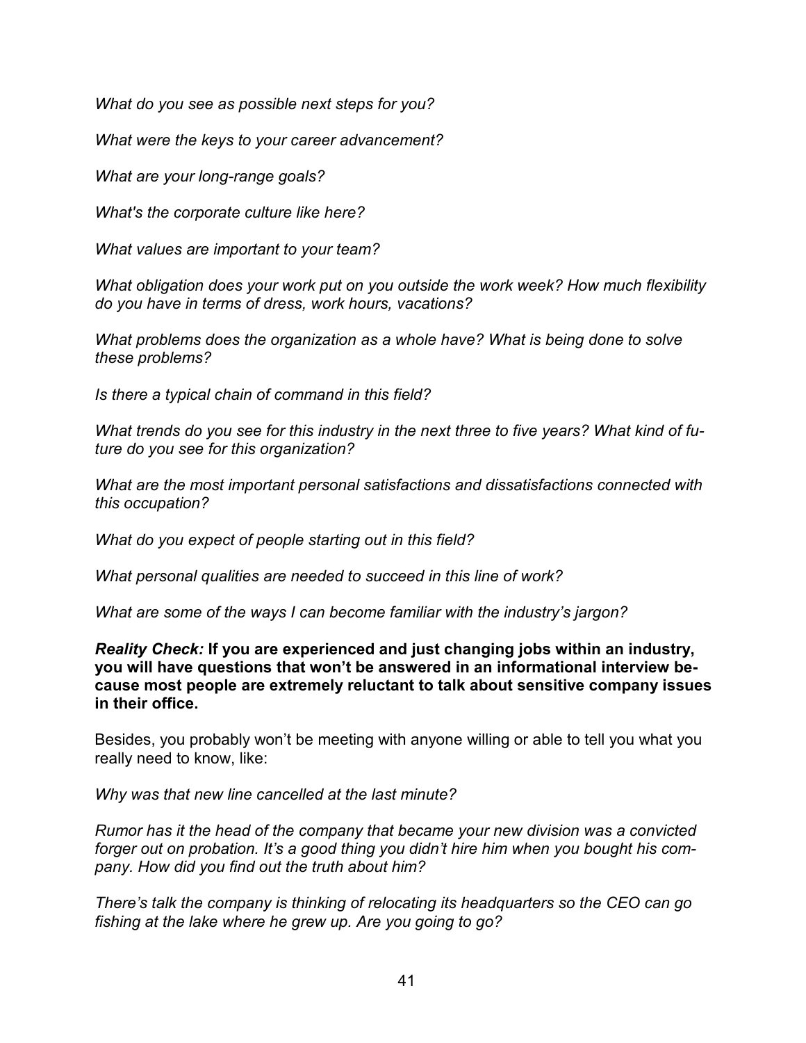*What do you see as possible next steps for you?*

*What were the keys to your career advancement?*

*What are your long-range goals?*

*What's the corporate culture like here?*

*What values are important to your team?*

*What obligation does your work put on you outside the work week? How much flexibility do you have in terms of dress, work hours, vacations?*

*What problems does the organization as a whole have? What is being done to solve these problems?*

*Is there a typical chain of command in this field?*

*What trends do you see for this industry in the next three to five years? What kind of future do you see for this organization?*

*What are the most important personal satisfactions and dissatisfactions connected with this occupation?*

*What do you expect of people starting out in this field?*

*What personal qualities are needed to succeed in this line of work?*

*What are some of the ways I can become familiar with the industry's jargon?*

***Reality Check:* If you are experienced and just changing jobs within an industry, you will have questions that won't be answered in an informational interview because most people are extremely reluctant to talk about sensitive company issues in their office.**

Besides, you probably won't be meeting with anyone willing or able to tell you what you really need to know, like:

*Why was that new line cancelled at the last minute?*

*Rumor has it the head of the company that became your new division was a convicted forger out on probation. It's a good thing you didn't hire him when you bought his company. How did you find out the truth about him?*

*There's talk the company is thinking of relocating its headquarters so the CEO can go fishing at the lake where he grew up. Are you going to go?*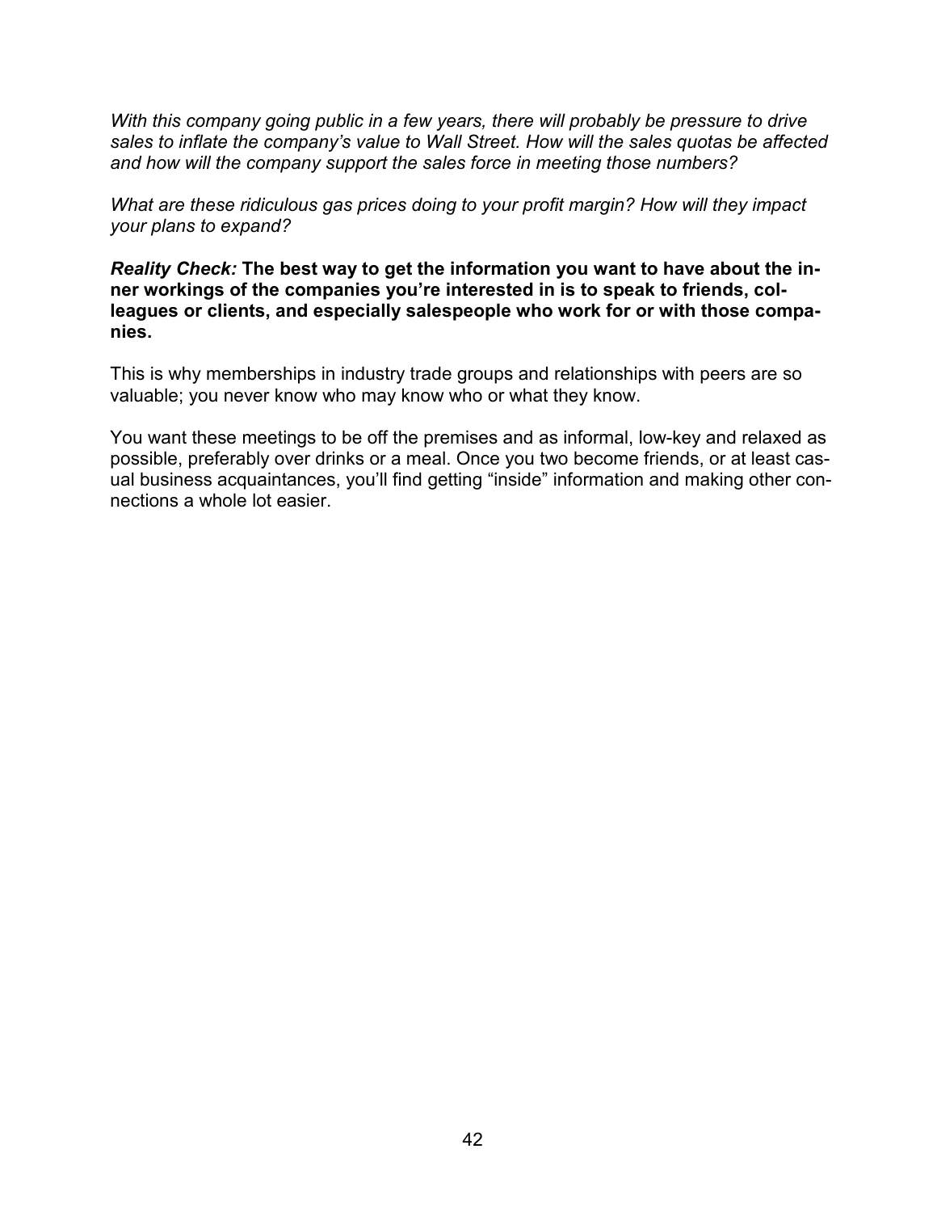*With this company going public in a few years, there will probably be pressure to drive sales to inflate the company's value to Wall Street. How will the sales quotas be affected and how will the company support the sales force in meeting those numbers?*

*What are these ridiculous gas prices doing to your profit margin? How will they impact your plans to expand?*

***Reality Check:*** **The best way to get the information you want to have about the inner workings of the companies you're interested in is to speak to friends, colleagues or clients, and especially salespeople who work for or with those companies.**

This is why memberships in industry trade groups and relationships with peers are so valuable; you never know who may know who or what they know.

You want these meetings to be off the premises and as informal, low-key and relaxed as possible, preferably over drinks or a meal. Once you two become friends, or at least casual business acquaintances, you'll find getting "inside" information and making other connections a whole lot easier.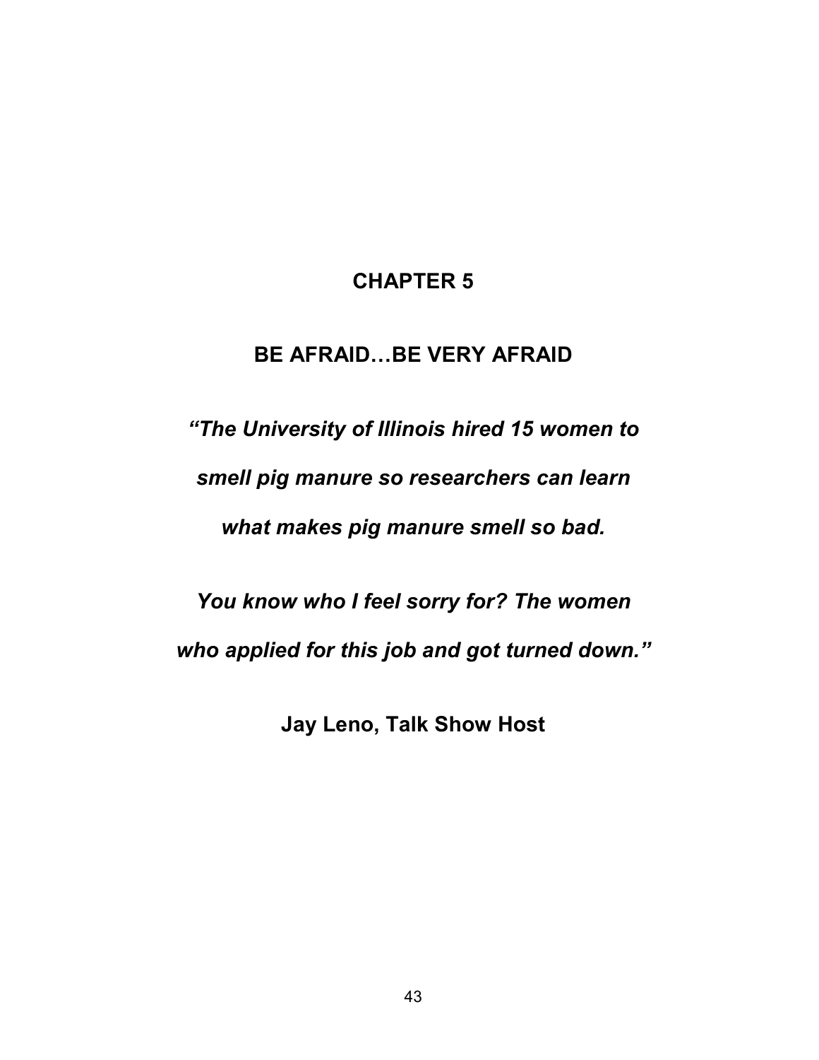# CHAPTER 5

## BE AFRAID…BE VERY AFRAID

***"The University of Illinois hired 15 women to smell pig manure so researchers can learn what makes pig manure smell so bad.***

***You know who I feel sorry for? The women who applied for this job and got turned down."***

**Jay Leno, Talk Show Host**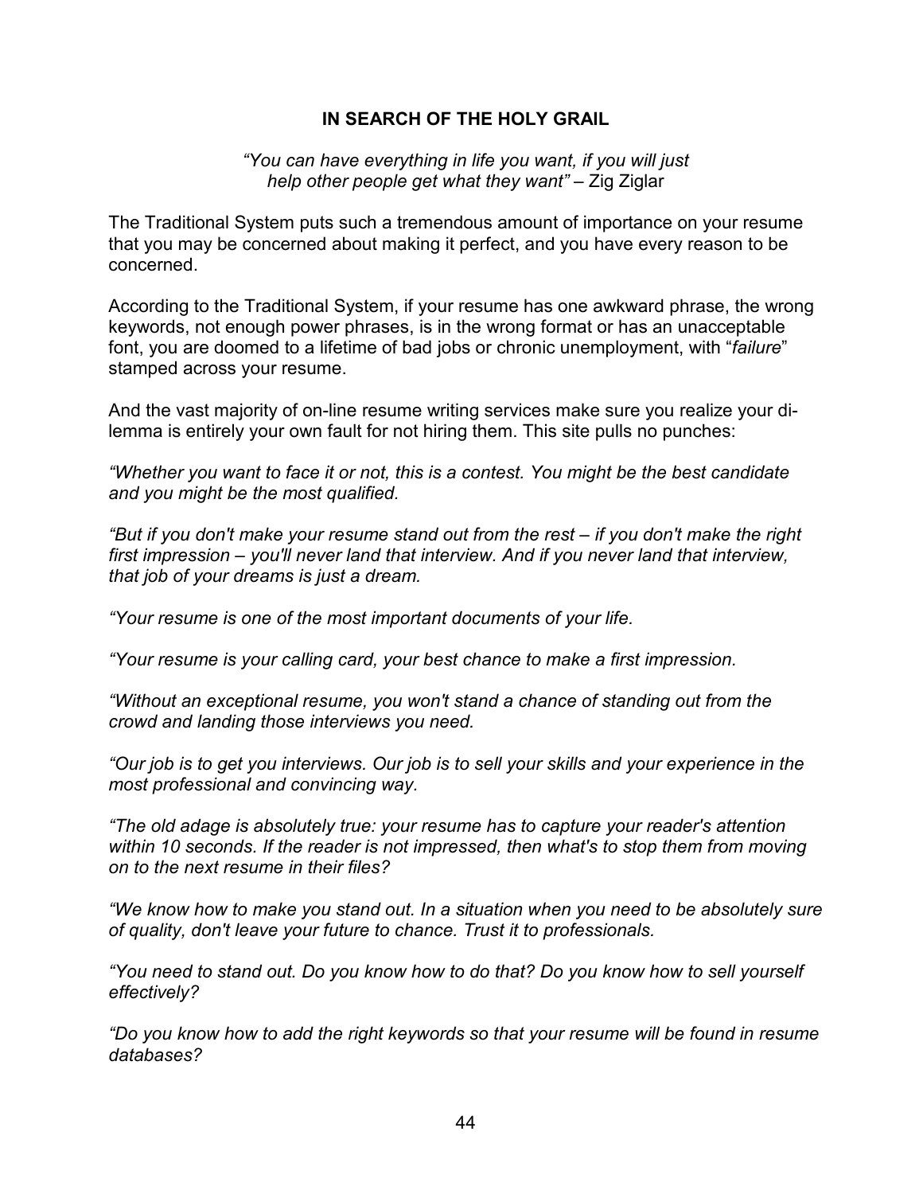## IN SEARCH OF THE HOLY GRAIL

*"You can have everything in life you want, if you will just help other people get what they want"* – Zig Ziglar

The Traditional System puts such a tremendous amount of importance on your resume that you may be concerned about making it perfect, and you have every reason to be concerned.

According to the Traditional System, if your resume has one awkward phrase, the wrong keywords, not enough power phrases, is in the wrong format or has an unacceptable font, you are doomed to a lifetime of bad jobs or chronic unemployment, with "*failure*" stamped across your resume.

And the vast majority of on-line resume writing services make sure you realize your dilemma is entirely your own fault for not hiring them. This site pulls no punches:

*"Whether you want to face it or not, this is a contest. You might be the best candidate and you might be the most qualified.*

*"But if you don't make your resume stand out from the rest – if you don't make the right first impression – you'll never land that interview. And if you never land that interview, that job of your dreams is just a dream.*

*"Your resume is one of the most important documents of your life.*

*"Your resume is your calling card, your best chance to make a first impression.*

*"Without an exceptional resume, you won't stand a chance of standing out from the crowd and landing those interviews you need.*

*"Our job is to get you interviews. Our job is to sell your skills and your experience in the most professional and convincing way.*

*"The old adage is absolutely true: your resume has to capture your reader's attention within 10 seconds. If the reader is not impressed, then what's to stop them from moving on to the next resume in their files?*

*"We know how to make you stand out. In a situation when you need to be absolutely sure of quality, don't leave your future to chance. Trust it to professionals.*

*"You need to stand out. Do you know how to do that? Do you know how to sell yourself effectively?*

*"Do you know how to add the right keywords so that your resume will be found in resume databases?*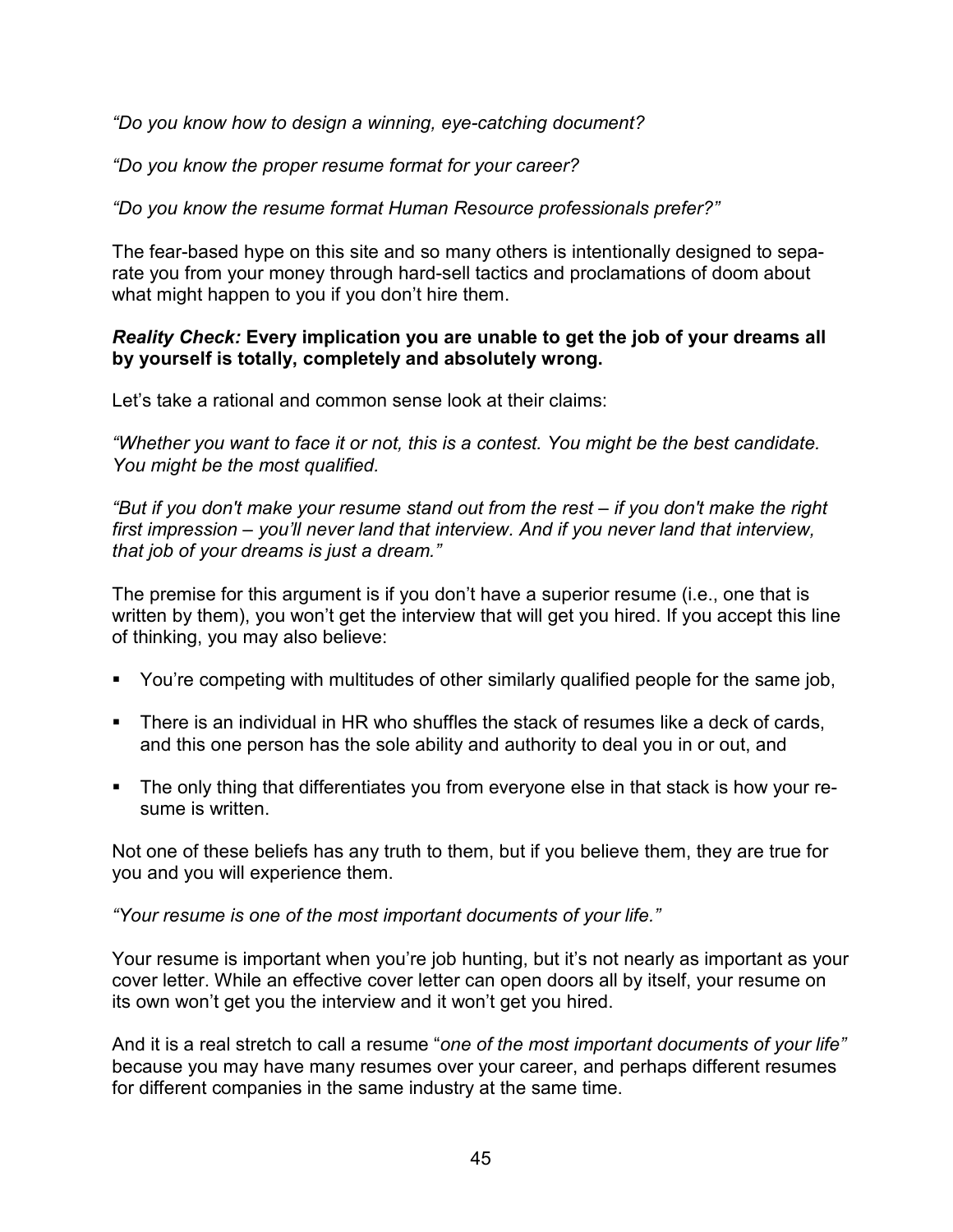*"Do you know how to design a winning, eye-catching document?*

*"Do you know the proper resume format for your career?*

*"Do you know the resume format Human Resource professionals prefer?"*

The fear-based hype on this site and so many others is intentionally designed to separate you from your money through hard-sell tactics and proclamations of doom about what might happen to you if you don't hire them.

***Reality Check:* Every implication you are unable to get the job of your dreams all by yourself is totally, completely and absolutely wrong.**

Let's take a rational and common sense look at their claims:

*"Whether you want to face it or not, this is a contest. You might be the best candidate. You might be the most qualified.*

*"But if you don't make your resume stand out from the rest – if you don't make the right first impression – you'll never land that interview. And if you never land that interview, that job of your dreams is just a dream."*

The premise for this argument is if you don't have a superior resume (i.e., one that is written by them), you won't get the interview that will get you hired. If you accept this line of thinking, you may also believe:

- You're competing with multitudes of other similarly qualified people for the same job,
- There is an individual in HR who shuffles the stack of resumes like a deck of cards, and this one person has the sole ability and authority to deal you in or out, and
- The only thing that differentiates you from everyone else in that stack is how your resume is written.

Not one of these beliefs has any truth to them, but if you believe them, they are true for you and you will experience them.

*"Your resume is one of the most important documents of your life."*

Your resume is important when you're job hunting, but it's not nearly as important as your cover letter. While an effective cover letter can open doors all by itself, your resume on its own won't get you the interview and it won't get you hired.

And it is a real stretch to call a resume "*one of the most important documents of your life"* because you may have many resumes over your career, and perhaps different resumes for different companies in the same industry at the same time.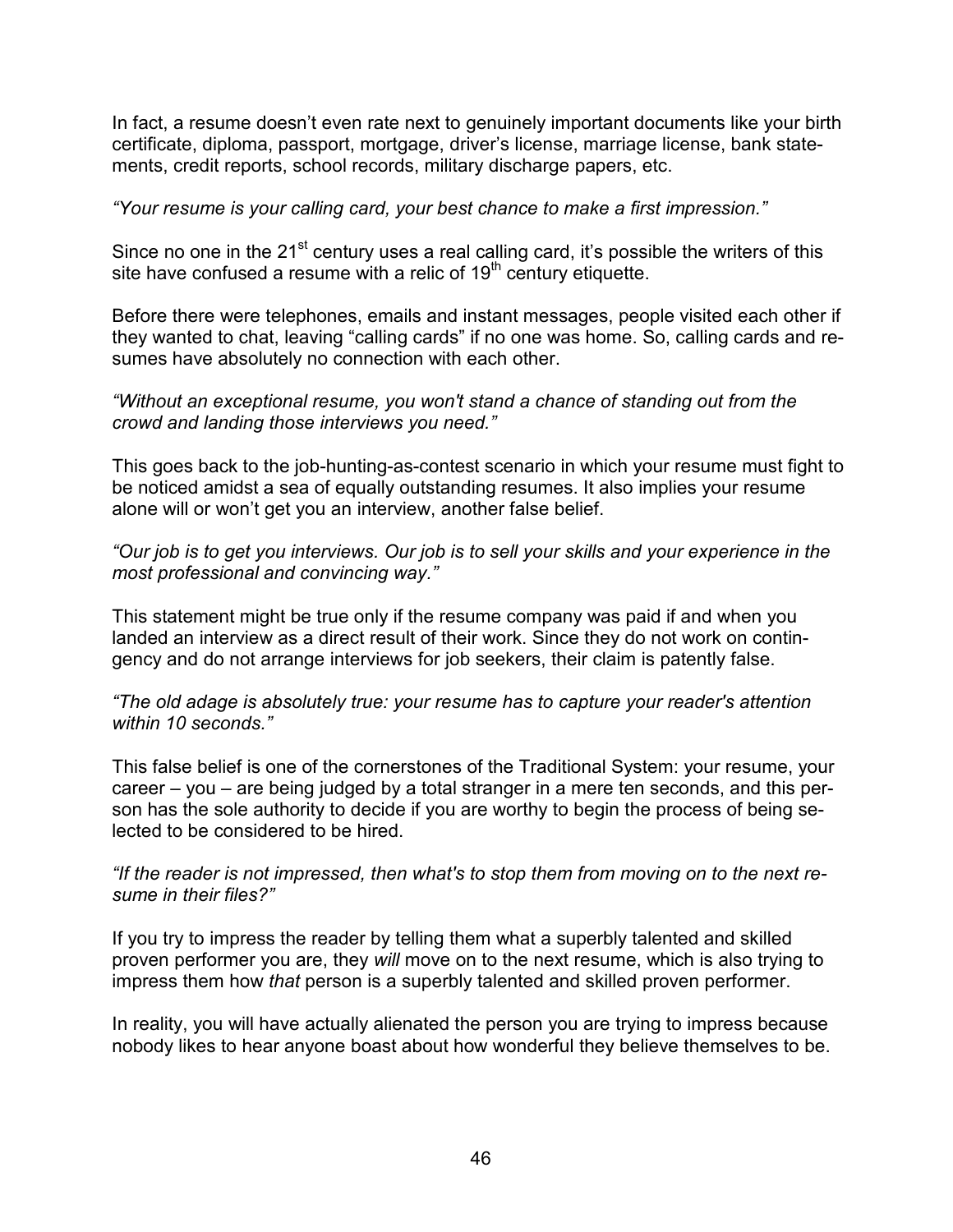In fact, a resume doesn't even rate next to genuinely important documents like your birth certificate, diploma, passport, mortgage, driver's license, marriage license, bank statements, credit reports, school records, military discharge papers, etc.

*"Your resume is your calling card, your best chance to make a first impression."*

Since no one in the 21st century uses a real calling card, it's possible the writers of this site have confused a resume with a relic of 19th century etiquette.

Before there were telephones, emails and instant messages, people visited each other if they wanted to chat, leaving "calling cards" if no one was home. So, calling cards and resumes have absolutely no connection with each other.

*"Without an exceptional resume, you won't stand a chance of standing out from the crowd and landing those interviews you need."*

This goes back to the job-hunting-as-contest scenario in which your resume must fight to be noticed amidst a sea of equally outstanding resumes. It also implies your resume alone will or won't get you an interview, another false belief.

*"Our job is to get you interviews. Our job is to sell your skills and your experience in the most professional and convincing way."*

This statement might be true only if the resume company was paid if and when you landed an interview as a direct result of their work. Since they do not work on contingency and do not arrange interviews for job seekers, their claim is patently false.

*"The old adage is absolutely true: your resume has to capture your reader's attention within 10 seconds."*

This false belief is one of the cornerstones of the Traditional System: your resume, your career – you – are being judged by a total stranger in a mere ten seconds, and this person has the sole authority to decide if you are worthy to begin the process of being selected to be considered to be hired.

*"If the reader is not impressed, then what's to stop them from moving on to the next resume in their files?"*

If you try to impress the reader by telling them what a superbly talented and skilled proven performer you are, they *will* move on to the next resume, which is also trying to impress them how *that* person is a superbly talented and skilled proven performer.

In reality, you will have actually alienated the person you are trying to impress because nobody likes to hear anyone boast about how wonderful they believe themselves to be.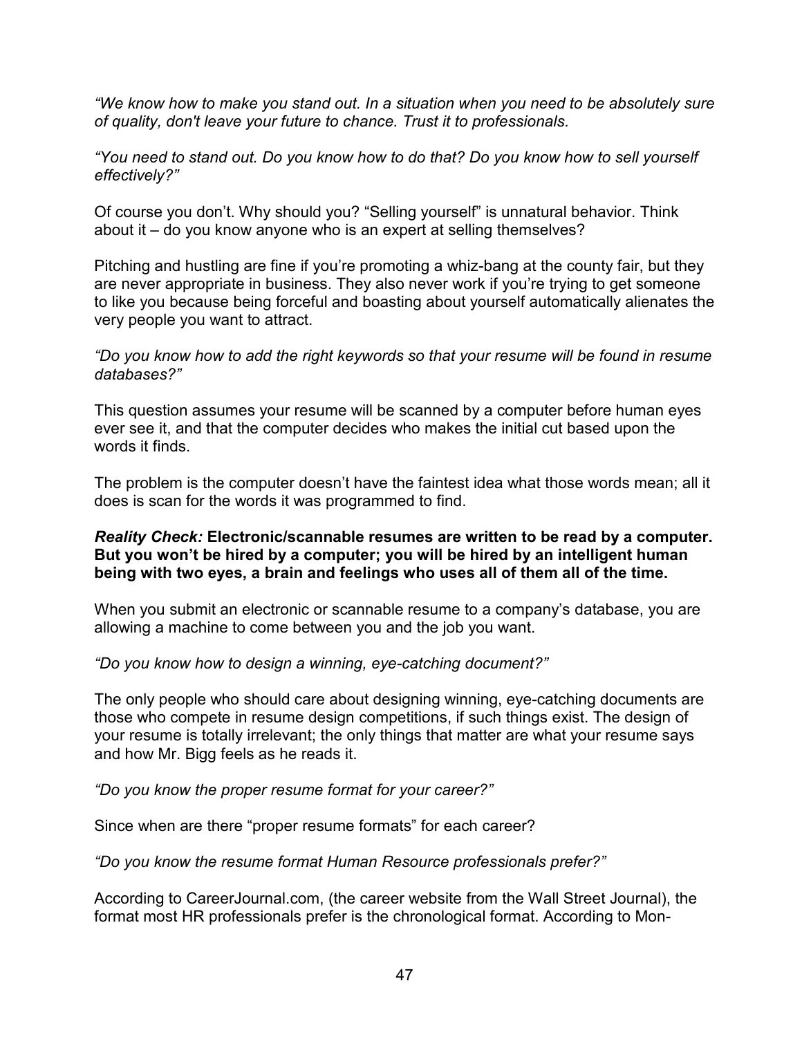*"We know how to make you stand out. In a situation when you need to be absolutely sure of quality, don't leave your future to chance. Trust it to professionals.*

*"You need to stand out. Do you know how to do that? Do you know how to sell yourself effectively?"*

Of course you don't. Why should you? "Selling yourself" is unnatural behavior. Think about it – do you know anyone who is an expert at selling themselves?

Pitching and hustling are fine if you're promoting a whiz-bang at the county fair, but they are never appropriate in business. They also never work if you're trying to get someone to like you because being forceful and boasting about yourself automatically alienates the very people you want to attract.

*"Do you know how to add the right keywords so that your resume will be found in resume databases?"*

This question assumes your resume will be scanned by a computer before human eyes ever see it, and that the computer decides who makes the initial cut based upon the words it finds.

The problem is the computer doesn't have the faintest idea what those words mean; all it does is scan for the words it was programmed to find.

***Reality Check:*** **Electronic/scannable resumes are written to be read by a computer. But you won't be hired by a computer; you will be hired by an intelligent human being with two eyes, a brain and feelings who uses all of them all of the time.**

When you submit an electronic or scannable resume to a company's database, you are allowing a machine to come between you and the job you want.

*"Do you know how to design a winning, eye-catching document?"*

The only people who should care about designing winning, eye-catching documents are those who compete in resume design competitions, if such things exist. The design of your resume is totally irrelevant; the only things that matter are what your resume says and how Mr. Bigg feels as he reads it.

*"Do you know the proper resume format for your career?"*

Since when are there "proper resume formats" for each career?

*"Do you know the resume format Human Resource professionals prefer?"*

According to CareerJournal.com, (the career website from the Wall Street Journal), the format most HR professionals prefer is the chronological format. According to Mon-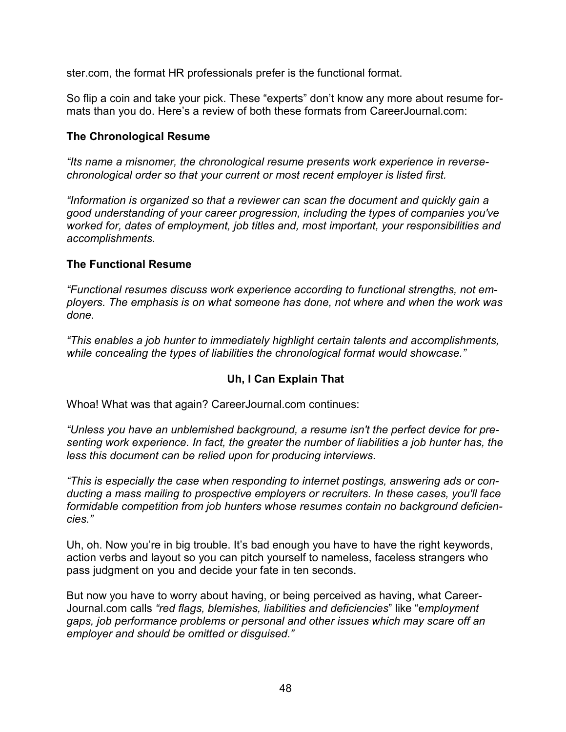ster.com, the format HR professionals prefer is the functional format.

So flip a coin and take your pick. These “experts” don’t know any more about resume formats than you do. Here’s a review of both these formats from CareerJournal.com:

**The Chronological Resume**

*“Its name a misnomer, the chronological resume presents work experience in reverse-chronological order so that your current or most recent employer is listed first.*

*“Information is organized so that a reviewer can scan the document and quickly gain a good understanding of your career progression, including the types of companies you've worked for, dates of employment, job titles and, most important, your responsibilities and accomplishments.*

**The Functional Resume**

*“Functional resumes discuss work experience according to functional strengths, not employers. The emphasis is on what someone has done, not where and when the work was done.*

*“This enables a job hunter to immediately highlight certain talents and accomplishments, while concealing the types of liabilities the chronological format would showcase.”*

## Uh, I Can Explain That

Whoa! What was that again? CareerJournal.com continues:

*“Unless you have an unblemished background, a resume isn't the perfect device for presenting work experience. In fact, the greater the number of liabilities a job hunter has, the less this document can be relied upon for producing interviews.*

*“This is especially the case when responding to internet postings, answering ads or conducting a mass mailing to prospective employers or recruiters. In these cases, you'll face formidable competition from job hunters whose resumes contain no background deficiencies.”*

Uh, oh. Now you’re in big trouble. It’s bad enough you have to have the right keywords, action verbs and layout so you can pitch yourself to nameless, faceless strangers who pass judgment on you and decide your fate in ten seconds.

But now you have to worry about having, or being perceived as having, what CareerJournal.com calls *“red flags, blemishes, liabilities and deficiencies*” like “*employment gaps, job performance problems or personal and other issues which may scare off an employer and should be omitted or disguised.”*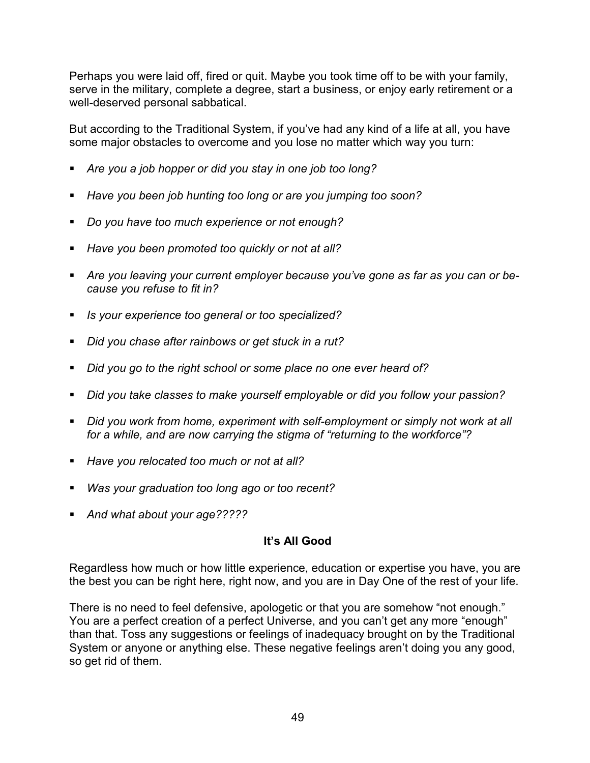Perhaps you were laid off, fired or quit. Maybe you took time off to be with your family, serve in the military, complete a degree, start a business, or enjoy early retirement or a well-deserved personal sabbatical.

But according to the Traditional System, if you've had any kind of a life at all, you have some major obstacles to overcome and you lose no matter which way you turn:

- *Are you a job hopper or did you stay in one job too long?*
- *Have you been job hunting too long or are you jumping too soon?*
- *Do you have too much experience or not enough?*
- *Have you been promoted too quickly or not at all?*
- *Are you leaving your current employer because you've gone as far as you can or because you refuse to fit in?*
- *Is your experience too general or too specialized?*
- *Did you chase after rainbows or get stuck in a rut?*
- *Did you go to the right school or some place no one ever heard of?*
- *Did you take classes to make yourself employable or did you follow your passion?*
- *Did you work from home, experiment with self-employment or simply not work at all for a while, and are now carrying the stigma of "returning to the workforce"?*
- *Have you relocated too much or not at all?*
- *Was your graduation too long ago or too recent?*
- *And what about your age?????*

## It's All Good

Regardless how much or how little experience, education or expertise you have, you are the best you can be right here, right now, and you are in Day One of the rest of your life.

There is no need to feel defensive, apologetic or that you are somehow "not enough." You are a perfect creation of a perfect Universe, and you can't get any more "enough" than that. Toss any suggestions or feelings of inadequacy brought on by the Traditional System or anyone or anything else. These negative feelings aren't doing you any good, so get rid of them.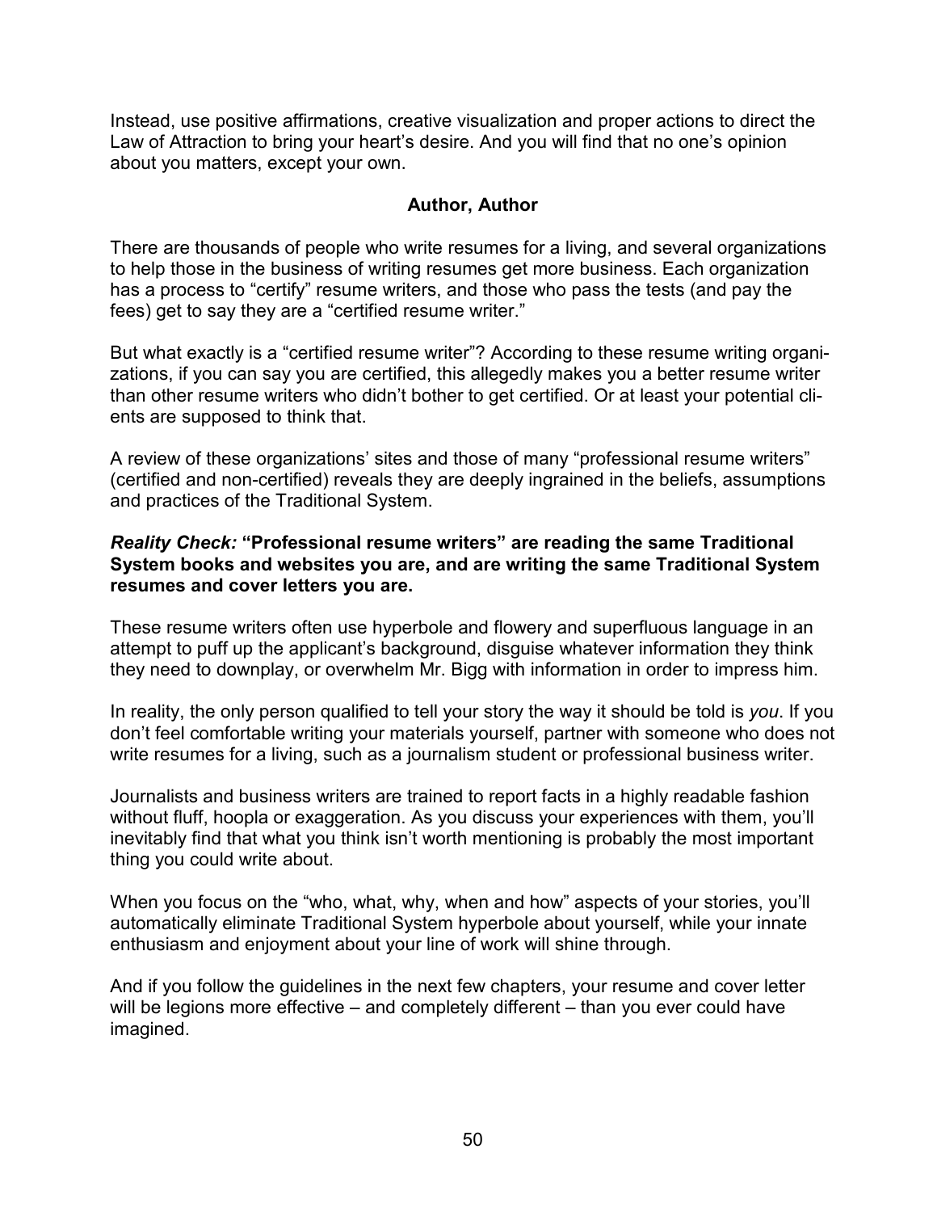Instead, use positive affirmations, creative visualization and proper actions to direct the Law of Attraction to bring your heart's desire. And you will find that no one's opinion about you matters, except your own.

## Author, Author

There are thousands of people who write resumes for a living, and several organizations to help those in the business of writing resumes get more business. Each organization has a process to "certify" resume writers, and those who pass the tests (and pay the fees) get to say they are a "certified resume writer."

But what exactly is a "certified resume writer"? According to these resume writing organizations, if you can say you are certified, this allegedly makes you a better resume writer than other resume writers who didn't bother to get certified. Or at least your potential clients are supposed to think that.

A review of these organizations' sites and those of many "professional resume writers" (certified and non-certified) reveals they are deeply ingrained in the beliefs, assumptions and practices of the Traditional System.

***Reality Check:*** **"Professional resume writers" are reading the same Traditional System books and websites you are, and are writing the same Traditional System resumes and cover letters you are.**

These resume writers often use hyperbole and flowery and superfluous language in an attempt to puff up the applicant's background, disguise whatever information they think they need to downplay, or overwhelm Mr. Bigg with information in order to impress him.

In reality, the only person qualified to tell your story the way it should be told is *you*. If you don't feel comfortable writing your materials yourself, partner with someone who does not write resumes for a living, such as a journalism student or professional business writer.

Journalists and business writers are trained to report facts in a highly readable fashion without fluff, hoopla or exaggeration. As you discuss your experiences with them, you'll inevitably find that what you think isn't worth mentioning is probably the most important thing you could write about.

When you focus on the "who, what, why, when and how" aspects of your stories, you'll automatically eliminate Traditional System hyperbole about yourself, while your innate enthusiasm and enjoyment about your line of work will shine through.

And if you follow the guidelines in the next few chapters, your resume and cover letter will be legions more effective – and completely different – than you ever could have imagined.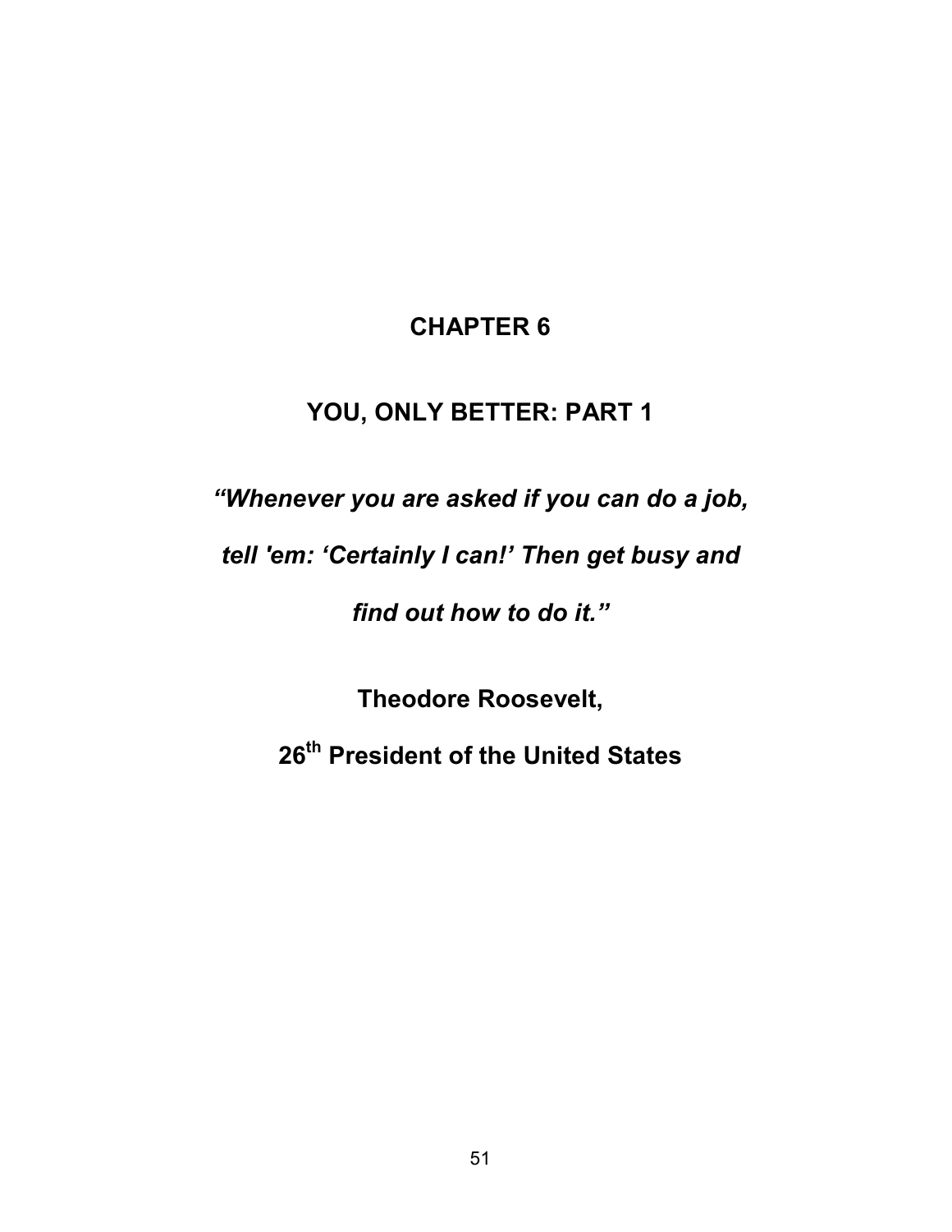# CHAPTER 6

## YOU, ONLY BETTER: PART 1

***"Whenever you are asked if you can do a job, tell 'em: 'Certainly I can!' Then get busy and find out how to do it."***

**Theodore Roosevelt,**

**26th President of the United States**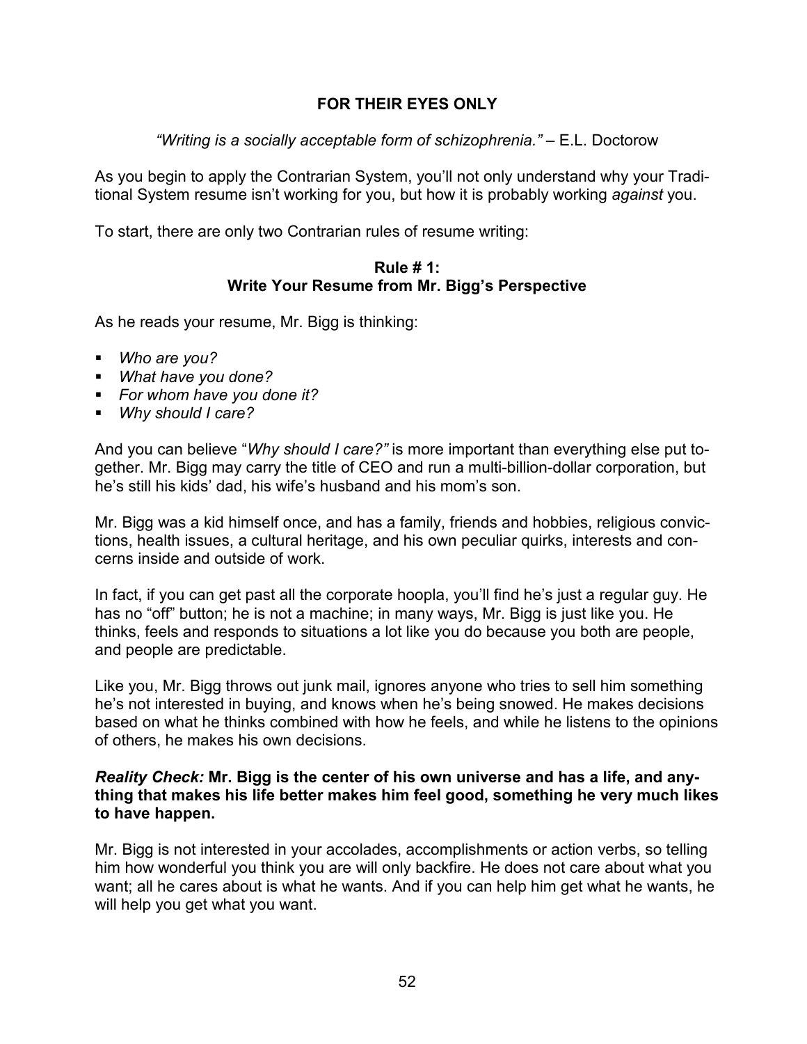## FOR THEIR EYES ONLY

*"Writing is a socially acceptable form of schizophrenia."* – E.L. Doctorow

As you begin to apply the Contrarian System, you'll not only understand why your Traditional System resume isn't working for you, but how it is probably working *against* you.

To start, there are only two Contrarian rules of resume writing:

### Rule # 1: Write Your Resume from Mr. Bigg's Perspective

As he reads your resume, Mr. Bigg is thinking:

- *Who are you?*
- *What have you done?*
- *For whom have you done it?*
- *Why should I care?*

And you can believe "*Why should I care?"* is more important than everything else put together. Mr. Bigg may carry the title of CEO and run a multi-billion-dollar corporation, but he's still his kids' dad, his wife's husband and his mom's son.

Mr. Bigg was a kid himself once, and has a family, friends and hobbies, religious convictions, health issues, a cultural heritage, and his own peculiar quirks, interests and concerns inside and outside of work.

In fact, if you can get past all the corporate hoopla, you'll find he's just a regular guy. He has no "off" button; he is not a machine; in many ways, Mr. Bigg is just like you. He thinks, feels and responds to situations a lot like you do because you both are people, and people are predictable.

Like you, Mr. Bigg throws out junk mail, ignores anyone who tries to sell him something he's not interested in buying, and knows when he's being snowed. He makes decisions based on what he thinks combined with how he feels, and while he listens to the opinions of others, he makes his own decisions.

***Reality Check:*** **Mr. Bigg is the center of his own universe and has a life, and anything that makes his life better makes him feel good, something he very much likes to have happen.**

Mr. Bigg is not interested in your accolades, accomplishments or action verbs, so telling him how wonderful you think you are will only backfire. He does not care about what you want; all he cares about is what he wants. And if you can help him get what he wants, he will help you get what you want.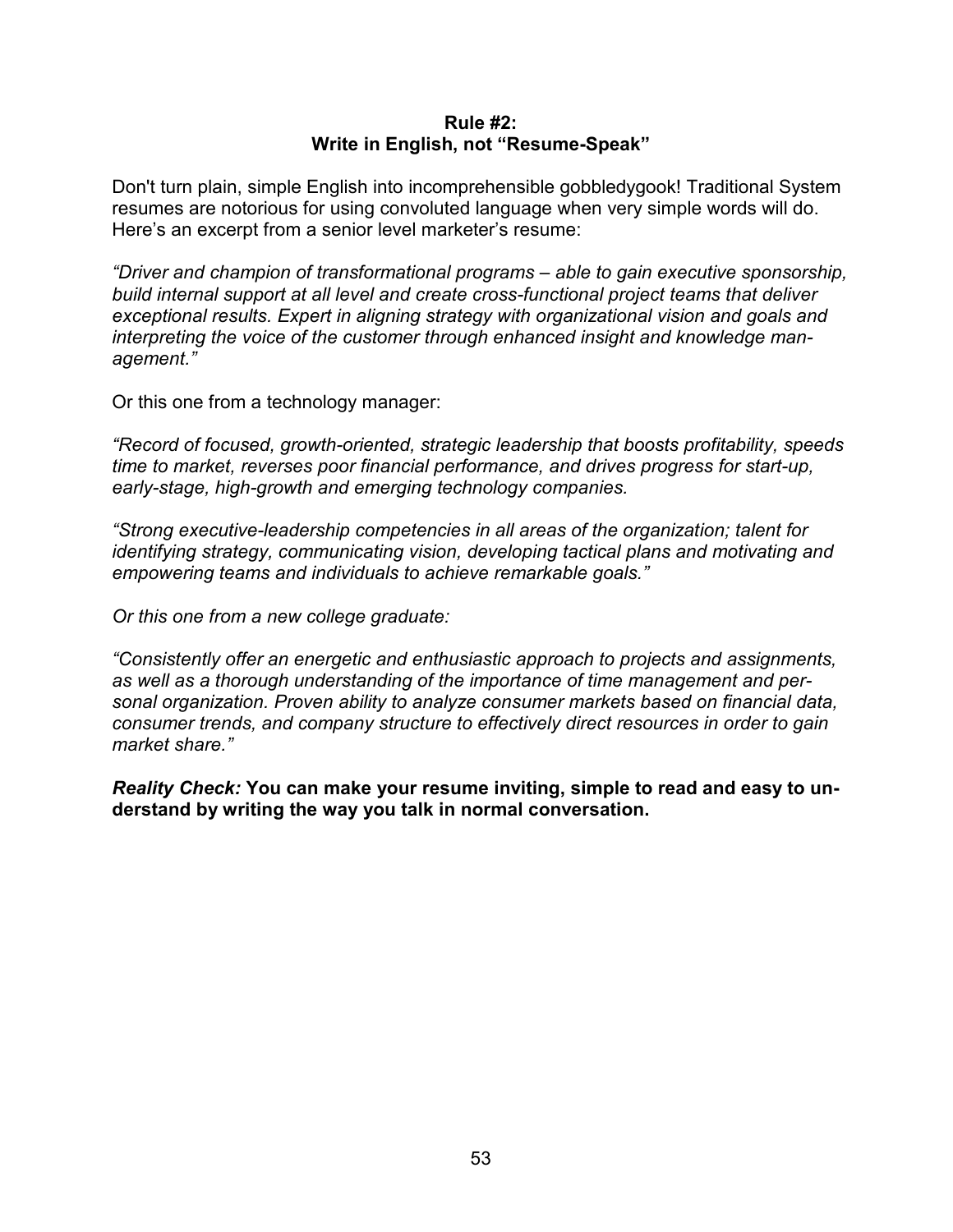## Rule #2:
## Write in English, not "Resume-Speak"

Don't turn plain, simple English into incomprehensible gobbledygook! Traditional System resumes are notorious for using convoluted language when very simple words will do. Here's an excerpt from a senior level marketer's resume:

*"Driver and champion of transformational programs – able to gain executive sponsorship, build internal support at all level and create cross-functional project teams that deliver exceptional results. Expert in aligning strategy with organizational vision and goals and interpreting the voice of the customer through enhanced insight and knowledge management."*

Or this one from a technology manager:

*"Record of focused, growth-oriented, strategic leadership that boosts profitability, speeds time to market, reverses poor financial performance, and drives progress for start-up, early-stage, high-growth and emerging technology companies.*

*"Strong executive-leadership competencies in all areas of the organization; talent for identifying strategy, communicating vision, developing tactical plans and motivating and empowering teams and individuals to achieve remarkable goals."*

*Or this one from a new college graduate:*

*"Consistently offer an energetic and enthusiastic approach to projects and assignments, as well as a thorough understanding of the importance of time management and personal organization. Proven ability to analyze consumer markets based on financial data, consumer trends, and company structure to effectively direct resources in order to gain market share."*

***Reality Check:*** **You can make your resume inviting, simple to read and easy to understand by writing the way you talk in normal conversation.**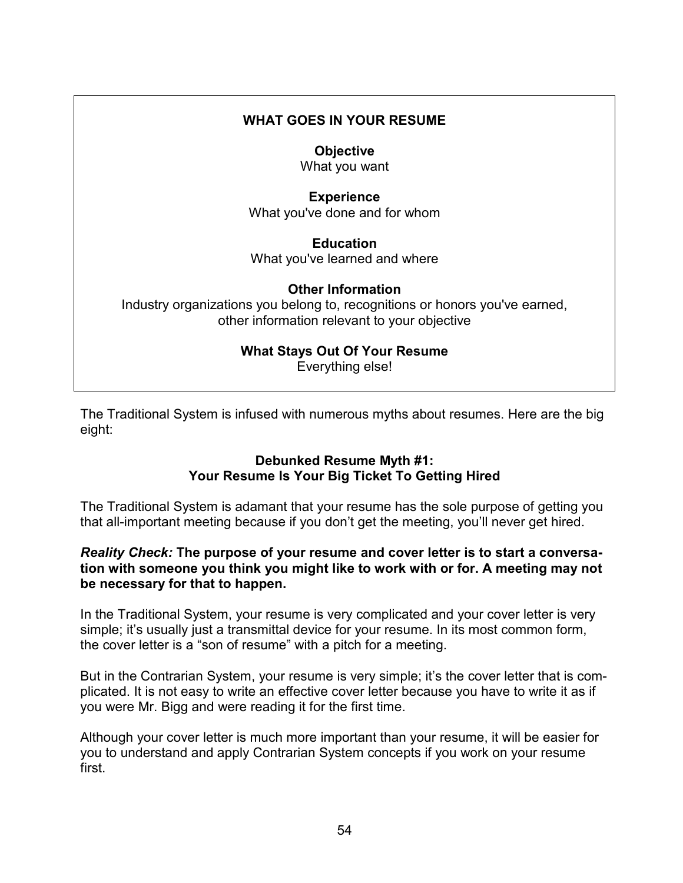**WHAT GOES IN YOUR RESUME**

**Objective**
What you want

**Experience**
What you've done and for whom

**Education**
What you've learned and where

**Other Information**
Industry organizations you belong to, recognitions or honors you've earned, other information relevant to your objective

**What Stays Out Of Your Resume**
Everything else!

The Traditional System is infused with numerous myths about resumes. Here are the big eight:

### Debunked Resume Myth #1: Your Resume Is Your Big Ticket To Getting Hired

The Traditional System is adamant that your resume has the sole purpose of getting you that all-important meeting because if you don't get the meeting, you'll never get hired.

***Reality Check:*** **The purpose of your resume and cover letter is to start a conversation with someone you think you might like to work with or for. A meeting may not be necessary for that to happen.**

In the Traditional System, your resume is very complicated and your cover letter is very simple; it's usually just a transmittal device for your resume. In its most common form, the cover letter is a "son of resume" with a pitch for a meeting.

But in the Contrarian System, your resume is very simple; it's the cover letter that is complicated. It is not easy to write an effective cover letter because you have to write it as if you were Mr. Bigg and were reading it for the first time.

Although your cover letter is much more important than your resume, it will be easier for you to understand and apply Contrarian System concepts if you work on your resume first.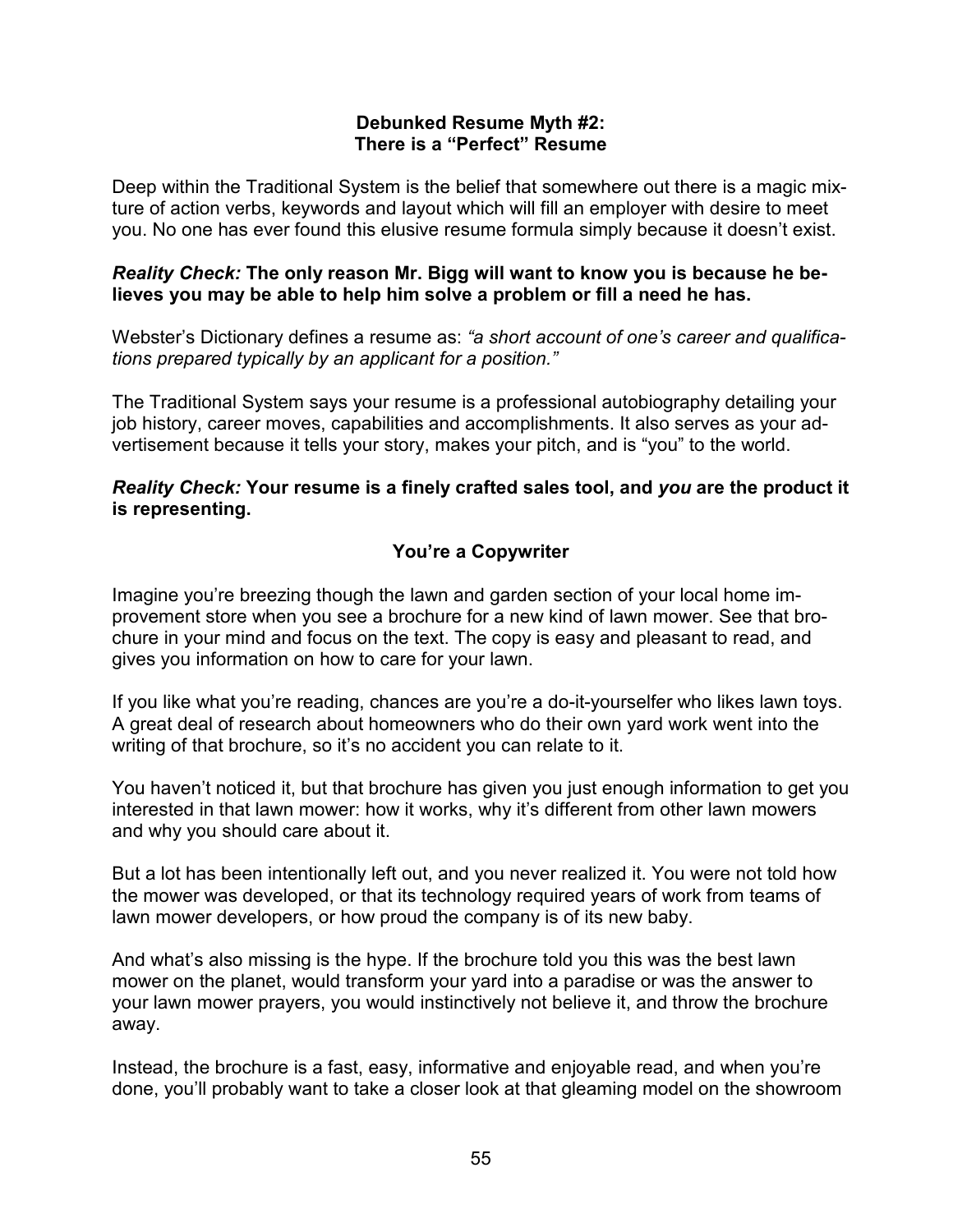### Debunked Resume Myth #2: There is a "Perfect" Resume

Deep within the Traditional System is the belief that somewhere out there is a magic mixture of action verbs, keywords and layout which will fill an employer with desire to meet you. No one has ever found this elusive resume formula simply because it doesn't exist.

***Reality Check:*** **The only reason Mr. Bigg will want to know you is because he believes you may be able to help him solve a problem or fill a need he has.**

Webster's Dictionary defines a resume as: *"a short account of one's career and qualifications prepared typically by an applicant for a position."*

The Traditional System says your resume is a professional autobiography detailing your job history, career moves, capabilities and accomplishments. It also serves as your advertisement because it tells your story, makes your pitch, and is "you" to the world.

***Reality Check:*** **Your resume is a finely crafted sales tool, and *you* are the product it is representing.**

### You're a Copywriter

Imagine you're breezing though the lawn and garden section of your local home improvement store when you see a brochure for a new kind of lawn mower. See that brochure in your mind and focus on the text. The copy is easy and pleasant to read, and gives you information on how to care for your lawn.

If you like what you're reading, chances are you're a do-it-yourselfer who likes lawn toys. A great deal of research about homeowners who do their own yard work went into the writing of that brochure, so it's no accident you can relate to it.

You haven't noticed it, but that brochure has given you just enough information to get you interested in that lawn mower: how it works, why it's different from other lawn mowers and why you should care about it.

But a lot has been intentionally left out, and you never realized it. You were not told how the mower was developed, or that its technology required years of work from teams of lawn mower developers, or how proud the company is of its new baby.

And what's also missing is the hype. If the brochure told you this was the best lawn mower on the planet, would transform your yard into a paradise or was the answer to your lawn mower prayers, you would instinctively not believe it, and throw the brochure away.

Instead, the brochure is a fast, easy, informative and enjoyable read, and when you're done, you'll probably want to take a closer look at that gleaming model on the showroom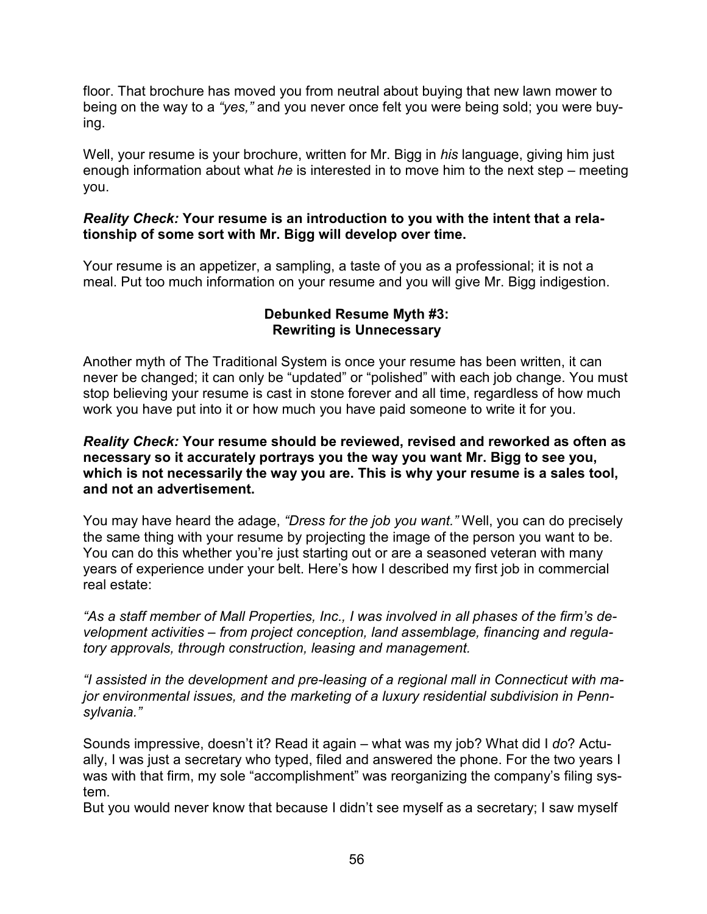floor. That brochure has moved you from neutral about buying that new lawn mower to being on the way to a *"yes,"* and you never once felt you were being sold; you were buying.

Well, your resume is your brochure, written for Mr. Bigg in *his* language, giving him just enough information about what *he* is interested in to move him to the next step – meeting you.

***Reality Check:*** **Your resume is an introduction to you with the intent that a relationship of some sort with Mr. Bigg will develop over time.**

Your resume is an appetizer, a sampling, a taste of you as a professional; it is not a meal. Put too much information on your resume and you will give Mr. Bigg indigestion.

### Debunked Resume Myth #3: Rewriting is Unnecessary

Another myth of The Traditional System is once your resume has been written, it can never be changed; it can only be "updated" or "polished" with each job change. You must stop believing your resume is cast in stone forever and all time, regardless of how much work you have put into it or how much you have paid someone to write it for you.

***Reality Check:*** **Your resume should be reviewed, revised and reworked as often as necessary so it accurately portrays you the way you want Mr. Bigg to see you, which is not necessarily the way you are. This is why your resume is a sales tool, and not an advertisement.**

You may have heard the adage, *"Dress for the job you want."* Well, you can do precisely the same thing with your resume by projecting the image of the person you want to be. You can do this whether you're just starting out or are a seasoned veteran with many years of experience under your belt. Here's how I described my first job in commercial real estate:

*"As a staff member of Mall Properties, Inc., I was involved in all phases of the firm's development activities – from project conception, land assemblage, financing and regulatory approvals, through construction, leasing and management.*

*"I assisted in the development and pre-leasing of a regional mall in Connecticut with major environmental issues, and the marketing of a luxury residential subdivision in Pennsylvania."*

Sounds impressive, doesn't it? Read it again – what was my job? What did I *do*? Actually, I was just a secretary who typed, filed and answered the phone. For the two years I was with that firm, my sole "accomplishment" was reorganizing the company's filing system.

But you would never know that because I didn't see myself as a secretary; I saw myself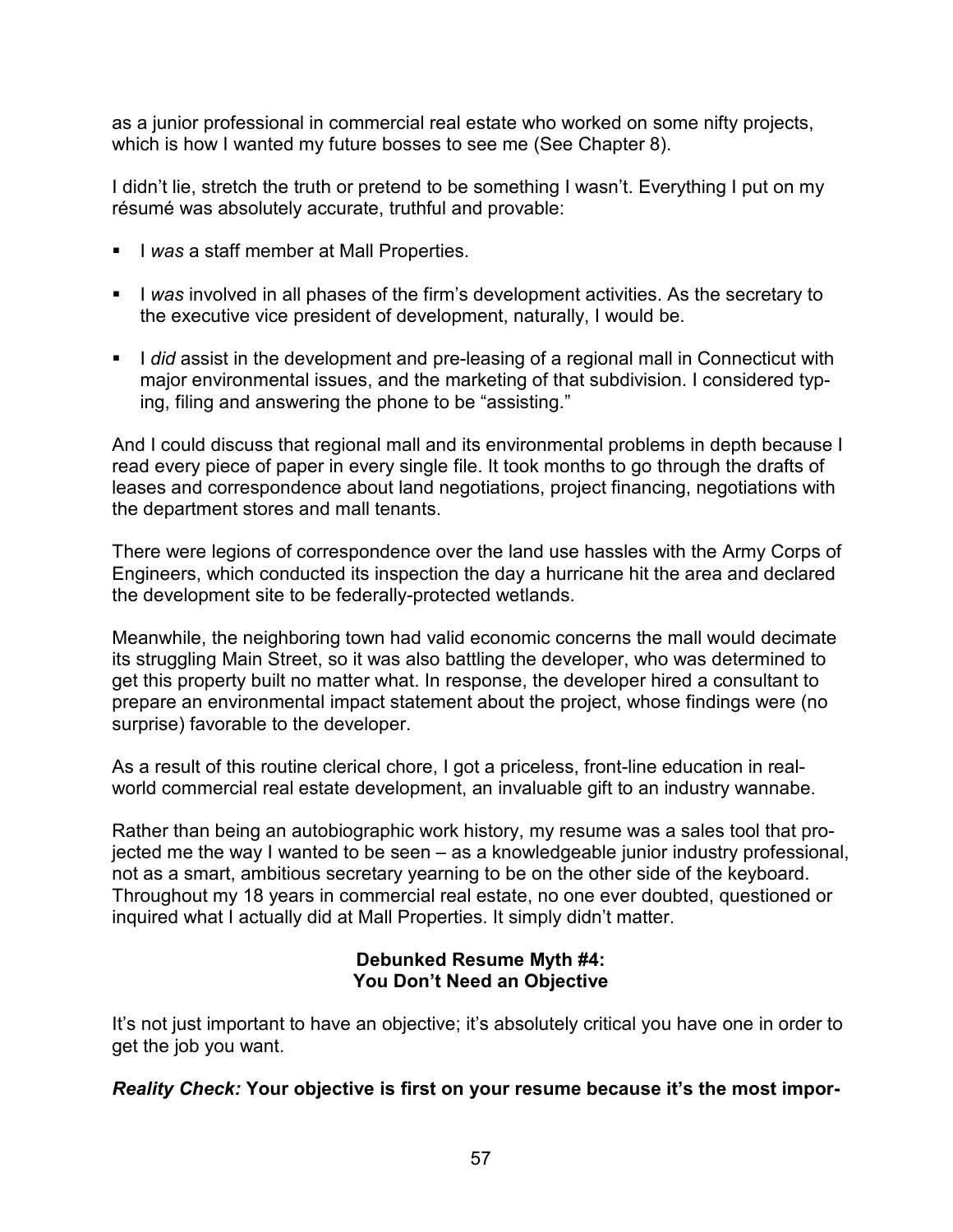as a junior professional in commercial real estate who worked on some nifty projects, which is how I wanted my future bosses to see me (See Chapter 8).

I didn't lie, stretch the truth or pretend to be something I wasn't. Everything I put on my résumé was absolutely accurate, truthful and provable:

- I *was* a staff member at Mall Properties.
- I *was* involved in all phases of the firm's development activities. As the secretary to the executive vice president of development, naturally, I would be.
- I *did* assist in the development and pre-leasing of a regional mall in Connecticut with major environmental issues, and the marketing of that subdivision. I considered typing, filing and answering the phone to be "assisting."

And I could discuss that regional mall and its environmental problems in depth because I read every piece of paper in every single file. It took months to go through the drafts of leases and correspondence about land negotiations, project financing, negotiations with the department stores and mall tenants.

There were legions of correspondence over the land use hassles with the Army Corps of Engineers, which conducted its inspection the day a hurricane hit the area and declared the development site to be federally-protected wetlands.

Meanwhile, the neighboring town had valid economic concerns the mall would decimate its struggling Main Street, so it was also battling the developer, who was determined to get this property built no matter what. In response, the developer hired a consultant to prepare an environmental impact statement about the project, whose findings were (no surprise) favorable to the developer.

As a result of this routine clerical chore, I got a priceless, front-line education in real-world commercial real estate development, an invaluable gift to an industry wannabe.

Rather than being an autobiographic work history, my resume was a sales tool that projected me the way I wanted to be seen – as a knowledgeable junior industry professional, not as a smart, ambitious secretary yearning to be on the other side of the keyboard. Throughout my 18 years in commercial real estate, no one ever doubted, questioned or inquired what I actually did at Mall Properties. It simply didn't matter.

**Debunked Resume Myth #4:**
**You Don't Need an Objective**

It's not just important to have an objective; it's absolutely critical you have one in order to get the job you want.

***Reality Check:*** **Your objective is first on your resume because it's the most impor-**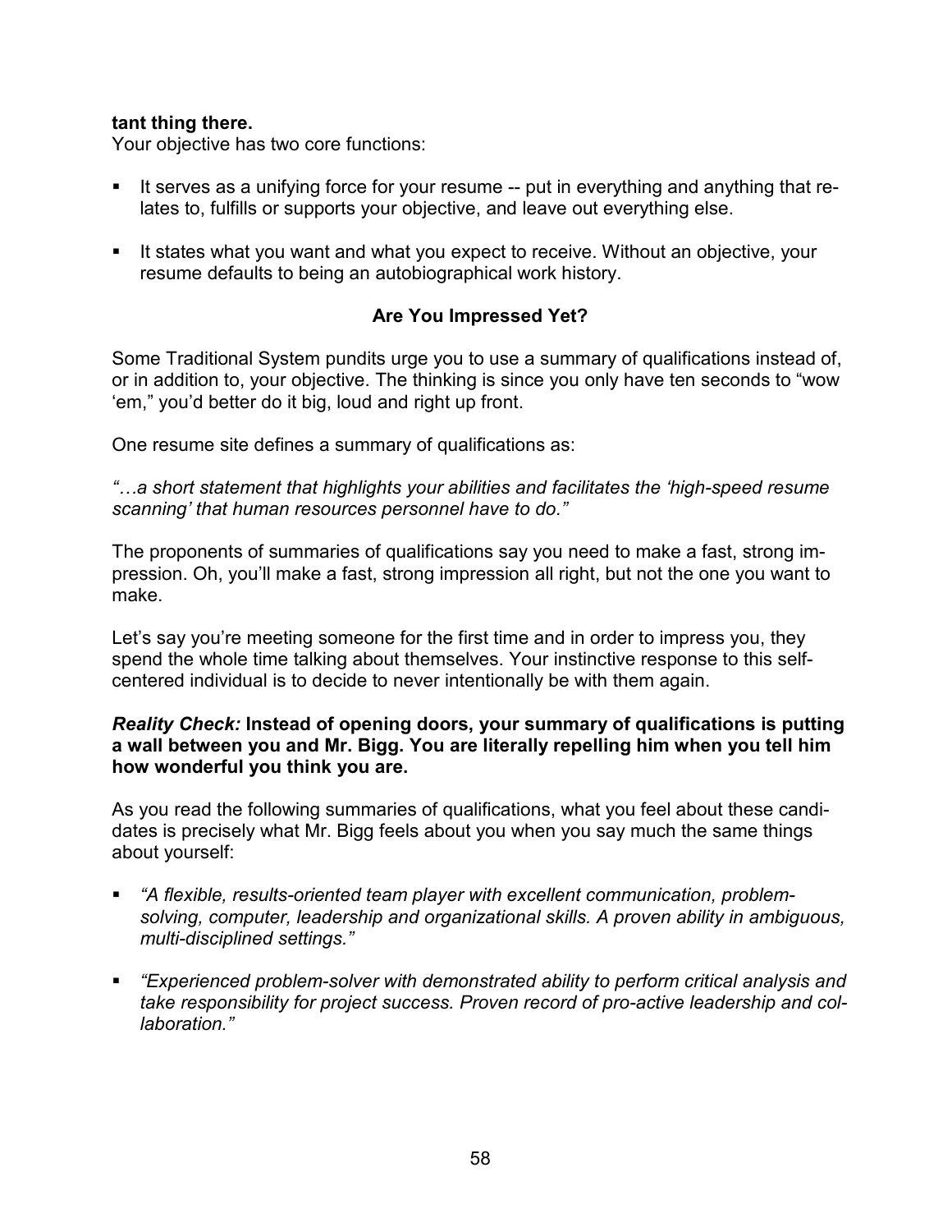**tant thing there.**
Your objective has two core functions:

- It serves as a unifying force for your resume -- put in everything and anything that relates to, fulfills or supports your objective, and leave out everything else.

- It states what you want and what you expect to receive. Without an objective, your resume defaults to being an autobiographical work history.

### Are You Impressed Yet?

Some Traditional System pundits urge you to use a summary of qualifications instead of, or in addition to, your objective. The thinking is since you only have ten seconds to "wow 'em," you'd better do it big, loud and right up front.

One resume site defines a summary of qualifications as:

*"…a short statement that highlights your abilities and facilitates the 'high-speed resume scanning' that human resources personnel have to do."*

The proponents of summaries of qualifications say you need to make a fast, strong impression. Oh, you'll make a fast, strong impression all right, but not the one you want to make.

Let's say you're meeting someone for the first time and in order to impress you, they spend the whole time talking about themselves. Your instinctive response to this self-centered individual is to decide to never intentionally be with them again.

***Reality Check:* Instead of opening doors, your summary of qualifications is putting a wall between you and Mr. Bigg. You are literally repelling him when you tell him how wonderful you think you are.**

As you read the following summaries of qualifications, what you feel about these candidates is precisely what Mr. Bigg feels about you when you say much the same things about yourself:

- *"A flexible, results-oriented team player with excellent communication, problem-solving, computer, leadership and organizational skills. A proven ability in ambiguous, multi-disciplined settings."*

- *"Experienced problem-solver with demonstrated ability to perform critical analysis and take responsibility for project success. Proven record of pro-active leadership and collaboration."*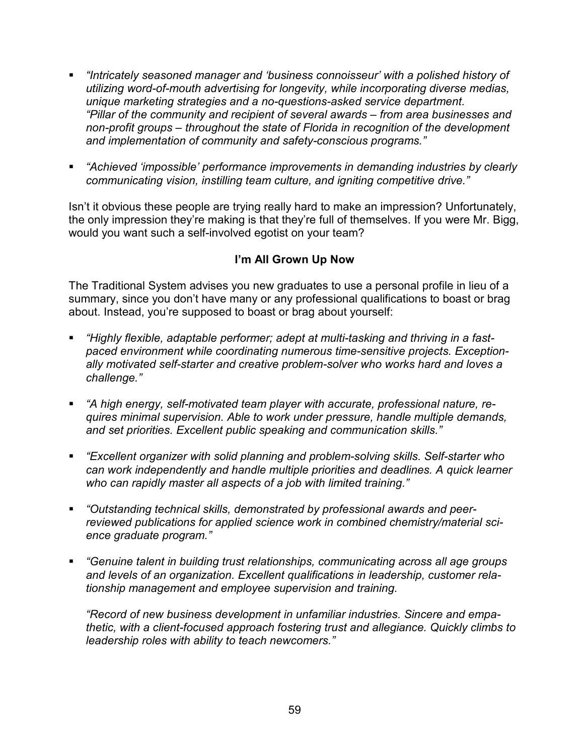- *"Intricately seasoned manager and 'business connoisseur' with a polished history of utilizing word-of-mouth advertising for longevity, while incorporating diverse medias, unique marketing strategies and a no-questions-asked service department. "Pillar of the community and recipient of several awards – from area businesses and non-profit groups – throughout the state of Florida in recognition of the development and implementation of community and safety-conscious programs."*

- *"Achieved 'impossible' performance improvements in demanding industries by clearly communicating vision, instilling team culture, and igniting competitive drive."*

Isn't it obvious these people are trying really hard to make an impression? Unfortunately, the only impression they're making is that they're full of themselves. If you were Mr. Bigg, would you want such a self-involved egotist on your team?

**I'm All Grown Up Now**

The Traditional System advises you new graduates to use a personal profile in lieu of a summary, since you don't have many or any professional qualifications to boast or brag about. Instead, you're supposed to boast or brag about yourself:

- *"Highly flexible, adaptable performer; adept at multi-tasking and thriving in a fast-paced environment while coordinating numerous time-sensitive projects. Exceptionally motivated self-starter and creative problem-solver who works hard and loves a challenge."*

- *"A high energy, self-motivated team player with accurate, professional nature, requires minimal supervision. Able to work under pressure, handle multiple demands, and set priorities. Excellent public speaking and communication skills."*

- *"Excellent organizer with solid planning and problem-solving skills. Self-starter who can work independently and handle multiple priorities and deadlines. A quick learner who can rapidly master all aspects of a job with limited training."*

- *"Outstanding technical skills, demonstrated by professional awards and peer-reviewed publications for applied science work in combined chemistry/material science graduate program."*

- *"Genuine talent in building trust relationships, communicating across all age groups and levels of an organization. Excellent qualifications in leadership, customer relationship management and employee supervision and training.*

  *"Record of new business development in unfamiliar industries. Sincere and empathetic, with a client-focused approach fostering trust and allegiance. Quickly climbs to leadership roles with ability to teach newcomers."*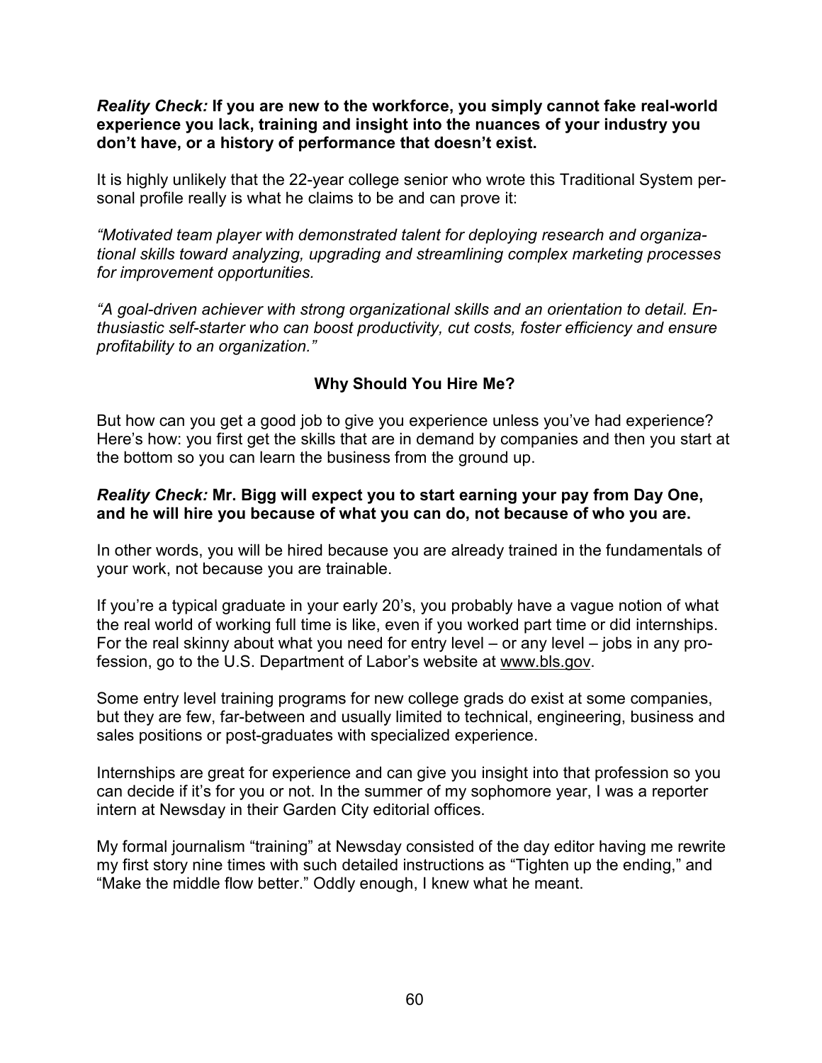***Reality Check:*** **If you are new to the workforce, you simply cannot fake real-world experience you lack, training and insight into the nuances of your industry you don't have, or a history of performance that doesn't exist.**

It is highly unlikely that the 22-year college senior who wrote this Traditional System personal profile really is what he claims to be and can prove it:

*"Motivated team player with demonstrated talent for deploying research and organizational skills toward analyzing, upgrading and streamlining complex marketing processes for improvement opportunities.*

*"A goal-driven achiever with strong organizational skills and an orientation to detail. Enthusiastic self-starter who can boost productivity, cut costs, foster efficiency and ensure profitability to an organization."*

### Why Should You Hire Me?

But how can you get a good job to give you experience unless you've had experience? Here's how: you first get the skills that are in demand by companies and then you start at the bottom so you can learn the business from the ground up.

***Reality Check:*** **Mr. Bigg will expect you to start earning your pay from Day One, and he will hire you because of what you can do, not because of who you are.**

In other words, you will be hired because you are already trained in the fundamentals of your work, not because you are trainable.

If you're a typical graduate in your early 20's, you probably have a vague notion of what the real world of working full time is like, even if you worked part time or did internships. For the real skinny about what you need for entry level – or any level – jobs in any profession, go to the U.S. Department of Labor's website at www.bls.gov.

Some entry level training programs for new college grads do exist at some companies, but they are few, far-between and usually limited to technical, engineering, business and sales positions or post-graduates with specialized experience.

Internships are great for experience and can give you insight into that profession so you can decide if it's for you or not. In the summer of my sophomore year, I was a reporter intern at Newsday in their Garden City editorial offices.

My formal journalism "training" at Newsday consisted of the day editor having me rewrite my first story nine times with such detailed instructions as "Tighten up the ending," and "Make the middle flow better." Oddly enough, I knew what he meant.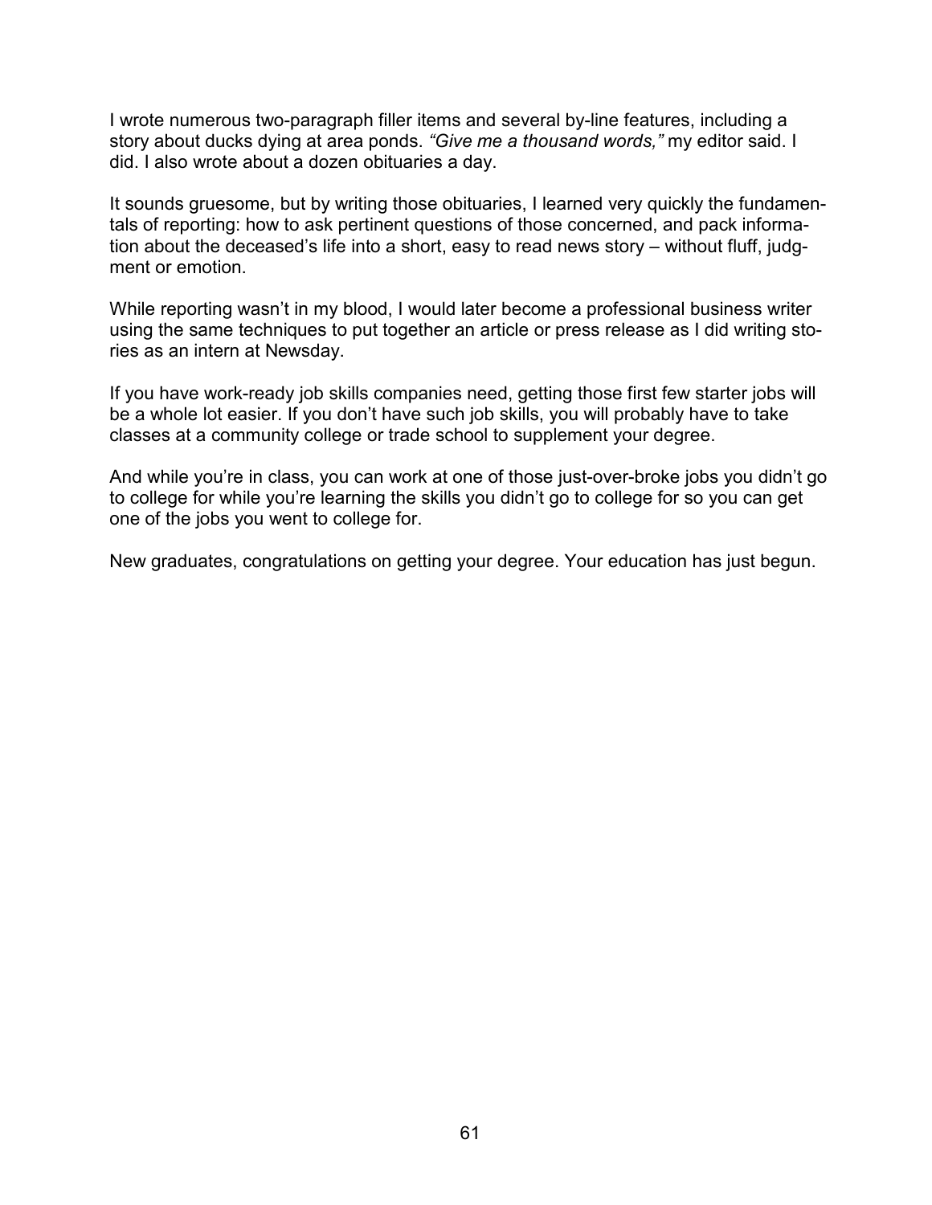I wrote numerous two-paragraph filler items and several by-line features, including a story about ducks dying at area ponds. *"Give me a thousand words,"* my editor said. I did. I also wrote about a dozen obituaries a day.

It sounds gruesome, but by writing those obituaries, I learned very quickly the fundamentals of reporting: how to ask pertinent questions of those concerned, and pack information about the deceased's life into a short, easy to read news story – without fluff, judgment or emotion.

While reporting wasn't in my blood, I would later become a professional business writer using the same techniques to put together an article or press release as I did writing stories as an intern at Newsday.

If you have work-ready job skills companies need, getting those first few starter jobs will be a whole lot easier. If you don't have such job skills, you will probably have to take classes at a community college or trade school to supplement your degree.

And while you're in class, you can work at one of those just-over-broke jobs you didn't go to college for while you're learning the skills you didn't go to college for so you can get one of the jobs you went to college for.

New graduates, congratulations on getting your degree. Your education has just begun.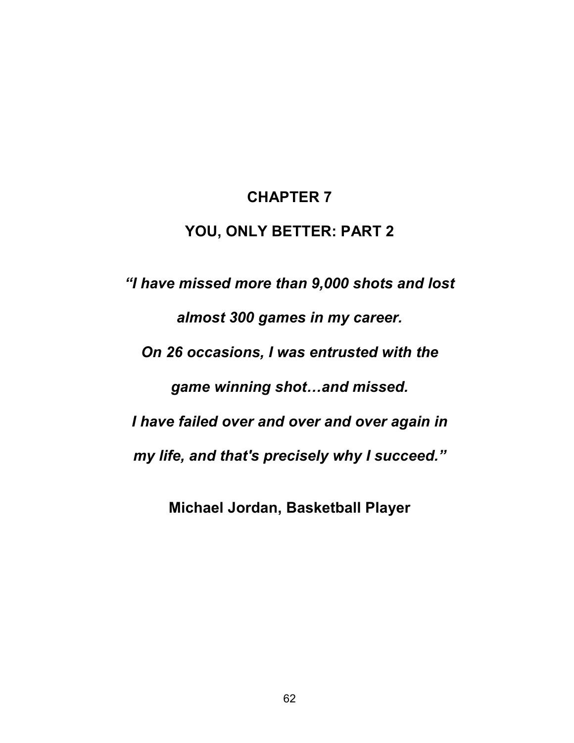# CHAPTER 7

# YOU, ONLY BETTER: PART 2

***"I have missed more than 9,000 shots and lost almost 300 games in my career. On 26 occasions, I was entrusted with the game winning shot…and missed. I have failed over and over and over again in my life, and that's precisely why I succeed."***

**Michael Jordan, Basketball Player**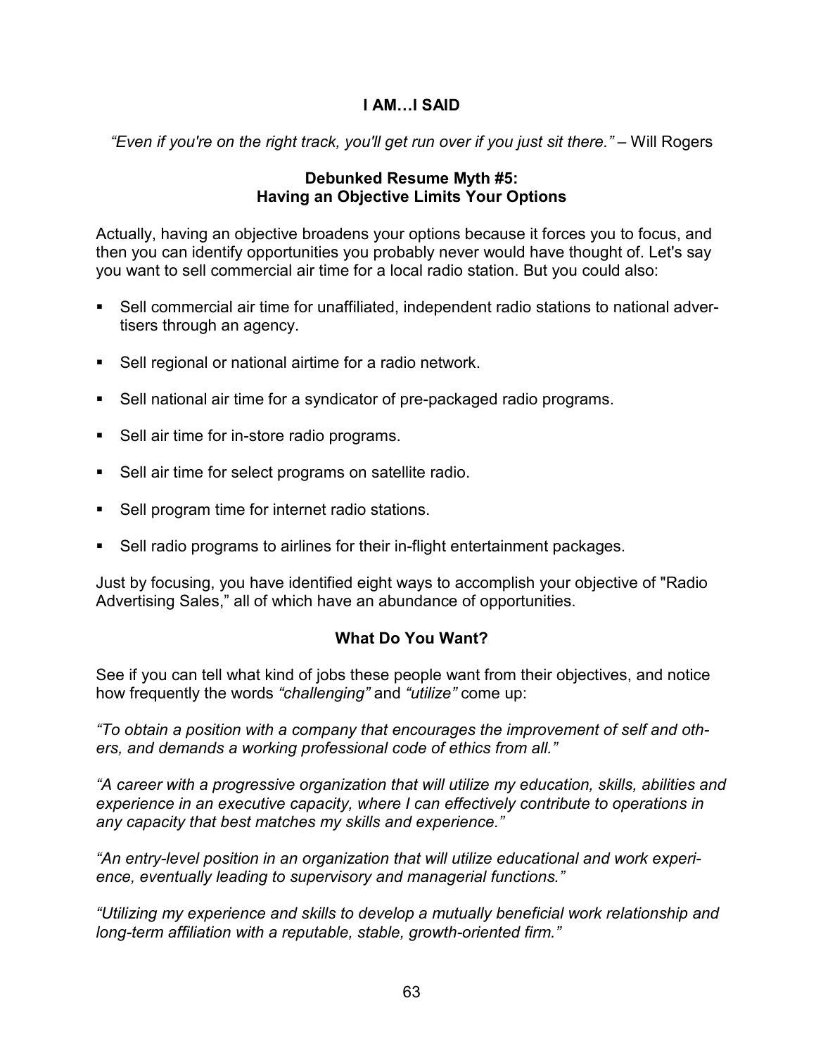## I AM…I SAID

*"Even if you're on the right track, you'll get run over if you just sit there."* – Will Rogers

### Debunked Resume Myth #5: Having an Objective Limits Your Options

Actually, having an objective broadens your options because it forces you to focus, and then you can identify opportunities you probably never would have thought of. Let's say you want to sell commercial air time for a local radio station. But you could also:

- Sell commercial air time for unaffiliated, independent radio stations to national advertisers through an agency.
- Sell regional or national airtime for a radio network.
- Sell national air time for a syndicator of pre-packaged radio programs.
- Sell air time for in-store radio programs.
- Sell air time for select programs on satellite radio.
- Sell program time for internet radio stations.
- Sell radio programs to airlines for their in-flight entertainment packages.

Just by focusing, you have identified eight ways to accomplish your objective of "Radio Advertising Sales," all of which have an abundance of opportunities.

### What Do You Want?

See if you can tell what kind of jobs these people want from their objectives, and notice how frequently the words *"challenging"* and *"utilize"* come up:

*"To obtain a position with a company that encourages the improvement of self and others, and demands a working professional code of ethics from all."*

*"A career with a progressive organization that will utilize my education, skills, abilities and experience in an executive capacity, where I can effectively contribute to operations in any capacity that best matches my skills and experience."*

*"An entry-level position in an organization that will utilize educational and work experience, eventually leading to supervisory and managerial functions."*

*"Utilizing my experience and skills to develop a mutually beneficial work relationship and long-term affiliation with a reputable, stable, growth-oriented firm."*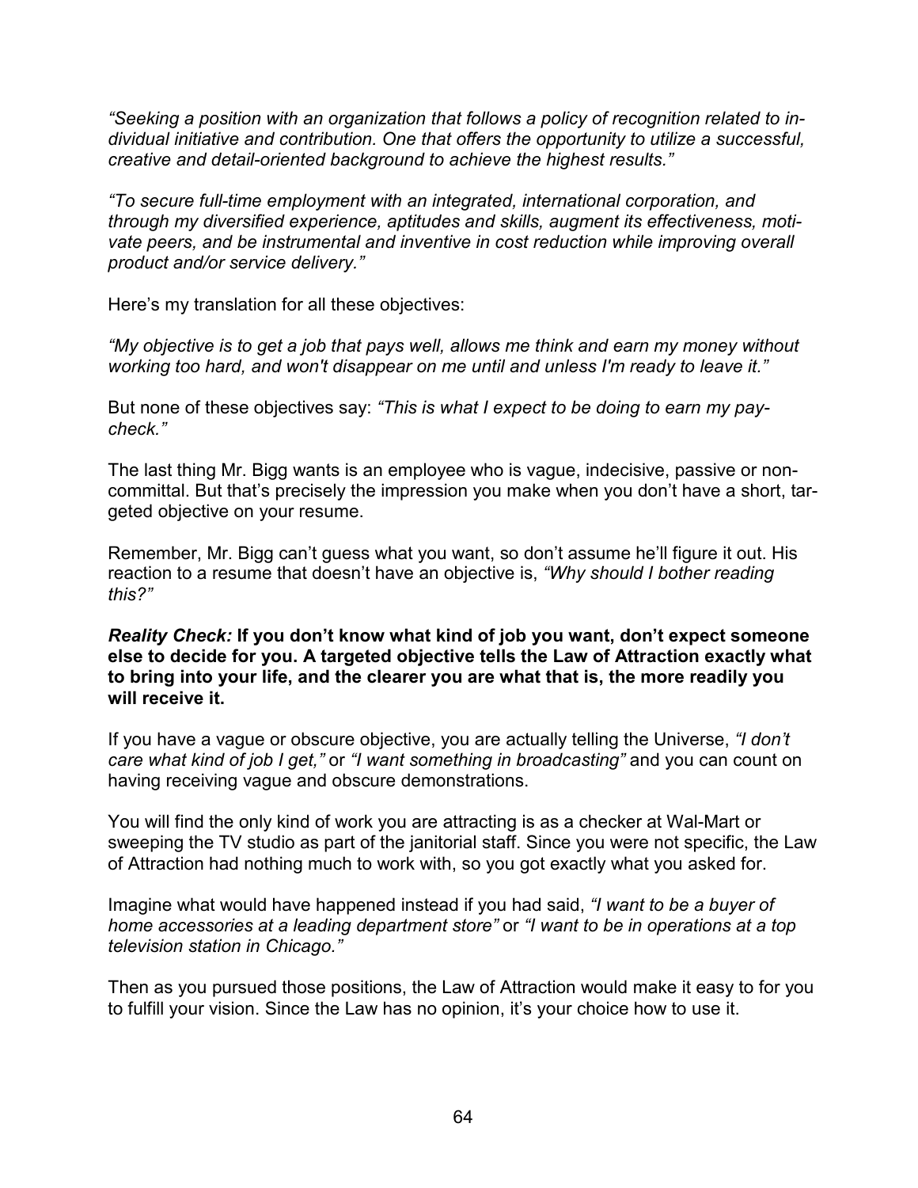*"Seeking a position with an organization that follows a policy of recognition related to individual initiative and contribution. One that offers the opportunity to utilize a successful, creative and detail-oriented background to achieve the highest results."*

*"To secure full-time employment with an integrated, international corporation, and through my diversified experience, aptitudes and skills, augment its effectiveness, motivate peers, and be instrumental and inventive in cost reduction while improving overall product and/or service delivery."*

Here's my translation for all these objectives:

*"My objective is to get a job that pays well, allows me think and earn my money without working too hard, and won't disappear on me until and unless I'm ready to leave it."*

But none of these objectives say: *"This is what I expect to be doing to earn my paycheck."*

The last thing Mr. Bigg wants is an employee who is vague, indecisive, passive or noncommittal. But that's precisely the impression you make when you don't have a short, targeted objective on your resume.

Remember, Mr. Bigg can't guess what you want, so don't assume he'll figure it out. His reaction to a resume that doesn't have an objective is, *"Why should I bother reading this?"*

***Reality Check:*** **If you don't know what kind of job you want, don't expect someone else to decide for you. A targeted objective tells the Law of Attraction exactly what to bring into your life, and the clearer you are what that is, the more readily you will receive it.**

If you have a vague or obscure objective, you are actually telling the Universe, *"I don't care what kind of job I get,"* or *"I want something in broadcasting"* and you can count on having receiving vague and obscure demonstrations.

You will find the only kind of work you are attracting is as a checker at Wal-Mart or sweeping the TV studio as part of the janitorial staff. Since you were not specific, the Law of Attraction had nothing much to work with, so you got exactly what you asked for.

Imagine what would have happened instead if you had said, *"I want to be a buyer of home accessories at a leading department store"* or *"I want to be in operations at a top television station in Chicago."*

Then as you pursued those positions, the Law of Attraction would make it easy to for you to fulfill your vision. Since the Law has no opinion, it's your choice how to use it.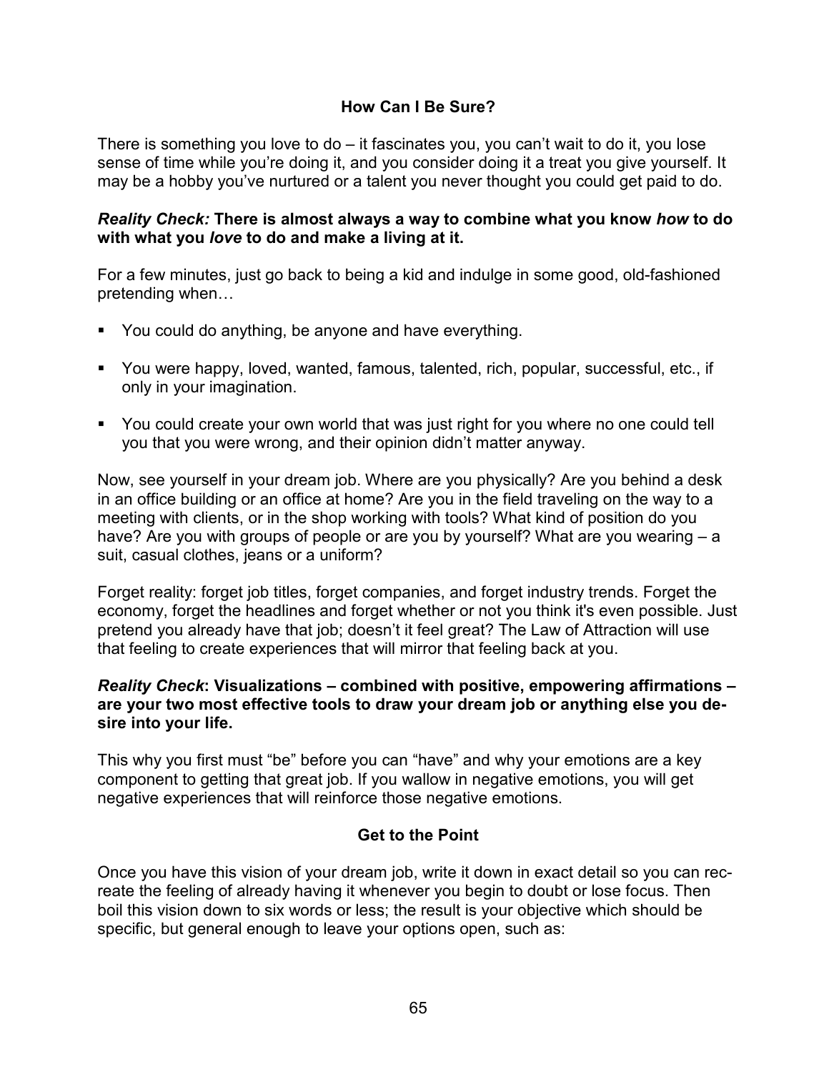## How Can I Be Sure?

There is something you love to do – it fascinates you, you can't wait to do it, you lose sense of time while you're doing it, and you consider doing it a treat you give yourself. It may be a hobby you've nurtured or a talent you never thought you could get paid to do.

***Reality Check:* There is almost always a way to combine what you know *how* to do with what you *love* to do and make a living at it.**

For a few minutes, just go back to being a kid and indulge in some good, old-fashioned pretending when…

- You could do anything, be anyone and have everything.
- You were happy, loved, wanted, famous, talented, rich, popular, successful, etc., if only in your imagination.
- You could create your own world that was just right for you where no one could tell you that you were wrong, and their opinion didn't matter anyway.

Now, see yourself in your dream job. Where are you physically? Are you behind a desk in an office building or an office at home? Are you in the field traveling on the way to a meeting with clients, or in the shop working with tools? What kind of position do you have? Are you with groups of people or are you by yourself? What are you wearing – a suit, casual clothes, jeans or a uniform?

Forget reality: forget job titles, forget companies, and forget industry trends. Forget the economy, forget the headlines and forget whether or not you think it's even possible. Just pretend you already have that job; doesn't it feel great? The Law of Attraction will use that feeling to create experiences that will mirror that feeling back at you.

***Reality Check*: Visualizations – combined with positive, empowering affirmations – are your two most effective tools to draw your dream job or anything else you desire into your life.**

This why you first must "be" before you can "have" and why your emotions are a key component to getting that great job. If you wallow in negative emotions, you will get negative experiences that will reinforce those negative emotions.

## Get to the Point

Once you have this vision of your dream job, write it down in exact detail so you can recreate the feeling of already having it whenever you begin to doubt or lose focus. Then boil this vision down to six words or less; the result is your objective which should be specific, but general enough to leave your options open, such as: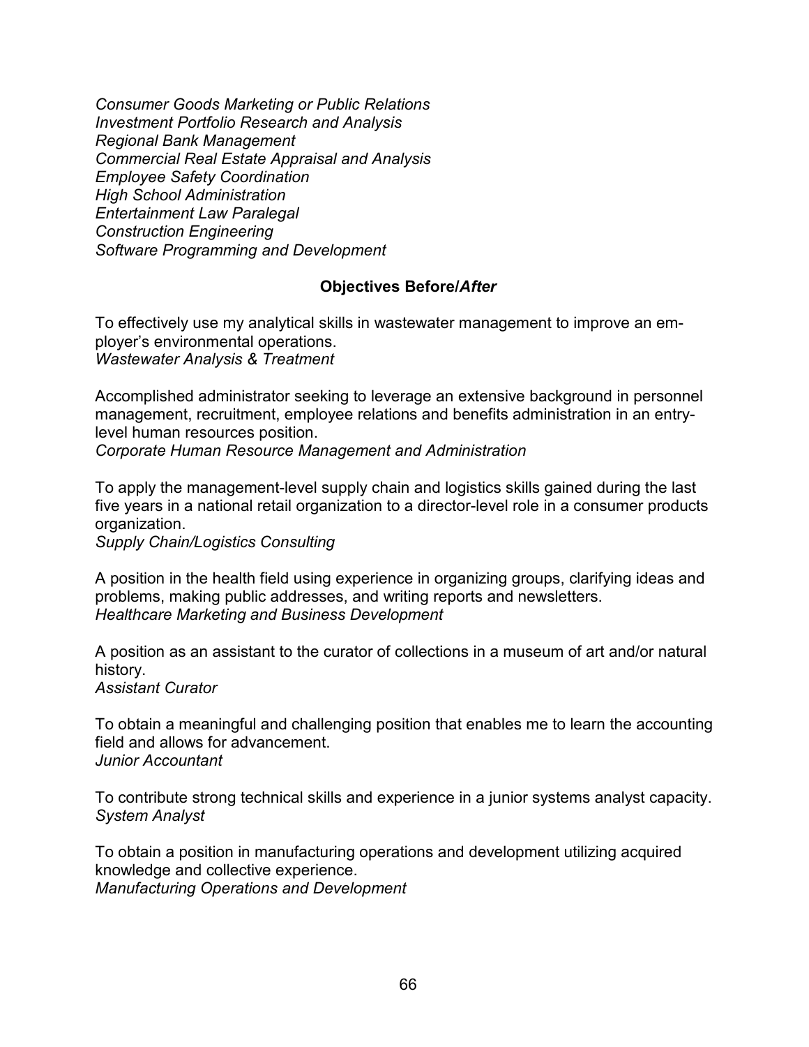*Consumer Goods Marketing or Public Relations*
*Investment Portfolio Research and Analysis*
*Regional Bank Management*
*Commercial Real Estate Appraisal and Analysis*
*Employee Safety Coordination*
*High School Administration*
*Entertainment Law Paralegal*
*Construction Engineering*
*Software Programming and Development*

**Objectives Before/*After***

To effectively use my analytical skills in wastewater management to improve an employer's environmental operations.
*Wastewater Analysis & Treatment*

Accomplished administrator seeking to leverage an extensive background in personnel management, recruitment, employee relations and benefits administration in an entry-level human resources position.
*Corporate Human Resource Management and Administration*

To apply the management-level supply chain and logistics skills gained during the last five years in a national retail organization to a director-level role in a consumer products organization.
*Supply Chain/Logistics Consulting*

A position in the health field using experience in organizing groups, clarifying ideas and problems, making public addresses, and writing reports and newsletters.
*Healthcare Marketing and Business Development*

A position as an assistant to the curator of collections in a museum of art and/or natural history.
*Assistant Curator*

To obtain a meaningful and challenging position that enables me to learn the accounting field and allows for advancement.
*Junior Accountant*

To contribute strong technical skills and experience in a junior systems analyst capacity.
*System Analyst*

To obtain a position in manufacturing operations and development utilizing acquired knowledge and collective experience.
*Manufacturing Operations and Development*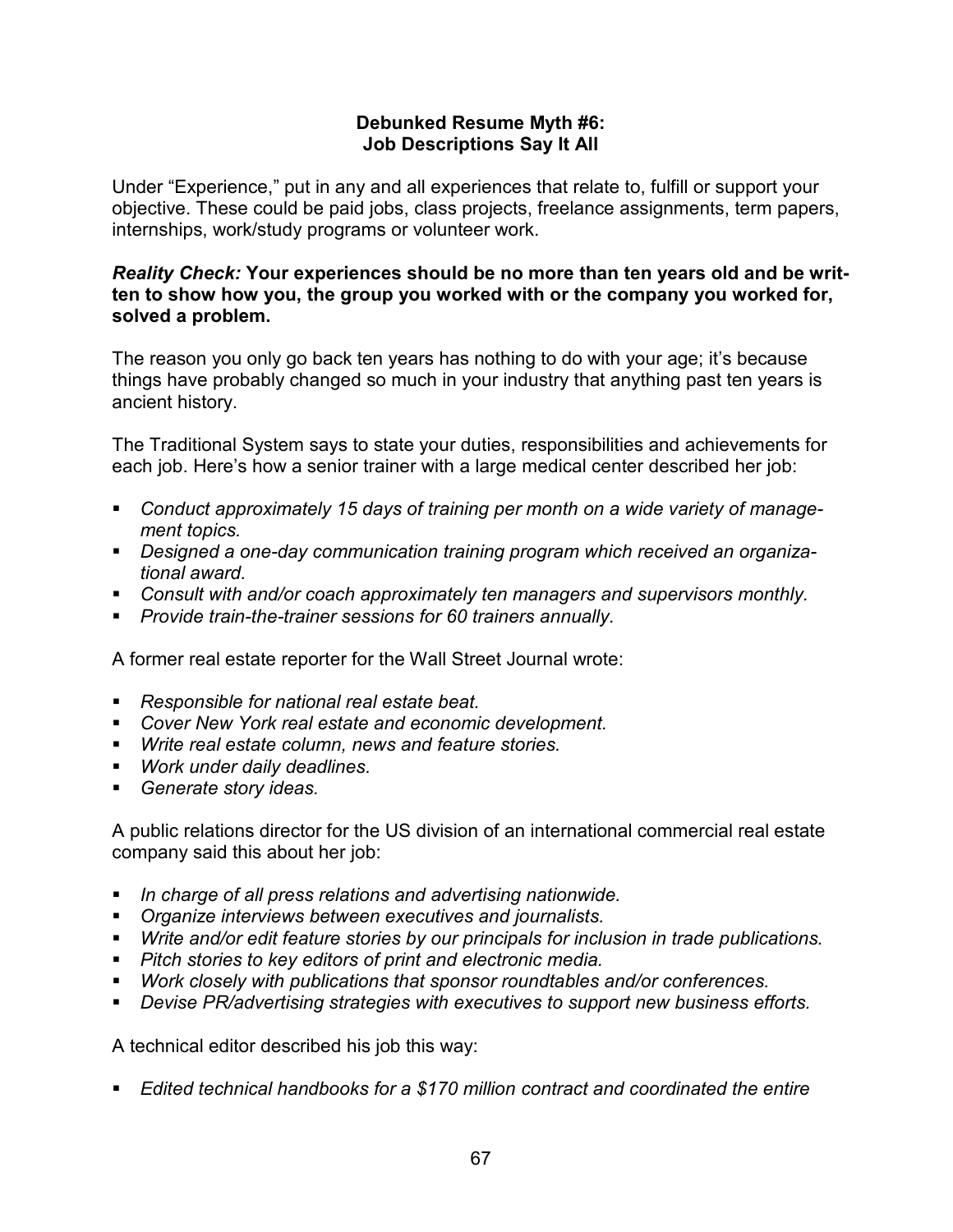## Debunked Resume Myth #6:
## Job Descriptions Say It All

Under "Experience," put in any and all experiences that relate to, fulfill or support your objective. These could be paid jobs, class projects, freelance assignments, term papers, internships, work/study programs or volunteer work.

***Reality Check:*** **Your experiences should be no more than ten years old and be written to show how you, the group you worked with or the company you worked for, solved a problem.**

The reason you only go back ten years has nothing to do with your age; it's because things have probably changed so much in your industry that anything past ten years is ancient history.

The Traditional System says to state your duties, responsibilities and achievements for each job. Here's how a senior trainer with a large medical center described her job:

- *Conduct approximately 15 days of training per month on a wide variety of management topics.*
- *Designed a one-day communication training program which received an organizational award.*
- *Consult with and/or coach approximately ten managers and supervisors monthly.*
- *Provide train-the-trainer sessions for 60 trainers annually.*

A former real estate reporter for the Wall Street Journal wrote:

- *Responsible for national real estate beat.*
- *Cover New York real estate and economic development.*
- *Write real estate column, news and feature stories.*
- *Work under daily deadlines.*
- *Generate story ideas.*

A public relations director for the US division of an international commercial real estate company said this about her job:

- *In charge of all press relations and advertising nationwide.*
- *Organize interviews between executives and journalists.*
- *Write and/or edit feature stories by our principals for inclusion in trade publications.*
- *Pitch stories to key editors of print and electronic media.*
- *Work closely with publications that sponsor roundtables and/or conferences.*
- *Devise PR/advertising strategies with executives to support new business efforts.*

A technical editor described his job this way:

- *Edited technical handbooks for a $170 million contract and coordinated the entire*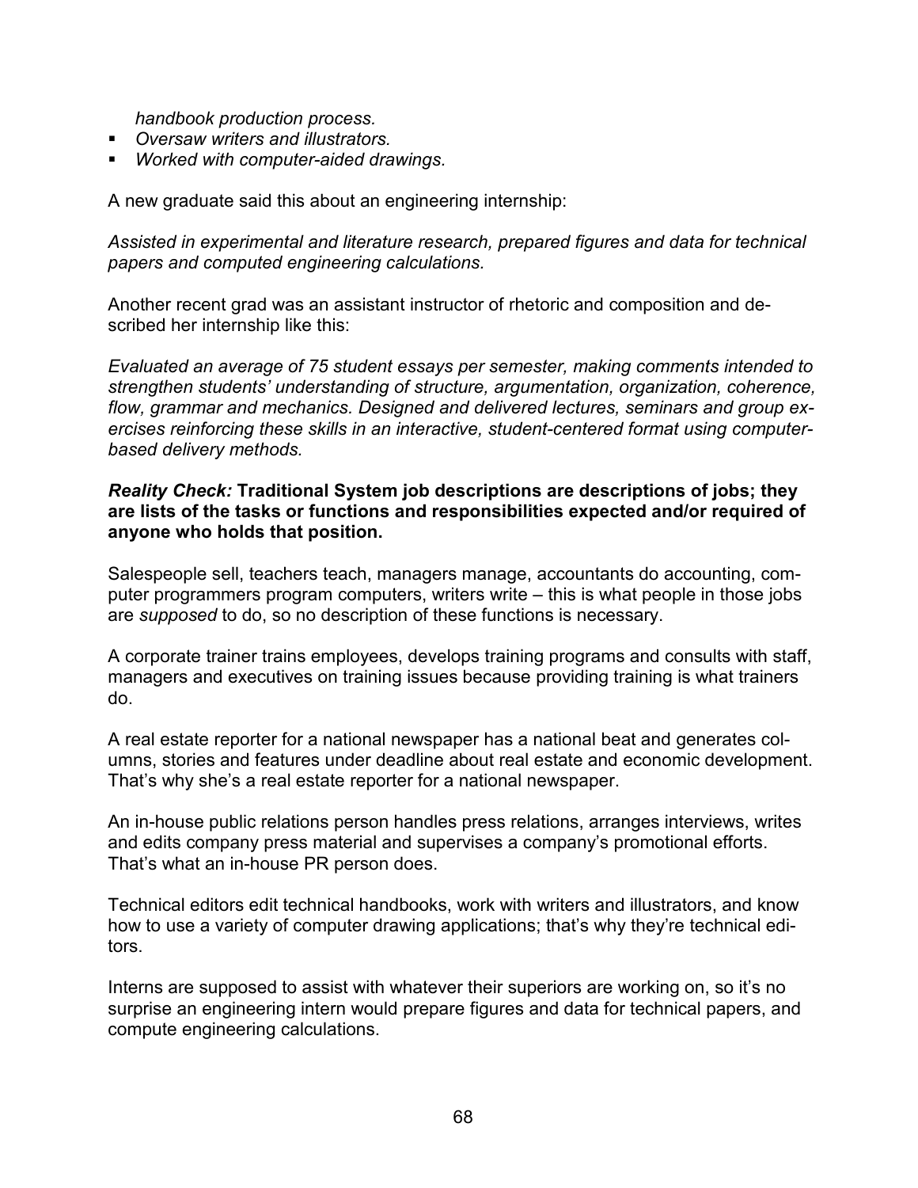*handbook production process.*

- *Oversaw writers and illustrators.*
- *Worked with computer-aided drawings.*

A new graduate said this about an engineering internship:

*Assisted in experimental and literature research, prepared figures and data for technical papers and computed engineering calculations.*

Another recent grad was an assistant instructor of rhetoric and composition and described her internship like this:

*Evaluated an average of 75 student essays per semester, making comments intended to strengthen students' understanding of structure, argumentation, organization, coherence, flow, grammar and mechanics. Designed and delivered lectures, seminars and group exercises reinforcing these skills in an interactive, student-centered format using computer-based delivery methods.*

***Reality Check:* Traditional System job descriptions are descriptions of jobs; they are lists of the tasks or functions and responsibilities expected and/or required of anyone who holds that position.**

Salespeople sell, teachers teach, managers manage, accountants do accounting, computer programmers program computers, writers write – this is what people in those jobs are *supposed* to do, so no description of these functions is necessary.

A corporate trainer trains employees, develops training programs and consults with staff, managers and executives on training issues because providing training is what trainers do.

A real estate reporter for a national newspaper has a national beat and generates columns, stories and features under deadline about real estate and economic development. That's why she's a real estate reporter for a national newspaper.

An in-house public relations person handles press relations, arranges interviews, writes and edits company press material and supervises a company's promotional efforts. That's what an in-house PR person does.

Technical editors edit technical handbooks, work with writers and illustrators, and know how to use a variety of computer drawing applications; that's why they're technical editors.

Interns are supposed to assist with whatever their superiors are working on, so it's no surprise an engineering intern would prepare figures and data for technical papers, and compute engineering calculations.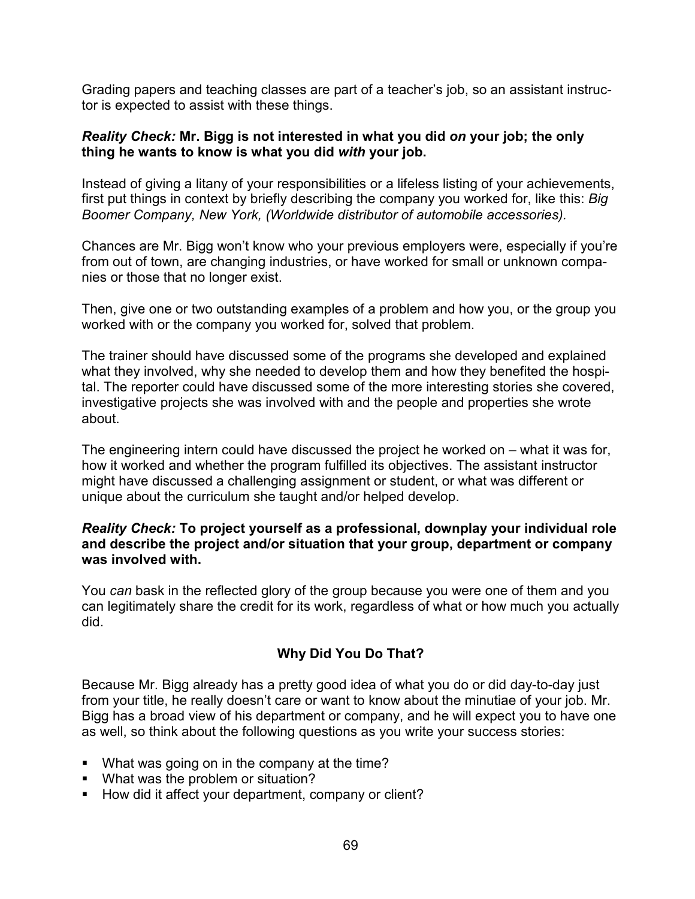Grading papers and teaching classes are part of a teacher's job, so an assistant instructor is expected to assist with these things.

***Reality Check:* Mr. Bigg is not interested in what you did *on* your job; the only thing he wants to know is what you did *with* your job.**

Instead of giving a litany of your responsibilities or a lifeless listing of your achievements, first put things in context by briefly describing the company you worked for, like this: *Big Boomer Company, New York, (Worldwide distributor of automobile accessories).*

Chances are Mr. Bigg won't know who your previous employers were, especially if you're from out of town, are changing industries, or have worked for small or unknown companies or those that no longer exist.

Then, give one or two outstanding examples of a problem and how you, or the group you worked with or the company you worked for, solved that problem.

The trainer should have discussed some of the programs she developed and explained what they involved, why she needed to develop them and how they benefited the hospital. The reporter could have discussed some of the more interesting stories she covered, investigative projects she was involved with and the people and properties she wrote about.

The engineering intern could have discussed the project he worked on – what it was for, how it worked and whether the program fulfilled its objectives. The assistant instructor might have discussed a challenging assignment or student, or what was different or unique about the curriculum she taught and/or helped develop.

***Reality Check:* To project yourself as a professional, downplay your individual role and describe the project and/or situation that your group, department or company was involved with.**

You *can* bask in the reflected glory of the group because you were one of them and you can legitimately share the credit for its work, regardless of what or how much you actually did.

## Why Did You Do That?

Because Mr. Bigg already has a pretty good idea of what you do or did day-to-day just from your title, he really doesn't care or want to know about the minutiae of your job. Mr. Bigg has a broad view of his department or company, and he will expect you to have one as well, so think about the following questions as you write your success stories:

- What was going on in the company at the time?
- What was the problem or situation?
- How did it affect your department, company or client?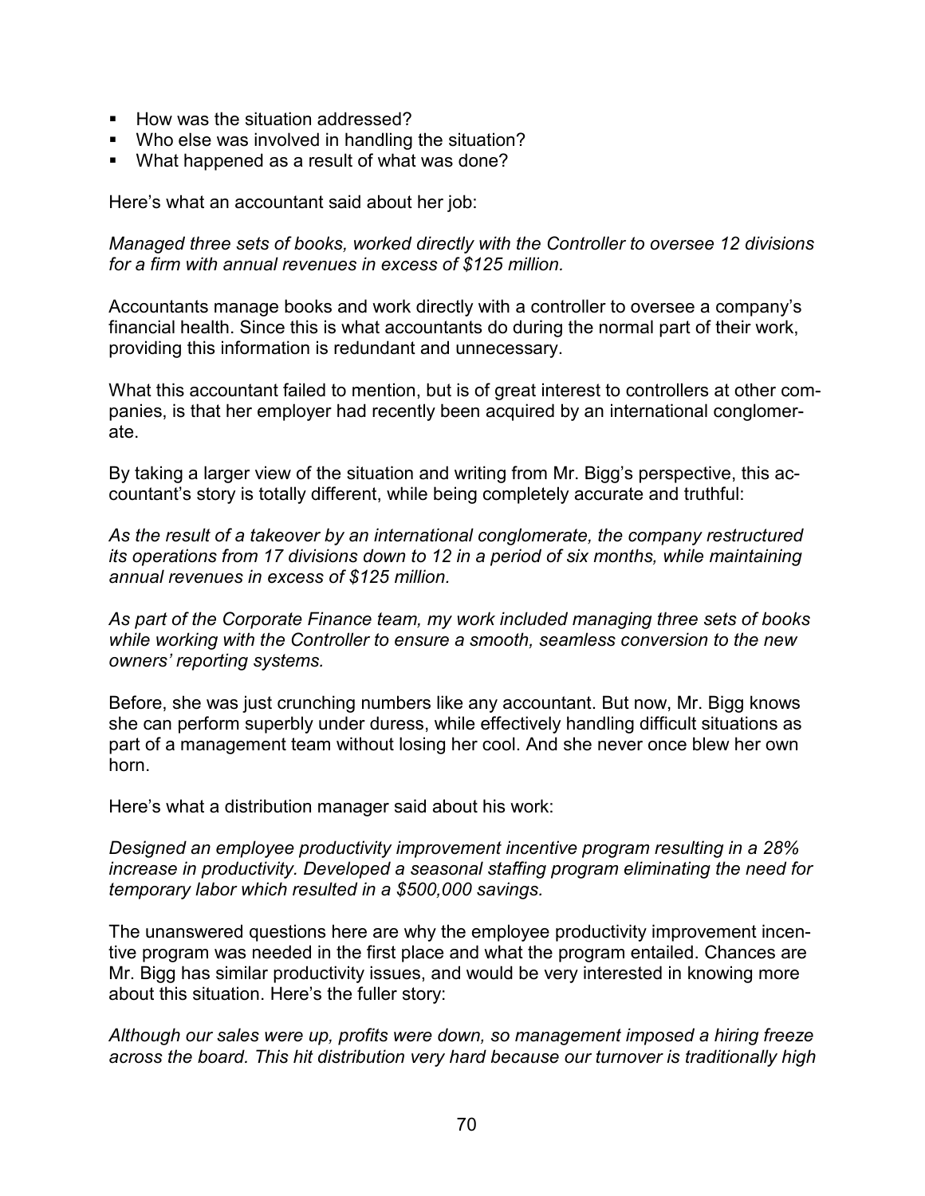- How was the situation addressed?
- Who else was involved in handling the situation?
- What happened as a result of what was done?

Here's what an accountant said about her job:

*Managed three sets of books, worked directly with the Controller to oversee 12 divisions for a firm with annual revenues in excess of $125 million.*

Accountants manage books and work directly with a controller to oversee a company's financial health. Since this is what accountants do during the normal part of their work, providing this information is redundant and unnecessary.

What this accountant failed to mention, but is of great interest to controllers at other companies, is that her employer had recently been acquired by an international conglomerate.

By taking a larger view of the situation and writing from Mr. Bigg's perspective, this accountant's story is totally different, while being completely accurate and truthful:

*As the result of a takeover by an international conglomerate, the company restructured its operations from 17 divisions down to 12 in a period of six months, while maintaining annual revenues in excess of $125 million.*

*As part of the Corporate Finance team, my work included managing three sets of books while working with the Controller to ensure a smooth, seamless conversion to the new owners' reporting systems.*

Before, she was just crunching numbers like any accountant. But now, Mr. Bigg knows she can perform superbly under duress, while effectively handling difficult situations as part of a management team without losing her cool. And she never once blew her own horn.

Here's what a distribution manager said about his work:

*Designed an employee productivity improvement incentive program resulting in a 28% increase in productivity. Developed a seasonal staffing program eliminating the need for temporary labor which resulted in a $500,000 savings.*

The unanswered questions here are why the employee productivity improvement incentive program was needed in the first place and what the program entailed. Chances are Mr. Bigg has similar productivity issues, and would be very interested in knowing more about this situation. Here's the fuller story:

*Although our sales were up, profits were down, so management imposed a hiring freeze across the board. This hit distribution very hard because our turnover is traditionally high*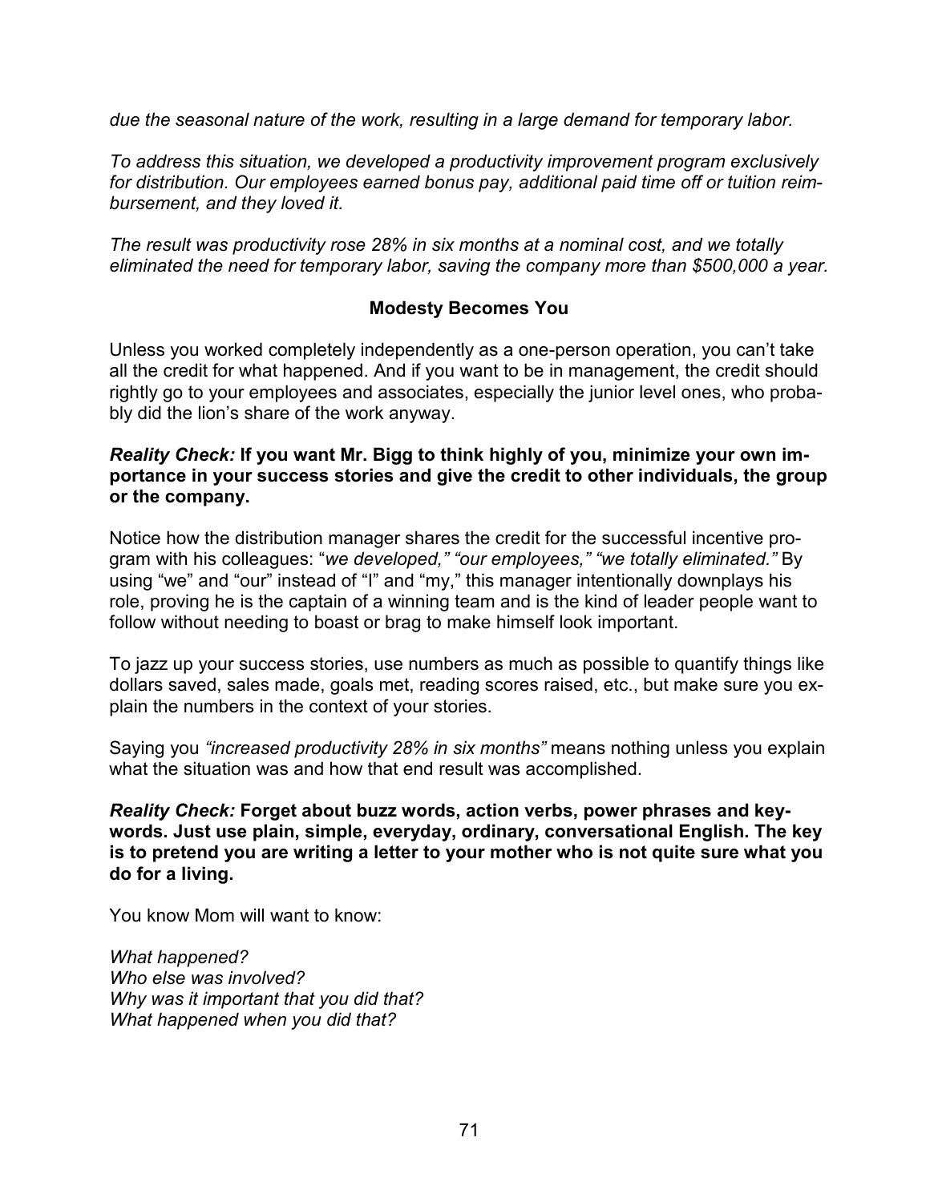*due the seasonal nature of the work, resulting in a large demand for temporary labor.*

*To address this situation, we developed a productivity improvement program exclusively for distribution. Our employees earned bonus pay, additional paid time off or tuition reimbursement, and they loved it.*

*The result was productivity rose 28% in six months at a nominal cost, and we totally eliminated the need for temporary labor, saving the company more than $500,000 a year.*

### Modesty Becomes You

Unless you worked completely independently as a one-person operation, you can't take all the credit for what happened. And if you want to be in management, the credit should rightly go to your employees and associates, especially the junior level ones, who probably did the lion's share of the work anyway.

***Reality Check:* If you want Mr. Bigg to think highly of you, minimize your own importance in your success stories and give the credit to other individuals, the group or the company.**

Notice how the distribution manager shares the credit for the successful incentive program with his colleagues: "*we developed," "our employees," "we totally eliminated."* By using "we" and "our" instead of "I" and "my," this manager intentionally downplays his role, proving he is the captain of a winning team and is the kind of leader people want to follow without needing to boast or brag to make himself look important.

To jazz up your success stories, use numbers as much as possible to quantify things like dollars saved, sales made, goals met, reading scores raised, etc., but make sure you explain the numbers in the context of your stories.

Saying you *"increased productivity 28% in six months"* means nothing unless you explain what the situation was and how that end result was accomplished.

***Reality Check:* Forget about buzz words, action verbs, power phrases and keywords. Just use plain, simple, everyday, ordinary, conversational English. The key is to pretend you are writing a letter to your mother who is not quite sure what you do for a living.**

You know Mom will want to know:

*What happened?*
*Who else was involved?*
*Why was it important that you did that?*
*What happened when you did that?*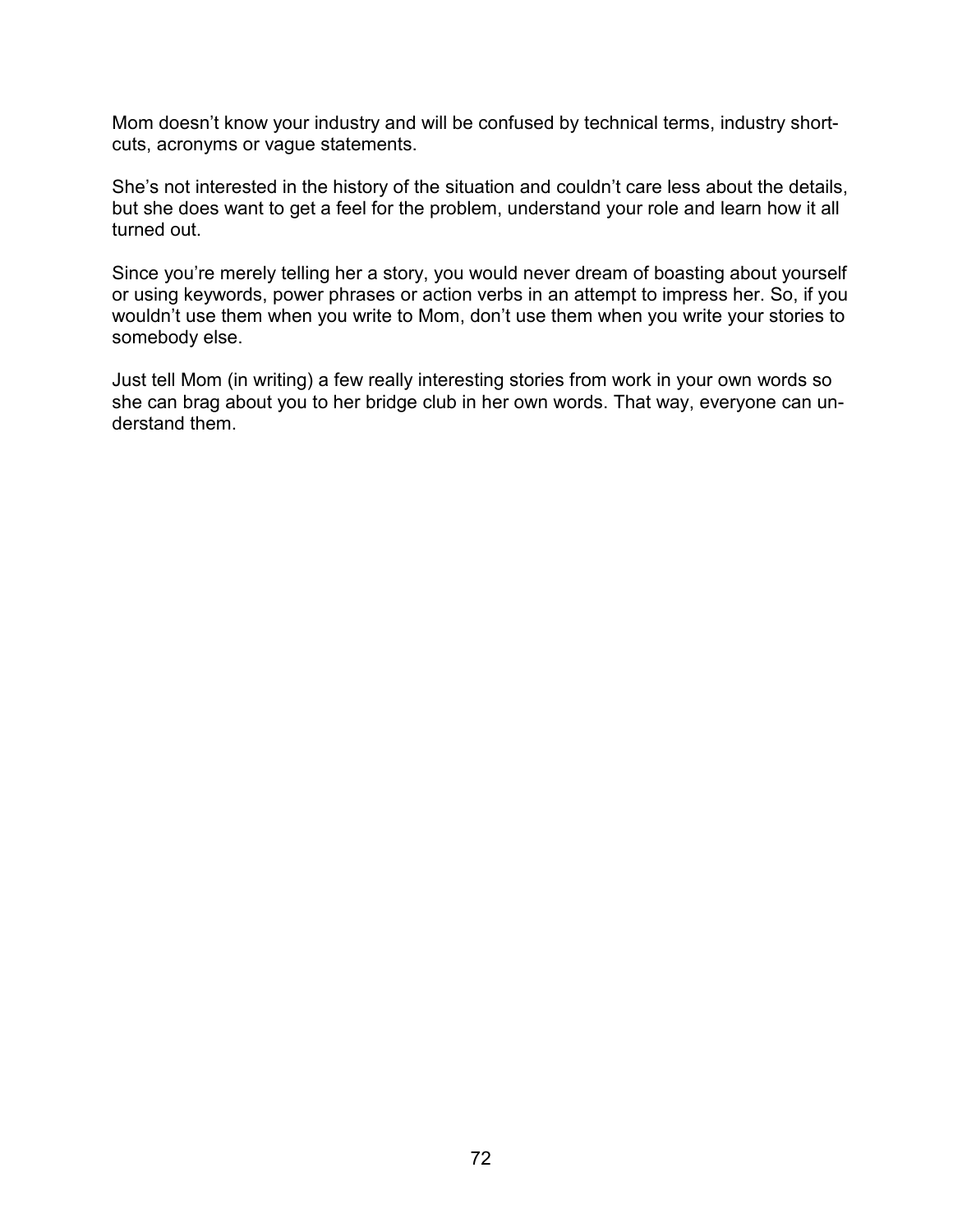Mom doesn't know your industry and will be confused by technical terms, industry shortcuts, acronyms or vague statements.

She's not interested in the history of the situation and couldn't care less about the details, but she does want to get a feel for the problem, understand your role and learn how it all turned out.

Since you're merely telling her a story, you would never dream of boasting about yourself or using keywords, power phrases or action verbs in an attempt to impress her. So, if you wouldn't use them when you write to Mom, don't use them when you write your stories to somebody else.

Just tell Mom (in writing) a few really interesting stories from work in your own words so she can brag about you to her bridge club in her own words. That way, everyone can understand them.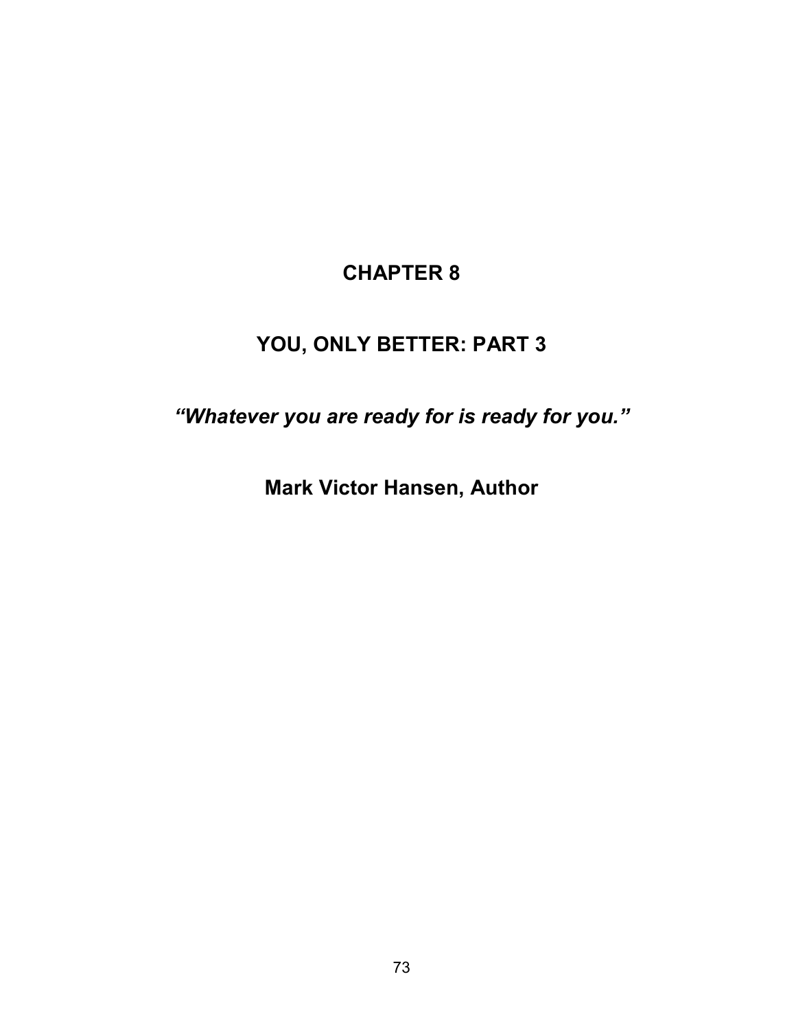# CHAPTER 8

# YOU, ONLY BETTER: PART 3

***"Whatever you are ready for is ready for you."***

**Mark Victor Hansen, Author**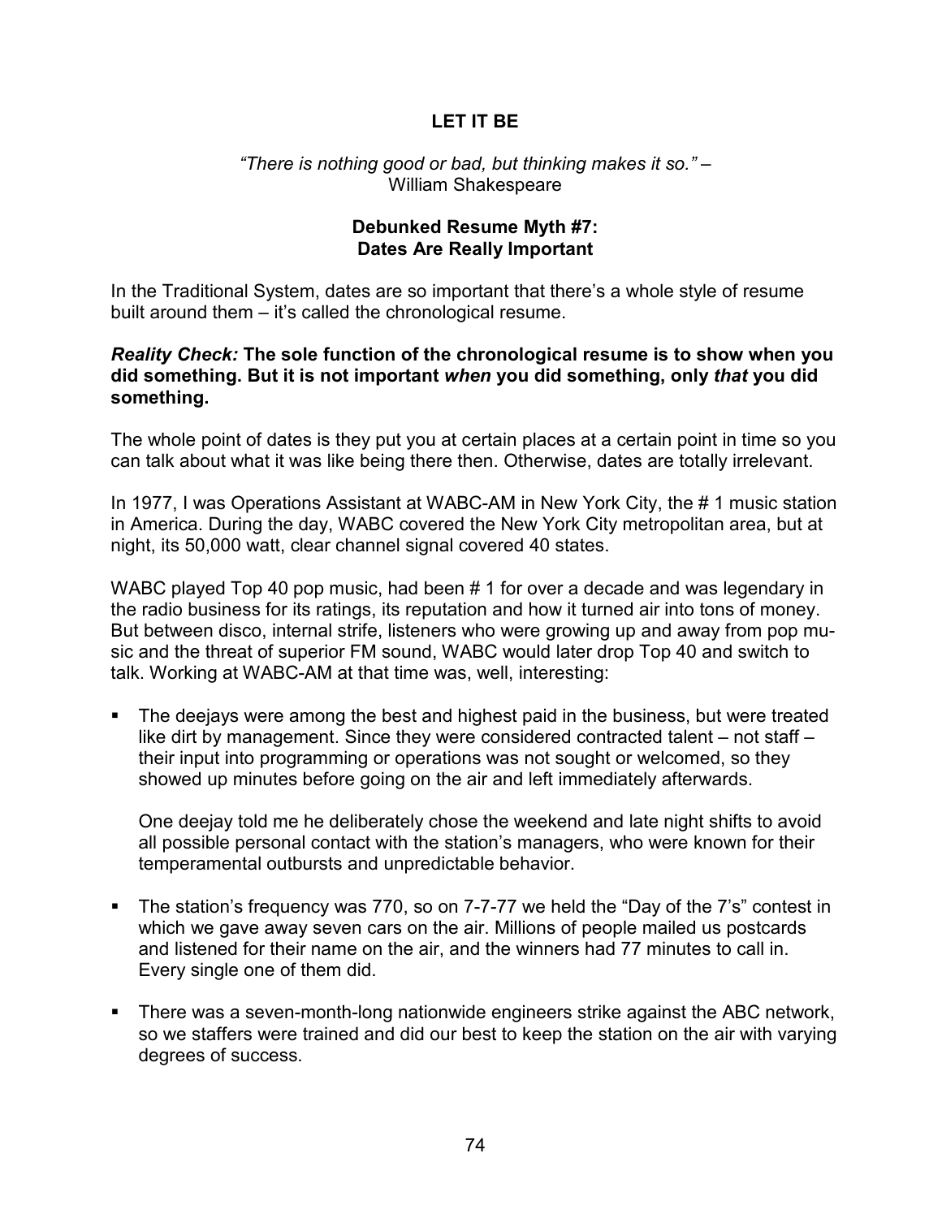## LET IT BE

*"There is nothing good or bad, but thinking makes it so."* –
William Shakespeare

### Debunked Resume Myth #7:
### Dates Are Really Important

In the Traditional System, dates are so important that there's a whole style of resume built around them – it's called the chronological resume.

***Reality Check:*** **The sole function of the chronological resume is to show when you did something. But it is not important *when* you did something, only *that* you did something.**

The whole point of dates is they put you at certain places at a certain point in time so you can talk about what it was like being there then. Otherwise, dates are totally irrelevant.

In 1977, I was Operations Assistant at WABC-AM in New York City, the # 1 music station in America. During the day, WABC covered the New York City metropolitan area, but at night, its 50,000 watt, clear channel signal covered 40 states.

WABC played Top 40 pop music, had been # 1 for over a decade and was legendary in the radio business for its ratings, its reputation and how it turned air into tons of money. But between disco, internal strife, listeners who were growing up and away from pop music and the threat of superior FM sound, WABC would later drop Top 40 and switch to talk. Working at WABC-AM at that time was, well, interesting:

- The deejays were among the best and highest paid in the business, but were treated like dirt by management. Since they were considered contracted talent – not staff – their input into programming or operations was not sought or welcomed, so they showed up minutes before going on the air and left immediately afterwards.

  One deejay told me he deliberately chose the weekend and late night shifts to avoid all possible personal contact with the station's managers, who were known for their temperamental outbursts and unpredictable behavior.

- The station's frequency was 770, so on 7-7-77 we held the "Day of the 7's" contest in which we gave away seven cars on the air. Millions of people mailed us postcards and listened for their name on the air, and the winners had 77 minutes to call in. Every single one of them did.

- There was a seven-month-long nationwide engineers strike against the ABC network, so we staffers were trained and did our best to keep the station on the air with varying degrees of success.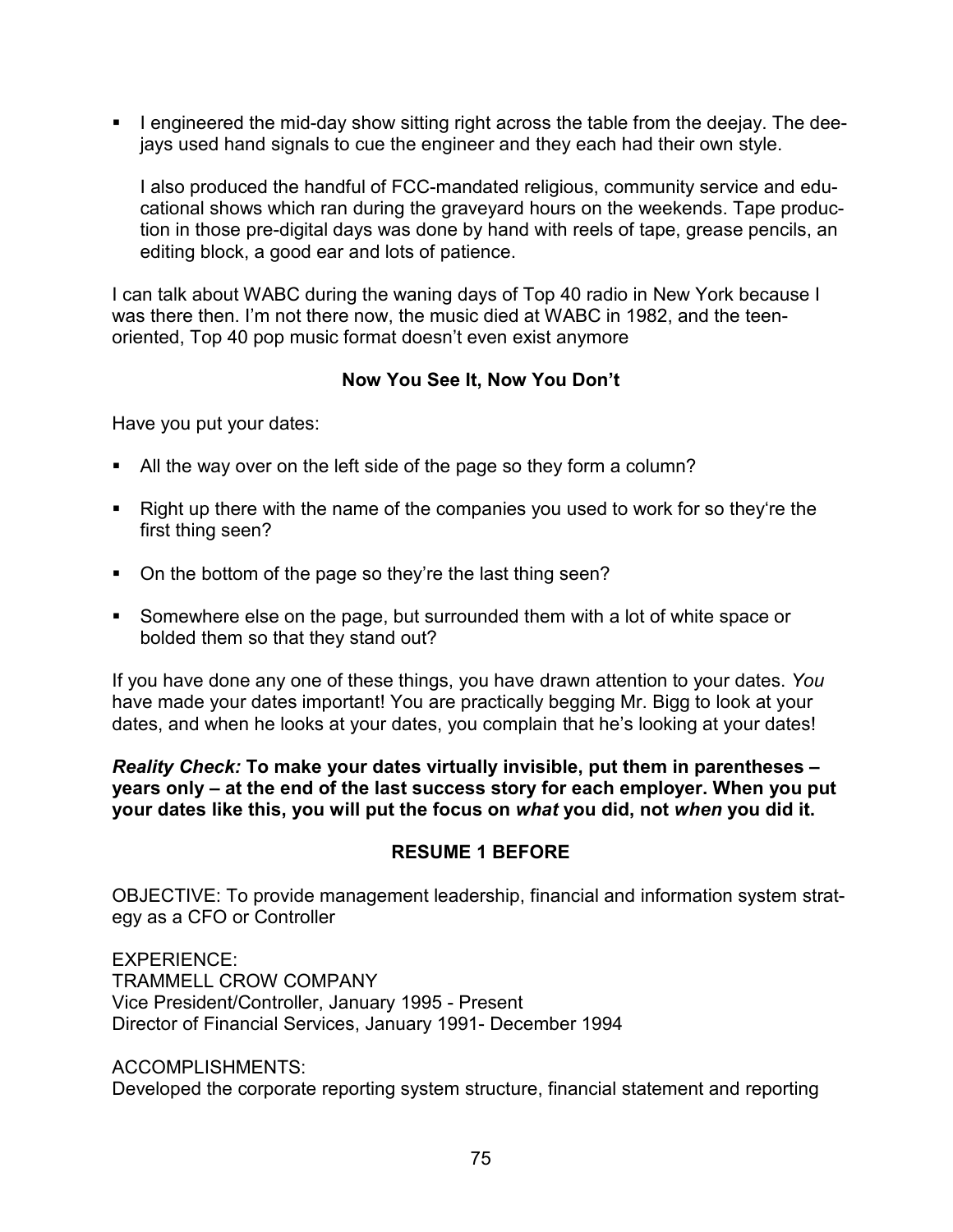- I engineered the mid-day show sitting right across the table from the deejay. The deejays used hand signals to cue the engineer and they each had their own style.

  I also produced the handful of FCC-mandated religious, community service and educational shows which ran during the graveyard hours on the weekends. Tape production in those pre-digital days was done by hand with reels of tape, grease pencils, an editing block, a good ear and lots of patience.

I can talk about WABC during the waning days of Top 40 radio in New York because I was there then. I'm not there now, the music died at WABC in 1982, and the teen-oriented, Top 40 pop music format doesn't even exist anymore

**Now You See It, Now You Don't**

Have you put your dates:

- All the way over on the left side of the page so they form a column?
- Right up there with the name of the companies you used to work for so they're the first thing seen?
- On the bottom of the page so they're the last thing seen?
- Somewhere else on the page, but surrounded them with a lot of white space or bolded them so that they stand out?

If you have done any one of these things, you have drawn attention to your dates. *You* have made your dates important! You are practically begging Mr. Bigg to look at your dates, and when he looks at your dates, you complain that he's looking at your dates!

***Reality Check:* To make your dates virtually invisible, put them in parentheses – years only – at the end of the last success story for each employer. When you put your dates like this, you will put the focus on *what* you did, not *when* you did it.**

**RESUME 1 BEFORE**

OBJECTIVE: To provide management leadership, financial and information system strategy as a CFO or Controller

EXPERIENCE:
TRAMMELL CROW COMPANY
Vice President/Controller, January 1995 - Present
Director of Financial Services, January 1991- December 1994

ACCOMPLISHMENTS:
Developed the corporate reporting system structure, financial statement and reporting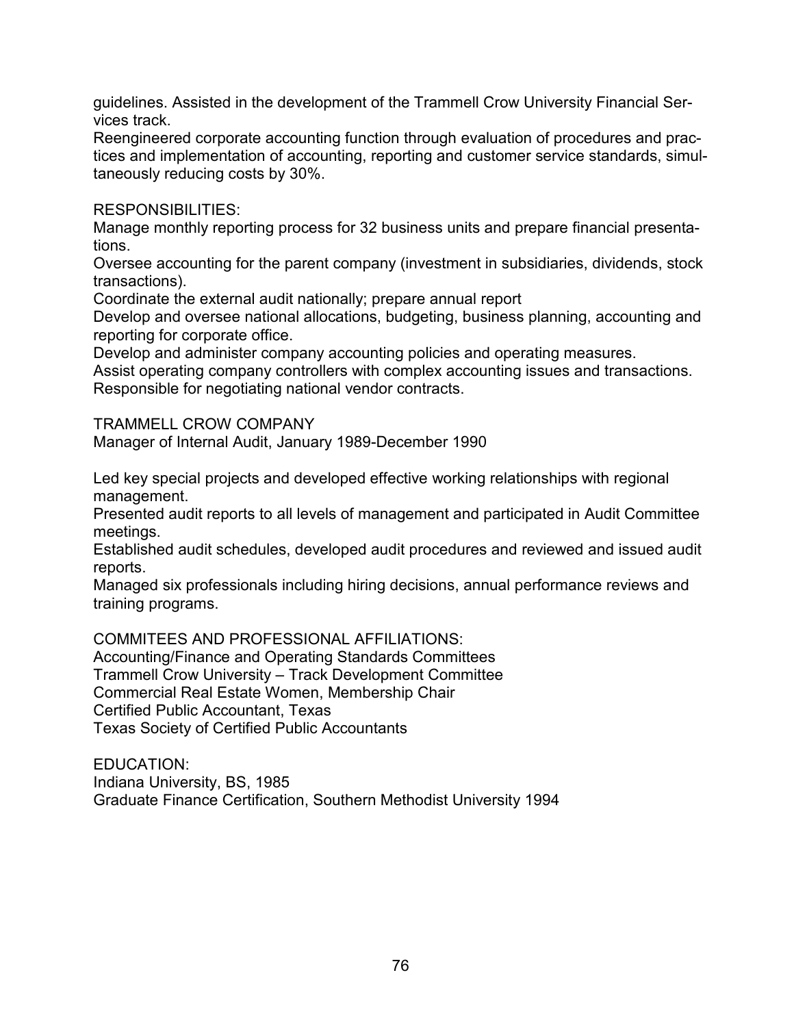guidelines. Assisted in the development of the Trammell Crow University Financial Services track.

Reengineered corporate accounting function through evaluation of procedures and practices and implementation of accounting, reporting and customer service standards, simultaneously reducing costs by 30%.

RESPONSIBILITIES:

Manage monthly reporting process for 32 business units and prepare financial presentations.

Oversee accounting for the parent company (investment in subsidiaries, dividends, stock transactions).

Coordinate the external audit nationally; prepare annual report

Develop and oversee national allocations, budgeting, business planning, accounting and reporting for corporate office.

Develop and administer company accounting policies and operating measures.

Assist operating company controllers with complex accounting issues and transactions.

Responsible for negotiating national vendor contracts.

TRAMMELL CROW COMPANY

Manager of Internal Audit, January 1989-December 1990

Led key special projects and developed effective working relationships with regional management.

Presented audit reports to all levels of management and participated in Audit Committee meetings.

Established audit schedules, developed audit procedures and reviewed and issued audit reports.

Managed six professionals including hiring decisions, annual performance reviews and training programs.

COMMITEES AND PROFESSIONAL AFFILIATIONS:

Accounting/Finance and Operating Standards Committees

Trammell Crow University – Track Development Committee

Commercial Real Estate Women, Membership Chair

Certified Public Accountant, Texas

Texas Society of Certified Public Accountants

EDUCATION:

Indiana University, BS, 1985

Graduate Finance Certification, Southern Methodist University 1994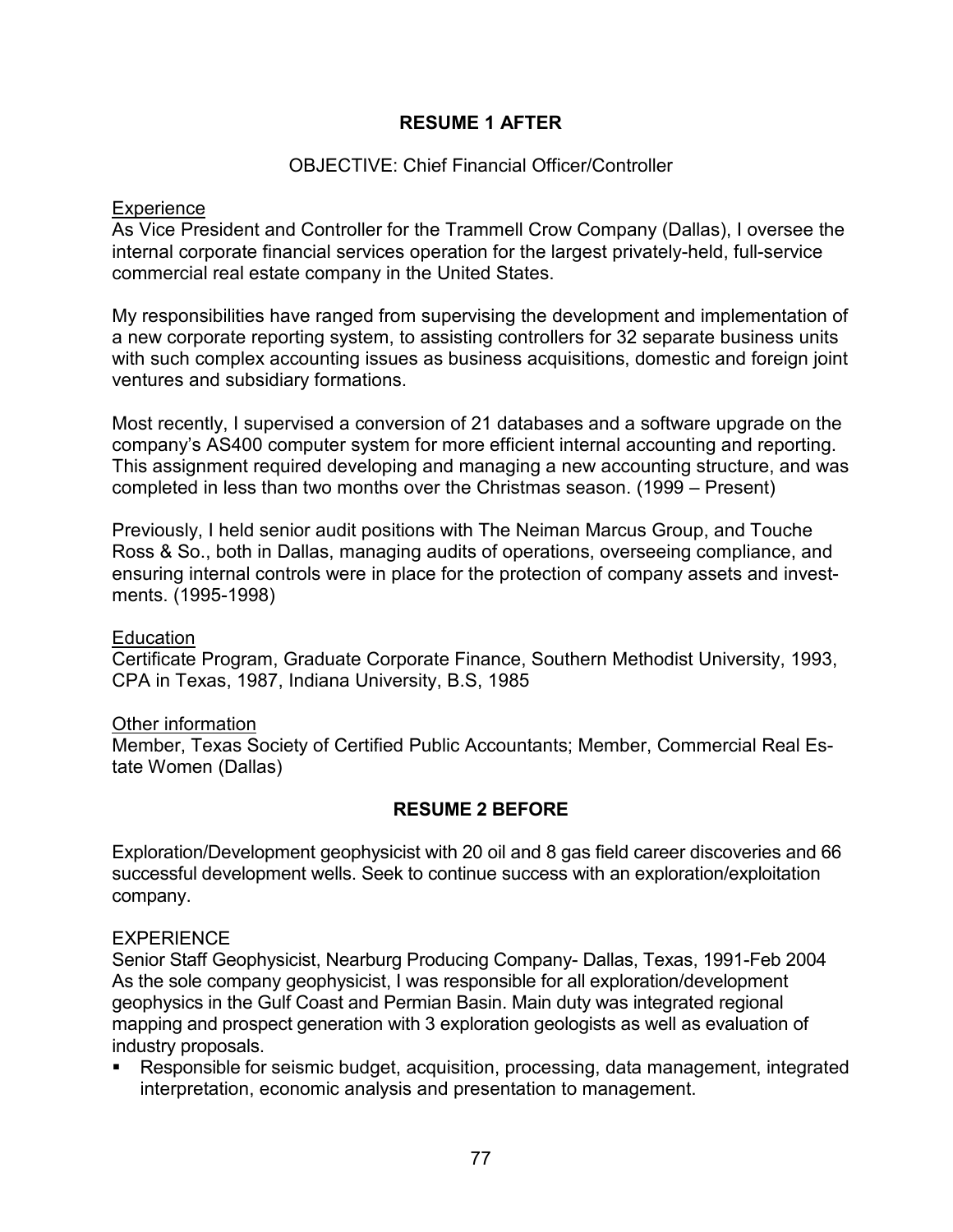## RESUME 1 AFTER

OBJECTIVE: Chief Financial Officer/Controller

Experience

As Vice President and Controller for the Trammell Crow Company (Dallas), I oversee the internal corporate financial services operation for the largest privately-held, full-service commercial real estate company in the United States.

My responsibilities have ranged from supervising the development and implementation of a new corporate reporting system, to assisting controllers for 32 separate business units with such complex accounting issues as business acquisitions, domestic and foreign joint ventures and subsidiary formations.

Most recently, I supervised a conversion of 21 databases and a software upgrade on the company's AS400 computer system for more efficient internal accounting and reporting. This assignment required developing and managing a new accounting structure, and was completed in less than two months over the Christmas season. (1999 – Present)

Previously, I held senior audit positions with The Neiman Marcus Group, and Touche Ross & So., both in Dallas, managing audits of operations, overseeing compliance, and ensuring internal controls were in place for the protection of company assets and investments. (1995-1998)

Education

Certificate Program, Graduate Corporate Finance, Southern Methodist University, 1993, CPA in Texas, 1987, Indiana University, B.S, 1985

Other information

Member, Texas Society of Certified Public Accountants; Member, Commercial Real Estate Women (Dallas)

## RESUME 2 BEFORE

Exploration/Development geophysicist with 20 oil and 8 gas field career discoveries and 66 successful development wells. Seek to continue success with an exploration/exploitation company.

EXPERIENCE

Senior Staff Geophysicist, Nearburg Producing Company- Dallas, Texas, 1991-Feb 2004
As the sole company geophysicist, I was responsible for all exploration/development geophysics in the Gulf Coast and Permian Basin. Main duty was integrated regional mapping and prospect generation with 3 exploration geologists as well as evaluation of industry proposals.

- Responsible for seismic budget, acquisition, processing, data management, integrated interpretation, economic analysis and presentation to management.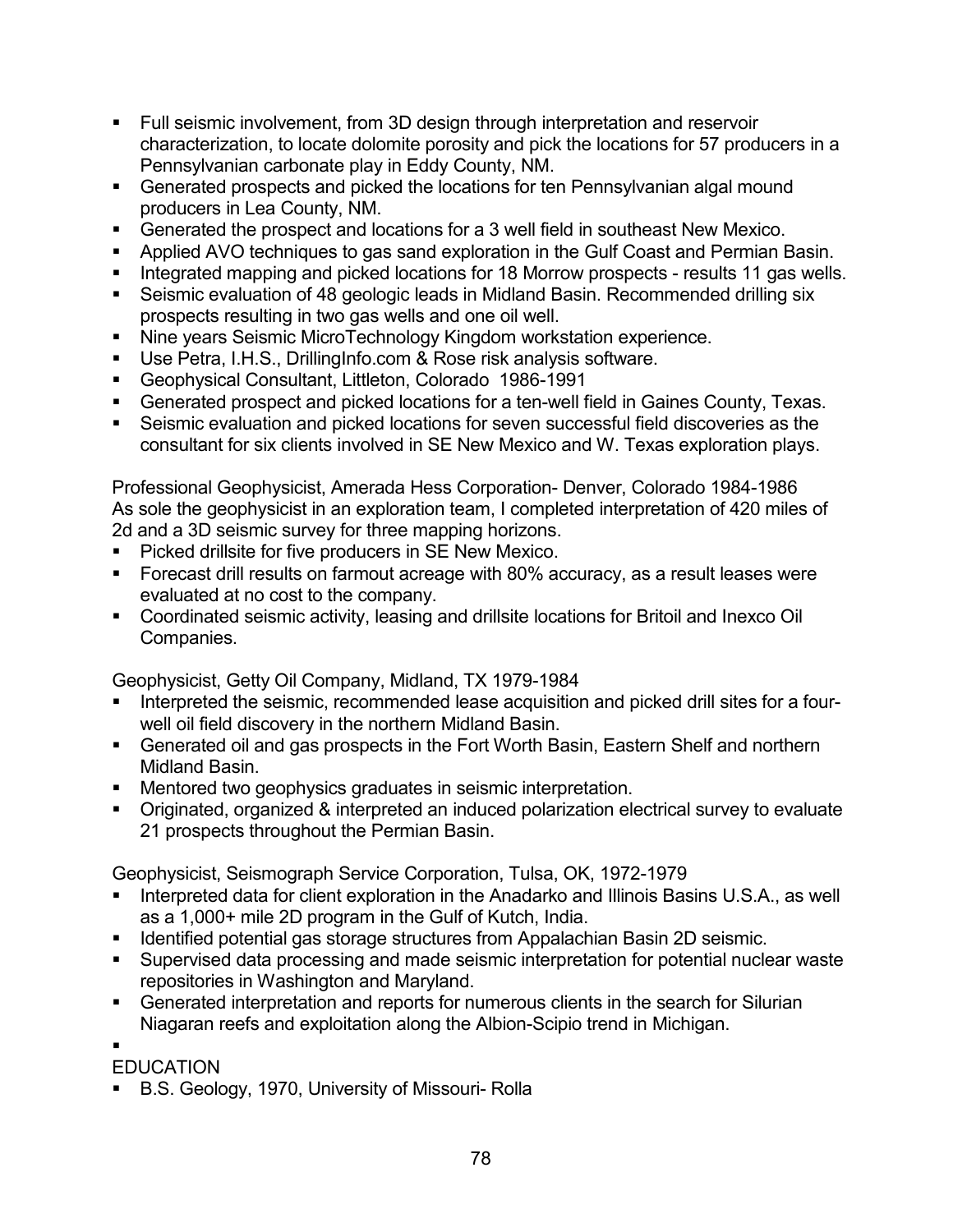- Full seismic involvement, from 3D design through interpretation and reservoir characterization, to locate dolomite porosity and pick the locations for 57 producers in a Pennsylvanian carbonate play in Eddy County, NM.
- Generated prospects and picked the locations for ten Pennsylvanian algal mound producers in Lea County, NM.
- Generated the prospect and locations for a 3 well field in southeast New Mexico.
- Applied AVO techniques to gas sand exploration in the Gulf Coast and Permian Basin.
- Integrated mapping and picked locations for 18 Morrow prospects - results 11 gas wells.
- Seismic evaluation of 48 geologic leads in Midland Basin. Recommended drilling six prospects resulting in two gas wells and one oil well.
- Nine years Seismic MicroTechnology Kingdom workstation experience.
- Use Petra, I.H.S., DrillingInfo.com & Rose risk analysis software.
- Geophysical Consultant, Littleton, Colorado 1986-1991
- Generated prospect and picked locations for a ten-well field in Gaines County, Texas.
- Seismic evaluation and picked locations for seven successful field discoveries as the consultant for six clients involved in SE New Mexico and W. Texas exploration plays.

Professional Geophysicist, Amerada Hess Corporation- Denver, Colorado 1984-1986
As sole the geophysicist in an exploration team, I completed interpretation of 420 miles of 2d and a 3D seismic survey for three mapping horizons.

- Picked drillsite for five producers in SE New Mexico.
- Forecast drill results on farmout acreage with 80% accuracy, as a result leases were evaluated at no cost to the company.
- Coordinated seismic activity, leasing and drillsite locations for Britoil and Inexco Oil Companies.

Geophysicist, Getty Oil Company, Midland, TX 1979-1984

- Interpreted the seismic, recommended lease acquisition and picked drill sites for a four-well oil field discovery in the northern Midland Basin.
- Generated oil and gas prospects in the Fort Worth Basin, Eastern Shelf and northern Midland Basin.
- Mentored two geophysics graduates in seismic interpretation.
- Originated, organized & interpreted an induced polarization electrical survey to evaluate 21 prospects throughout the Permian Basin.

Geophysicist, Seismograph Service Corporation, Tulsa, OK, 1972-1979

- Interpreted data for client exploration in the Anadarko and Illinois Basins U.S.A., as well as a 1,000+ mile 2D program in the Gulf of Kutch, India.
- Identified potential gas storage structures from Appalachian Basin 2D seismic.
- Supervised data processing and made seismic interpretation for potential nuclear waste repositories in Washington and Maryland.
- Generated interpretation and reports for numerous clients in the search for Silurian Niagaran reefs and exploitation along the Albion-Scipio trend in Michigan.

EDUCATION

- B.S. Geology, 1970, University of Missouri- Rolla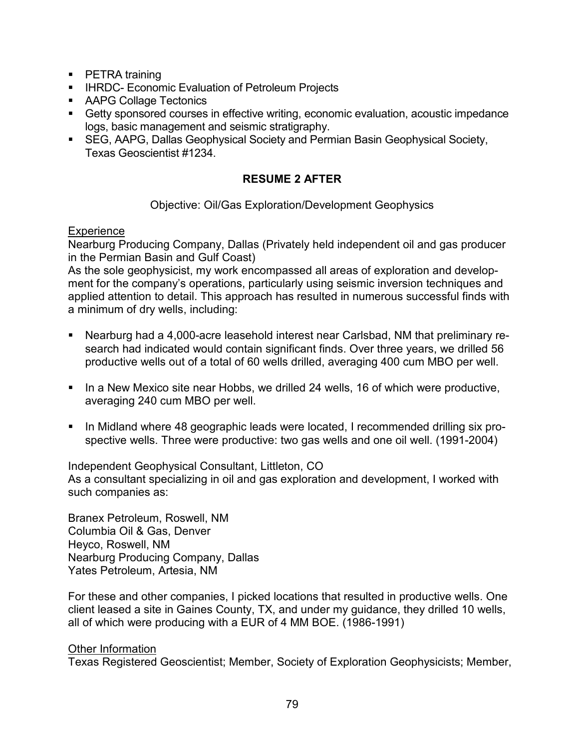- PETRA training
- IHRDC- Economic Evaluation of Petroleum Projects
- AAPG Collage Tectonics
- Getty sponsored courses in effective writing, economic evaluation, acoustic impedance logs, basic management and seismic stratigraphy.
- SEG, AAPG, Dallas Geophysical Society and Permian Basin Geophysical Society, Texas Geoscientist #1234.

## RESUME 2 AFTER

Objective: Oil/Gas Exploration/Development Geophysics

<u>Experience</u>

Nearburg Producing Company, Dallas (Privately held independent oil and gas producer in the Permian Basin and Gulf Coast)

As the sole geophysicist, my work encompassed all areas of exploration and development for the company's operations, particularly using seismic inversion techniques and applied attention to detail. This approach has resulted in numerous successful finds with a minimum of dry wells, including:

- Nearburg had a 4,000-acre leasehold interest near Carlsbad, NM that preliminary research had indicated would contain significant finds. Over three years, we drilled 56 productive wells out of a total of 60 wells drilled, averaging 400 cum MBO per well.

- In a New Mexico site near Hobbs, we drilled 24 wells, 16 of which were productive, averaging 240 cum MBO per well.

- In Midland where 48 geographic leads were located, I recommended drilling six prospective wells. Three were productive: two gas wells and one oil well. (1991-2004)

Independent Geophysical Consultant, Littleton, CO

As a consultant specializing in oil and gas exploration and development, I worked with such companies as:

Branex Petroleum, Roswell, NM
Columbia Oil & Gas, Denver
Heyco, Roswell, NM
Nearburg Producing Company, Dallas
Yates Petroleum, Artesia, NM

For these and other companies, I picked locations that resulted in productive wells. One client leased a site in Gaines County, TX, and under my guidance, they drilled 10 wells, all of which were producing with a EUR of 4 MM BOE. (1986-1991)

<u>Other Information</u>

Texas Registered Geoscientist; Member, Society of Exploration Geophysicists; Member,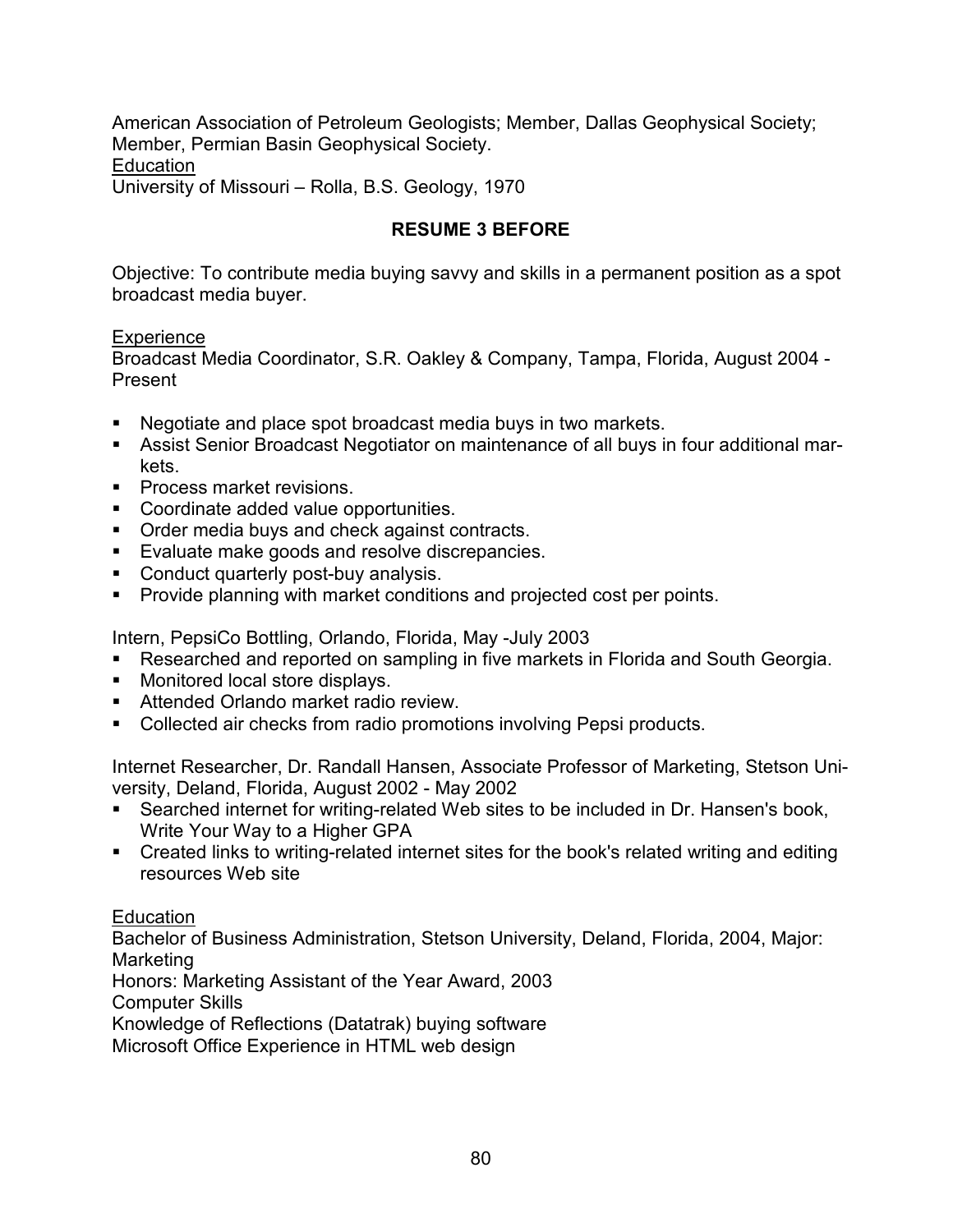American Association of Petroleum Geologists; Member, Dallas Geophysical Society; Member, Permian Basin Geophysical Society.

Education

University of Missouri – Rolla, B.S. Geology, 1970

## RESUME 3 BEFORE

Objective: To contribute media buying savvy and skills in a permanent position as a spot broadcast media buyer.

Experience

Broadcast Media Coordinator, S.R. Oakley & Company, Tampa, Florida, August 2004 - Present

- Negotiate and place spot broadcast media buys in two markets.
- Assist Senior Broadcast Negotiator on maintenance of all buys in four additional markets.
- Process market revisions.
- Coordinate added value opportunities.
- Order media buys and check against contracts.
- Evaluate make goods and resolve discrepancies.
- Conduct quarterly post-buy analysis.
- Provide planning with market conditions and projected cost per points.

Intern, PepsiCo Bottling, Orlando, Florida, May -July 2003

- Researched and reported on sampling in five markets in Florida and South Georgia.
- Monitored local store displays.
- Attended Orlando market radio review.
- Collected air checks from radio promotions involving Pepsi products.

Internet Researcher, Dr. Randall Hansen, Associate Professor of Marketing, Stetson University, Deland, Florida, August 2002 - May 2002

- Searched internet for writing-related Web sites to be included in Dr. Hansen's book, Write Your Way to a Higher GPA
- Created links to writing-related internet sites for the book's related writing and editing resources Web site

Education

Bachelor of Business Administration, Stetson University, Deland, Florida, 2004, Major: Marketing

Honors: Marketing Assistant of the Year Award, 2003

Computer Skills

Knowledge of Reflections (Datatrak) buying software

Microsoft Office Experience in HTML web design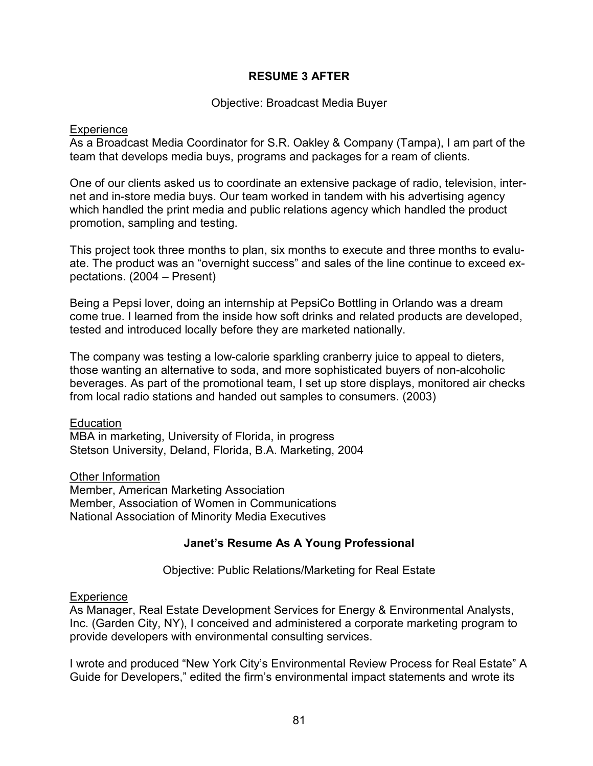## RESUME 3 AFTER

Objective: Broadcast Media Buyer

Experience

As a Broadcast Media Coordinator for S.R. Oakley & Company (Tampa), I am part of the team that develops media buys, programs and packages for a ream of clients.

One of our clients asked us to coordinate an extensive package of radio, television, internet and in-store media buys. Our team worked in tandem with his advertising agency which handled the print media and public relations agency which handled the product promotion, sampling and testing.

This project took three months to plan, six months to execute and three months to evaluate. The product was an "overnight success" and sales of the line continue to exceed expectations. (2004 – Present)

Being a Pepsi lover, doing an internship at PepsiCo Bottling in Orlando was a dream come true. I learned from the inside how soft drinks and related products are developed, tested and introduced locally before they are marketed nationally.

The company was testing a low-calorie sparkling cranberry juice to appeal to dieters, those wanting an alternative to soda, and more sophisticated buyers of non-alcoholic beverages. As part of the promotional team, I set up store displays, monitored air checks from local radio stations and handed out samples to consumers. (2003)

Education

MBA in marketing, University of Florida, in progress
Stetson University, Deland, Florida, B.A. Marketing, 2004

Other Information

Member, American Marketing Association
Member, Association of Women in Communications
National Association of Minority Media Executives

## Janet's Resume As A Young Professional

Objective: Public Relations/Marketing for Real Estate

Experience

As Manager, Real Estate Development Services for Energy & Environmental Analysts, Inc. (Garden City, NY), I conceived and administered a corporate marketing program to provide developers with environmental consulting services.

I wrote and produced "New York City's Environmental Review Process for Real Estate" A Guide for Developers," edited the firm's environmental impact statements and wrote its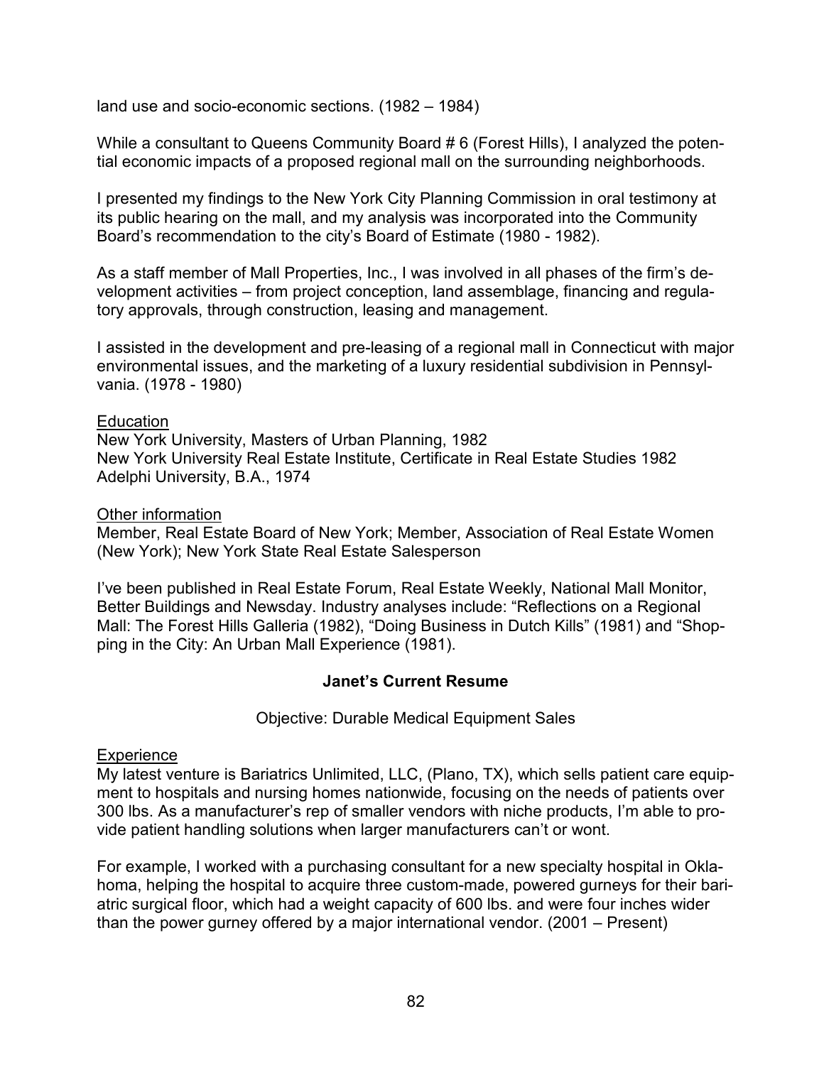land use and socio-economic sections. (1982 – 1984)

While a consultant to Queens Community Board # 6 (Forest Hills), I analyzed the potential economic impacts of a proposed regional mall on the surrounding neighborhoods.

I presented my findings to the New York City Planning Commission in oral testimony at its public hearing on the mall, and my analysis was incorporated into the Community Board's recommendation to the city's Board of Estimate (1980 - 1982).

As a staff member of Mall Properties, Inc., I was involved in all phases of the firm's development activities – from project conception, land assemblage, financing and regulatory approvals, through construction, leasing and management.

I assisted in the development and pre-leasing of a regional mall in Connecticut with major environmental issues, and the marketing of a luxury residential subdivision in Pennsylvania. (1978 - 1980)

<u>Education</u>
New York University, Masters of Urban Planning, 1982
New York University Real Estate Institute, Certificate in Real Estate Studies 1982
Adelphi University, B.A., 1974

<u>Other information</u>
Member, Real Estate Board of New York; Member, Association of Real Estate Women (New York); New York State Real Estate Salesperson

I've been published in Real Estate Forum, Real Estate Weekly, National Mall Monitor, Better Buildings and Newsday. Industry analyses include: "Reflections on a Regional Mall: The Forest Hills Galleria (1982), "Doing Business in Dutch Kills" (1981) and "Shopping in the City: An Urban Mall Experience (1981).

## Janet's Current Resume

Objective: Durable Medical Equipment Sales

<u>Experience</u>
My latest venture is Bariatrics Unlimited, LLC, (Plano, TX), which sells patient care equipment to hospitals and nursing homes nationwide, focusing on the needs of patients over 300 lbs. As a manufacturer's rep of smaller vendors with niche products, I'm able to provide patient handling solutions when larger manufacturers can't or wont.

For example, I worked with a purchasing consultant for a new specialty hospital in Oklahoma, helping the hospital to acquire three custom-made, powered gurneys for their bariatric surgical floor, which had a weight capacity of 600 lbs. and were four inches wider than the power gurney offered by a major international vendor. (2001 – Present)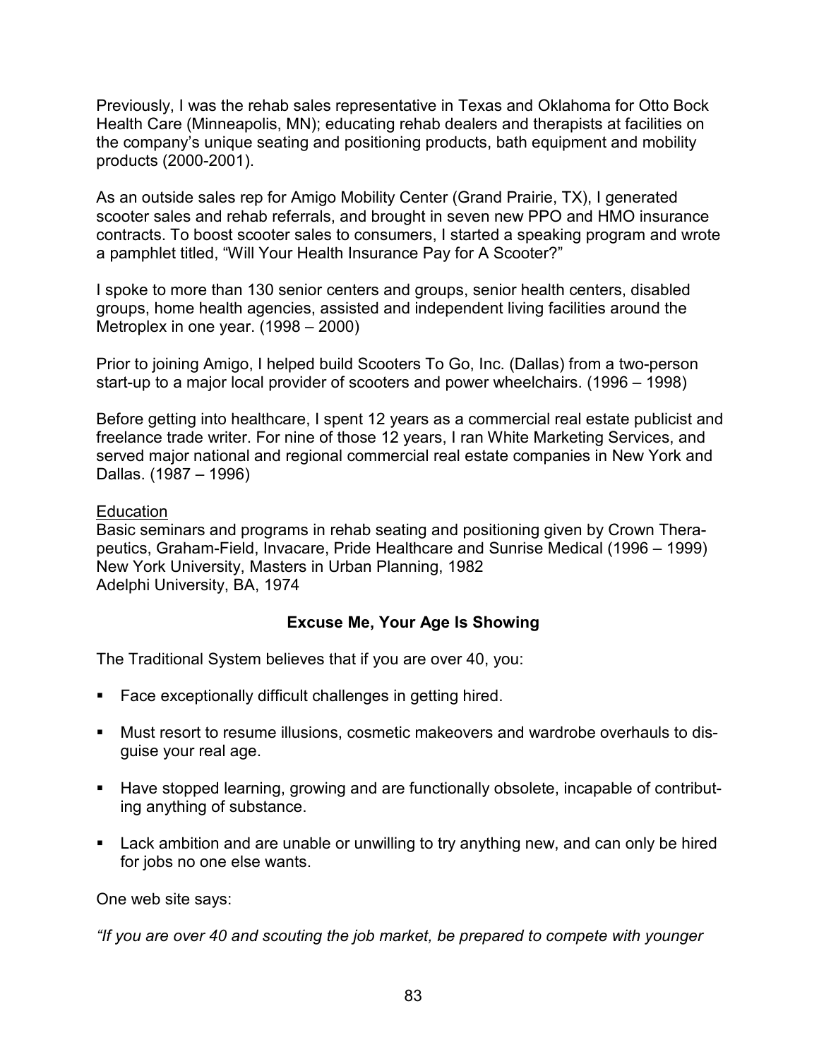Previously, I was the rehab sales representative in Texas and Oklahoma for Otto Bock Health Care (Minneapolis, MN); educating rehab dealers and therapists at facilities on the company's unique seating and positioning products, bath equipment and mobility products (2000-2001).

As an outside sales rep for Amigo Mobility Center (Grand Prairie, TX), I generated scooter sales and rehab referrals, and brought in seven new PPO and HMO insurance contracts. To boost scooter sales to consumers, I started a speaking program and wrote a pamphlet titled, "Will Your Health Insurance Pay for A Scooter?"

I spoke to more than 130 senior centers and groups, senior health centers, disabled groups, home health agencies, assisted and independent living facilities around the Metroplex in one year. (1998 – 2000)

Prior to joining Amigo, I helped build Scooters To Go, Inc. (Dallas) from a two-person start-up to a major local provider of scooters and power wheelchairs. (1996 – 1998)

Before getting into healthcare, I spent 12 years as a commercial real estate publicist and freelance trade writer. For nine of those 12 years, I ran White Marketing Services, and served major national and regional commercial real estate companies in New York and Dallas. (1987 – 1996)

Education
Basic seminars and programs in rehab seating and positioning given by Crown Therapeutics, Graham-Field, Invacare, Pride Healthcare and Sunrise Medical (1996 – 1999)
New York University, Masters in Urban Planning, 1982
Adelphi University, BA, 1974

### Excuse Me, Your Age Is Showing

The Traditional System believes that if you are over 40, you:

- Face exceptionally difficult challenges in getting hired.
- Must resort to resume illusions, cosmetic makeovers and wardrobe overhauls to disguise your real age.
- Have stopped learning, growing and are functionally obsolete, incapable of contributing anything of substance.
- Lack ambition and are unable or unwilling to try anything new, and can only be hired for jobs no one else wants.

One web site says:

*"If you are over 40 and scouting the job market, be prepared to compete with younger*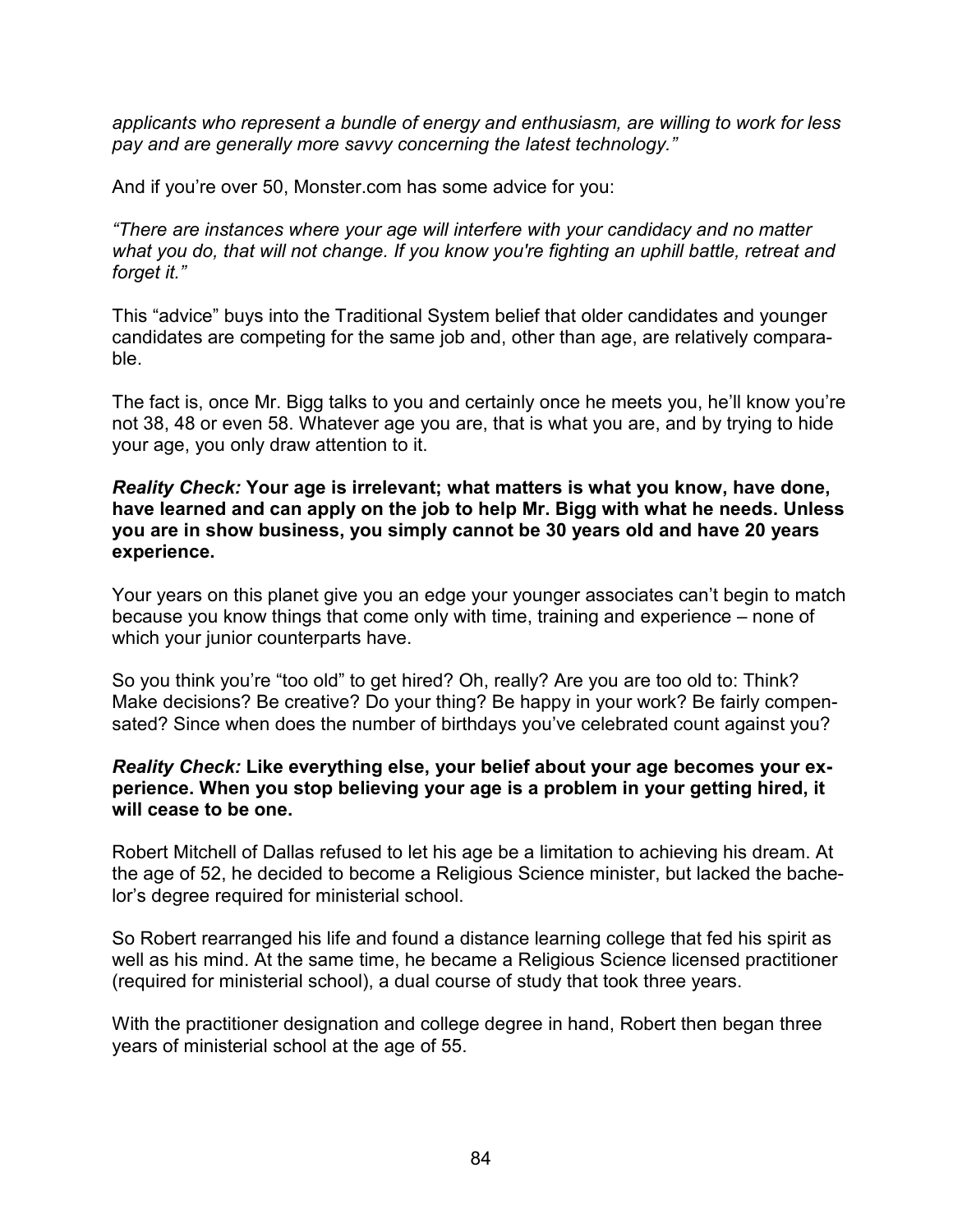*applicants who represent a bundle of energy and enthusiasm, are willing to work for less pay and are generally more savvy concerning the latest technology."*

And if you're over 50, Monster.com has some advice for you:

*"There are instances where your age will interfere with your candidacy and no matter what you do, that will not change. If you know you're fighting an uphill battle, retreat and forget it."*

This "advice" buys into the Traditional System belief that older candidates and younger candidates are competing for the same job and, other than age, are relatively comparable.

The fact is, once Mr. Bigg talks to you and certainly once he meets you, he'll know you're not 38, 48 or even 58. Whatever age you are, that is what you are, and by trying to hide your age, you only draw attention to it.

***Reality Check:*** **Your age is irrelevant; what matters is what you know, have done, have learned and can apply on the job to help Mr. Bigg with what he needs. Unless you are in show business, you simply cannot be 30 years old and have 20 years experience.**

Your years on this planet give you an edge your younger associates can't begin to match because you know things that come only with time, training and experience – none of which your junior counterparts have.

So you think you're "too old" to get hired? Oh, really? Are you are too old to: Think? Make decisions? Be creative? Do your thing? Be happy in your work? Be fairly compensated? Since when does the number of birthdays you've celebrated count against you?

***Reality Check:*** **Like everything else, your belief about your age becomes your experience. When you stop believing your age is a problem in your getting hired, it will cease to be one.**

Robert Mitchell of Dallas refused to let his age be a limitation to achieving his dream. At the age of 52, he decided to become a Religious Science minister, but lacked the bachelor's degree required for ministerial school.

So Robert rearranged his life and found a distance learning college that fed his spirit as well as his mind. At the same time, he became a Religious Science licensed practitioner (required for ministerial school), a dual course of study that took three years.

With the practitioner designation and college degree in hand, Robert then began three years of ministerial school at the age of 55.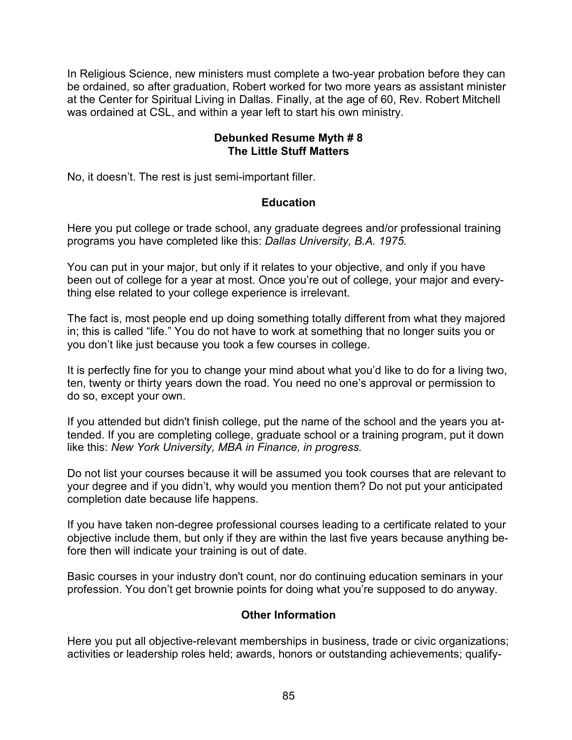In Religious Science, new ministers must complete a two-year probation before they can be ordained, so after graduation, Robert worked for two more years as assistant minister at the Center for Spiritual Living in Dallas. Finally, at the age of 60, Rev. Robert Mitchell was ordained at CSL, and within a year left to start his own ministry.

**Debunked Resume Myth # 8**
**The Little Stuff Matters**

No, it doesn't. The rest is just semi-important filler.

**Education**

Here you put college or trade school, any graduate degrees and/or professional training programs you have completed like this: *Dallas University, B.A. 1975.*

You can put in your major, but only if it relates to your objective, and only if you have been out of college for a year at most. Once you're out of college, your major and everything else related to your college experience is irrelevant.

The fact is, most people end up doing something totally different from what they majored in; this is called "life." You do not have to work at something that no longer suits you or you don't like just because you took a few courses in college.

It is perfectly fine for you to change your mind about what you'd like to do for a living two, ten, twenty or thirty years down the road. You need no one's approval or permission to do so, except your own.

If you attended but didn't finish college, put the name of the school and the years you attended. If you are completing college, graduate school or a training program, put it down like this: *New York University, MBA in Finance, in progress.*

Do not list your courses because it will be assumed you took courses that are relevant to your degree and if you didn't, why would you mention them? Do not put your anticipated completion date because life happens.

If you have taken non-degree professional courses leading to a certificate related to your objective include them, but only if they are within the last five years because anything before then will indicate your training is out of date.

Basic courses in your industry don't count, nor do continuing education seminars in your profession. You don't get brownie points for doing what you're supposed to do anyway.

**Other Information**

Here you put all objective-relevant memberships in business, trade or civic organizations; activities or leadership roles held; awards, honors or outstanding achievements; qualify-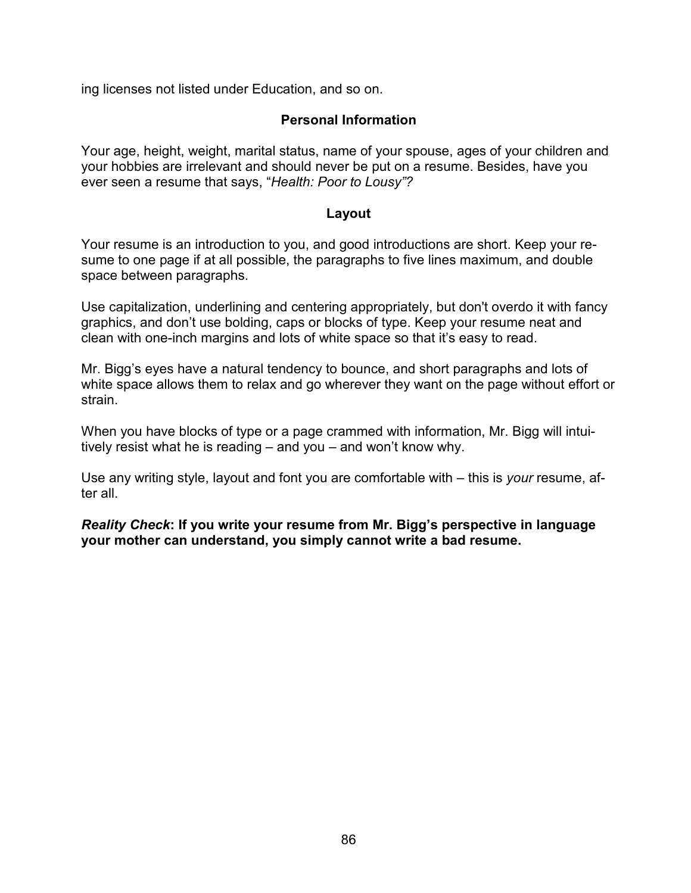ing licenses not listed under Education, and so on.

## Personal Information

Your age, height, weight, marital status, name of your spouse, ages of your children and your hobbies are irrelevant and should never be put on a resume. Besides, have you ever seen a resume that says, "*Health: Poor to Lousy"?*

## Layout

Your resume is an introduction to you, and good introductions are short. Keep your resume to one page if at all possible, the paragraphs to five lines maximum, and double space between paragraphs.

Use capitalization, underlining and centering appropriately, but don't overdo it with fancy graphics, and don't use bolding, caps or blocks of type. Keep your resume neat and clean with one-inch margins and lots of white space so that it's easy to read.

Mr. Bigg's eyes have a natural tendency to bounce, and short paragraphs and lots of white space allows them to relax and go wherever they want on the page without effort or strain.

When you have blocks of type or a page crammed with information, Mr. Bigg will intuitively resist what he is reading – and you – and won't know why.

Use any writing style, layout and font you are comfortable with – this is *your* resume, after all.

***Reality Check*: If you write your resume from Mr. Bigg's perspective in language your mother can understand, you simply cannot write a bad resume.**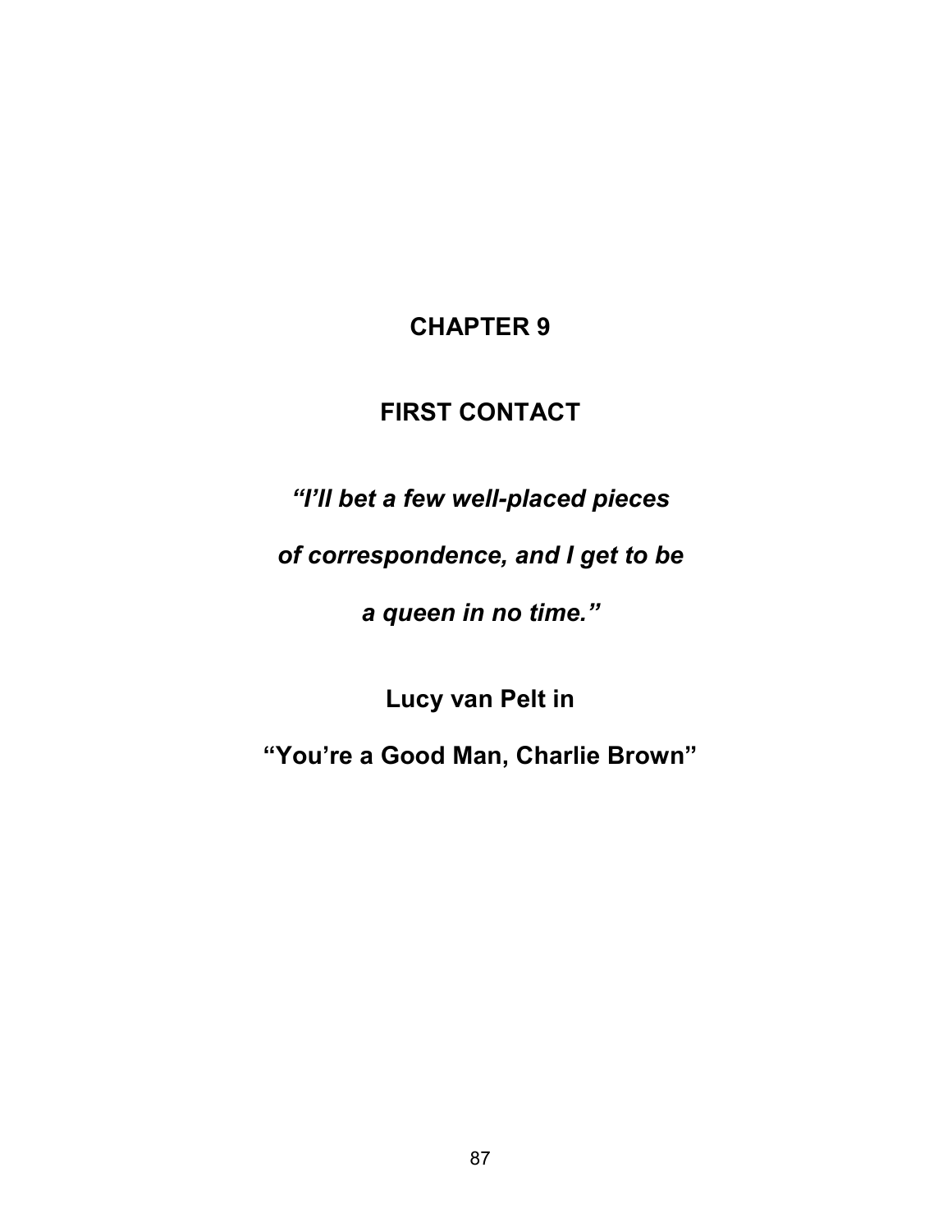# CHAPTER 9

# FIRST CONTACT

***"I'll bet a few well-placed pieces***

***of correspondence, and I get to be***

***a queen in no time."***

**Lucy van Pelt in**

**"You're a Good Man, Charlie Brown"**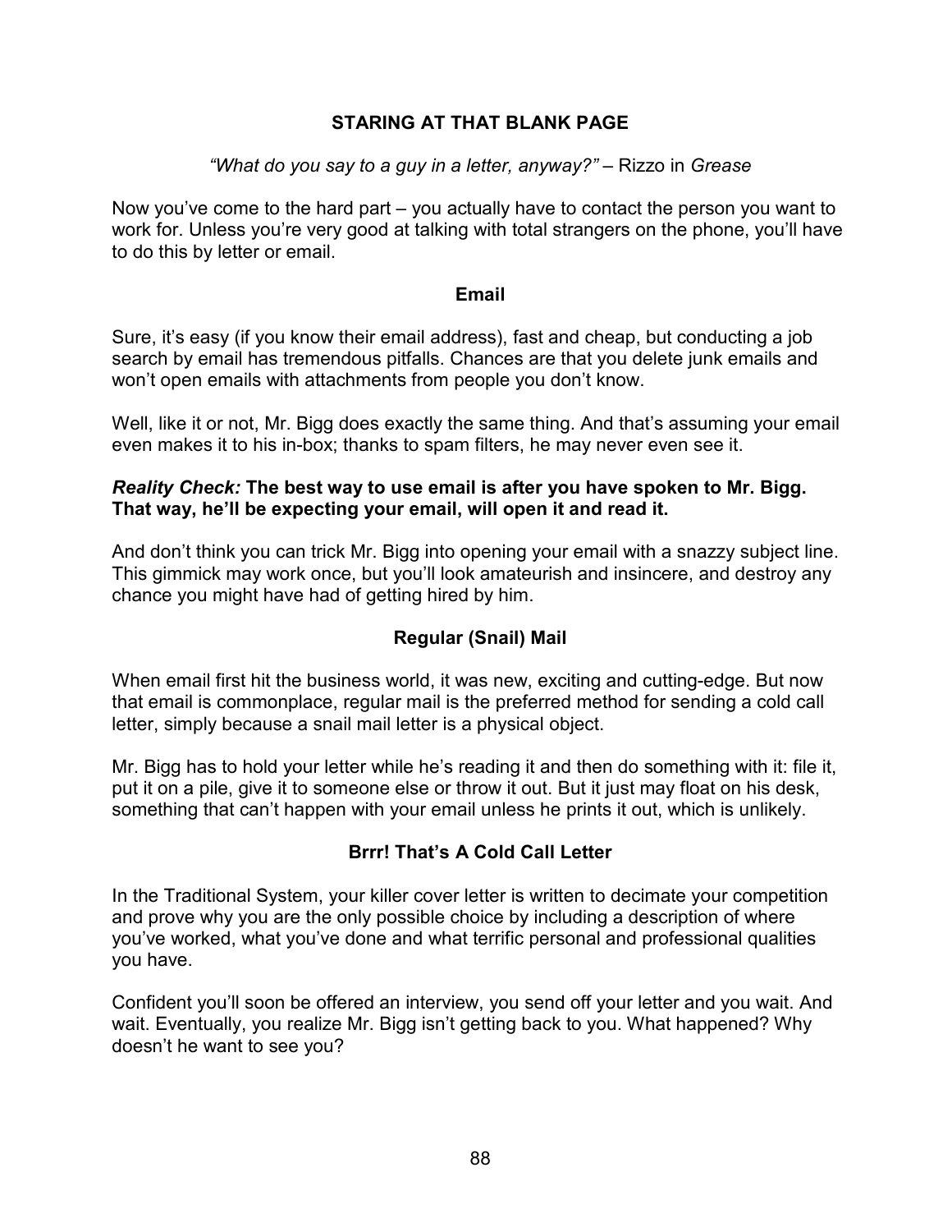## STARING AT THAT BLANK PAGE

*"What do you say to a guy in a letter, anyway?"* – Rizzo in *Grease*

Now you've come to the hard part – you actually have to contact the person you want to work for. Unless you're very good at talking with total strangers on the phone, you'll have to do this by letter or email.

### Email

Sure, it's easy (if you know their email address), fast and cheap, but conducting a job search by email has tremendous pitfalls. Chances are that you delete junk emails and won't open emails with attachments from people you don't know.

Well, like it or not, Mr. Bigg does exactly the same thing. And that's assuming your email even makes it to his in-box; thanks to spam filters, he may never even see it.

***Reality Check:*** **The best way to use email is after you have spoken to Mr. Bigg. That way, he'll be expecting your email, will open it and read it.**

And don't think you can trick Mr. Bigg into opening your email with a snazzy subject line. This gimmick may work once, but you'll look amateurish and insincere, and destroy any chance you might have had of getting hired by him.

### Regular (Snail) Mail

When email first hit the business world, it was new, exciting and cutting-edge. But now that email is commonplace, regular mail is the preferred method for sending a cold call letter, simply because a snail mail letter is a physical object.

Mr. Bigg has to hold your letter while he's reading it and then do something with it: file it, put it on a pile, give it to someone else or throw it out. But it just may float on his desk, something that can't happen with your email unless he prints it out, which is unlikely.

### Brrr! That's A Cold Call Letter

In the Traditional System, your killer cover letter is written to decimate your competition and prove why you are the only possible choice by including a description of where you've worked, what you've done and what terrific personal and professional qualities you have.

Confident you'll soon be offered an interview, you send off your letter and you wait. And wait. Eventually, you realize Mr. Bigg isn't getting back to you. What happened? Why doesn't he want to see you?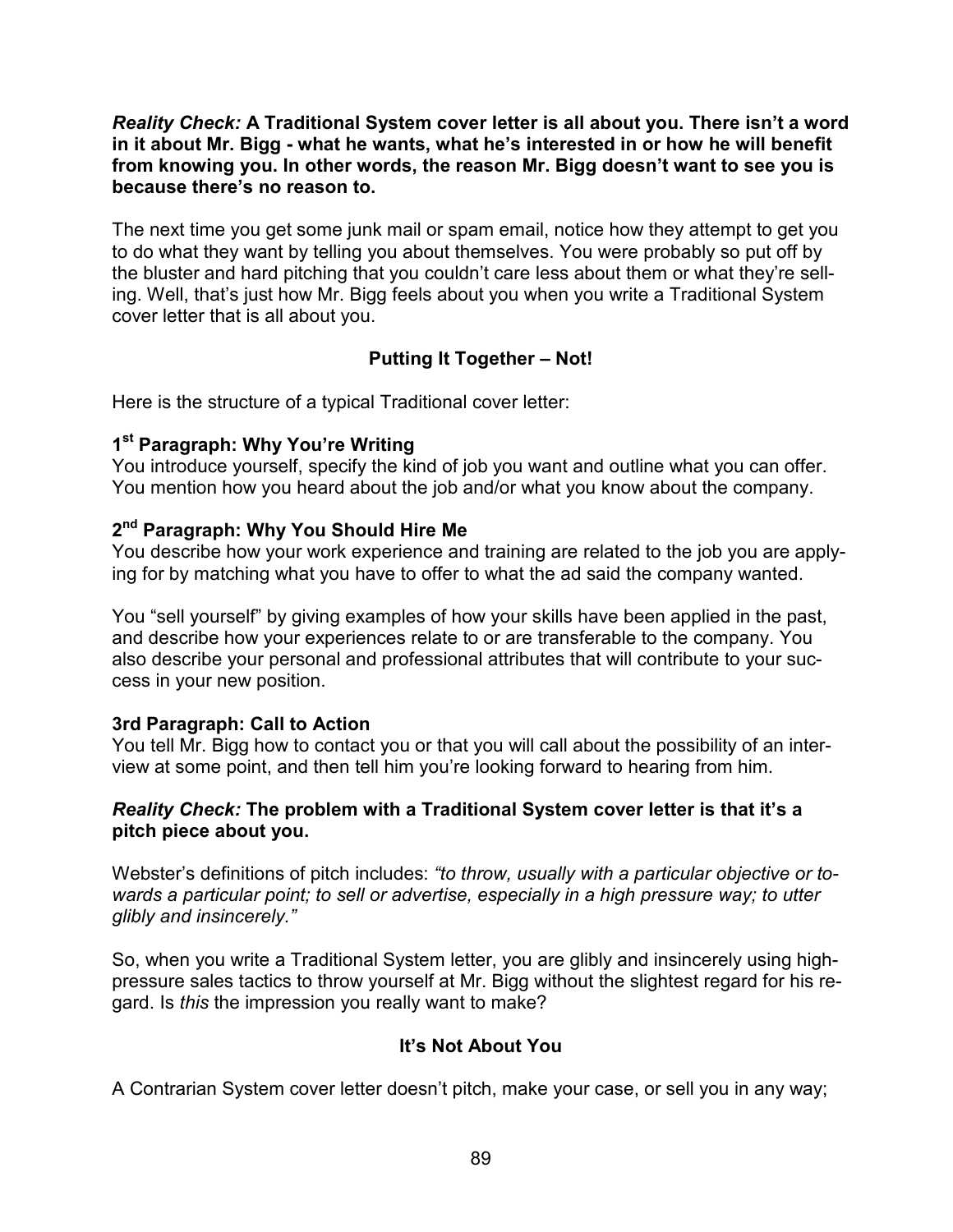***Reality Check:*** **A Traditional System cover letter is all about you. There isn't a word in it about Mr. Bigg - what he wants, what he's interested in or how he will benefit from knowing you. In other words, the reason Mr. Bigg doesn't want to see you is because there's no reason to.**

The next time you get some junk mail or spam email, notice how they attempt to get you to do what they want by telling you about themselves. You were probably so put off by the bluster and hard pitching that you couldn't care less about them or what they're selling. Well, that's just how Mr. Bigg feels about you when you write a Traditional System cover letter that is all about you.

## Putting It Together – Not!

Here is the structure of a typical Traditional cover letter:

**1st Paragraph: Why You're Writing**
You introduce yourself, specify the kind of job you want and outline what you can offer. You mention how you heard about the job and/or what you know about the company.

**2nd Paragraph: Why You Should Hire Me**
You describe how your work experience and training are related to the job you are applying for by matching what you have to offer to what the ad said the company wanted.

You "sell yourself" by giving examples of how your skills have been applied in the past, and describe how your experiences relate to or are transferable to the company. You also describe your personal and professional attributes that will contribute to your success in your new position.

**3rd Paragraph: Call to Action**
You tell Mr. Bigg how to contact you or that you will call about the possibility of an interview at some point, and then tell him you're looking forward to hearing from him.

***Reality Check:*** **The problem with a Traditional System cover letter is that it's a pitch piece about you.**

Webster's definitions of pitch includes: *"to throw, usually with a particular objective or towards a particular point; to sell or advertise, especially in a high pressure way; to utter glibly and insincerely."*

So, when you write a Traditional System letter, you are glibly and insincerely using high-pressure sales tactics to throw yourself at Mr. Bigg without the slightest regard for his regard. Is *this* the impression you really want to make?

## It's Not About You

A Contrarian System cover letter doesn't pitch, make your case, or sell you in any way;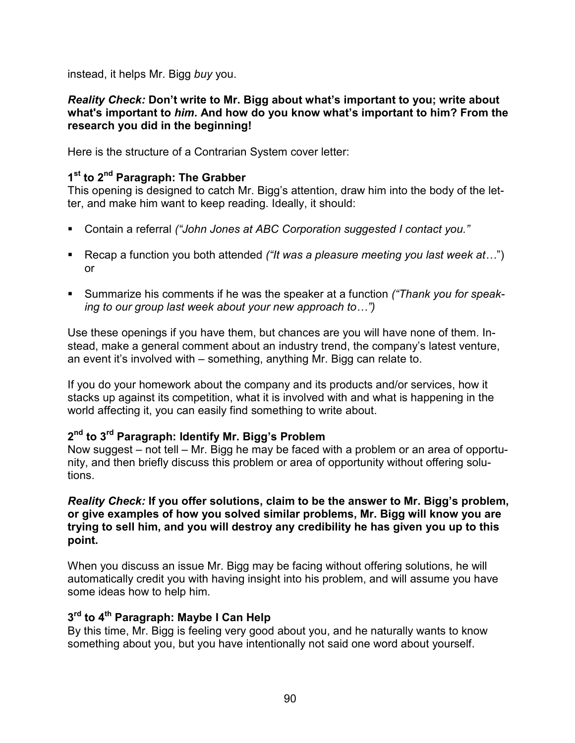instead, it helps Mr. Bigg *buy* you.

***Reality Check:*** **Don't write to Mr. Bigg about what's important to you; write about what's important to *him*. And how do you know what's important to him? From the research you did in the beginning!**

Here is the structure of a Contrarian System cover letter:

### 1st to 2nd Paragraph: The Grabber

This opening is designed to catch Mr. Bigg's attention, draw him into the body of the letter, and make him want to keep reading. Ideally, it should:

- Contain a referral *("John Jones at ABC Corporation suggested I contact you."*
- Recap a function you both attended *("It was a pleasure meeting you last week at…*") or
- Summarize his comments if he was the speaker at a function *("Thank you for speaking to our group last week about your new approach to…")*

Use these openings if you have them, but chances are you will have none of them. Instead, make a general comment about an industry trend, the company's latest venture, an event it's involved with – something, anything Mr. Bigg can relate to.

If you do your homework about the company and its products and/or services, how it stacks up against its competition, what it is involved with and what is happening in the world affecting it, you can easily find something to write about.

### 2nd to 3rd Paragraph: Identify Mr. Bigg's Problem

Now suggest – not tell – Mr. Bigg he may be faced with a problem or an area of opportunity, and then briefly discuss this problem or area of opportunity without offering solutions.

***Reality Check:*** **If you offer solutions, claim to be the answer to Mr. Bigg's problem, or give examples of how you solved similar problems, Mr. Bigg will know you are trying to sell him, and you will destroy any credibility he has given you up to this point.**

When you discuss an issue Mr. Bigg may be facing without offering solutions, he will automatically credit you with having insight into his problem, and will assume you have some ideas how to help him.

### 3rd to 4th Paragraph: Maybe I Can Help

By this time, Mr. Bigg is feeling very good about you, and he naturally wants to know something about you, but you have intentionally not said one word about yourself.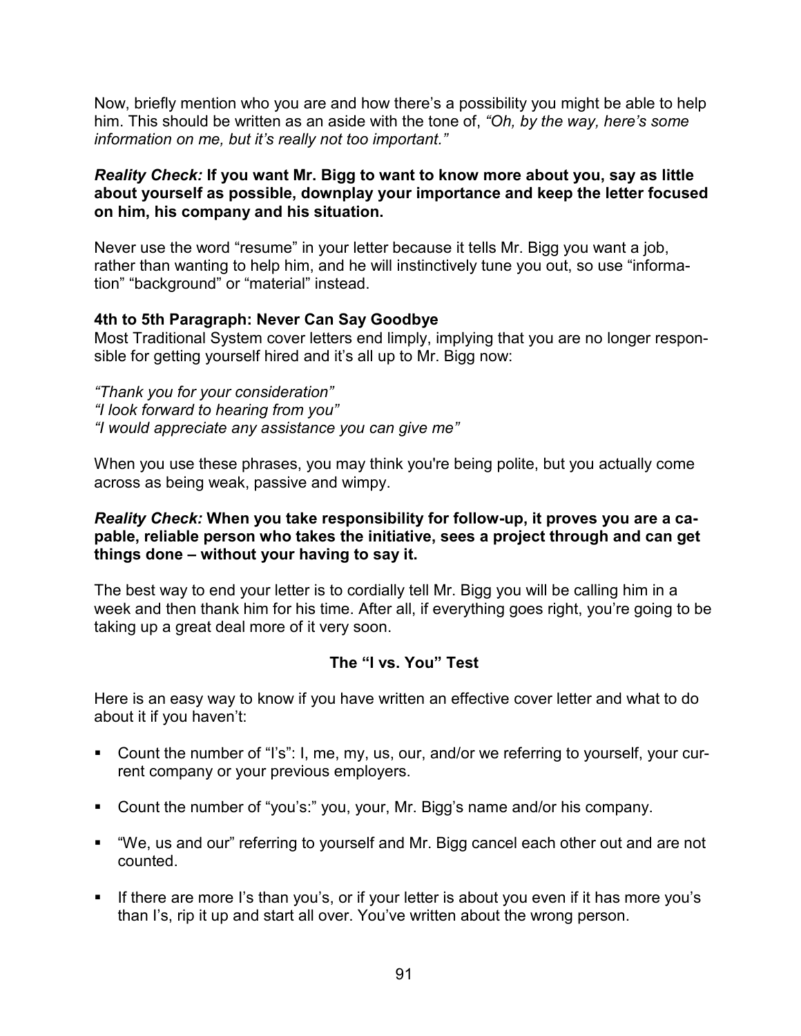Now, briefly mention who you are and how there's a possibility you might be able to help him. This should be written as an aside with the tone of, *"Oh, by the way, here's some information on me, but it's really not too important."*

***Reality Check:*** **If you want Mr. Bigg to want to know more about you, say as little about yourself as possible, downplay your importance and keep the letter focused on him, his company and his situation.**

Never use the word "resume" in your letter because it tells Mr. Bigg you want a job, rather than wanting to help him, and he will instinctively tune you out, so use "information" "background" or "material" instead.

**4th to 5th Paragraph: Never Can Say Goodbye**

Most Traditional System cover letters end limply, implying that you are no longer responsible for getting yourself hired and it's all up to Mr. Bigg now:

*"Thank you for your consideration"*
*"I look forward to hearing from you"*
*"I would appreciate any assistance you can give me"*

When you use these phrases, you may think you're being polite, but you actually come across as being weak, passive and wimpy.

***Reality Check:*** **When you take responsibility for follow-up, it proves you are a capable, reliable person who takes the initiative, sees a project through and can get things done – without your having to say it.**

The best way to end your letter is to cordially tell Mr. Bigg you will be calling him in a week and then thank him for his time. After all, if everything goes right, you're going to be taking up a great deal more of it very soon.

### The "I vs. You" Test

Here is an easy way to know if you have written an effective cover letter and what to do about it if you haven't:

- Count the number of "I's": I, me, my, us, our, and/or we referring to yourself, your current company or your previous employers.
- Count the number of "you's:" you, your, Mr. Bigg's name and/or his company.
- "We, us and our" referring to yourself and Mr. Bigg cancel each other out and are not counted.
- If there are more I's than you's, or if your letter is about you even if it has more you's than I's, rip it up and start all over. You've written about the wrong person.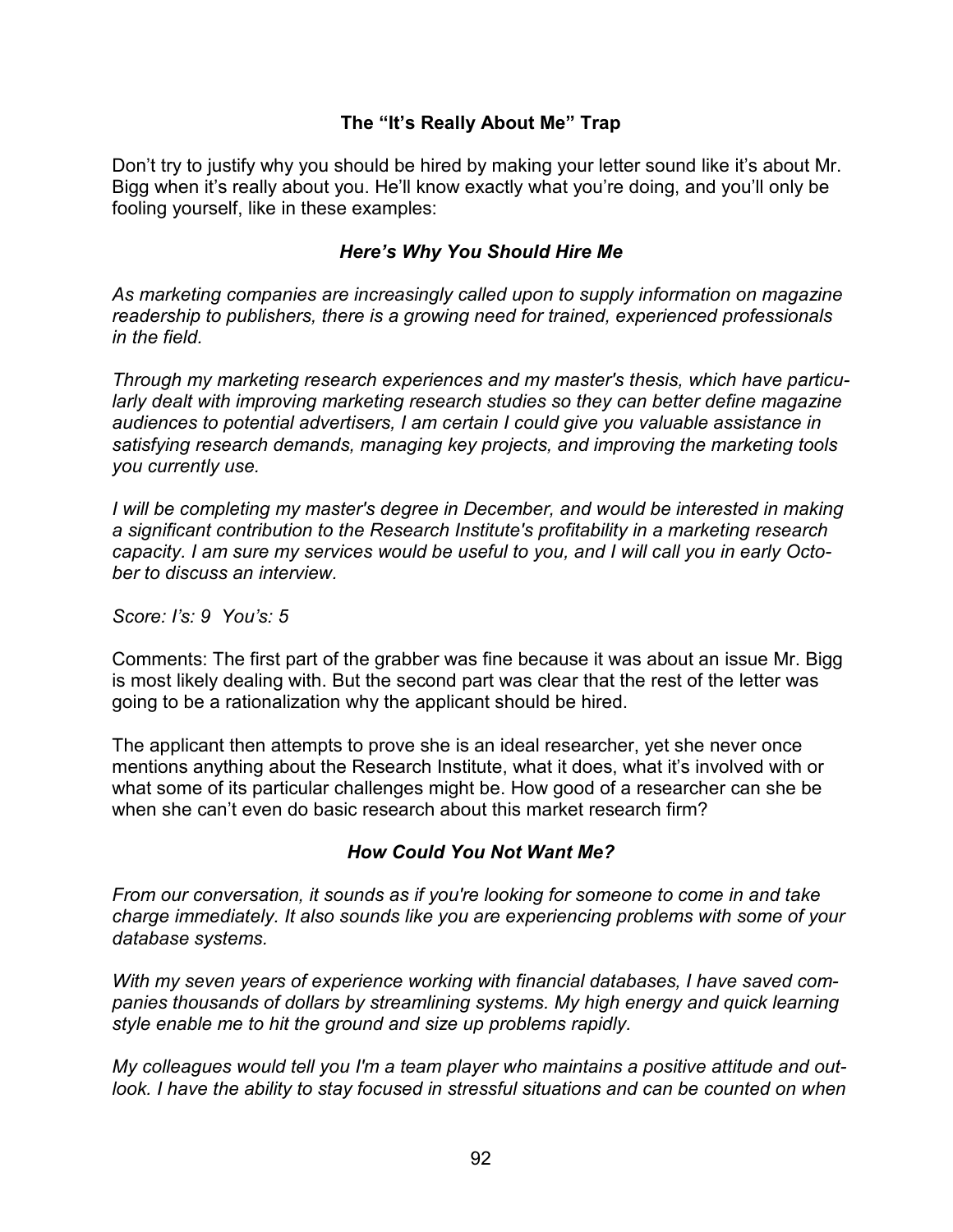### The "It's Really About Me" Trap

Don't try to justify why you should be hired by making your letter sound like it's about Mr. Bigg when it's really about you. He'll know exactly what you're doing, and you'll only be fooling yourself, like in these examples:

#### *Here's Why You Should Hire Me*

*As marketing companies are increasingly called upon to supply information on magazine readership to publishers, there is a growing need for trained, experienced professionals in the field.*

*Through my marketing research experiences and my master's thesis, which have particularly dealt with improving marketing research studies so they can better define magazine audiences to potential advertisers, I am certain I could give you valuable assistance in satisfying research demands, managing key projects, and improving the marketing tools you currently use.*

*I will be completing my master's degree in December, and would be interested in making a significant contribution to the Research Institute's profitability in a marketing research capacity. I am sure my services would be useful to you, and I will call you in early October to discuss an interview.*

*Score: I's: 9 You's: 5*

Comments: The first part of the grabber was fine because it was about an issue Mr. Bigg is most likely dealing with. But the second part was clear that the rest of the letter was going to be a rationalization why the applicant should be hired.

The applicant then attempts to prove she is an ideal researcher, yet she never once mentions anything about the Research Institute, what it does, what it's involved with or what some of its particular challenges might be. How good of a researcher can she be when she can't even do basic research about this market research firm?

#### *How Could You Not Want Me?*

*From our conversation, it sounds as if you're looking for someone to come in and take charge immediately. It also sounds like you are experiencing problems with some of your database systems.*

*With my seven years of experience working with financial databases, I have saved companies thousands of dollars by streamlining systems. My high energy and quick learning style enable me to hit the ground and size up problems rapidly.*

*My colleagues would tell you I'm a team player who maintains a positive attitude and outlook. I have the ability to stay focused in stressful situations and can be counted on when*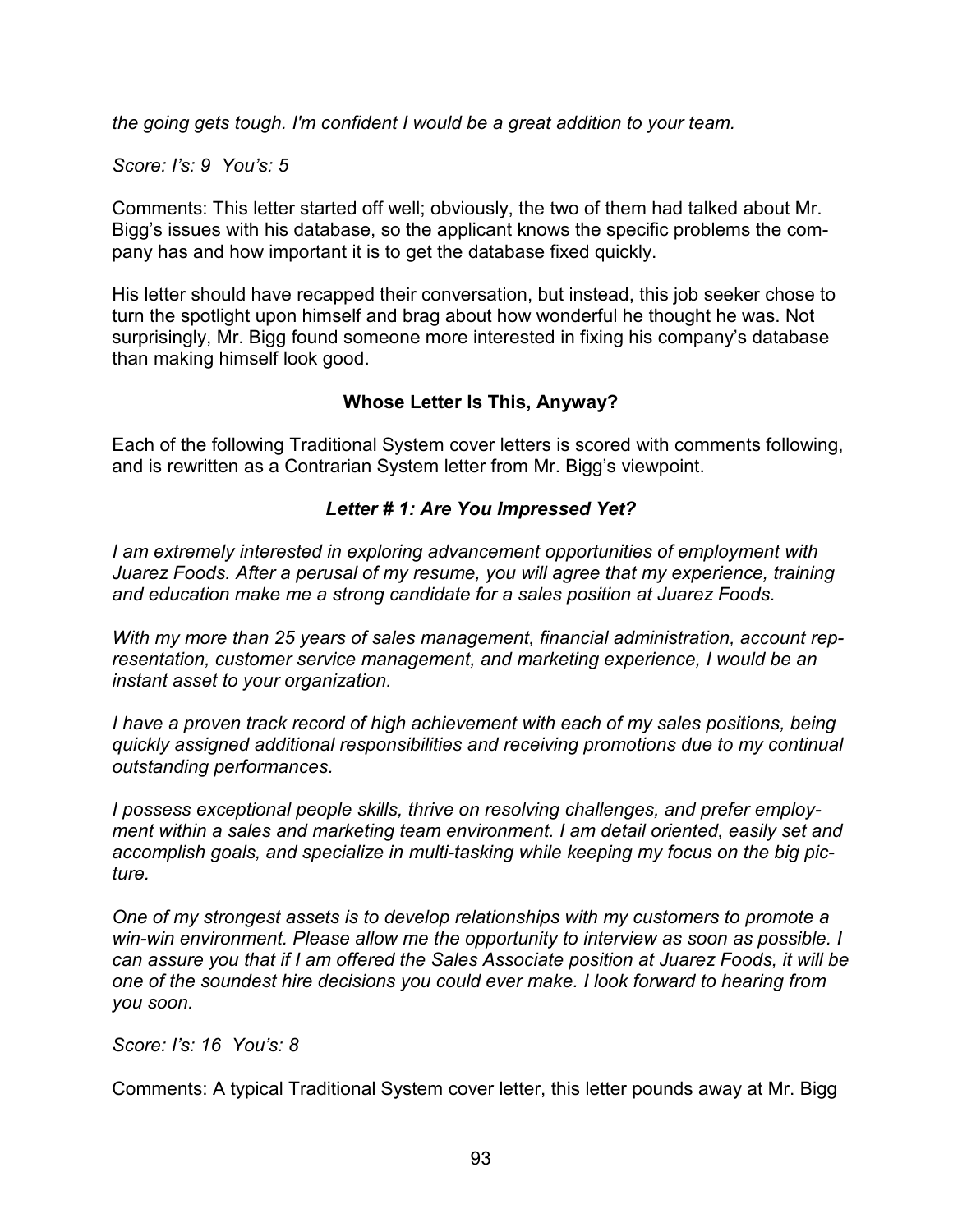*the going gets tough. I'm confident I would be a great addition to your team.*

*Score: I’s: 9  You’s: 5*

Comments: This letter started off well; obviously, the two of them had talked about Mr. Bigg’s issues with his database, so the applicant knows the specific problems the company has and how important it is to get the database fixed quickly.

His letter should have recapped their conversation, but instead, this job seeker chose to turn the spotlight upon himself and brag about how wonderful he thought he was. Not surprisingly, Mr. Bigg found someone more interested in fixing his company’s database than making himself look good.

### Whose Letter Is This, Anyway?

Each of the following Traditional System cover letters is scored with comments following, and is rewritten as a Contrarian System letter from Mr. Bigg’s viewpoint.

#### *Letter # 1: Are You Impressed Yet?*

*I am extremely interested in exploring advancement opportunities of employment with Juarez Foods. After a perusal of my resume, you will agree that my experience, training and education make me a strong candidate for a sales position at Juarez Foods.*

*With my more than 25 years of sales management, financial administration, account representation, customer service management, and marketing experience, I would be an instant asset to your organization.*

*I have a proven track record of high achievement with each of my sales positions, being quickly assigned additional responsibilities and receiving promotions due to my continual outstanding performances.*

*I possess exceptional people skills, thrive on resolving challenges, and prefer employment within a sales and marketing team environment. I am detail oriented, easily set and accomplish goals, and specialize in multi-tasking while keeping my focus on the big picture.*

*One of my strongest assets is to develop relationships with my customers to promote a win-win environment. Please allow me the opportunity to interview as soon as possible. I can assure you that if I am offered the Sales Associate position at Juarez Foods, it will be one of the soundest hire decisions you could ever make. I look forward to hearing from you soon.*

*Score: I’s: 16  You’s: 8*

Comments: A typical Traditional System cover letter, this letter pounds away at Mr. Bigg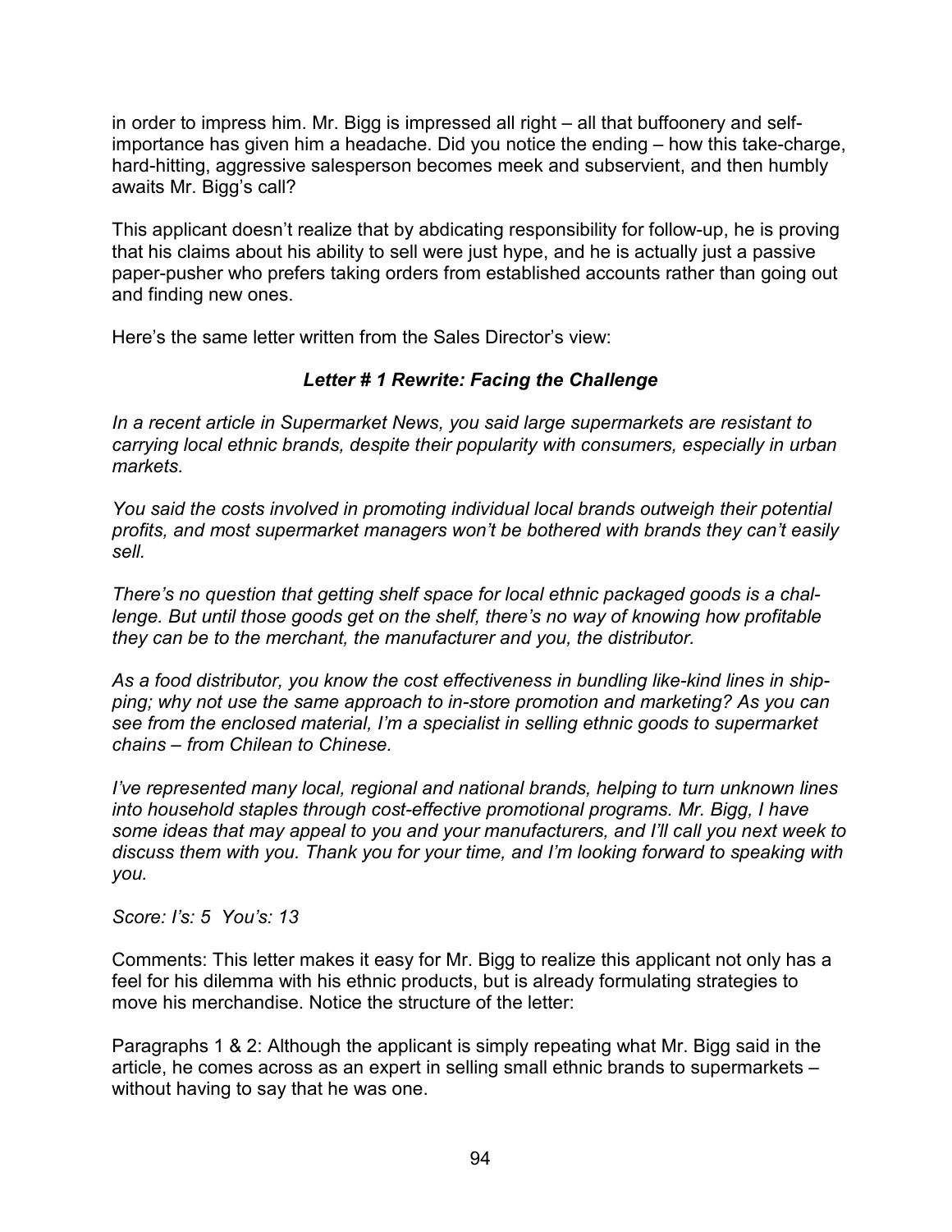in order to impress him. Mr. Bigg is impressed all right – all that buffoonery and self-importance has given him a headache. Did you notice the ending – how this take-charge, hard-hitting, aggressive salesperson becomes meek and subservient, and then humbly awaits Mr. Bigg's call?

This applicant doesn't realize that by abdicating responsibility for follow-up, he is proving that his claims about his ability to sell were just hype, and he is actually just a passive paper-pusher who prefers taking orders from established accounts rather than going out and finding new ones.

Here's the same letter written from the Sales Director's view:

***Letter # 1 Rewrite: Facing the Challenge***

*In a recent article in Supermarket News, you said large supermarkets are resistant to carrying local ethnic brands, despite their popularity with consumers, especially in urban markets.*

*You said the costs involved in promoting individual local brands outweigh their potential profits, and most supermarket managers won't be bothered with brands they can't easily sell.*

*There's no question that getting shelf space for local ethnic packaged goods is a challenge. But until those goods get on the shelf, there's no way of knowing how profitable they can be to the merchant, the manufacturer and you, the distributor.*

*As a food distributor, you know the cost effectiveness in bundling like-kind lines in shipping; why not use the same approach to in-store promotion and marketing? As you can see from the enclosed material, I'm a specialist in selling ethnic goods to supermarket chains – from Chilean to Chinese.*

*I've represented many local, regional and national brands, helping to turn unknown lines into household staples through cost-effective promotional programs. Mr. Bigg, I have some ideas that may appeal to you and your manufacturers, and I'll call you next week to discuss them with you. Thank you for your time, and I'm looking forward to speaking with you.*

*Score: I's: 5 You's: 13*

Comments: This letter makes it easy for Mr. Bigg to realize this applicant not only has a feel for his dilemma with his ethnic products, but is already formulating strategies to move his merchandise. Notice the structure of the letter:

Paragraphs 1 & 2: Although the applicant is simply repeating what Mr. Bigg said in the article, he comes across as an expert in selling small ethnic brands to supermarkets – without having to say that he was one.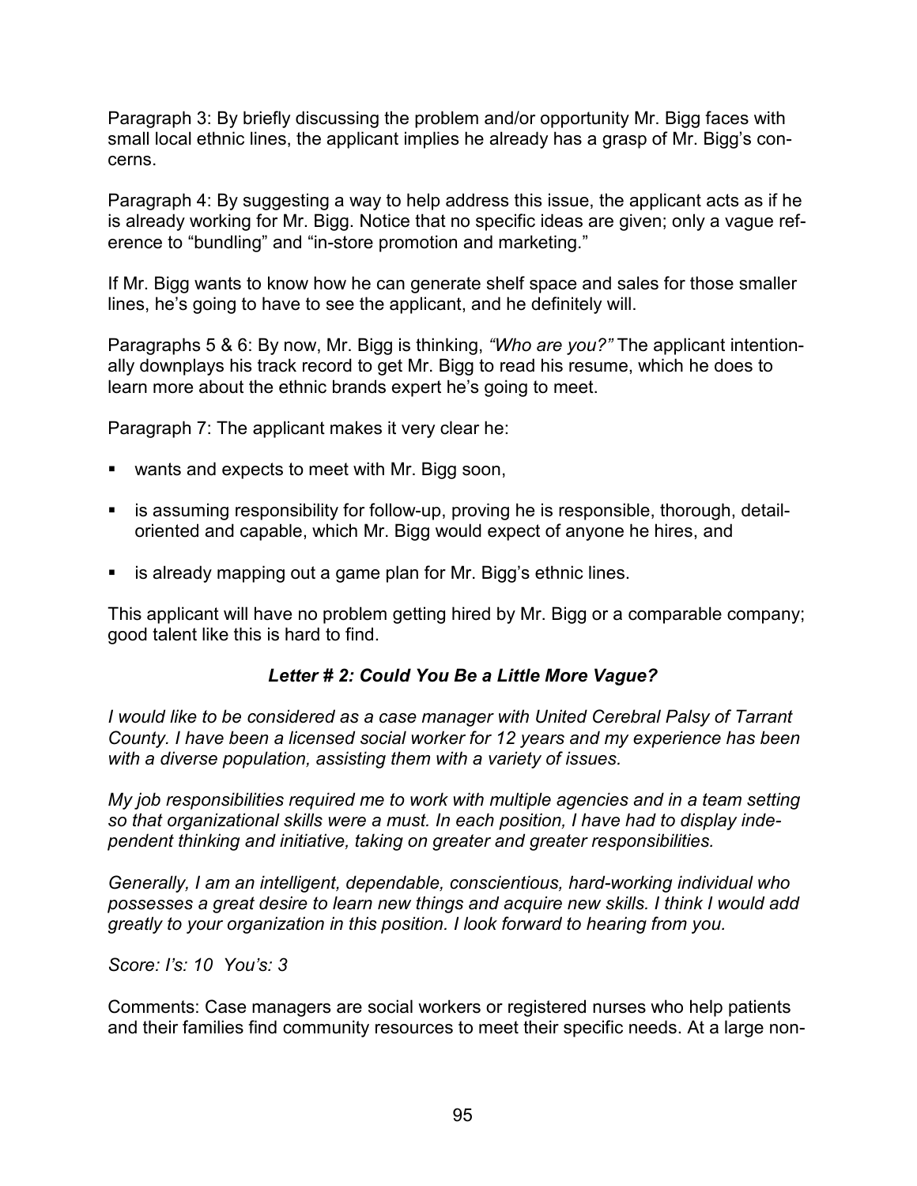Paragraph 3: By briefly discussing the problem and/or opportunity Mr. Bigg faces with small local ethnic lines, the applicant implies he already has a grasp of Mr. Bigg's concerns.

Paragraph 4: By suggesting a way to help address this issue, the applicant acts as if he is already working for Mr. Bigg. Notice that no specific ideas are given; only a vague reference to "bundling" and "in-store promotion and marketing."

If Mr. Bigg wants to know how he can generate shelf space and sales for those smaller lines, he's going to have to see the applicant, and he definitely will.

Paragraphs 5 & 6: By now, Mr. Bigg is thinking, *"Who are you?"* The applicant intentionally downplays his track record to get Mr. Bigg to read his resume, which he does to learn more about the ethnic brands expert he's going to meet.

Paragraph 7: The applicant makes it very clear he:

- wants and expects to meet with Mr. Bigg soon,
- is assuming responsibility for follow-up, proving he is responsible, thorough, detail-oriented and capable, which Mr. Bigg would expect of anyone he hires, and
- is already mapping out a game plan for Mr. Bigg's ethnic lines.

This applicant will have no problem getting hired by Mr. Bigg or a comparable company; good talent like this is hard to find.

### *Letter # 2: Could You Be a Little More Vague?*

*I would like to be considered as a case manager with United Cerebral Palsy of Tarrant County. I have been a licensed social worker for 12 years and my experience has been with a diverse population, assisting them with a variety of issues.*

*My job responsibilities required me to work with multiple agencies and in a team setting so that organizational skills were a must. In each position, I have had to display independent thinking and initiative, taking on greater and greater responsibilities.*

*Generally, I am an intelligent, dependable, conscientious, hard-working individual who possesses a great desire to learn new things and acquire new skills. I think I would add greatly to your organization in this position. I look forward to hearing from you.*

*Score: I's: 10 You's: 3*

Comments: Case managers are social workers or registered nurses who help patients and their families find community resources to meet their specific needs. At a large non-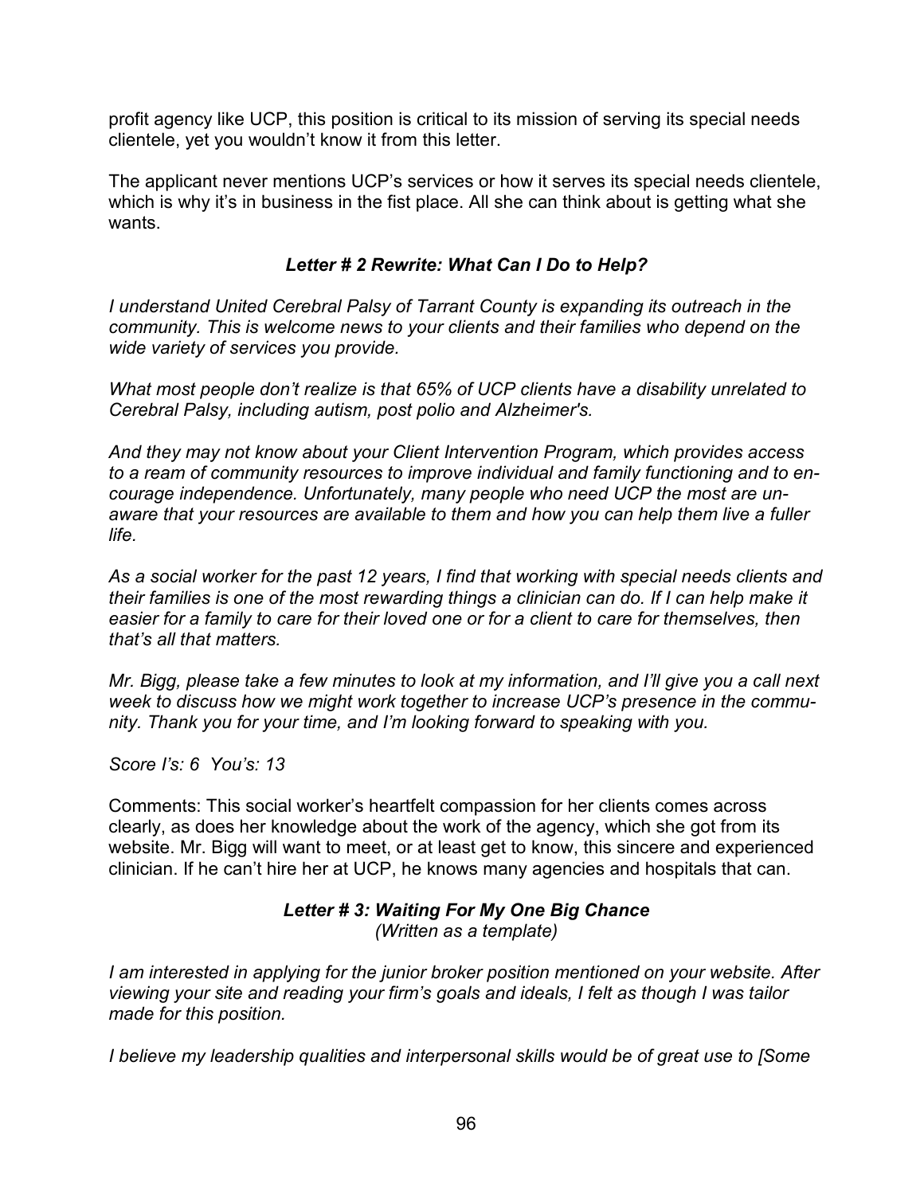profit agency like UCP, this position is critical to its mission of serving its special needs clientele, yet you wouldn't know it from this letter.

The applicant never mentions UCP's services or how it serves its special needs clientele, which is why it's in business in the fist place. All she can think about is getting what she wants.

### *Letter # 2 Rewrite: What Can I Do to Help?*

*I understand United Cerebral Palsy of Tarrant County is expanding its outreach in the community. This is welcome news to your clients and their families who depend on the wide variety of services you provide.*

*What most people don't realize is that 65% of UCP clients have a disability unrelated to Cerebral Palsy, including autism, post polio and Alzheimer's.*

*And they may not know about your Client Intervention Program, which provides access to a ream of community resources to improve individual and family functioning and to encourage independence. Unfortunately, many people who need UCP the most are unaware that your resources are available to them and how you can help them live a fuller life.*

*As a social worker for the past 12 years, I find that working with special needs clients and their families is one of the most rewarding things a clinician can do. If I can help make it easier for a family to care for their loved one or for a client to care for themselves, then that's all that matters.*

*Mr. Bigg, please take a few minutes to look at my information, and I'll give you a call next week to discuss how we might work together to increase UCP's presence in the community. Thank you for your time, and I'm looking forward to speaking with you.*

*Score I's: 6 You's: 13*

Comments: This social worker's heartfelt compassion for her clients comes across clearly, as does her knowledge about the work of the agency, which she got from its website. Mr. Bigg will want to meet, or at least get to know, this sincere and experienced clinician. If he can't hire her at UCP, he knows many agencies and hospitals that can.

### *Letter # 3: Waiting For My One Big Chance*

*(Written as a template)*

*I am interested in applying for the junior broker position mentioned on your website. After viewing your site and reading your firm's goals and ideals, I felt as though I was tailor made for this position.*

*I believe my leadership qualities and interpersonal skills would be of great use to [Some*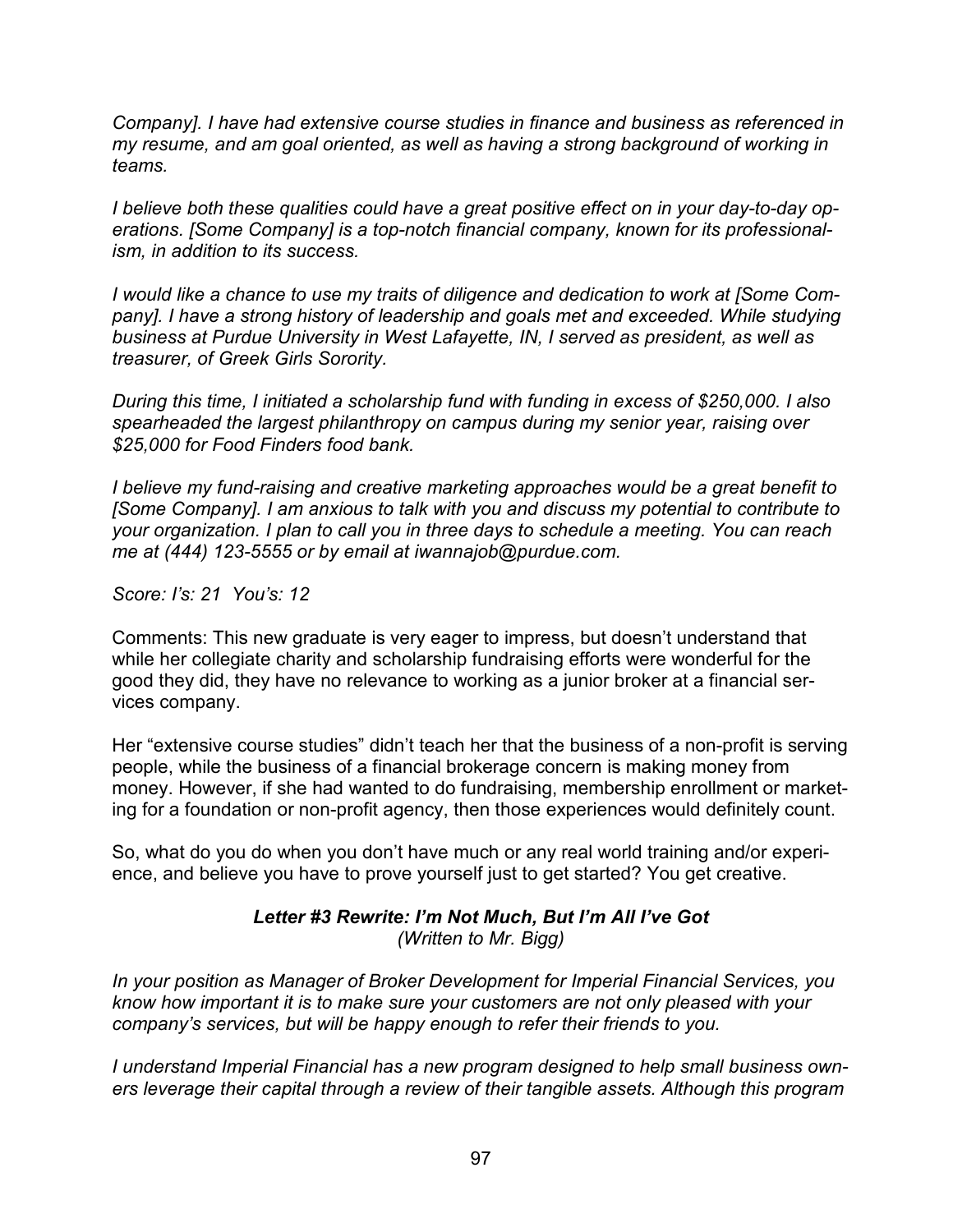*Company]. I have had extensive course studies in finance and business as referenced in my resume, and am goal oriented, as well as having a strong background of working in teams.*

*I believe both these qualities could have a great positive effect on in your day-to-day operations. [Some Company] is a top-notch financial company, known for its professionalism, in addition to its success.*

*I would like a chance to use my traits of diligence and dedication to work at [Some Company]. I have a strong history of leadership and goals met and exceeded. While studying business at Purdue University in West Lafayette, IN, I served as president, as well as treasurer, of Greek Girls Sorority.*

*During this time, I initiated a scholarship fund with funding in excess of $250,000. I also spearheaded the largest philanthropy on campus during my senior year, raising over $25,000 for Food Finders food bank.*

*I believe my fund-raising and creative marketing approaches would be a great benefit to [Some Company]. I am anxious to talk with you and discuss my potential to contribute to your organization. I plan to call you in three days to schedule a meeting. You can reach me at (444) 123-5555 or by email at iwannajob@purdue.com.*

*Score: I's: 21  You's: 12*

Comments: This new graduate is very eager to impress, but doesn't understand that while her collegiate charity and scholarship fundraising efforts were wonderful for the good they did, they have no relevance to working as a junior broker at a financial services company.

Her "extensive course studies" didn't teach her that the business of a non-profit is serving people, while the business of a financial brokerage concern is making money from money. However, if she had wanted to do fundraising, membership enrollment or marketing for a foundation or non-profit agency, then those experiences would definitely count.

So, what do you do when you don't have much or any real world training and/or experience, and believe you have to prove yourself just to get started? You get creative.

### *Letter #3 Rewrite: I'm Not Much, But I'm All I've Got*

*(Written to Mr. Bigg)*

*In your position as Manager of Broker Development for Imperial Financial Services, you know how important it is to make sure your customers are not only pleased with your company's services, but will be happy enough to refer their friends to you.*

*I understand Imperial Financial has a new program designed to help small business owners leverage their capital through a review of their tangible assets. Although this program*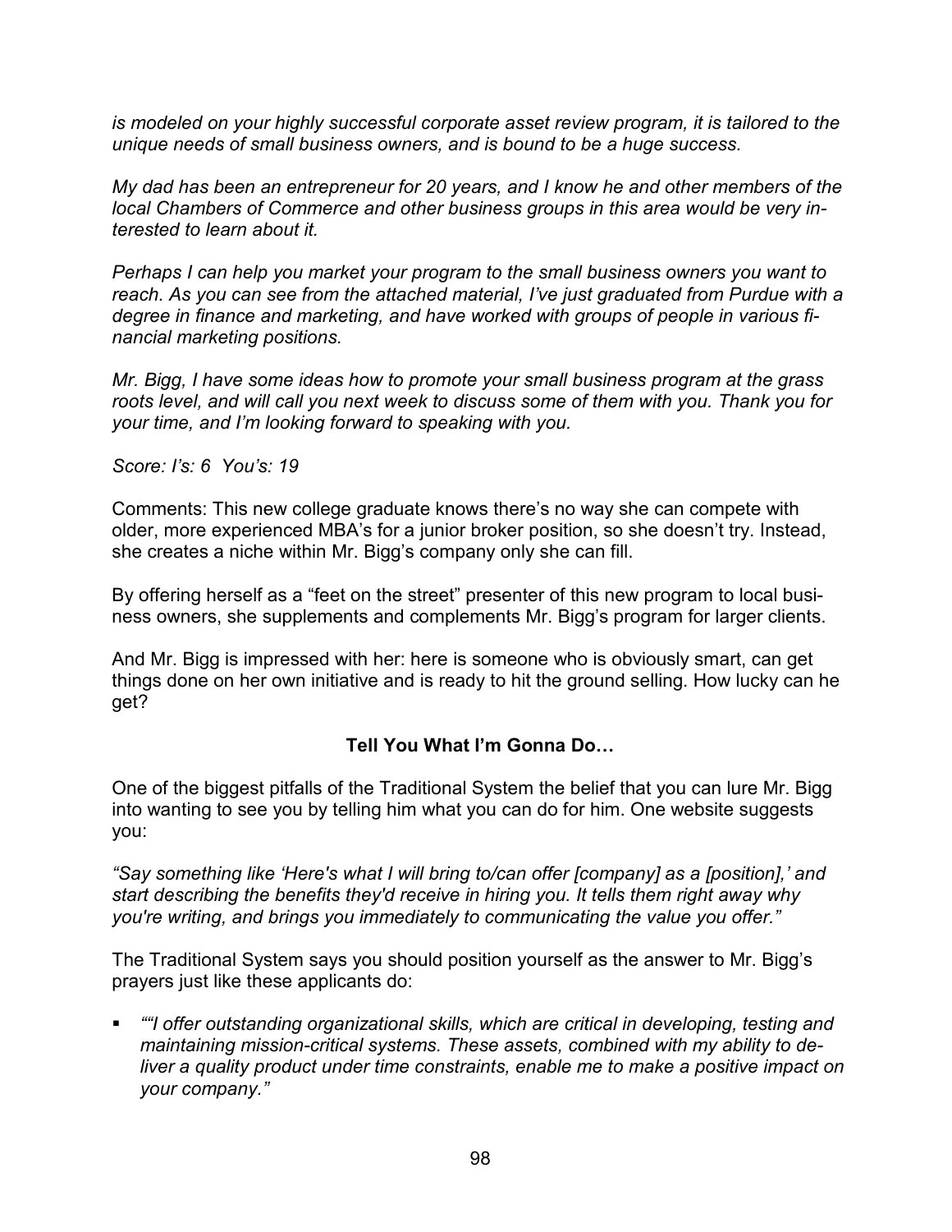*is modeled on your highly successful corporate asset review program, it is tailored to the unique needs of small business owners, and is bound to be a huge success.*

*My dad has been an entrepreneur for 20 years, and I know he and other members of the local Chambers of Commerce and other business groups in this area would be very interested to learn about it.*

*Perhaps I can help you market your program to the small business owners you want to reach. As you can see from the attached material, I've just graduated from Purdue with a degree in finance and marketing, and have worked with groups of people in various financial marketing positions.*

*Mr. Bigg, I have some ideas how to promote your small business program at the grass roots level, and will call you next week to discuss some of them with you. Thank you for your time, and I'm looking forward to speaking with you.*

*Score: I's: 6  You's: 19*

Comments: This new college graduate knows there's no way she can compete with older, more experienced MBA's for a junior broker position, so she doesn't try. Instead, she creates a niche within Mr. Bigg's company only she can fill.

By offering herself as a "feet on the street" presenter of this new program to local business owners, she supplements and complements Mr. Bigg's program for larger clients.

And Mr. Bigg is impressed with her: here is someone who is obviously smart, can get things done on her own initiative and is ready to hit the ground selling. How lucky can he get?

**Tell You What I'm Gonna Do…**

One of the biggest pitfalls of the Traditional System the belief that you can lure Mr. Bigg into wanting to see you by telling him what you can do for him. One website suggests you:

*"Say something like 'Here's what I will bring to/can offer [company] as a [position],' and start describing the benefits they'd receive in hiring you. It tells them right away why you're writing, and brings you immediately to communicating the value you offer."*

The Traditional System says you should position yourself as the answer to Mr. Bigg's prayers just like these applicants do:

- *""I offer outstanding organizational skills, which are critical in developing, testing and maintaining mission-critical systems. These assets, combined with my ability to deliver a quality product under time constraints, enable me to make a positive impact on your company."*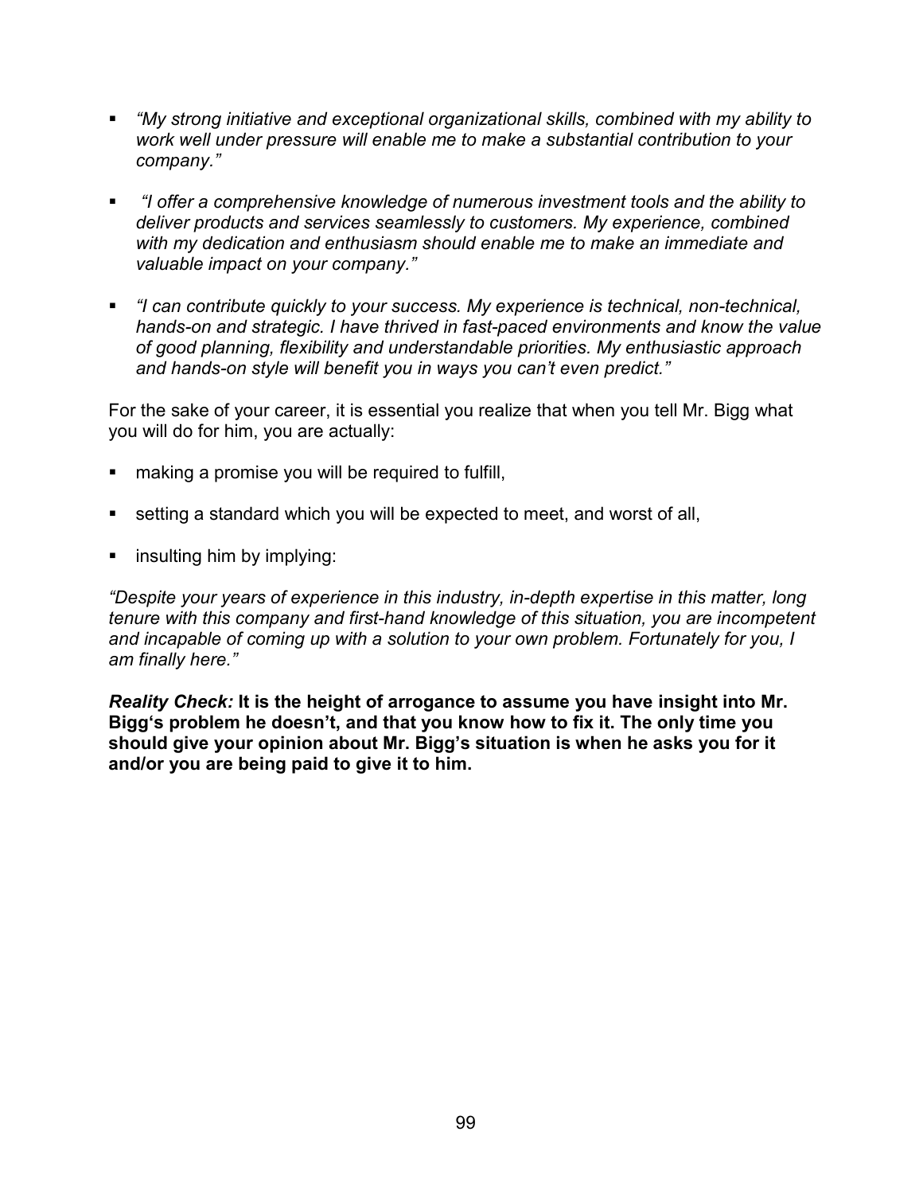- *"My strong initiative and exceptional organizational skills, combined with my ability to work well under pressure will enable me to make a substantial contribution to your company."*

- *"I offer a comprehensive knowledge of numerous investment tools and the ability to deliver products and services seamlessly to customers. My experience, combined with my dedication and enthusiasm should enable me to make an immediate and valuable impact on your company."*

- *"I can contribute quickly to your success. My experience is technical, non-technical, hands-on and strategic. I have thrived in fast-paced environments and know the value of good planning, flexibility and understandable priorities. My enthusiastic approach and hands-on style will benefit you in ways you can't even predict."*

For the sake of your career, it is essential you realize that when you tell Mr. Bigg what you will do for him, you are actually:

- making a promise you will be required to fulfill,
- setting a standard which you will be expected to meet, and worst of all,
- insulting him by implying:

*"Despite your years of experience in this industry, in-depth expertise in this matter, long tenure with this company and first-hand knowledge of this situation, you are incompetent and incapable of coming up with a solution to your own problem. Fortunately for you, I am finally here."*

***Reality Check:*** **It is the height of arrogance to assume you have insight into Mr. Bigg's problem he doesn't, and that you know how to fix it. The only time you should give your opinion about Mr. Bigg's situation is when he asks you for it and/or you are being paid to give it to him.**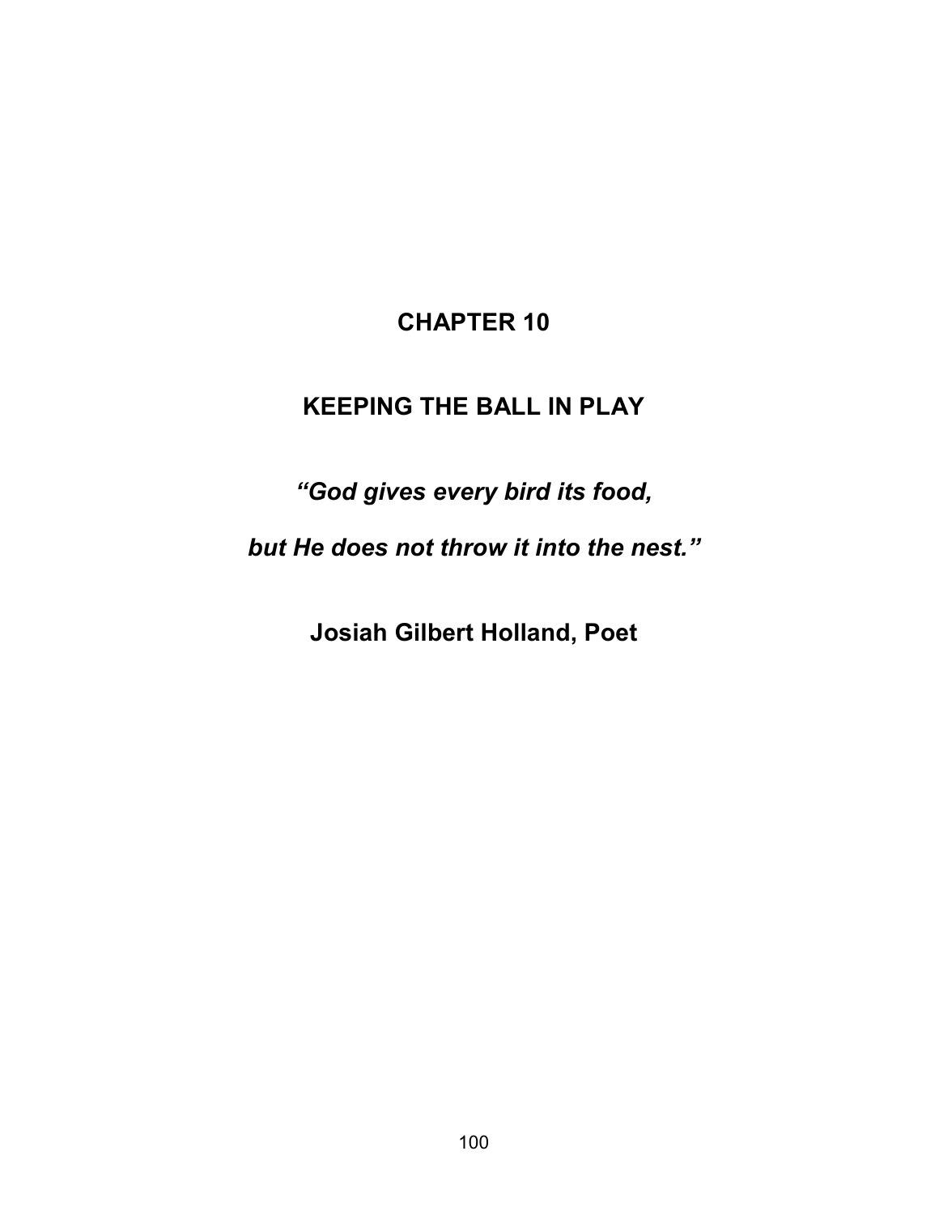# CHAPTER 10

# KEEPING THE BALL IN PLAY

***"God gives every bird its food,***

***but He does not throw it into the nest."***

**Josiah Gilbert Holland, Poet**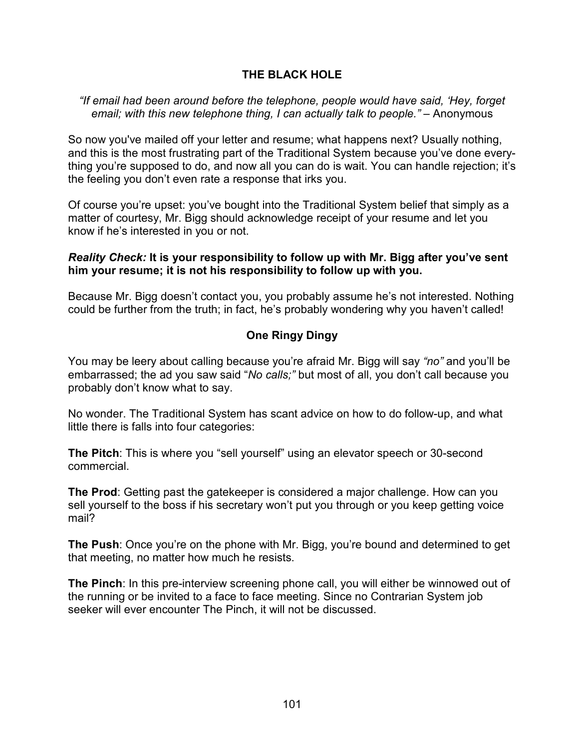## THE BLACK HOLE

*"If email had been around before the telephone, people would have said, 'Hey, forget email; with this new telephone thing, I can actually talk to people."* – Anonymous

So now you've mailed off your letter and resume; what happens next? Usually nothing, and this is the most frustrating part of the Traditional System because you've done everything you're supposed to do, and now all you can do is wait. You can handle rejection; it's the feeling you don't even rate a response that irks you.

Of course you're upset: you've bought into the Traditional System belief that simply as a matter of courtesy, Mr. Bigg should acknowledge receipt of your resume and let you know if he's interested in you or not.

***Reality Check:*** **It is your responsibility to follow up with Mr. Bigg after you've sent him your resume; it is not his responsibility to follow up with you.**

Because Mr. Bigg doesn't contact you, you probably assume he's not interested. Nothing could be further from the truth; in fact, he's probably wondering why you haven't called!

### One Ringy Dingy

You may be leery about calling because you're afraid Mr. Bigg will say *"no"* and you'll be embarrassed; the ad you saw said "*No calls;"* but most of all, you don't call because you probably don't know what to say.

No wonder. The Traditional System has scant advice on how to do follow-up, and what little there is falls into four categories:

**The Pitch**: This is where you "sell yourself" using an elevator speech or 30-second commercial.

**The Prod**: Getting past the gatekeeper is considered a major challenge. How can you sell yourself to the boss if his secretary won't put you through or you keep getting voice mail?

**The Push**: Once you're on the phone with Mr. Bigg, you're bound and determined to get that meeting, no matter how much he resists.

**The Pinch**: In this pre-interview screening phone call, you will either be winnowed out of the running or be invited to a face to face meeting. Since no Contrarian System job seeker will ever encounter The Pinch, it will not be discussed.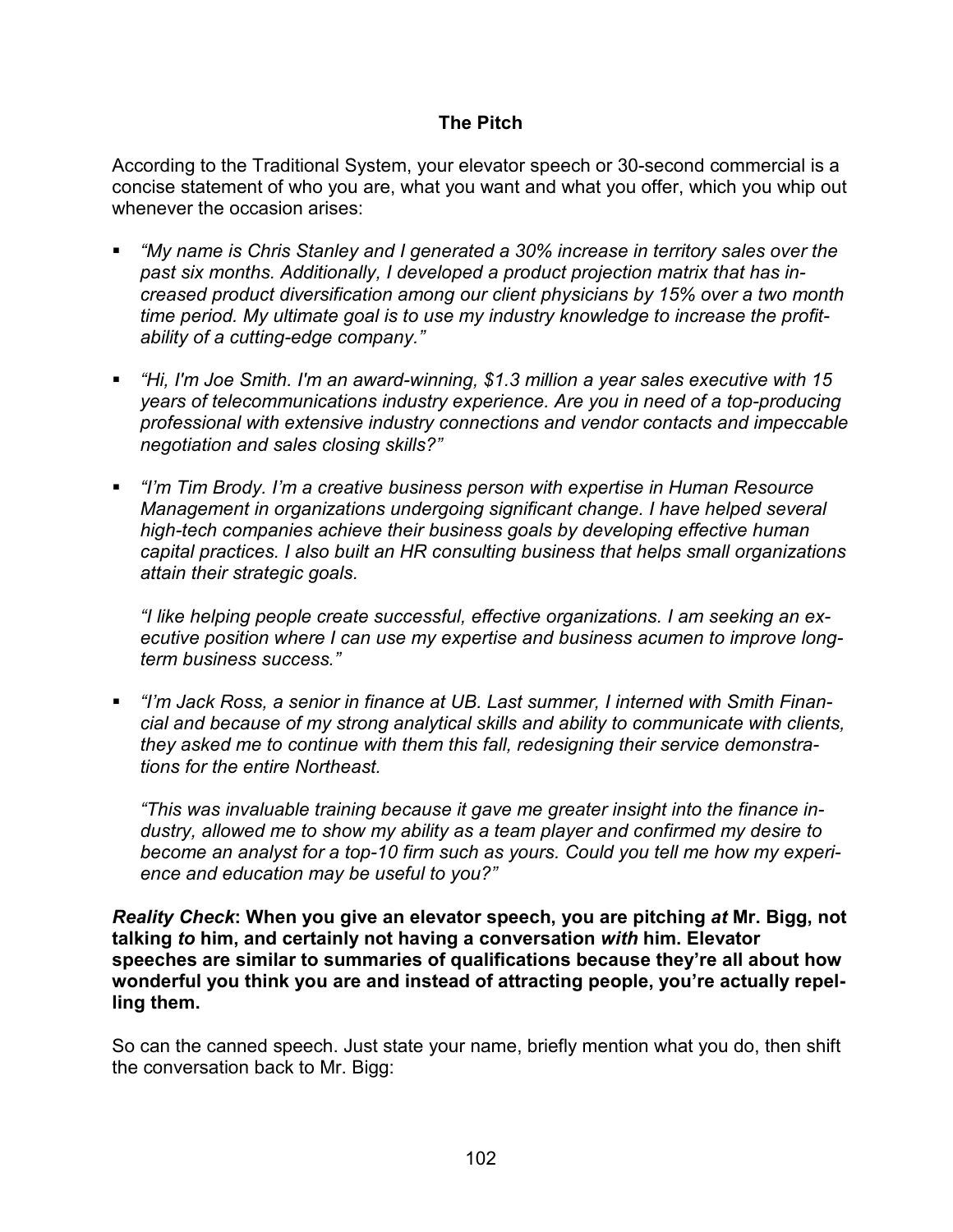## The Pitch

According to the Traditional System, your elevator speech or 30-second commercial is a concise statement of who you are, what you want and what you offer, which you whip out whenever the occasion arises:

- *"My name is Chris Stanley and I generated a 30% increase in territory sales over the past six months. Additionally, I developed a product projection matrix that has increased product diversification among our client physicians by 15% over a two month time period. My ultimate goal is to use my industry knowledge to increase the profitability of a cutting-edge company."*

- *"Hi, I'm Joe Smith. I'm an award-winning, $1.3 million a year sales executive with 15 years of telecommunications industry experience. Are you in need of a top-producing professional with extensive industry connections and vendor contacts and impeccable negotiation and sales closing skills?"*

- *"I'm Tim Brody. I'm a creative business person with expertise in Human Resource Management in organizations undergoing significant change. I have helped several high-tech companies achieve their business goals by developing effective human capital practices. I also built an HR consulting business that helps small organizations attain their strategic goals.*

  *"I like helping people create successful, effective organizations. I am seeking an executive position where I can use my expertise and business acumen to improve long-term business success."*

- *"I'm Jack Ross, a senior in finance at UB. Last summer, I interned with Smith Financial and because of my strong analytical skills and ability to communicate with clients, they asked me to continue with them this fall, redesigning their service demonstrations for the entire Northeast.*

  *"This was invaluable training because it gave me greater insight into the finance industry, allowed me to show my ability as a team player and confirmed my desire to become an analyst for a top-10 firm such as yours. Could you tell me how my experience and education may be useful to you?"*

***Reality Check*: When you give an elevator speech, you are pitching *at* Mr. Bigg, not talking *to* him, and certainly not having a conversation *with* him. Elevator speeches are similar to summaries of qualifications because they're all about how wonderful you think you are and instead of attracting people, you're actually repelling them.**

So can the canned speech. Just state your name, briefly mention what you do, then shift the conversation back to Mr. Bigg: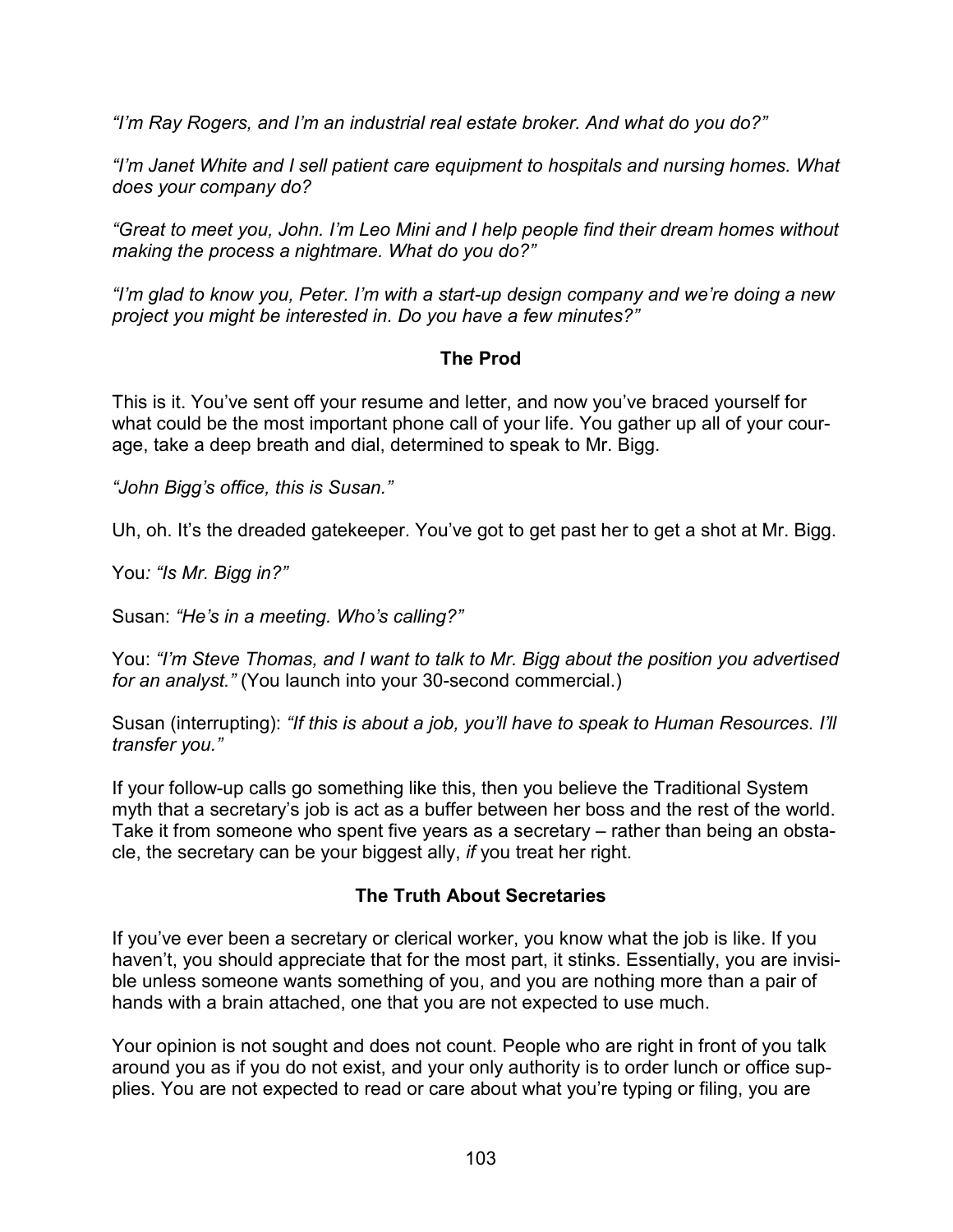*"I'm Ray Rogers, and I'm an industrial real estate broker. And what do you do?"*

*"I'm Janet White and I sell patient care equipment to hospitals and nursing homes. What does your company do?*

*"Great to meet you, John. I'm Leo Mini and I help people find their dream homes without making the process a nightmare. What do you do?"*

*"I'm glad to know you, Peter. I'm with a start-up design company and we're doing a new project you might be interested in. Do you have a few minutes?"*

### The Prod

This is it. You've sent off your resume and letter, and now you've braced yourself for what could be the most important phone call of your life. You gather up all of your courage, take a deep breath and dial, determined to speak to Mr. Bigg.

*"John Bigg's office, this is Susan."*

Uh, oh. It's the dreaded gatekeeper. You've got to get past her to get a shot at Mr. Bigg.

You*: "Is Mr. Bigg in?"*

Susan: *"He's in a meeting. Who's calling?"*

You: *"I'm Steve Thomas, and I want to talk to Mr. Bigg about the position you advertised for an analyst."* (You launch into your 30-second commercial.)

Susan (interrupting): *"If this is about a job, you'll have to speak to Human Resources. I'll transfer you."*

If your follow-up calls go something like this, then you believe the Traditional System myth that a secretary's job is act as a buffer between her boss and the rest of the world. Take it from someone who spent five years as a secretary – rather than being an obstacle, the secretary can be your biggest ally, *if* you treat her right.

### The Truth About Secretaries

If you've ever been a secretary or clerical worker, you know what the job is like. If you haven't, you should appreciate that for the most part, it stinks. Essentially, you are invisible unless someone wants something of you, and you are nothing more than a pair of hands with a brain attached, one that you are not expected to use much.

Your opinion is not sought and does not count. People who are right in front of you talk around you as if you do not exist, and your only authority is to order lunch or office supplies. You are not expected to read or care about what you're typing or filing, you are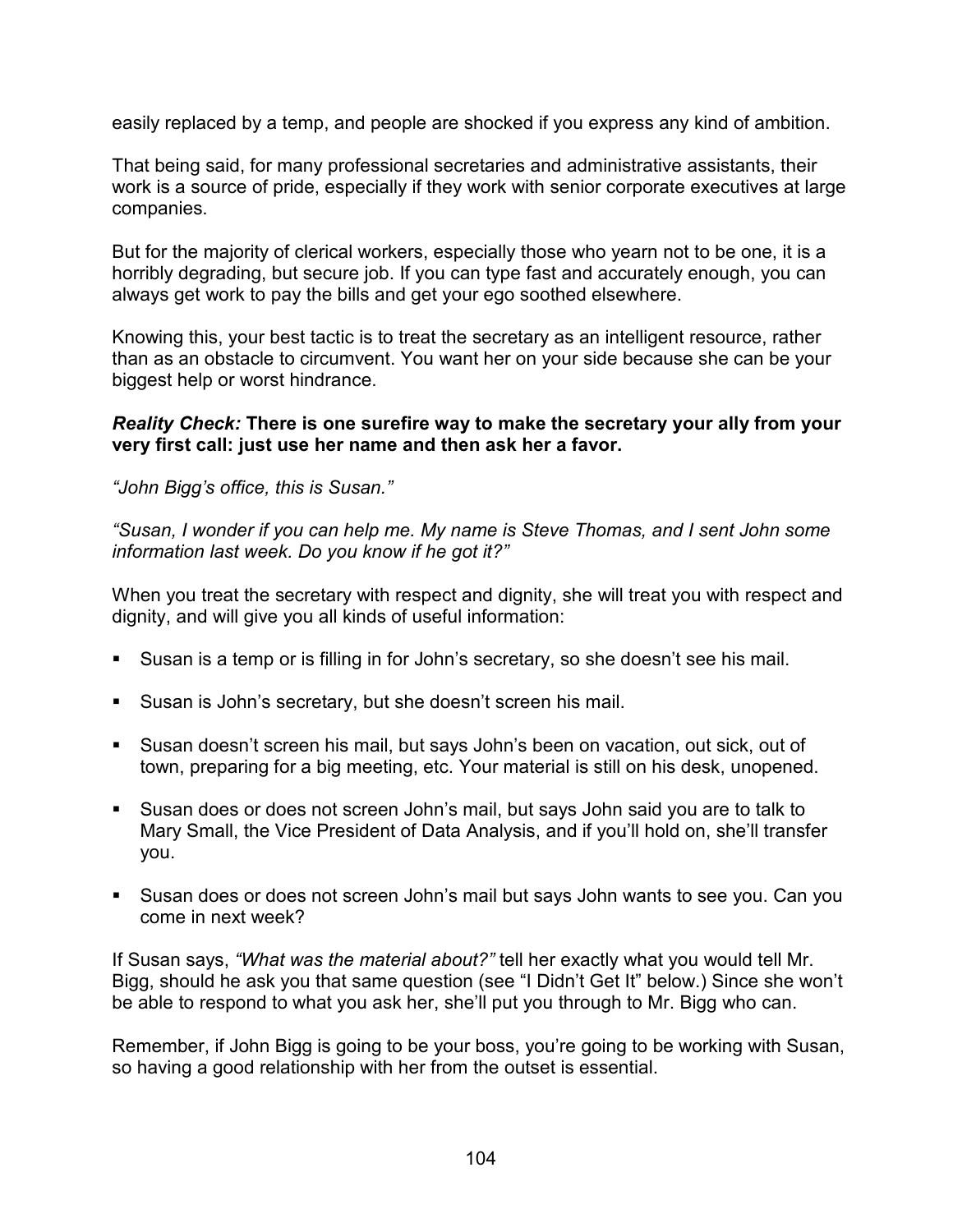easily replaced by a temp, and people are shocked if you express any kind of ambition.

That being said, for many professional secretaries and administrative assistants, their work is a source of pride, especially if they work with senior corporate executives at large companies.

But for the majority of clerical workers, especially those who yearn not to be one, it is a horribly degrading, but secure job. If you can type fast and accurately enough, you can always get work to pay the bills and get your ego soothed elsewhere.

Knowing this, your best tactic is to treat the secretary as an intelligent resource, rather than as an obstacle to circumvent. You want her on your side because she can be your biggest help or worst hindrance.

***Reality Check:*** **There is one surefire way to make the secretary your ally from your very first call: just use her name and then ask her a favor.**

*"John Bigg's office, this is Susan."*

*"Susan, I wonder if you can help me. My name is Steve Thomas, and I sent John some information last week. Do you know if he got it?"*

When you treat the secretary with respect and dignity, she will treat you with respect and dignity, and will give you all kinds of useful information:

- Susan is a temp or is filling in for John's secretary, so she doesn't see his mail.
- Susan is John's secretary, but she doesn't screen his mail.
- Susan doesn't screen his mail, but says John's been on vacation, out sick, out of town, preparing for a big meeting, etc. Your material is still on his desk, unopened.
- Susan does or does not screen John's mail, but says John said you are to talk to Mary Small, the Vice President of Data Analysis, and if you'll hold on, she'll transfer you.
- Susan does or does not screen John's mail but says John wants to see you. Can you come in next week?

If Susan says, *"What was the material about?"* tell her exactly what you would tell Mr. Bigg, should he ask you that same question (see "I Didn't Get It" below.) Since she won't be able to respond to what you ask her, she'll put you through to Mr. Bigg who can.

Remember, if John Bigg is going to be your boss, you're going to be working with Susan, so having a good relationship with her from the outset is essential.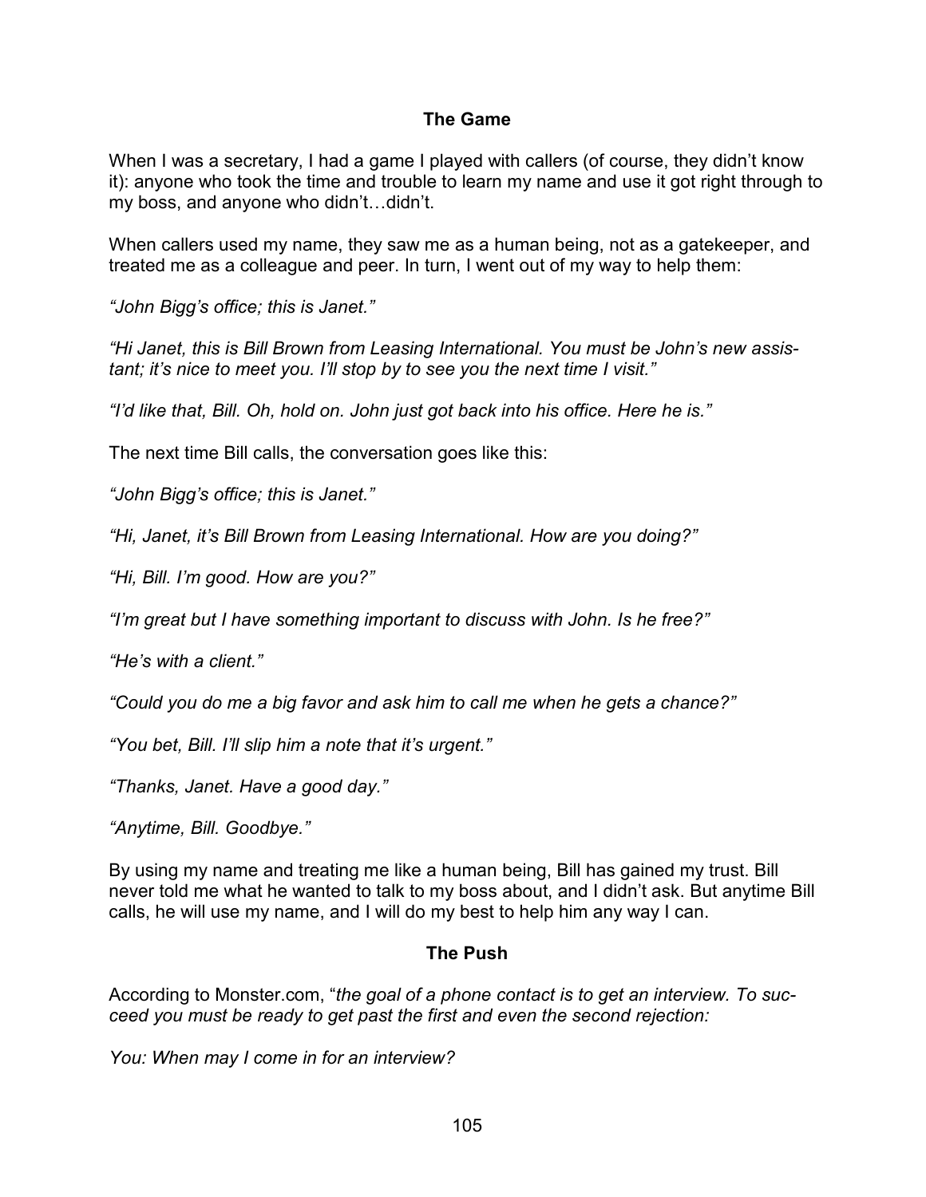### The Game

When I was a secretary, I had a game I played with callers (of course, they didn't know it): anyone who took the time and trouble to learn my name and use it got right through to my boss, and anyone who didn't…didn't.

When callers used my name, they saw me as a human being, not as a gatekeeper, and treated me as a colleague and peer. In turn, I went out of my way to help them:

*"John Bigg's office; this is Janet."*

*"Hi Janet, this is Bill Brown from Leasing International. You must be John's new assistant; it's nice to meet you. I'll stop by to see you the next time I visit."*

*"I'd like that, Bill. Oh, hold on. John just got back into his office. Here he is."*

The next time Bill calls, the conversation goes like this:

*"John Bigg's office; this is Janet."*

*"Hi, Janet, it's Bill Brown from Leasing International. How are you doing?"*

*"Hi, Bill. I'm good. How are you?"*

*"I'm great but I have something important to discuss with John. Is he free?"*

*"He's with a client."*

*"Could you do me a big favor and ask him to call me when he gets a chance?"*

*"You bet, Bill. I'll slip him a note that it's urgent."*

*"Thanks, Janet. Have a good day."*

*"Anytime, Bill. Goodbye."*

By using my name and treating me like a human being, Bill has gained my trust. Bill never told me what he wanted to talk to my boss about, and I didn't ask. But anytime Bill calls, he will use my name, and I will do my best to help him any way I can.

### The Push

According to Monster.com, "*the goal of a phone contact is to get an interview. To succeed you must be ready to get past the first and even the second rejection:*

*You: When may I come in for an interview?*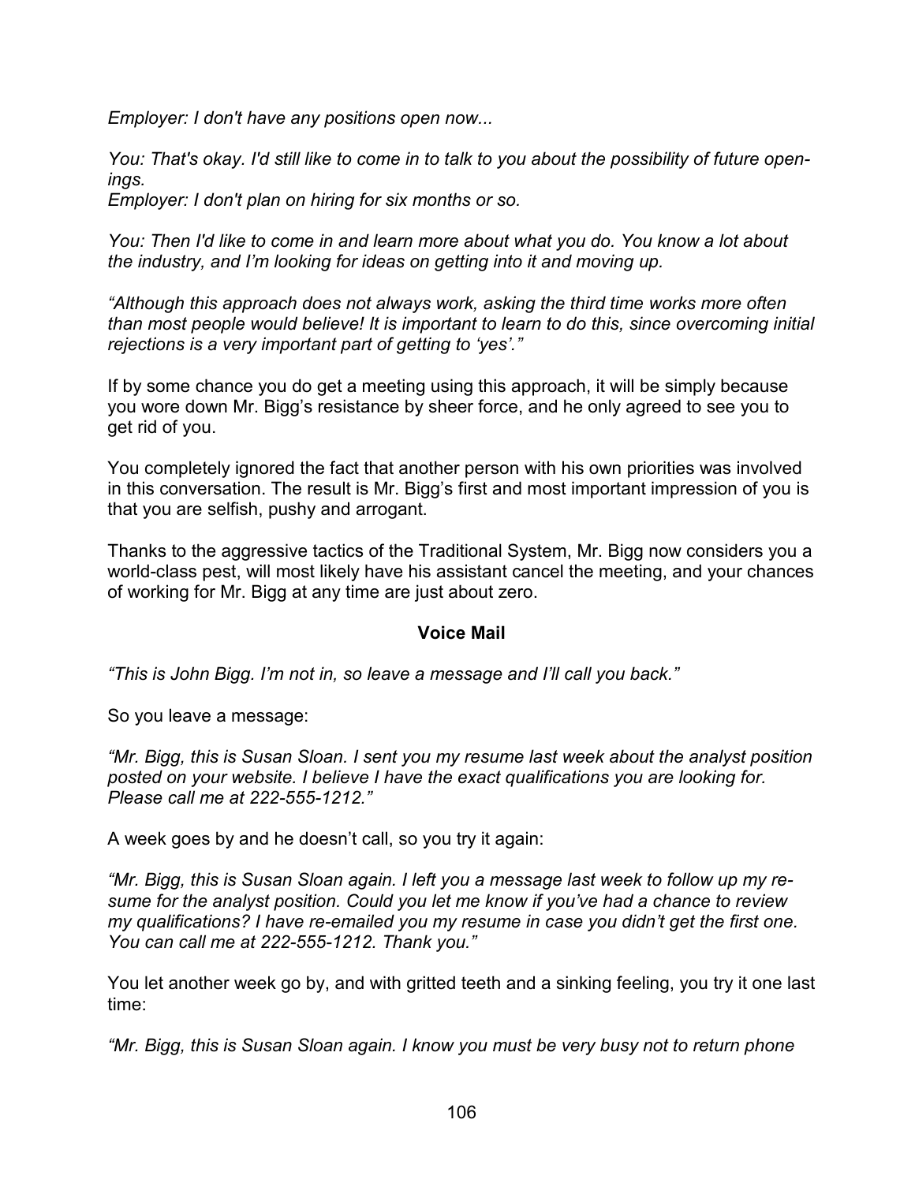*Employer: I don't have any positions open now...*

*You: That's okay. I'd still like to come in to talk to you about the possibility of future openings.*
*Employer: I don't plan on hiring for six months or so.*

*You: Then I'd like to come in and learn more about what you do. You know a lot about the industry, and I'm looking for ideas on getting into it and moving up.*

*"Although this approach does not always work, asking the third time works more often than most people would believe! It is important to learn to do this, since overcoming initial rejections is a very important part of getting to 'yes'."*

If by some chance you do get a meeting using this approach, it will be simply because you wore down Mr. Bigg's resistance by sheer force, and he only agreed to see you to get rid of you.

You completely ignored the fact that another person with his own priorities was involved in this conversation. The result is Mr. Bigg's first and most important impression of you is that you are selfish, pushy and arrogant.

Thanks to the aggressive tactics of the Traditional System, Mr. Bigg now considers you a world-class pest, will most likely have his assistant cancel the meeting, and your chances of working for Mr. Bigg at any time are just about zero.

**Voice Mail**

*"This is John Bigg. I'm not in, so leave a message and I'll call you back."*

So you leave a message:

*"Mr. Bigg, this is Susan Sloan. I sent you my resume last week about the analyst position posted on your website. I believe I have the exact qualifications you are looking for. Please call me at 222-555-1212."*

A week goes by and he doesn't call, so you try it again:

*"Mr. Bigg, this is Susan Sloan again. I left you a message last week to follow up my resume for the analyst position. Could you let me know if you've had a chance to review my qualifications? I have re-emailed you my resume in case you didn't get the first one. You can call me at 222-555-1212. Thank you."*

You let another week go by, and with gritted teeth and a sinking feeling, you try it one last time:

*"Mr. Bigg, this is Susan Sloan again. I know you must be very busy not to return phone*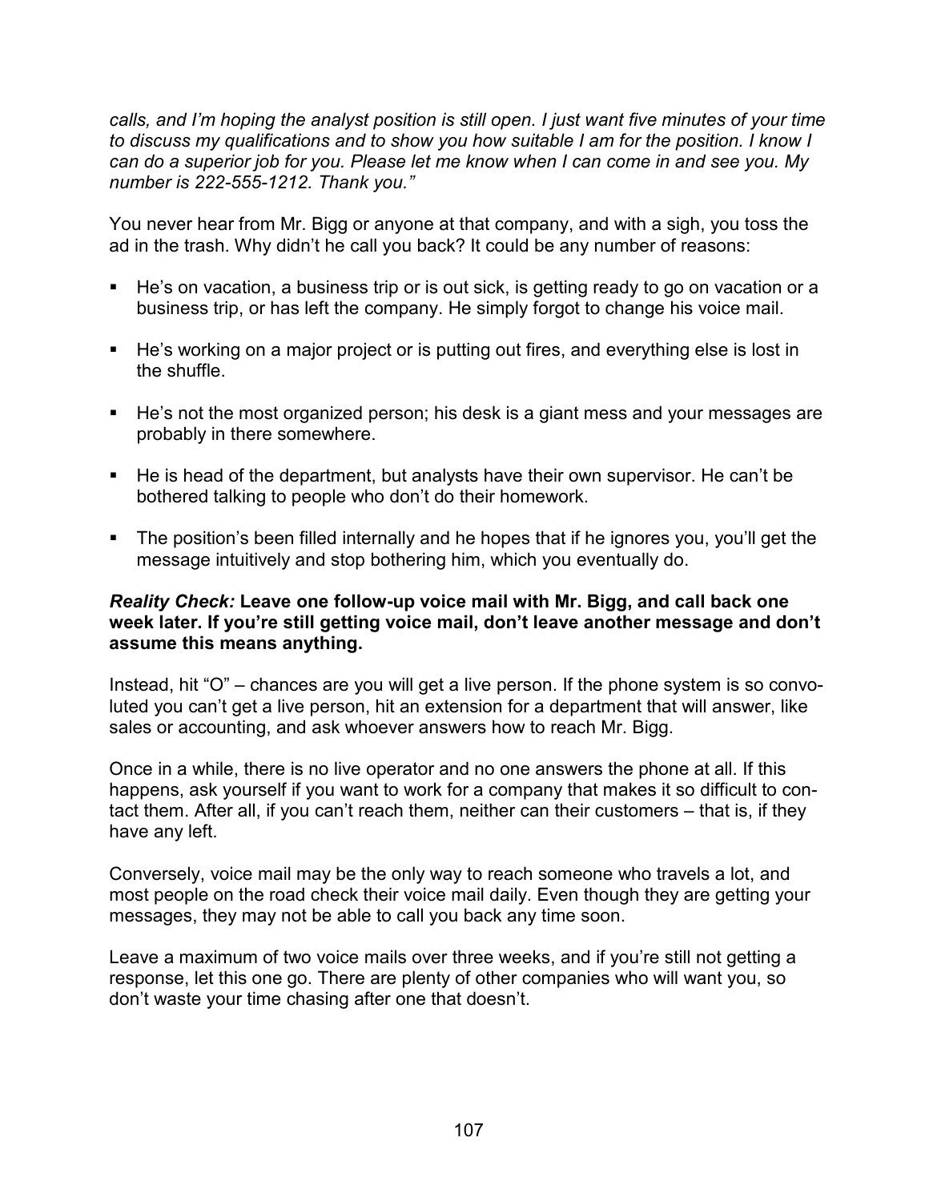*calls, and I'm hoping the analyst position is still open. I just want five minutes of your time to discuss my qualifications and to show you how suitable I am for the position. I know I can do a superior job for you. Please let me know when I can come in and see you. My number is 222-555-1212. Thank you."*

You never hear from Mr. Bigg or anyone at that company, and with a sigh, you toss the ad in the trash. Why didn't he call you back? It could be any number of reasons:

- He's on vacation, a business trip or is out sick, is getting ready to go on vacation or a business trip, or has left the company. He simply forgot to change his voice mail.
- He's working on a major project or is putting out fires, and everything else is lost in the shuffle.
- He's not the most organized person; his desk is a giant mess and your messages are probably in there somewhere.
- He is head of the department, but analysts have their own supervisor. He can't be bothered talking to people who don't do their homework.
- The position's been filled internally and he hopes that if he ignores you, you'll get the message intuitively and stop bothering him, which you eventually do.

***Reality Check:*** **Leave one follow-up voice mail with Mr. Bigg, and call back one week later. If you're still getting voice mail, don't leave another message and don't assume this means anything.**

Instead, hit "O" – chances are you will get a live person. If the phone system is so convoluted you can't get a live person, hit an extension for a department that will answer, like sales or accounting, and ask whoever answers how to reach Mr. Bigg.

Once in a while, there is no live operator and no one answers the phone at all. If this happens, ask yourself if you want to work for a company that makes it so difficult to contact them. After all, if you can't reach them, neither can their customers – that is, if they have any left.

Conversely, voice mail may be the only way to reach someone who travels a lot, and most people on the road check their voice mail daily. Even though they are getting your messages, they may not be able to call you back any time soon.

Leave a maximum of two voice mails over three weeks, and if you're still not getting a response, let this one go. There are plenty of other companies who will want you, so don't waste your time chasing after one that doesn't.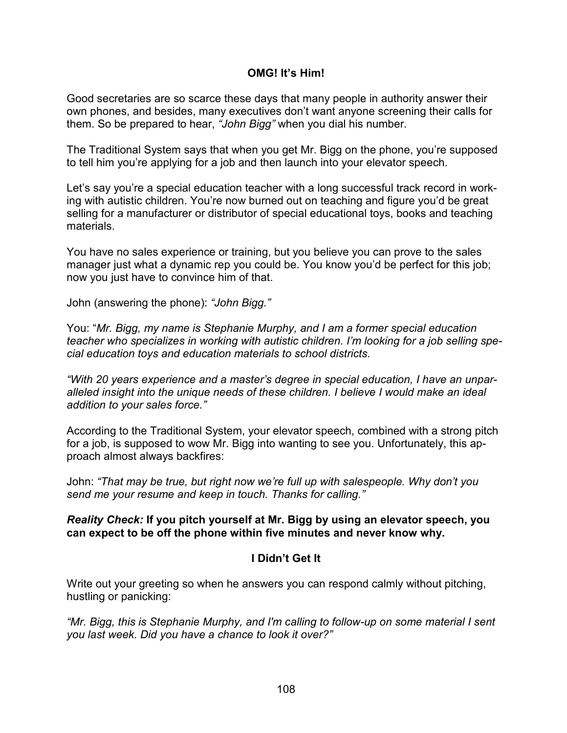## OMG! It's Him!

Good secretaries are so scarce these days that many people in authority answer their own phones, and besides, many executives don't want anyone screening their calls for them. So be prepared to hear, *"John Bigg"* when you dial his number.

The Traditional System says that when you get Mr. Bigg on the phone, you're supposed to tell him you're applying for a job and then launch into your elevator speech.

Let's say you're a special education teacher with a long successful track record in working with autistic children. You're now burned out on teaching and figure you'd be great selling for a manufacturer or distributor of special educational toys, books and teaching materials.

You have no sales experience or training, but you believe you can prove to the sales manager just what a dynamic rep you could be. You know you'd be perfect for this job; now you just have to convince him of that.

John (answering the phone): *"John Bigg."*

You: "*Mr. Bigg, my name is Stephanie Murphy, and I am a former special education teacher who specializes in working with autistic children. I'm looking for a job selling special education toys and education materials to school districts.*

*"With 20 years experience and a master's degree in special education, I have an unparalleled insight into the unique needs of these children. I believe I would make an ideal addition to your sales force."*

According to the Traditional System, your elevator speech, combined with a strong pitch for a job, is supposed to wow Mr. Bigg into wanting to see you. Unfortunately, this approach almost always backfires:

John: *"That may be true, but right now we're full up with salespeople. Why don't you send me your resume and keep in touch. Thanks for calling."*

***Reality Check:*** **If you pitch yourself at Mr. Bigg by using an elevator speech, you can expect to be off the phone within five minutes and never know why.**

## I Didn't Get It

Write out your greeting so when he answers you can respond calmly without pitching, hustling or panicking:

*"Mr. Bigg, this is Stephanie Murphy, and I'm calling to follow-up on some material I sent you last week. Did you have a chance to look it over?"*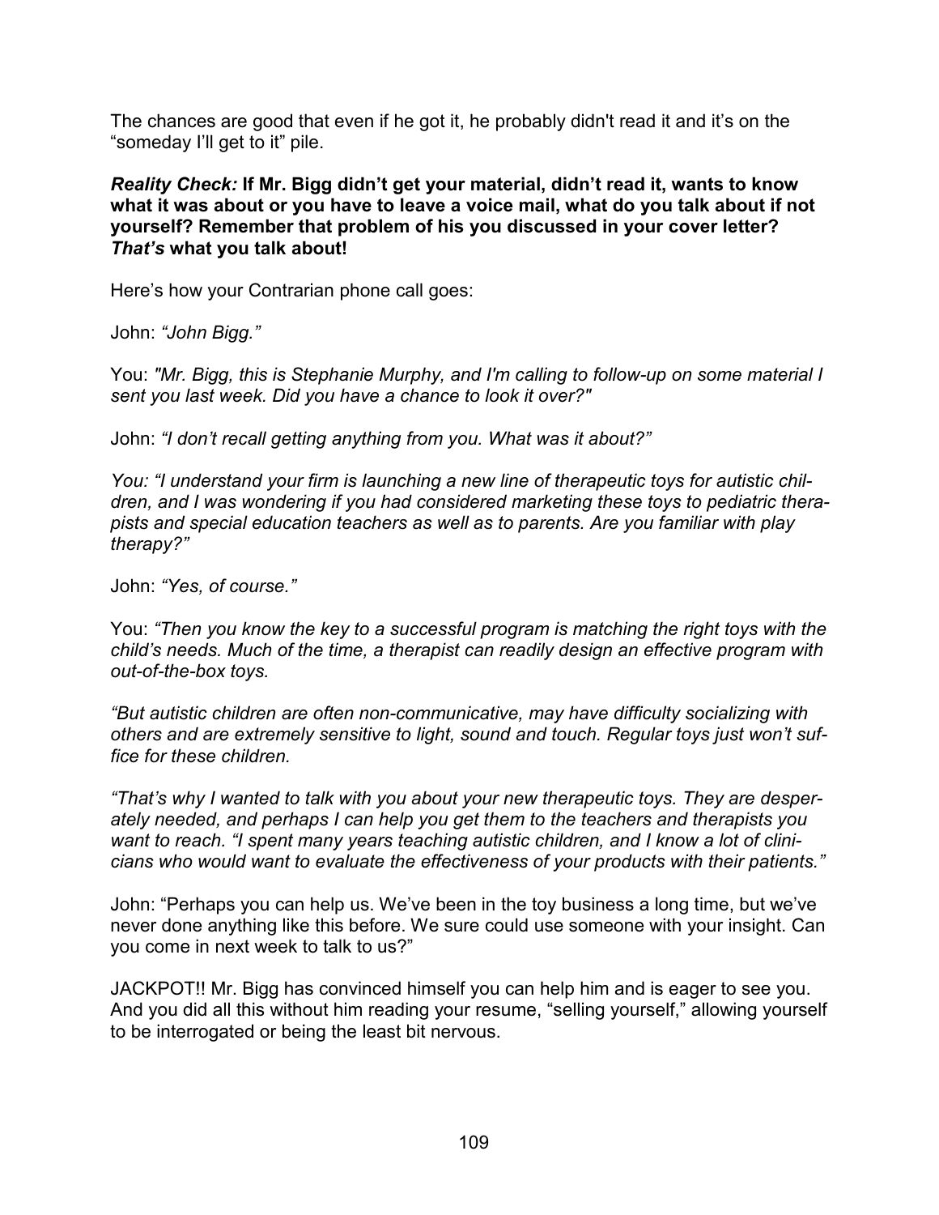The chances are good that even if he got it, he probably didn't read it and it's on the "someday I'll get to it" pile.

***Reality Check:*** **If Mr. Bigg didn't get your material, didn't read it, wants to know what it was about or you have to leave a voice mail, what do you talk about if not yourself? Remember that problem of his you discussed in your cover letter? *That's* what you talk about!**

Here's how your Contrarian phone call goes:

John: *"John Bigg."*

You: *"Mr. Bigg, this is Stephanie Murphy, and I'm calling to follow-up on some material I sent you last week. Did you have a chance to look it over?"*

John: *"I don't recall getting anything from you. What was it about?"*

*You: "I understand your firm is launching a new line of therapeutic toys for autistic children, and I was wondering if you had considered marketing these toys to pediatric therapists and special education teachers as well as to parents. Are you familiar with play therapy?"*

John: *"Yes, of course."*

You: *"Then you know the key to a successful program is matching the right toys with the child's needs. Much of the time, a therapist can readily design an effective program with out-of-the-box toys.*

*"But autistic children are often non-communicative, may have difficulty socializing with others and are extremely sensitive to light, sound and touch. Regular toys just won't suffice for these children.*

*"That's why I wanted to talk with you about your new therapeutic toys. They are desperately needed, and perhaps I can help you get them to the teachers and therapists you want to reach. "I spent many years teaching autistic children, and I know a lot of clinicians who would want to evaluate the effectiveness of your products with their patients."*

John: "Perhaps you can help us. We've been in the toy business a long time, but we've never done anything like this before. We sure could use someone with your insight. Can you come in next week to talk to us?"

JACKPOT!! Mr. Bigg has convinced himself you can help him and is eager to see you. And you did all this without him reading your resume, "selling yourself," allowing yourself to be interrogated or being the least bit nervous.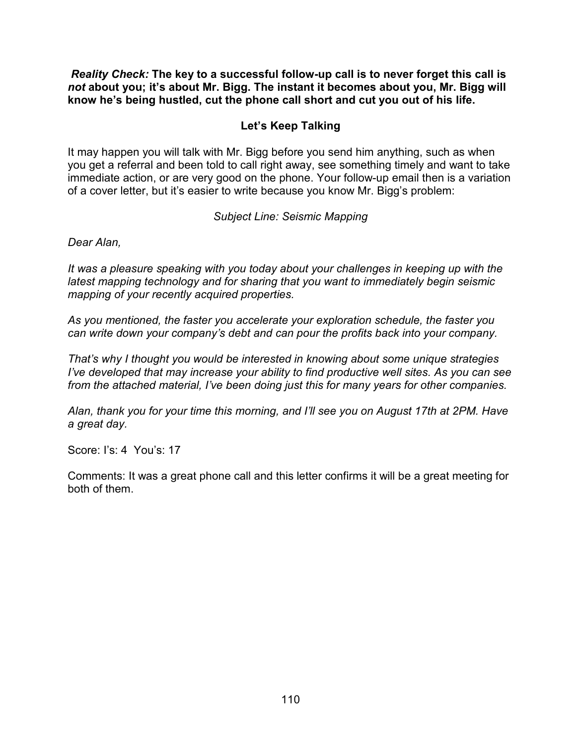***Reality Check:*** **The key to a successful follow-up call is to never forget this call is *not* about you; it's about Mr. Bigg. The instant it becomes about you, Mr. Bigg will know he's being hustled, cut the phone call short and cut you out of his life.**

## Let's Keep Talking

It may happen you will talk with Mr. Bigg before you send him anything, such as when you get a referral and been told to call right away, see something timely and want to take immediate action, or are very good on the phone. Your follow-up email then is a variation of a cover letter, but it's easier to write because you know Mr. Bigg's problem:

*Subject Line: Seismic Mapping*

*Dear Alan,*

*It was a pleasure speaking with you today about your challenges in keeping up with the latest mapping technology and for sharing that you want to immediately begin seismic mapping of your recently acquired properties.*

*As you mentioned, the faster you accelerate your exploration schedule, the faster you can write down your company's debt and can pour the profits back into your company.*

*That's why I thought you would be interested in knowing about some unique strategies I've developed that may increase your ability to find productive well sites. As you can see from the attached material, I've been doing just this for many years for other companies.*

*Alan, thank you for your time this morning, and I'll see you on August 17th at 2PM. Have a great day.*

Score: I's: 4 You's: 17

Comments: It was a great phone call and this letter confirms it will be a great meeting for both of them.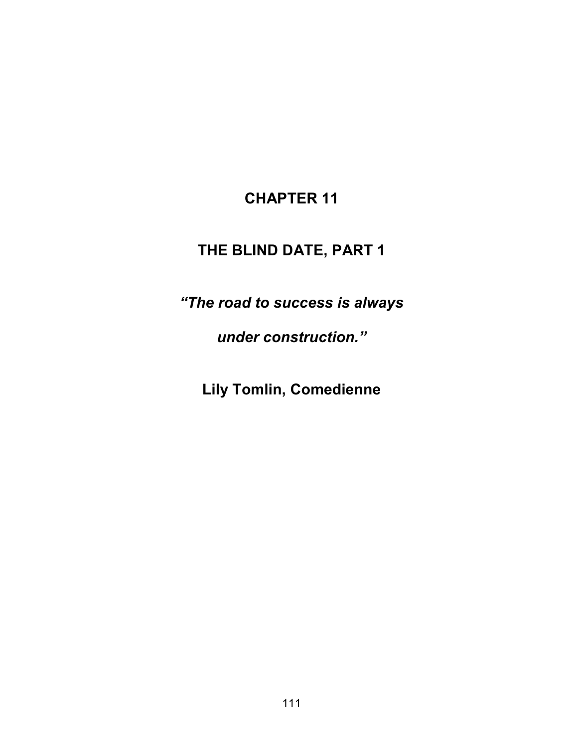# CHAPTER 11

## THE BLIND DATE, PART 1

***"The road to success is always under construction."***

**Lily Tomlin, Comedienne**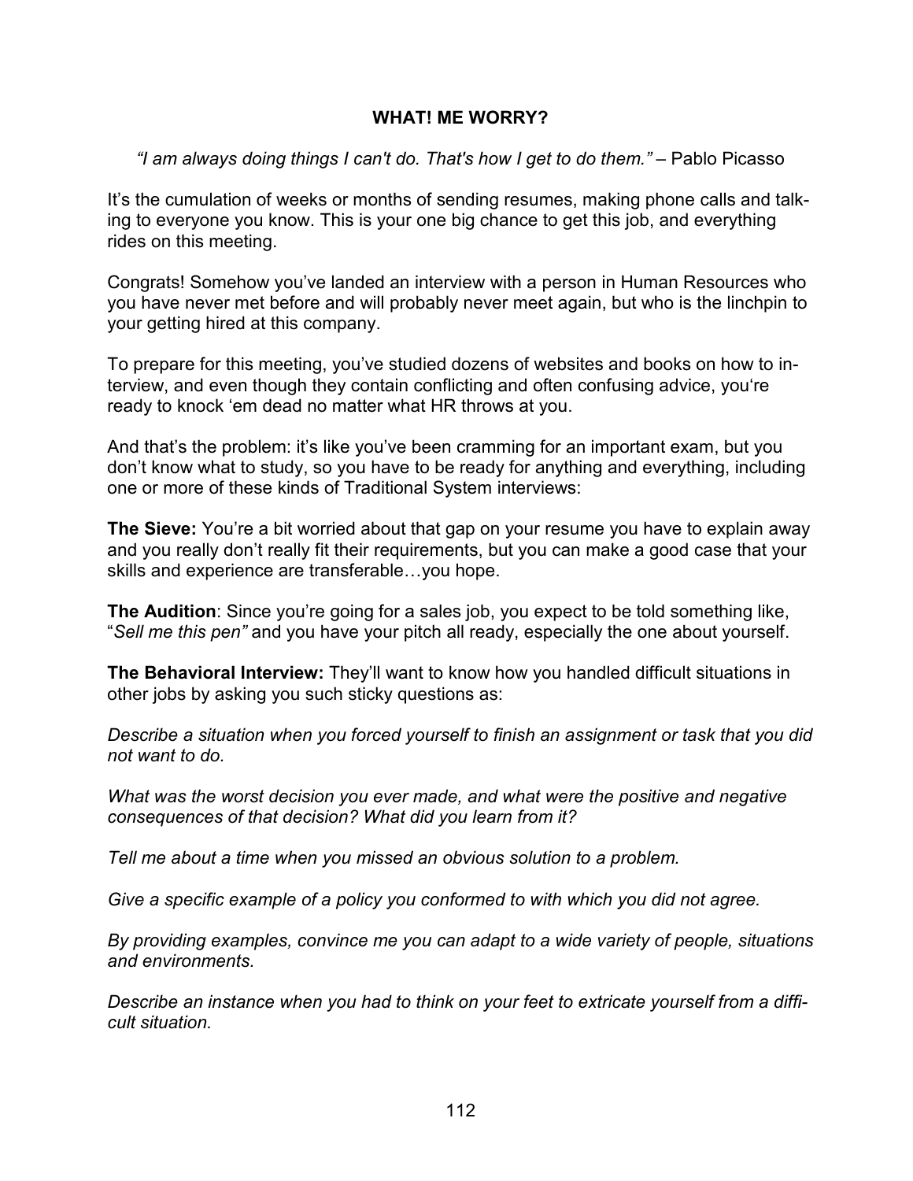## WHAT! ME WORRY?

*"I am always doing things I can't do. That's how I get to do them."* – Pablo Picasso

It's the cumulation of weeks or months of sending resumes, making phone calls and talking to everyone you know. This is your one big chance to get this job, and everything rides on this meeting.

Congrats! Somehow you've landed an interview with a person in Human Resources who you have never met before and will probably never meet again, but who is the linchpin to your getting hired at this company.

To prepare for this meeting, you've studied dozens of websites and books on how to interview, and even though they contain conflicting and often confusing advice, you're ready to knock 'em dead no matter what HR throws at you.

And that's the problem: it's like you've been cramming for an important exam, but you don't know what to study, so you have to be ready for anything and everything, including one or more of these kinds of Traditional System interviews:

**The Sieve:** You're a bit worried about that gap on your resume you have to explain away and you really don't really fit their requirements, but you can make a good case that your skills and experience are transferable…you hope.

**The Audition**: Since you're going for a sales job, you expect to be told something like, "*Sell me this pen"* and you have your pitch all ready, especially the one about yourself.

**The Behavioral Interview:** They'll want to know how you handled difficult situations in other jobs by asking you such sticky questions as:

*Describe a situation when you forced yourself to finish an assignment or task that you did not want to do.*

*What was the worst decision you ever made, and what were the positive and negative consequences of that decision? What did you learn from it?*

*Tell me about a time when you missed an obvious solution to a problem.*

*Give a specific example of a policy you conformed to with which you did not agree.*

*By providing examples, convince me you can adapt to a wide variety of people, situations and environments.*

*Describe an instance when you had to think on your feet to extricate yourself from a difficult situation.*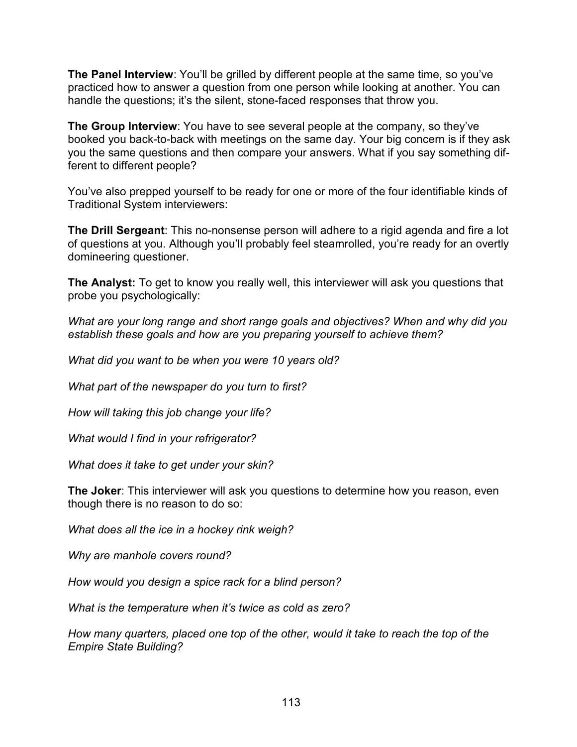**The Panel Interview**: You'll be grilled by different people at the same time, so you've practiced how to answer a question from one person while looking at another. You can handle the questions; it's the silent, stone-faced responses that throw you.

**The Group Interview**: You have to see several people at the company, so they've booked you back-to-back with meetings on the same day. Your big concern is if they ask you the same questions and then compare your answers. What if you say something different to different people?

You've also prepped yourself to be ready for one or more of the four identifiable kinds of Traditional System interviewers:

**The Drill Sergeant**: This no-nonsense person will adhere to a rigid agenda and fire a lot of questions at you. Although you'll probably feel steamrolled, you're ready for an overtly domineering questioner.

**The Analyst:** To get to know you really well, this interviewer will ask you questions that probe you psychologically:

*What are your long range and short range goals and objectives? When and why did you establish these goals and how are you preparing yourself to achieve them?*

*What did you want to be when you were 10 years old?*

*What part of the newspaper do you turn to first?*

*How will taking this job change your life?*

*What would I find in your refrigerator?*

*What does it take to get under your skin?*

**The Joker**: This interviewer will ask you questions to determine how you reason, even though there is no reason to do so:

*What does all the ice in a hockey rink weigh?*

*Why are manhole covers round?*

*How would you design a spice rack for a blind person?*

*What is the temperature when it's twice as cold as zero?*

*How many quarters, placed one top of the other, would it take to reach the top of the Empire State Building?*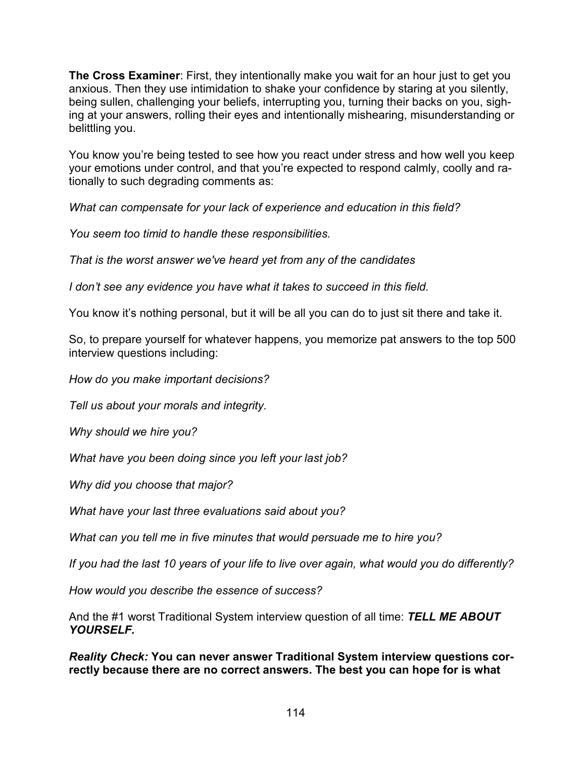**The Cross Examiner**: First, they intentionally make you wait for an hour just to get you anxious. Then they use intimidation to shake your confidence by staring at you silently, being sullen, challenging your beliefs, interrupting you, turning their backs on you, sighing at your answers, rolling their eyes and intentionally mishearing, misunderstanding or belittling you.

You know you're being tested to see how you react under stress and how well you keep your emotions under control, and that you're expected to respond calmly, coolly and rationally to such degrading comments as:

*What can compensate for your lack of experience and education in this field?*

*You seem too timid to handle these responsibilities.*

*That is the worst answer we've heard yet from any of the candidates*

*I don't see any evidence you have what it takes to succeed in this field.*

You know it's nothing personal, but it will be all you can do to just sit there and take it.

So, to prepare yourself for whatever happens, you memorize pat answers to the top 500 interview questions including:

*How do you make important decisions?*

*Tell us about your morals and integrity.*

*Why should we hire you?*

*What have you been doing since you left your last job?*

*Why did you choose that major?*

*What have your last three evaluations said about you?*

*What can you tell me in five minutes that would persuade me to hire you?*

*If you had the last 10 years of your life to live over again, what would you do differently?*

*How would you describe the essence of success?*

And the #1 worst Traditional System interview question of all time: ***TELL ME ABOUT YOURSELF.***

***Reality Check:*** **You can never answer Traditional System interview questions correctly because there are no correct answers. The best you can hope for is what**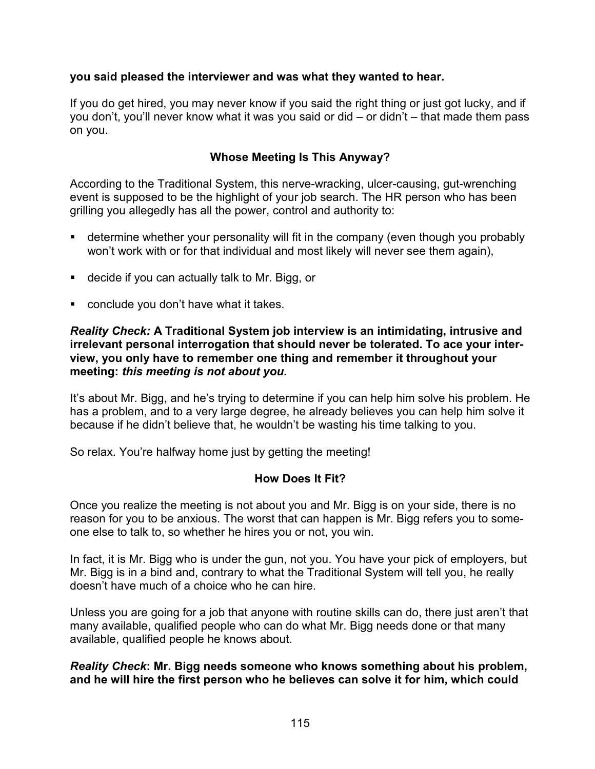**you said pleased the interviewer and was what they wanted to hear.**

If you do get hired, you may never know if you said the right thing or just got lucky, and if you don't, you'll never know what it was you said or did – or didn't – that made them pass on you.

**Whose Meeting Is This Anyway?**

According to the Traditional System, this nerve-wracking, ulcer-causing, gut-wrenching event is supposed to be the highlight of your job search. The HR person who has been grilling you allegedly has all the power, control and authority to:

- determine whether your personality will fit in the company (even though you probably won't work with or for that individual and most likely will never see them again),
- decide if you can actually talk to Mr. Bigg, or
- conclude you don't have what it takes.

***Reality Check:*** **A Traditional System job interview is an intimidating, intrusive and irrelevant personal interrogation that should never be tolerated. To ace your interview, you only have to remember one thing and remember it throughout your meeting:** ***this meeting is not about you.***

It's about Mr. Bigg, and he's trying to determine if you can help him solve his problem. He has a problem, and to a very large degree, he already believes you can help him solve it because if he didn't believe that, he wouldn't be wasting his time talking to you.

So relax. You're halfway home just by getting the meeting!

**How Does It Fit?**

Once you realize the meeting is not about you and Mr. Bigg is on your side, there is no reason for you to be anxious. The worst that can happen is Mr. Bigg refers you to someone else to talk to, so whether he hires you or not, you win.

In fact, it is Mr. Bigg who is under the gun, not you. You have your pick of employers, but Mr. Bigg is in a bind and, contrary to what the Traditional System will tell you, he really doesn't have much of a choice who he can hire.

Unless you are going for a job that anyone with routine skills can do, there just aren't that many available, qualified people who can do what Mr. Bigg needs done or that many available, qualified people he knows about.

***Reality Check*****: Mr. Bigg needs someone who knows something about his problem, and he will hire the first person who he believes can solve it for him, which could**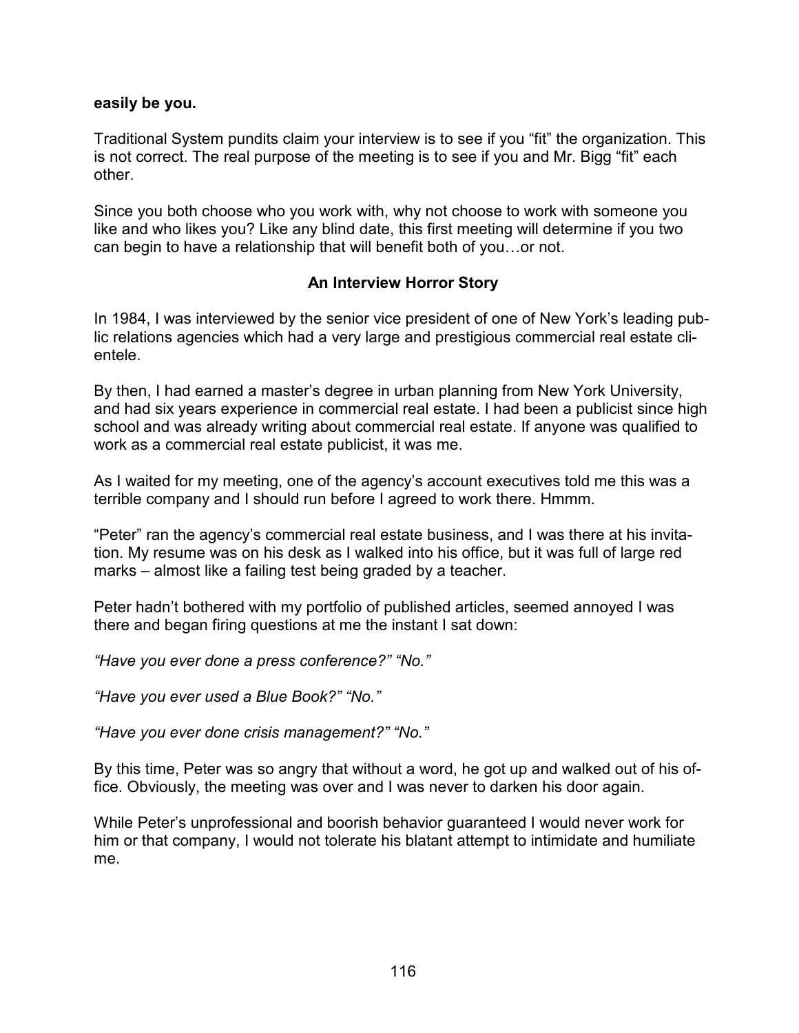**easily be you.**

Traditional System pundits claim your interview is to see if you “fit” the organization. This is not correct. The real purpose of the meeting is to see if you and Mr. Bigg “fit” each other.

Since you both choose who you work with, why not choose to work with someone you like and who likes you? Like any blind date, this first meeting will determine if you two can begin to have a relationship that will benefit both of you…or not.

### An Interview Horror Story

In 1984, I was interviewed by the senior vice president of one of New York’s leading public relations agencies which had a very large and prestigious commercial real estate clientele.

By then, I had earned a master’s degree in urban planning from New York University, and had six years experience in commercial real estate. I had been a publicist since high school and was already writing about commercial real estate. If anyone was qualified to work as a commercial real estate publicist, it was me.

As I waited for my meeting, one of the agency’s account executives told me this was a terrible company and I should run before I agreed to work there. Hmmm.

“Peter” ran the agency’s commercial real estate business, and I was there at his invitation. My resume was on his desk as I walked into his office, but it was full of large red marks – almost like a failing test being graded by a teacher.

Peter hadn’t bothered with my portfolio of published articles, seemed annoyed I was there and began firing questions at me the instant I sat down:

*“Have you ever done a press conference?” “No.”*

*“Have you ever used a Blue Book?” “No.”*

*“Have you ever done crisis management?” “No.”*

By this time, Peter was so angry that without a word, he got up and walked out of his office. Obviously, the meeting was over and I was never to darken his door again.

While Peter’s unprofessional and boorish behavior guaranteed I would never work for him or that company, I would not tolerate his blatant attempt to intimidate and humiliate me.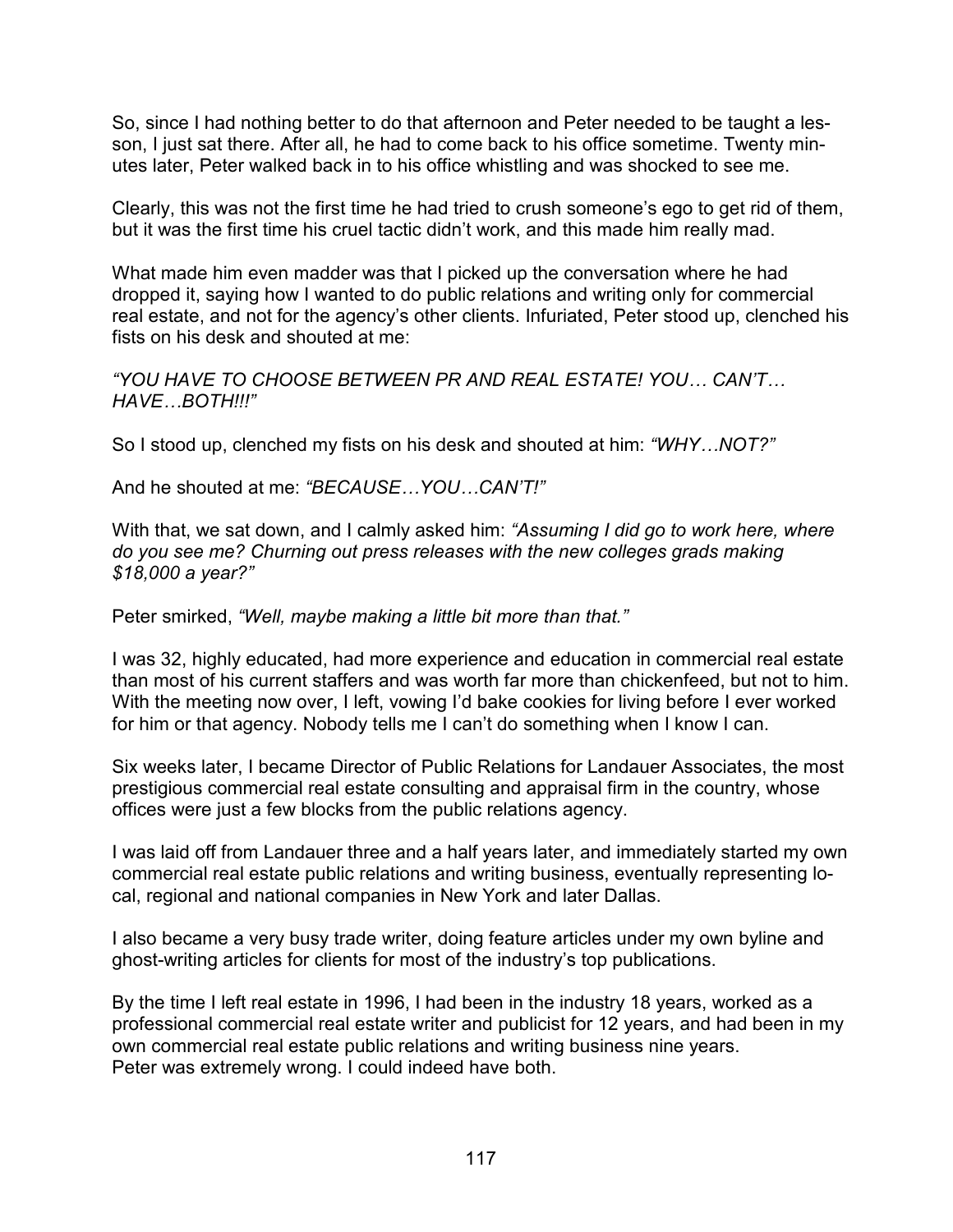So, since I had nothing better to do that afternoon and Peter needed to be taught a lesson, I just sat there. After all, he had to come back to his office sometime. Twenty minutes later, Peter walked back in to his office whistling and was shocked to see me.

Clearly, this was not the first time he had tried to crush someone's ego to get rid of them, but it was the first time his cruel tactic didn't work, and this made him really mad.

What made him even madder was that I picked up the conversation where he had dropped it, saying how I wanted to do public relations and writing only for commercial real estate, and not for the agency's other clients. Infuriated, Peter stood up, clenched his fists on his desk and shouted at me:

*"YOU HAVE TO CHOOSE BETWEEN PR AND REAL ESTATE! YOU… CAN'T… HAVE…BOTH!!!"*

So I stood up, clenched my fists on his desk and shouted at him: *"WHY…NOT?"*

And he shouted at me: *"BECAUSE…YOU…CAN'T!"*

With that, we sat down, and I calmly asked him: *"Assuming I did go to work here, where do you see me? Churning out press releases with the new colleges grads making $18,000 a year?"*

Peter smirked, *"Well, maybe making a little bit more than that."*

I was 32, highly educated, had more experience and education in commercial real estate than most of his current staffers and was worth far more than chickenfeed, but not to him. With the meeting now over, I left, vowing I'd bake cookies for living before I ever worked for him or that agency. Nobody tells me I can't do something when I know I can.

Six weeks later, I became Director of Public Relations for Landauer Associates, the most prestigious commercial real estate consulting and appraisal firm in the country, whose offices were just a few blocks from the public relations agency.

I was laid off from Landauer three and a half years later, and immediately started my own commercial real estate public relations and writing business, eventually representing local, regional and national companies in New York and later Dallas.

I also became a very busy trade writer, doing feature articles under my own byline and ghost-writing articles for clients for most of the industry's top publications.

By the time I left real estate in 1996, I had been in the industry 18 years, worked as a professional commercial real estate writer and publicist for 12 years, and had been in my own commercial real estate public relations and writing business nine years.
Peter was extremely wrong. I could indeed have both.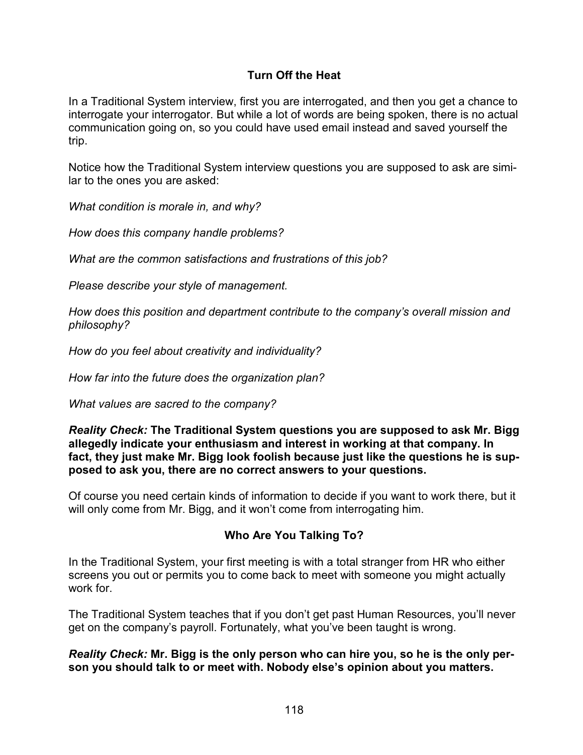### Turn Off the Heat

In a Traditional System interview, first you are interrogated, and then you get a chance to interrogate your interrogator. But while a lot of words are being spoken, there is no actual communication going on, so you could have used email instead and saved yourself the trip.

Notice how the Traditional System interview questions you are supposed to ask are similar to the ones you are asked:

*What condition is morale in, and why?*

*How does this company handle problems?*

*What are the common satisfactions and frustrations of this job?*

*Please describe your style of management.*

*How does this position and department contribute to the company's overall mission and philosophy?*

*How do you feel about creativity and individuality?*

*How far into the future does the organization plan?*

*What values are sacred to the company?*

***Reality Check:*** **The Traditional System questions you are supposed to ask Mr. Bigg allegedly indicate your enthusiasm and interest in working at that company. In fact, they just make Mr. Bigg look foolish because just like the questions he is supposed to ask you, there are no correct answers to your questions.**

Of course you need certain kinds of information to decide if you want to work there, but it will only come from Mr. Bigg, and it won't come from interrogating him.

### Who Are You Talking To?

In the Traditional System, your first meeting is with a total stranger from HR who either screens you out or permits you to come back to meet with someone you might actually work for.

The Traditional System teaches that if you don't get past Human Resources, you'll never get on the company's payroll. Fortunately, what you've been taught is wrong.

***Reality Check:*** **Mr. Bigg is the only person who can hire you, so he is the only person you should talk to or meet with. Nobody else's opinion about you matters.**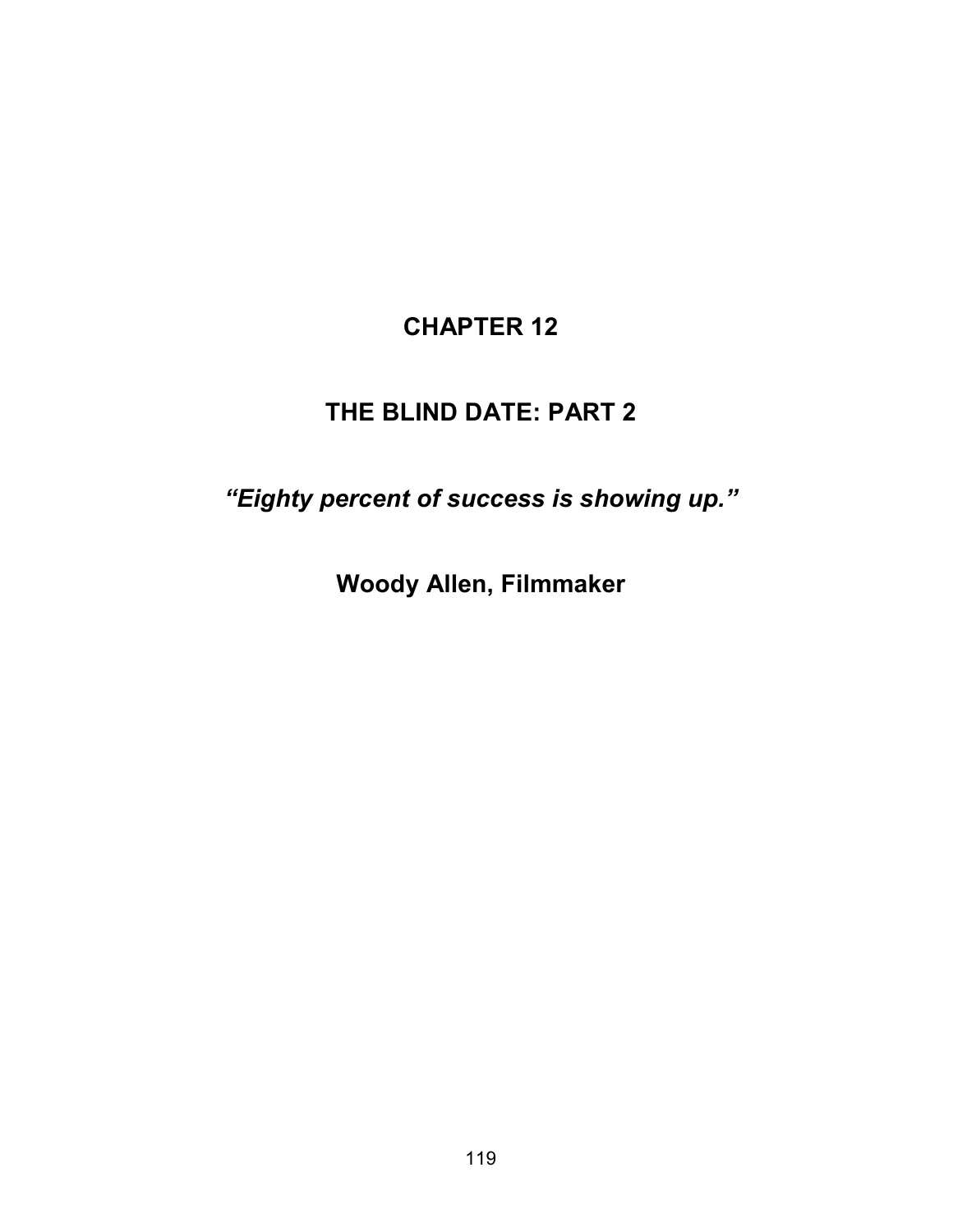# CHAPTER 12

## THE BLIND DATE: PART 2

***"Eighty percent of success is showing up."***

**Woody Allen, Filmmaker**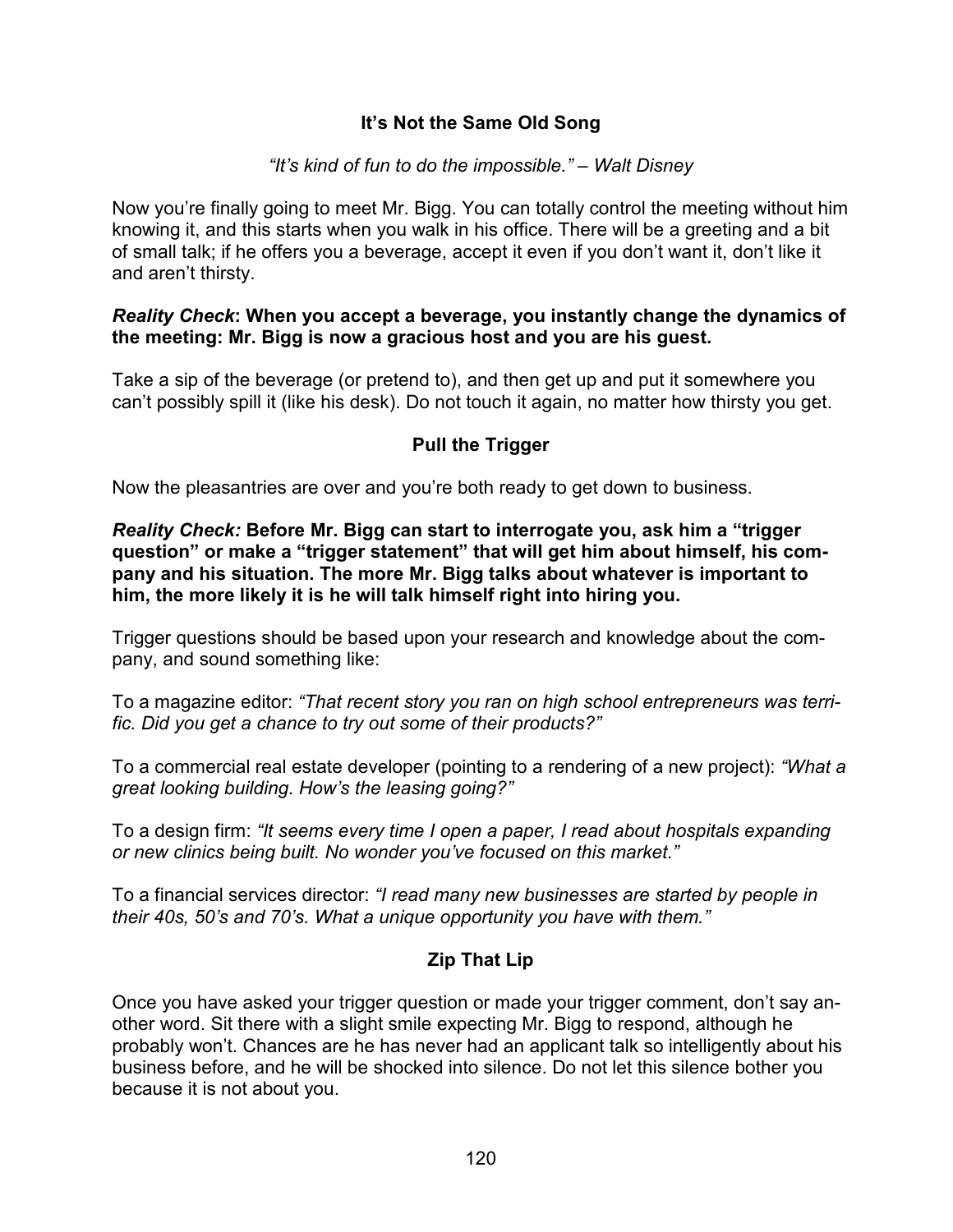### It's Not the Same Old Song

*"It's kind of fun to do the impossible." – Walt Disney*

Now you're finally going to meet Mr. Bigg. You can totally control the meeting without him knowing it, and this starts when you walk in his office. There will be a greeting and a bit of small talk; if he offers you a beverage, accept it even if you don't want it, don't like it and aren't thirsty.

***Reality Check*: When you accept a beverage, you instantly change the dynamics of the meeting: Mr. Bigg is now a gracious host and you are his guest.**

Take a sip of the beverage (or pretend to), and then get up and put it somewhere you can't possibly spill it (like his desk). Do not touch it again, no matter how thirsty you get.

### Pull the Trigger

Now the pleasantries are over and you're both ready to get down to business.

***Reality Check:* Before Mr. Bigg can start to interrogate you, ask him a "trigger question" or make a "trigger statement" that will get him about himself, his company and his situation. The more Mr. Bigg talks about whatever is important to him, the more likely it is he will talk himself right into hiring you.**

Trigger questions should be based upon your research and knowledge about the company, and sound something like:

To a magazine editor: *"That recent story you ran on high school entrepreneurs was terrific. Did you get a chance to try out some of their products?"*

To a commercial real estate developer (pointing to a rendering of a new project): *"What a great looking building. How's the leasing going?"*

To a design firm: *"It seems every time I open a paper, I read about hospitals expanding or new clinics being built. No wonder you've focused on this market."*

To a financial services director: *"I read many new businesses are started by people in their 40s, 50's and 70's. What a unique opportunity you have with them."*

### Zip That Lip

Once you have asked your trigger question or made your trigger comment, don't say another word. Sit there with a slight smile expecting Mr. Bigg to respond, although he probably won't. Chances are he has never had an applicant talk so intelligently about his business before, and he will be shocked into silence. Do not let this silence bother you because it is not about you.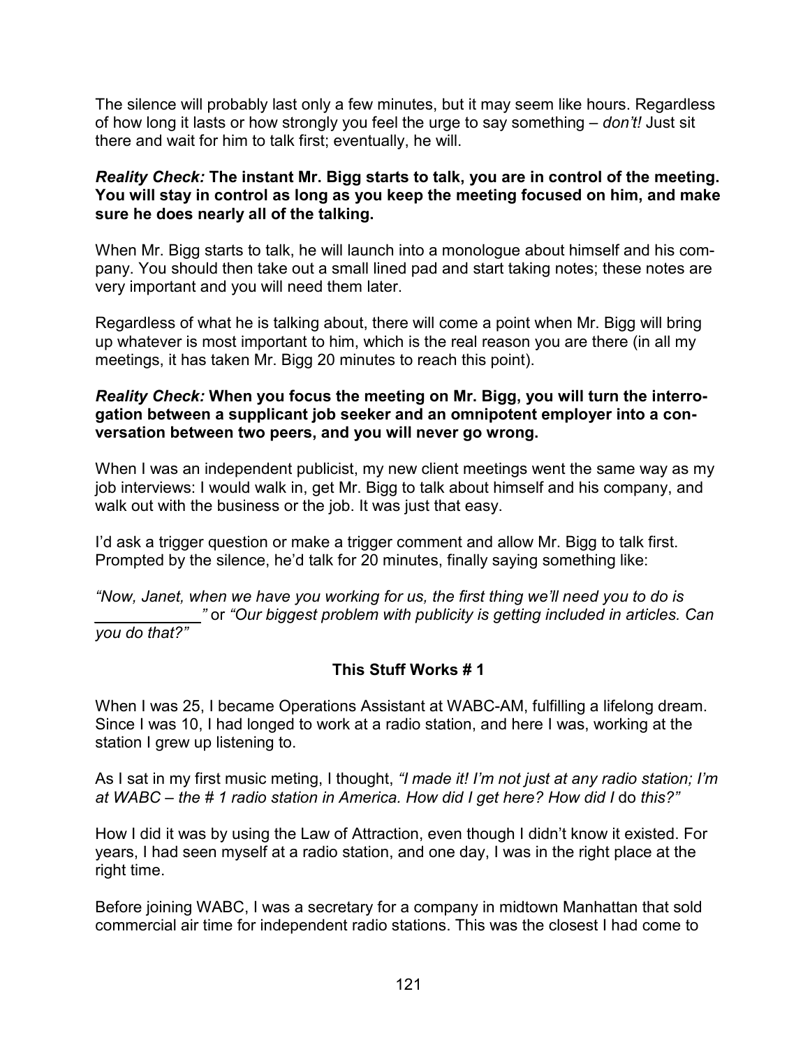The silence will probably last only a few minutes, but it may seem like hours. Regardless of how long it lasts or how strongly you feel the urge to say something – *don't!* Just sit there and wait for him to talk first; eventually, he will.

***Reality Check:*** **The instant Mr. Bigg starts to talk, you are in control of the meeting. You will stay in control as long as you keep the meeting focused on him, and make sure he does nearly all of the talking.**

When Mr. Bigg starts to talk, he will launch into a monologue about himself and his company. You should then take out a small lined pad and start taking notes; these notes are very important and you will need them later.

Regardless of what he is talking about, there will come a point when Mr. Bigg will bring up whatever is most important to him, which is the real reason you are there (in all my meetings, it has taken Mr. Bigg 20 minutes to reach this point).

***Reality Check:*** **When you focus the meeting on Mr. Bigg, you will turn the interrogation between a supplicant job seeker and an omnipotent employer into a conversation between two peers, and you will never go wrong.**

When I was an independent publicist, my new client meetings went the same way as my job interviews: I would walk in, get Mr. Bigg to talk about himself and his company, and walk out with the business or the job. It was just that easy.

I'd ask a trigger question or make a trigger comment and allow Mr. Bigg to talk first. Prompted by the silence, he'd talk for 20 minutes, finally saying something like:

*"Now, Janet, when we have you working for us, the first thing we'll need you to do is ___________"* or *"Our biggest problem with publicity is getting included in articles. Can you do that?"*

### This Stuff Works # 1

When I was 25, I became Operations Assistant at WABC-AM, fulfilling a lifelong dream. Since I was 10, I had longed to work at a radio station, and here I was, working at the station I grew up listening to.

As I sat in my first music meting, I thought, *"I made it! I'm not just at any radio station; I'm at WABC – the # 1 radio station in America. How did I get here? How did I* do *this?"*

How I did it was by using the Law of Attraction, even though I didn't know it existed. For years, I had seen myself at a radio station, and one day, I was in the right place at the right time.

Before joining WABC, I was a secretary for a company in midtown Manhattan that sold commercial air time for independent radio stations. This was the closest I had come to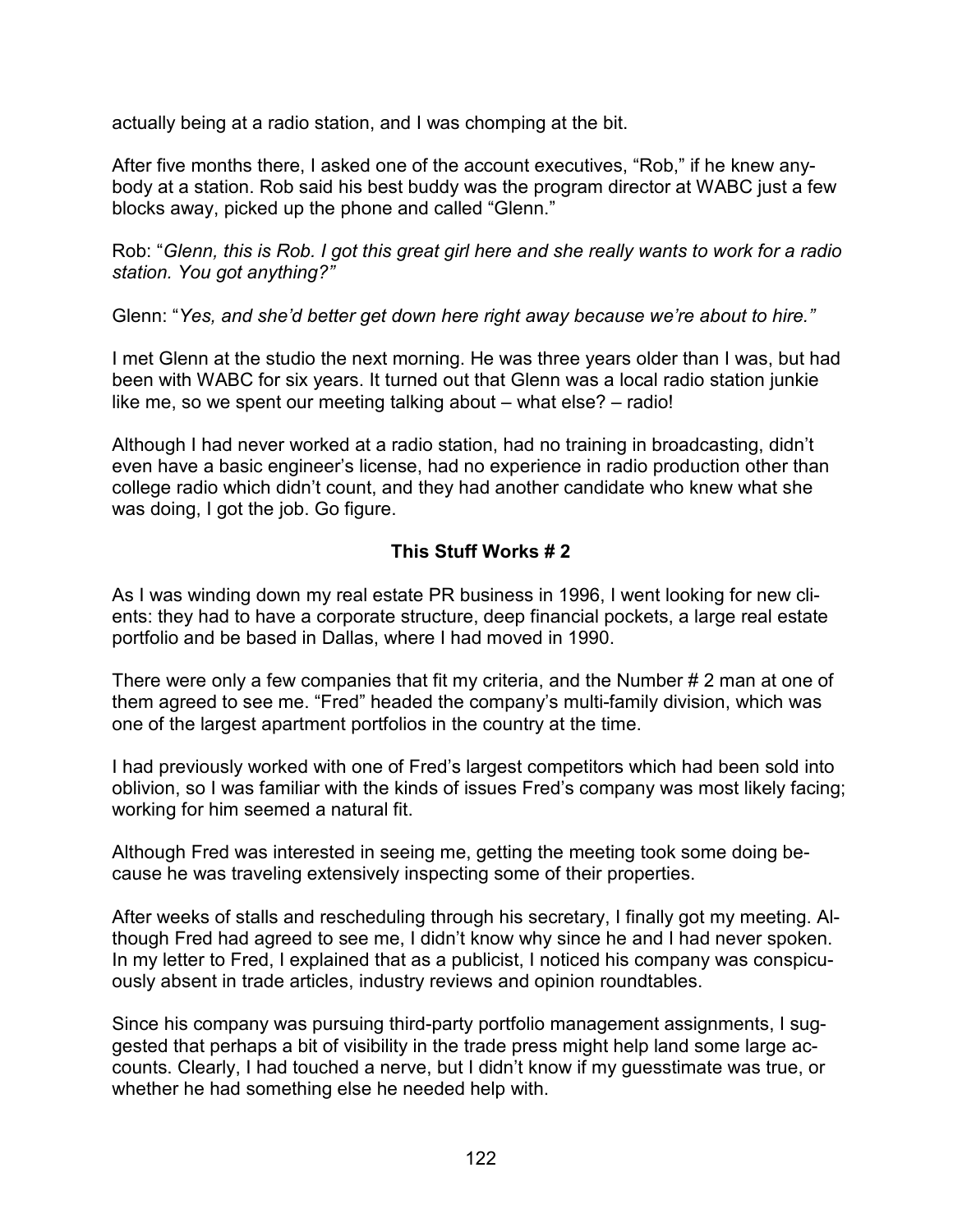actually being at a radio station, and I was chomping at the bit.

After five months there, I asked one of the account executives, "Rob," if he knew anybody at a station. Rob said his best buddy was the program director at WABC just a few blocks away, picked up the phone and called "Glenn."

Rob: "*Glenn, this is Rob. I got this great girl here and she really wants to work for a radio station. You got anything?"*

Glenn: "*Yes, and she'd better get down here right away because we're about to hire."*

I met Glenn at the studio the next morning. He was three years older than I was, but had been with WABC for six years. It turned out that Glenn was a local radio station junkie like me, so we spent our meeting talking about – what else? – radio!

Although I had never worked at a radio station, had no training in broadcasting, didn't even have a basic engineer's license, had no experience in radio production other than college radio which didn't count, and they had another candidate who knew what she was doing, I got the job. Go figure.

### This Stuff Works # 2

As I was winding down my real estate PR business in 1996, I went looking for new clients: they had to have a corporate structure, deep financial pockets, a large real estate portfolio and be based in Dallas, where I had moved in 1990.

There were only a few companies that fit my criteria, and the Number # 2 man at one of them agreed to see me. "Fred" headed the company's multi-family division, which was one of the largest apartment portfolios in the country at the time.

I had previously worked with one of Fred's largest competitors which had been sold into oblivion, so I was familiar with the kinds of issues Fred's company was most likely facing; working for him seemed a natural fit.

Although Fred was interested in seeing me, getting the meeting took some doing because he was traveling extensively inspecting some of their properties.

After weeks of stalls and rescheduling through his secretary, I finally got my meeting. Although Fred had agreed to see me, I didn't know why since he and I had never spoken. In my letter to Fred, I explained that as a publicist, I noticed his company was conspicuously absent in trade articles, industry reviews and opinion roundtables.

Since his company was pursuing third-party portfolio management assignments, I suggested that perhaps a bit of visibility in the trade press might help land some large accounts. Clearly, I had touched a nerve, but I didn't know if my guesstimate was true, or whether he had something else he needed help with.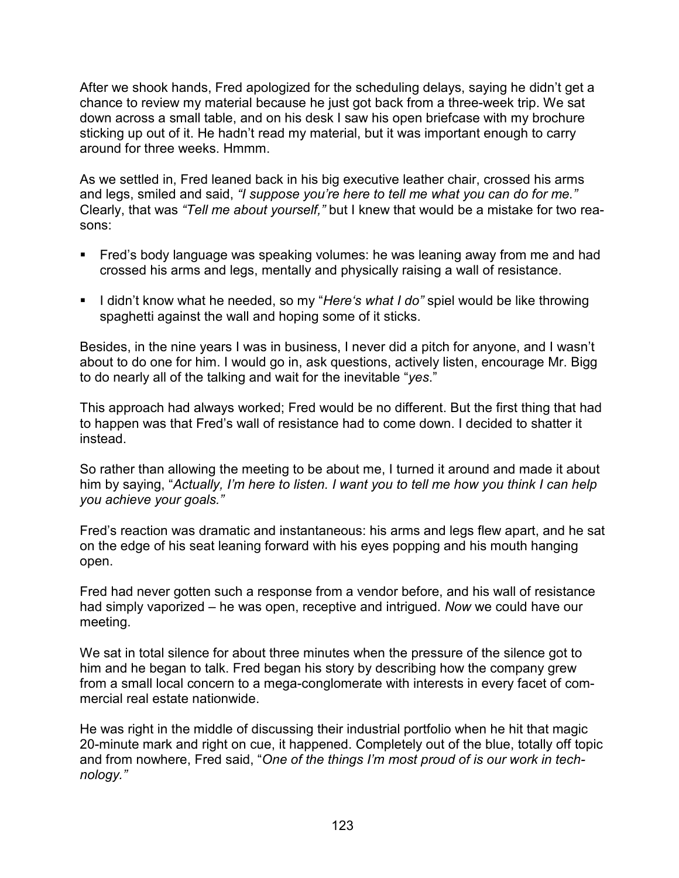After we shook hands, Fred apologized for the scheduling delays, saying he didn't get a chance to review my material because he just got back from a three-week trip. We sat down across a small table, and on his desk I saw his open briefcase with my brochure sticking up out of it. He hadn't read my material, but it was important enough to carry around for three weeks. Hmmm.

As we settled in, Fred leaned back in his big executive leather chair, crossed his arms and legs, smiled and said, *"I suppose you're here to tell me what you can do for me."* Clearly, that was *"Tell me about yourself,"* but I knew that would be a mistake for two reasons:

- Fred's body language was speaking volumes: he was leaning away from me and had crossed his arms and legs, mentally and physically raising a wall of resistance.
- I didn't know what he needed, so my "*Here's what I do"* spiel would be like throwing spaghetti against the wall and hoping some of it sticks.

Besides, in the nine years I was in business, I never did a pitch for anyone, and I wasn't about to do one for him. I would go in, ask questions, actively listen, encourage Mr. Bigg to do nearly all of the talking and wait for the inevitable "*yes*."

This approach had always worked; Fred would be no different. But the first thing that had to happen was that Fred's wall of resistance had to come down. I decided to shatter it instead.

So rather than allowing the meeting to be about me, I turned it around and made it about him by saying, "*Actually, I'm here to listen. I want you to tell me how you think I can help you achieve your goals."*

Fred's reaction was dramatic and instantaneous: his arms and legs flew apart, and he sat on the edge of his seat leaning forward with his eyes popping and his mouth hanging open.

Fred had never gotten such a response from a vendor before, and his wall of resistance had simply vaporized – he was open, receptive and intrigued. *Now* we could have our meeting.

We sat in total silence for about three minutes when the pressure of the silence got to him and he began to talk. Fred began his story by describing how the company grew from a small local concern to a mega-conglomerate with interests in every facet of commercial real estate nationwide.

He was right in the middle of discussing their industrial portfolio when he hit that magic 20-minute mark and right on cue, it happened. Completely out of the blue, totally off topic and from nowhere, Fred said, "*One of the things I'm most proud of is our work in technology."*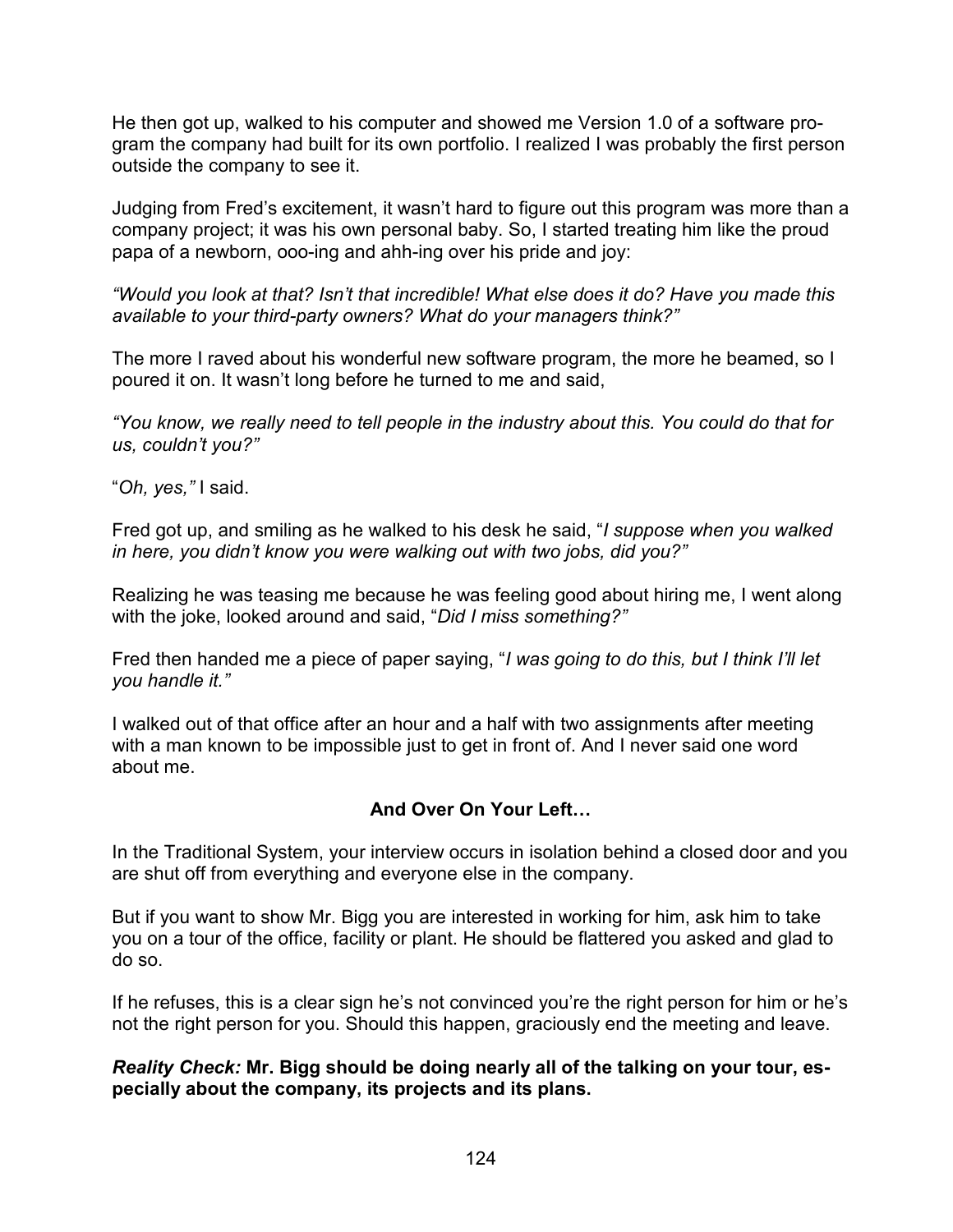He then got up, walked to his computer and showed me Version 1.0 of a software program the company had built for its own portfolio. I realized I was probably the first person outside the company to see it.

Judging from Fred's excitement, it wasn't hard to figure out this program was more than a company project; it was his own personal baby. So, I started treating him like the proud papa of a newborn, ooo-ing and ahh-ing over his pride and joy:

*"Would you look at that? Isn't that incredible! What else does it do? Have you made this available to your third-party owners? What do your managers think?"*

The more I raved about his wonderful new software program, the more he beamed, so I poured it on. It wasn't long before he turned to me and said,

*"You know, we really need to tell people in the industry about this. You could do that for us, couldn't you?"*

"*Oh, yes,"* I said.

Fred got up, and smiling as he walked to his desk he said, "*I suppose when you walked in here, you didn't know you were walking out with two jobs, did you?"*

Realizing he was teasing me because he was feeling good about hiring me, I went along with the joke, looked around and said, "*Did I miss something?"*

Fred then handed me a piece of paper saying, "*I was going to do this, but I think I'll let you handle it."*

I walked out of that office after an hour and a half with two assignments after meeting with a man known to be impossible just to get in front of. And I never said one word about me.

### And Over On Your Left…

In the Traditional System, your interview occurs in isolation behind a closed door and you are shut off from everything and everyone else in the company.

But if you want to show Mr. Bigg you are interested in working for him, ask him to take you on a tour of the office, facility or plant. He should be flattered you asked and glad to do so.

If he refuses, this is a clear sign he's not convinced you're the right person for him or he's not the right person for you. Should this happen, graciously end the meeting and leave.

***Reality Check:*** **Mr. Bigg should be doing nearly all of the talking on your tour, especially about the company, its projects and its plans.**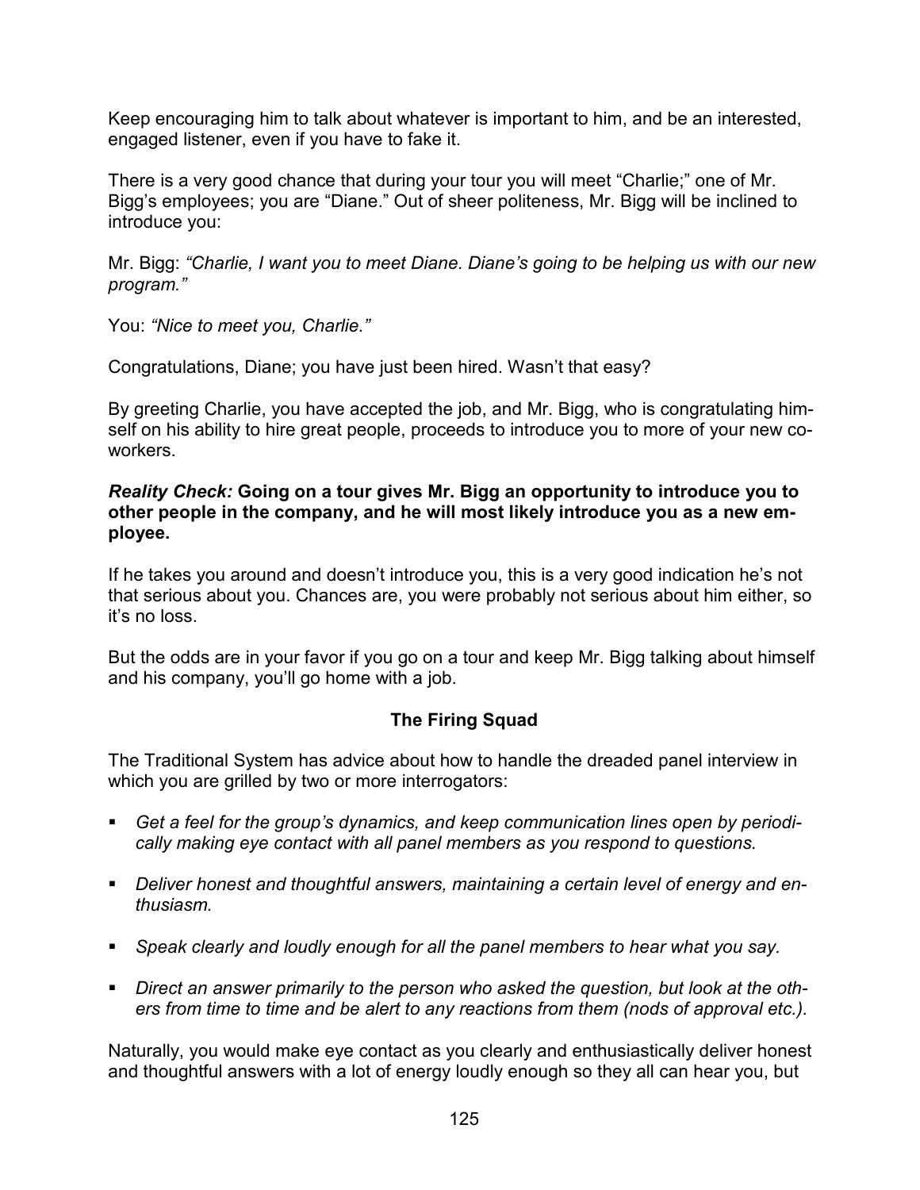Keep encouraging him to talk about whatever is important to him, and be an interested, engaged listener, even if you have to fake it.

There is a very good chance that during your tour you will meet "Charlie;" one of Mr. Bigg's employees; you are "Diane." Out of sheer politeness, Mr. Bigg will be inclined to introduce you:

Mr. Bigg: *"Charlie, I want you to meet Diane. Diane's going to be helping us with our new program."*

You: *"Nice to meet you, Charlie."*

Congratulations, Diane; you have just been hired. Wasn't that easy?

By greeting Charlie, you have accepted the job, and Mr. Bigg, who is congratulating himself on his ability to hire great people, proceeds to introduce you to more of your new co-workers.

***Reality Check:*** **Going on a tour gives Mr. Bigg an opportunity to introduce you to other people in the company, and he will most likely introduce you as a new employee.**

If he takes you around and doesn't introduce you, this is a very good indication he's not that serious about you. Chances are, you were probably not serious about him either, so it's no loss.

But the odds are in your favor if you go on a tour and keep Mr. Bigg talking about himself and his company, you'll go home with a job.

### The Firing Squad

The Traditional System has advice about how to handle the dreaded panel interview in which you are grilled by two or more interrogators:

- *Get a feel for the group's dynamics, and keep communication lines open by periodically making eye contact with all panel members as you respond to questions.*
- *Deliver honest and thoughtful answers, maintaining a certain level of energy and enthusiasm.*
- *Speak clearly and loudly enough for all the panel members to hear what you say.*
- *Direct an answer primarily to the person who asked the question, but look at the others from time to time and be alert to any reactions from them (nods of approval etc.).*

Naturally, you would make eye contact as you clearly and enthusiastically deliver honest and thoughtful answers with a lot of energy loudly enough so they all can hear you, but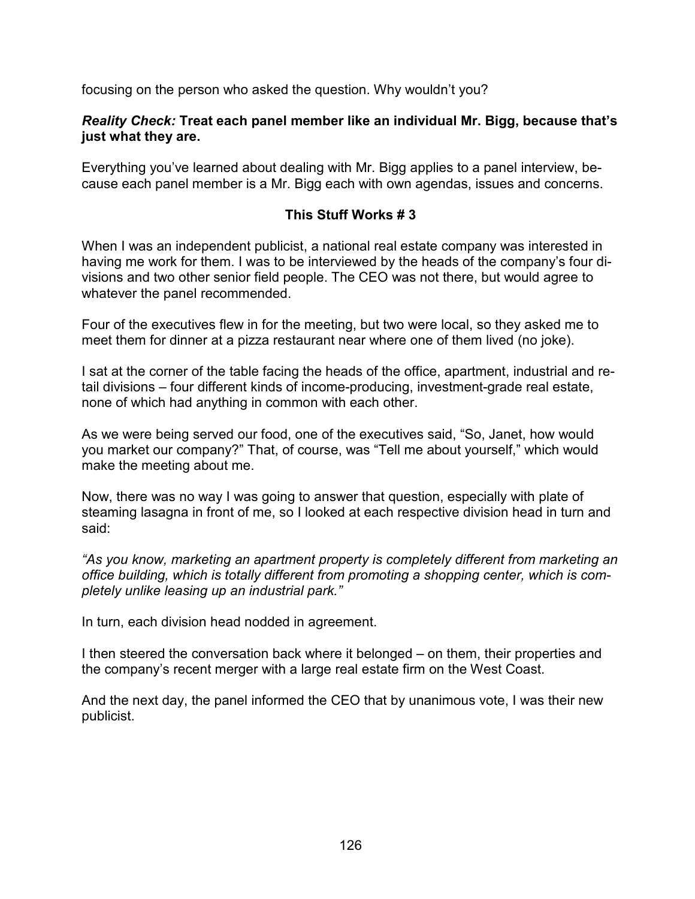focusing on the person who asked the question. Why wouldn't you?

***Reality Check:* Treat each panel member like an individual Mr. Bigg, because that's just what they are.**

Everything you've learned about dealing with Mr. Bigg applies to a panel interview, because each panel member is a Mr. Bigg each with own agendas, issues and concerns.

### This Stuff Works # 3

When I was an independent publicist, a national real estate company was interested in having me work for them. I was to be interviewed by the heads of the company's four divisions and two other senior field people. The CEO was not there, but would agree to whatever the panel recommended.

Four of the executives flew in for the meeting, but two were local, so they asked me to meet them for dinner at a pizza restaurant near where one of them lived (no joke).

I sat at the corner of the table facing the heads of the office, apartment, industrial and retail divisions – four different kinds of income-producing, investment-grade real estate, none of which had anything in common with each other.

As we were being served our food, one of the executives said, "So, Janet, how would you market our company?" That, of course, was "Tell me about yourself," which would make the meeting about me.

Now, there was no way I was going to answer that question, especially with plate of steaming lasagna in front of me, so I looked at each respective division head in turn and said:

*"As you know, marketing an apartment property is completely different from marketing an office building, which is totally different from promoting a shopping center, which is completely unlike leasing up an industrial park."*

In turn, each division head nodded in agreement.

I then steered the conversation back where it belonged – on them, their properties and the company's recent merger with a large real estate firm on the West Coast.

And the next day, the panel informed the CEO that by unanimous vote, I was their new publicist.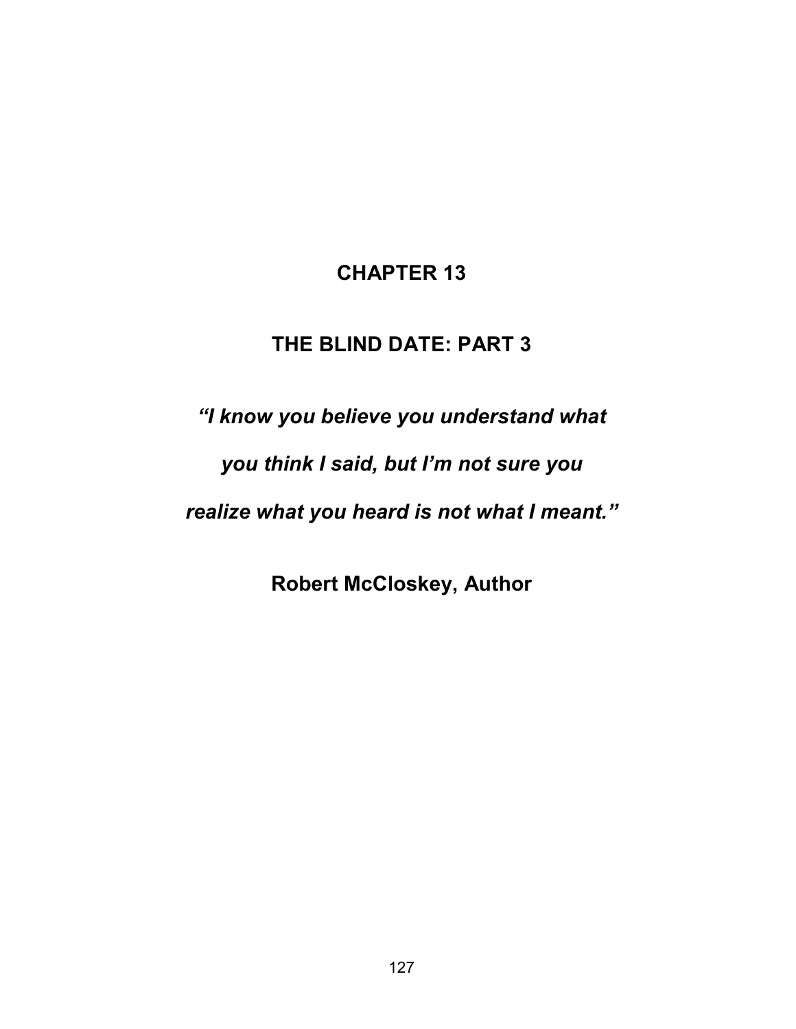# CHAPTER 13

## THE BLIND DATE: PART 3

***"I know you believe you understand what you think I said, but I'm not sure you realize what you heard is not what I meant."***

**Robert McCloskey, Author**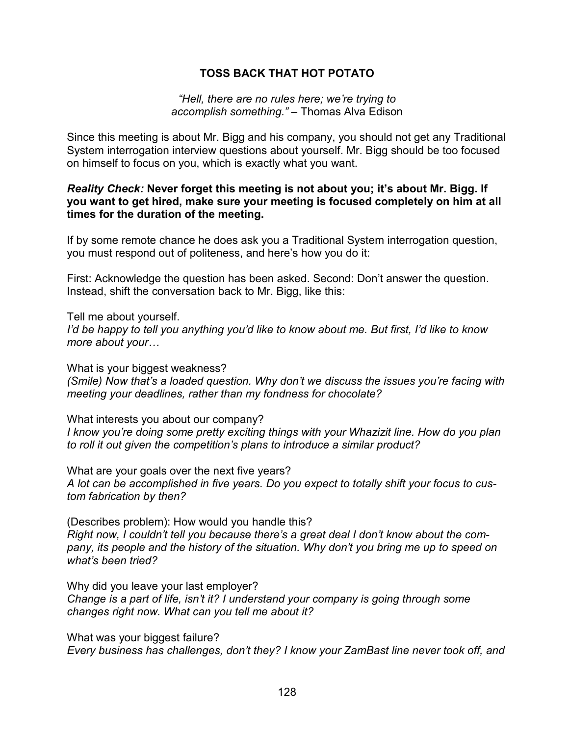## TOSS BACK THAT HOT POTATO

*"Hell, there are no rules here; we're trying to accomplish something."* – Thomas Alva Edison

Since this meeting is about Mr. Bigg and his company, you should not get any Traditional System interrogation interview questions about yourself. Mr. Bigg should be too focused on himself to focus on you, which is exactly what you want.

***Reality Check:*** **Never forget this meeting is not about you; it's about Mr. Bigg. If you want to get hired, make sure your meeting is focused completely on him at all times for the duration of the meeting.**

If by some remote chance he does ask you a Traditional System interrogation question, you must respond out of politeness, and here's how you do it:

First: Acknowledge the question has been asked. Second: Don't answer the question. Instead, shift the conversation back to Mr. Bigg, like this:

Tell me about yourself.
*I'd be happy to tell you anything you'd like to know about me. But first, I'd like to know more about your…*

What is your biggest weakness?
*(Smile) Now that's a loaded question. Why don't we discuss the issues you're facing with meeting your deadlines, rather than my fondness for chocolate?*

What interests you about our company?
*I know you're doing some pretty exciting things with your Whazizit line. How do you plan to roll it out given the competition's plans to introduce a similar product?*

What are your goals over the next five years?
*A lot can be accomplished in five years. Do you expect to totally shift your focus to custom fabrication by then?*

(Describes problem): How would you handle this?
*Right now, I couldn't tell you because there's a great deal I don't know about the company, its people and the history of the situation. Why don't you bring me up to speed on what's been tried?*

Why did you leave your last employer?
*Change is a part of life, isn't it? I understand your company is going through some changes right now. What can you tell me about it?*

What was your biggest failure?
*Every business has challenges, don't they? I know your ZamBast line never took off, and*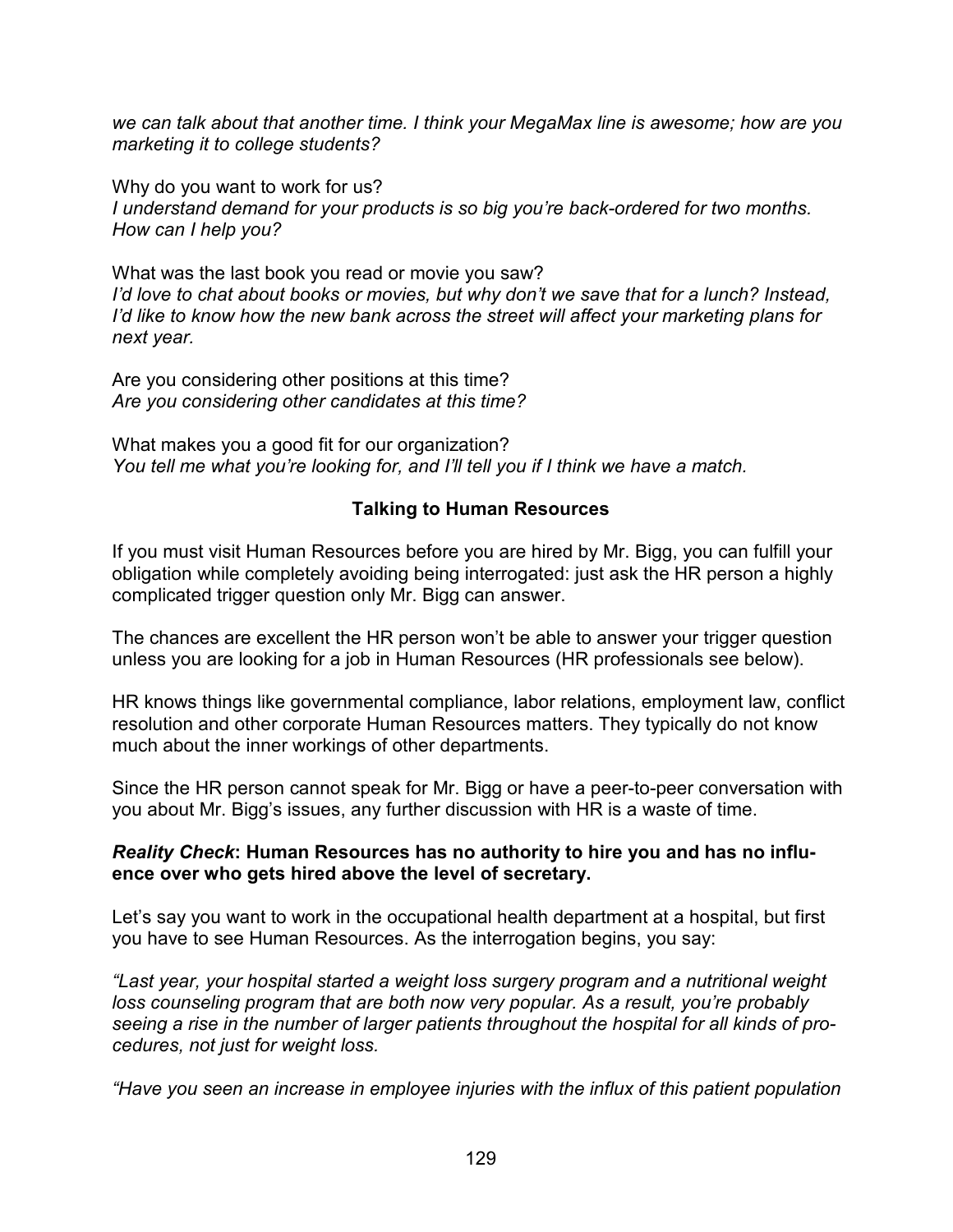*we can talk about that another time. I think your MegaMax line is awesome; how are you marketing it to college students?*

Why do you want to work for us?
*I understand demand for your products is so big you're back-ordered for two months. How can I help you?*

What was the last book you read or movie you saw?
*I'd love to chat about books or movies, but why don't we save that for a lunch? Instead, I'd like to know how the new bank across the street will affect your marketing plans for next year.*

Are you considering other positions at this time?
*Are you considering other candidates at this time?*

What makes you a good fit for our organization?
*You tell me what you're looking for, and I'll tell you if I think we have a match.*

### Talking to Human Resources

If you must visit Human Resources before you are hired by Mr. Bigg, you can fulfill your obligation while completely avoiding being interrogated: just ask the HR person a highly complicated trigger question only Mr. Bigg can answer.

The chances are excellent the HR person won't be able to answer your trigger question unless you are looking for a job in Human Resources (HR professionals see below).

HR knows things like governmental compliance, labor relations, employment law, conflict resolution and other corporate Human Resources matters. They typically do not know much about the inner workings of other departments.

Since the HR person cannot speak for Mr. Bigg or have a peer-to-peer conversation with you about Mr. Bigg's issues, any further discussion with HR is a waste of time.

***Reality Check*: Human Resources has no authority to hire you and has no influence over who gets hired above the level of secretary.**

Let's say you want to work in the occupational health department at a hospital, but first you have to see Human Resources. As the interrogation begins, you say:

*"Last year, your hospital started a weight loss surgery program and a nutritional weight loss counseling program that are both now very popular. As a result, you're probably seeing a rise in the number of larger patients throughout the hospital for all kinds of procedures, not just for weight loss.*

*"Have you seen an increase in employee injuries with the influx of this patient population*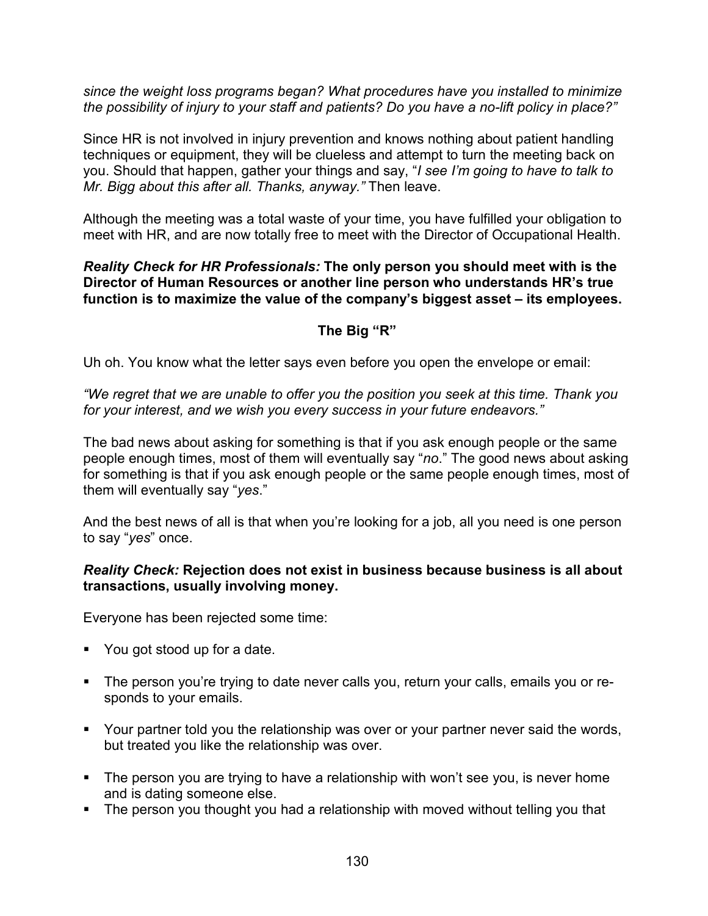*since the weight loss programs began? What procedures have you installed to minimize the possibility of injury to your staff and patients? Do you have a no-lift policy in place?"*

Since HR is not involved in injury prevention and knows nothing about patient handling techniques or equipment, they will be clueless and attempt to turn the meeting back on you. Should that happen, gather your things and say, "*I see I'm going to have to talk to Mr. Bigg about this after all. Thanks, anyway."* Then leave.

Although the meeting was a total waste of your time, you have fulfilled your obligation to meet with HR, and are now totally free to meet with the Director of Occupational Health.

***Reality Check for HR Professionals:* The only person you should meet with is the Director of Human Resources or another line person who understands HR's true function is to maximize the value of the company's biggest asset – its employees.**

### The Big "R"

Uh oh. You know what the letter says even before you open the envelope or email:

*"We regret that we are unable to offer you the position you seek at this time. Thank you for your interest, and we wish you every success in your future endeavors."*

The bad news about asking for something is that if you ask enough people or the same people enough times, most of them will eventually say "*no*." The good news about asking for something is that if you ask enough people or the same people enough times, most of them will eventually say "*yes*."

And the best news of all is that when you're looking for a job, all you need is one person to say "*yes*" once.

***Reality Check:* Rejection does not exist in business because business is all about transactions, usually involving money.**

Everyone has been rejected some time:

- You got stood up for a date.
- The person you're trying to date never calls you, return your calls, emails you or responds to your emails.
- Your partner told you the relationship was over or your partner never said the words, but treated you like the relationship was over.
- The person you are trying to have a relationship with won't see you, is never home and is dating someone else.
- The person you thought you had a relationship with moved without telling you that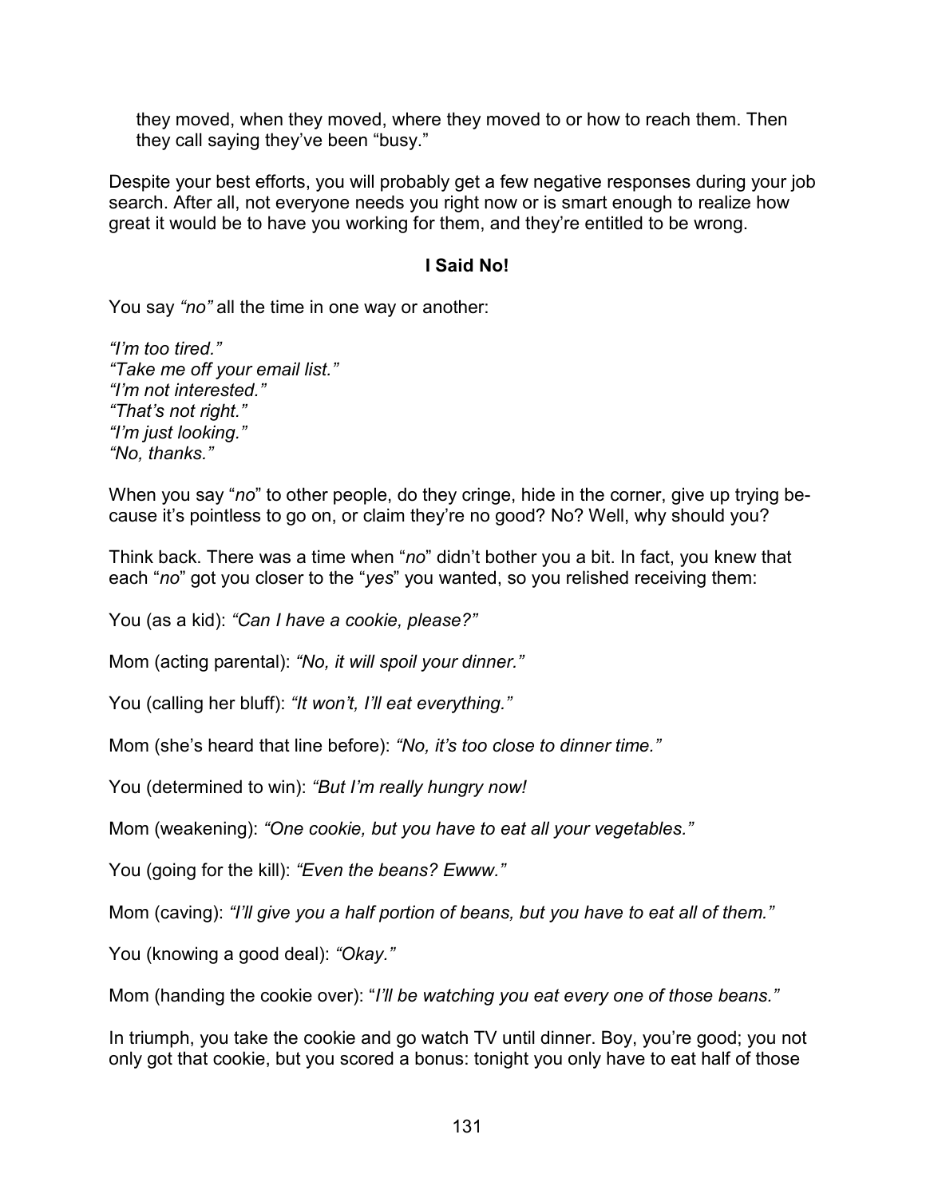they moved, when they moved, where they moved to or how to reach them. Then they call saying they've been "busy."

Despite your best efforts, you will probably get a few negative responses during your job search. After all, not everyone needs you right now or is smart enough to realize how great it would be to have you working for them, and they're entitled to be wrong.

**I Said No!**

You say *"no"* all the time in one way or another:

*"I'm too tired."*
*"Take me off your email list."*
*"I'm not interested."*
*"That's not right."*
*"I'm just looking."*
*"No, thanks."*

When you say "*no*" to other people, do they cringe, hide in the corner, give up trying because it's pointless to go on, or claim they're no good? No? Well, why should you?

Think back. There was a time when "*no*" didn't bother you a bit. In fact, you knew that each "*no*" got you closer to the "*yes*" you wanted, so you relished receiving them:

You (as a kid): *"Can I have a cookie, please?"*

Mom (acting parental): *"No, it will spoil your dinner."*

You (calling her bluff): *"It won't, I'll eat everything."*

Mom (she's heard that line before): *"No, it's too close to dinner time."*

You (determined to win): *"But I'm really hungry now!*

Mom (weakening): *"One cookie, but you have to eat all your vegetables."*

You (going for the kill): *"Even the beans? Ewww."*

Mom (caving): *"I'll give you a half portion of beans, but you have to eat all of them."*

You (knowing a good deal): *"Okay."*

Mom (handing the cookie over): "*I'll be watching you eat every one of those beans."*

In triumph, you take the cookie and go watch TV until dinner. Boy, you're good; you not only got that cookie, but you scored a bonus: tonight you only have to eat half of those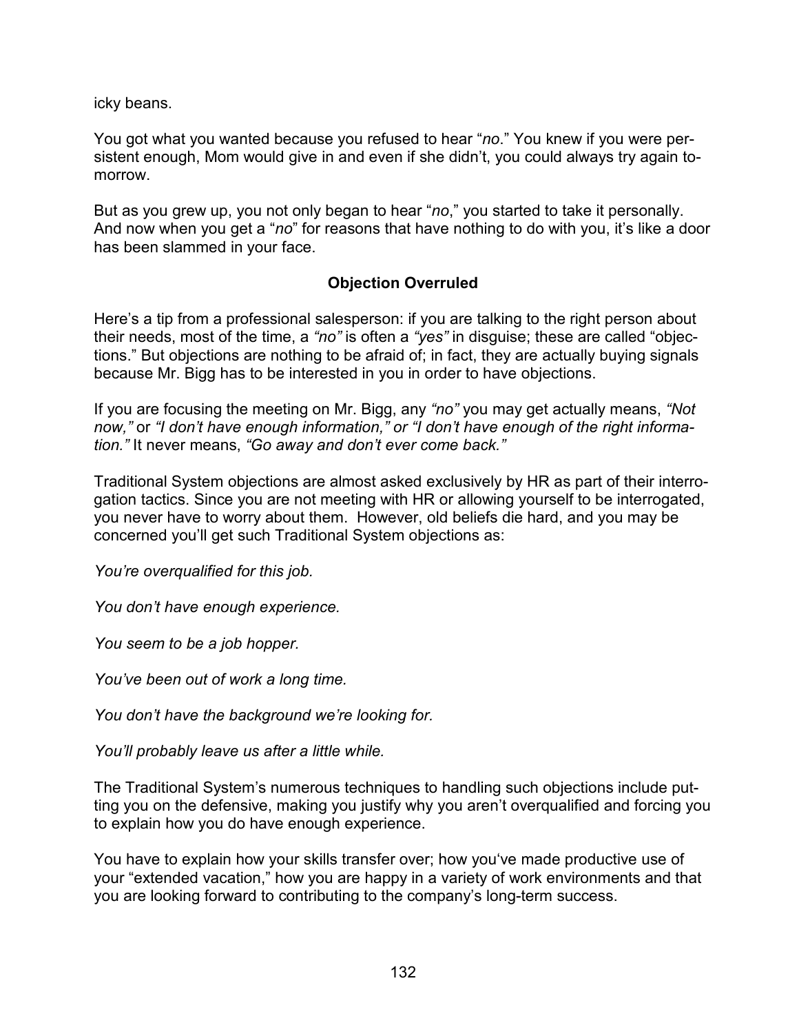icky beans.

You got what you wanted because you refused to hear "*no*." You knew if you were persistent enough, Mom would give in and even if she didn't, you could always try again tomorrow.

But as you grew up, you not only began to hear "*no*," you started to take it personally. And now when you get a "*no*" for reasons that have nothing to do with you, it's like a door has been slammed in your face.

### Objection Overruled

Here's a tip from a professional salesperson: if you are talking to the right person about their needs, most of the time, a *"no"* is often a *"yes"* in disguise; these are called "objections." But objections are nothing to be afraid of; in fact, they are actually buying signals because Mr. Bigg has to be interested in you in order to have objections.

If you are focusing the meeting on Mr. Bigg, any *"no"* you may get actually means, *"Not now,"* or *"I don't have enough information," or "I don't have enough of the right information."* It never means, *"Go away and don't ever come back."*

Traditional System objections are almost asked exclusively by HR as part of their interrogation tactics. Since you are not meeting with HR or allowing yourself to be interrogated, you never have to worry about them. However, old beliefs die hard, and you may be concerned you'll get such Traditional System objections as:

*You're overqualified for this job.*

*You don't have enough experience.*

*You seem to be a job hopper.*

*You've been out of work a long time.*

*You don't have the background we're looking for.*

*You'll probably leave us after a little while.*

The Traditional System's numerous techniques to handling such objections include putting you on the defensive, making you justify why you aren't overqualified and forcing you to explain how you do have enough experience.

You have to explain how your skills transfer over; how you've made productive use of your "extended vacation," how you are happy in a variety of work environments and that you are looking forward to contributing to the company's long-term success.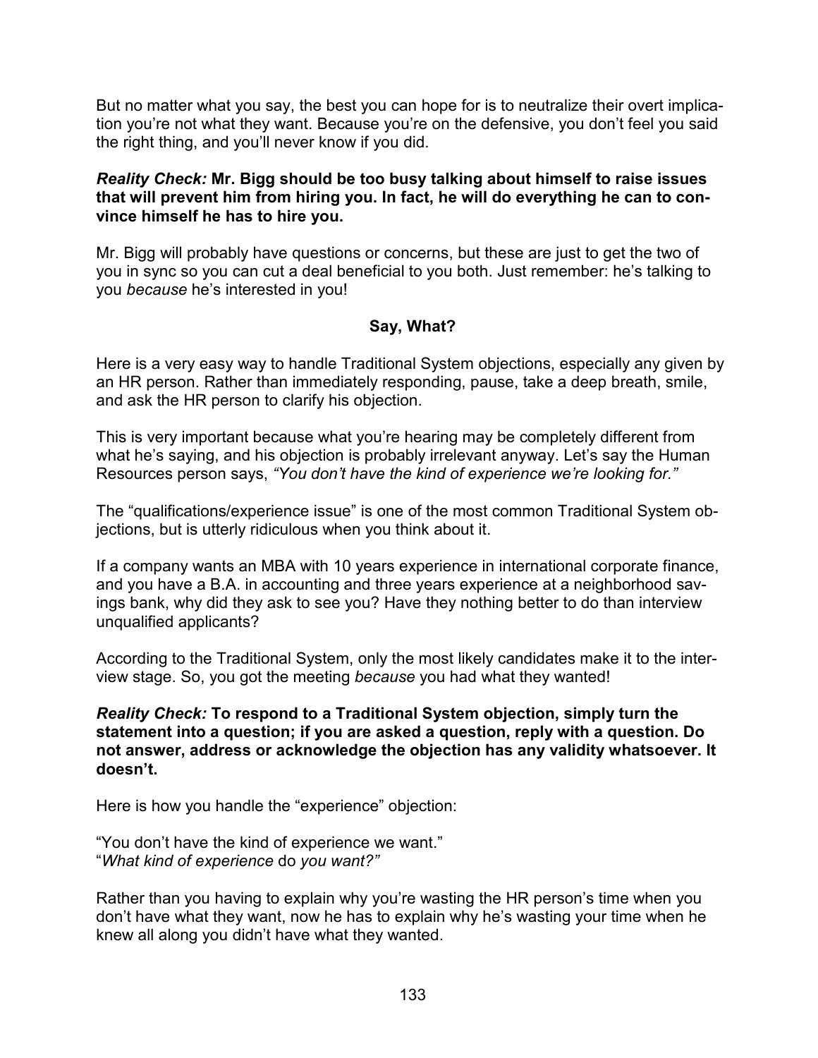But no matter what you say, the best you can hope for is to neutralize their overt implication you're not what they want. Because you're on the defensive, you don't feel you said the right thing, and you'll never know if you did.

***Reality Check:*** **Mr. Bigg should be too busy talking about himself to raise issues that will prevent him from hiring you. In fact, he will do everything he can to convince himself he has to hire you.**

Mr. Bigg will probably have questions or concerns, but these are just to get the two of you in sync so you can cut a deal beneficial to you both. Just remember: he's talking to you *because* he's interested in you!

### Say, What?

Here is a very easy way to handle Traditional System objections, especially any given by an HR person. Rather than immediately responding, pause, take a deep breath, smile, and ask the HR person to clarify his objection.

This is very important because what you're hearing may be completely different from what he's saying, and his objection is probably irrelevant anyway. Let's say the Human Resources person says, *"You don't have the kind of experience we're looking for."*

The "qualifications/experience issue" is one of the most common Traditional System objections, but is utterly ridiculous when you think about it.

If a company wants an MBA with 10 years experience in international corporate finance, and you have a B.A. in accounting and three years experience at a neighborhood savings bank, why did they ask to see you? Have they nothing better to do than interview unqualified applicants?

According to the Traditional System, only the most likely candidates make it to the interview stage. So, you got the meeting *because* you had what they wanted!

***Reality Check:*** **To respond to a Traditional System objection, simply turn the statement into a question; if you are asked a question, reply with a question. Do not answer, address or acknowledge the objection has any validity whatsoever. It doesn't.**

Here is how you handle the "experience" objection:

"You don't have the kind of experience we want."
"*What kind of experience* do *you want?"*

Rather than you having to explain why you're wasting the HR person's time when you don't have what they want, now he has to explain why he's wasting your time when he knew all along you didn't have what they wanted.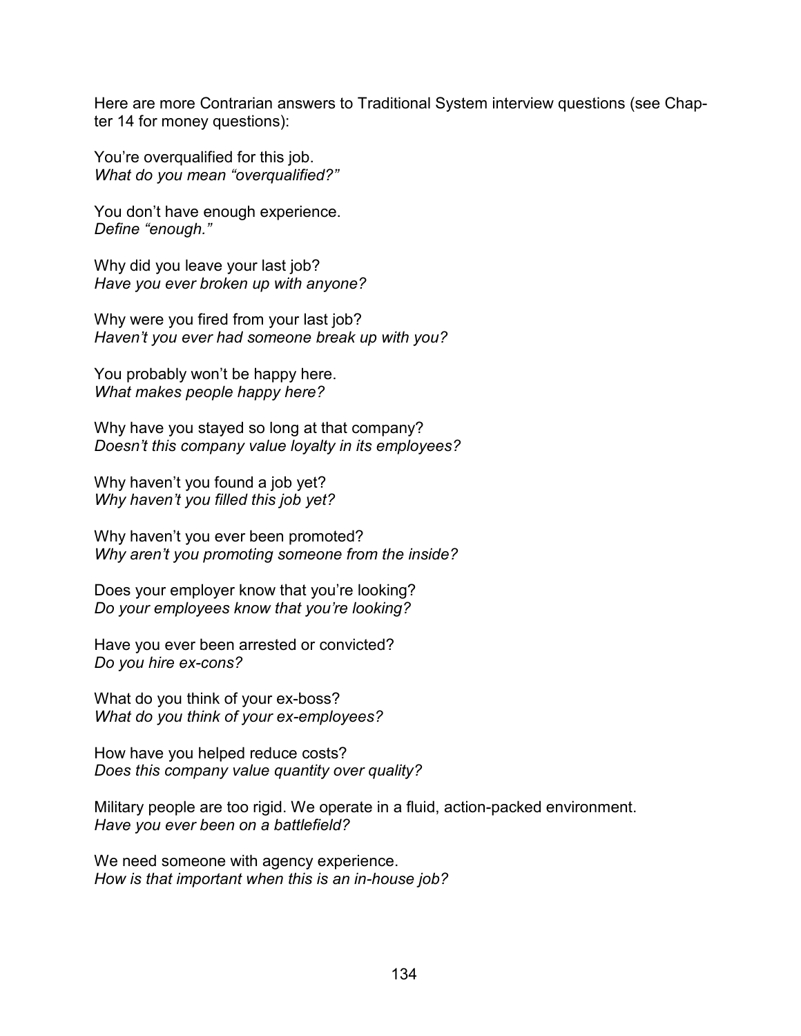Here are more Contrarian answers to Traditional System interview questions (see Chapter 14 for money questions):

You're overqualified for this job.
*What do you mean "overqualified?"*

You don't have enough experience.
*Define "enough."*

Why did you leave your last job?
*Have you ever broken up with anyone?*

Why were you fired from your last job?
*Haven't you ever had someone break up with you?*

You probably won't be happy here.
*What makes people happy here?*

Why have you stayed so long at that company?
*Doesn't this company value loyalty in its employees?*

Why haven't you found a job yet?
*Why haven't you filled this job yet?*

Why haven't you ever been promoted?
*Why aren't you promoting someone from the inside?*

Does your employer know that you're looking?
*Do your employees know that you're looking?*

Have you ever been arrested or convicted?
*Do you hire ex-cons?*

What do you think of your ex-boss?
*What do you think of your ex-employees?*

How have you helped reduce costs?
*Does this company value quantity over quality?*

Military people are too rigid. We operate in a fluid, action-packed environment.
*Have you ever been on a battlefield?*

We need someone with agency experience.
*How is that important when this is an in-house job?*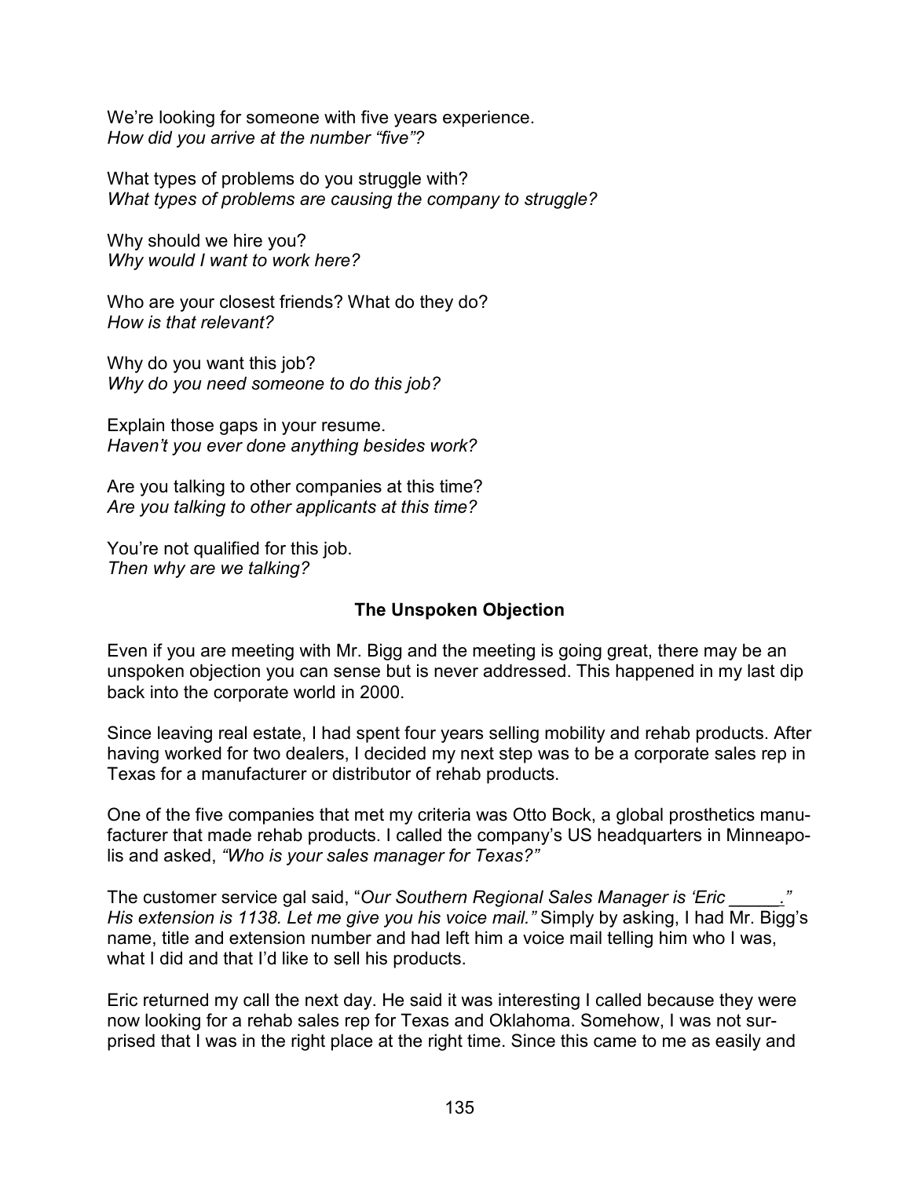We're looking for someone with five years experience.
*How did you arrive at the number "five"?*

What types of problems do you struggle with?
*What types of problems are causing the company to struggle?*

Why should we hire you?
*Why would I want to work here?*

Who are your closest friends? What do they do?
*How is that relevant?*

Why do you want this job?
*Why do you need someone to do this job?*

Explain those gaps in your resume.
*Haven't you ever done anything besides work?*

Are you talking to other companies at this time?
*Are you talking to other applicants at this time?*

You're not qualified for this job.
*Then why are we talking?*

### The Unspoken Objection

Even if you are meeting with Mr. Bigg and the meeting is going great, there may be an unspoken objection you can sense but is never addressed. This happened in my last dip back into the corporate world in 2000.

Since leaving real estate, I had spent four years selling mobility and rehab products. After having worked for two dealers, I decided my next step was to be a corporate sales rep in Texas for a manufacturer or distributor of rehab products.

One of the five companies that met my criteria was Otto Bock, a global prosthetics manufacturer that made rehab products. I called the company's US headquarters in Minneapolis and asked, *"Who is your sales manager for Texas?"*

The customer service gal said, "*Our Southern Regional Sales Manager is 'Eric _____.'" His extension is 1138. Let me give you his voice mail."* Simply by asking, I had Mr. Bigg's name, title and extension number and had left him a voice mail telling him who I was, what I did and that I'd like to sell his products.

Eric returned my call the next day. He said it was interesting I called because they were now looking for a rehab sales rep for Texas and Oklahoma. Somehow, I was not surprised that I was in the right place at the right time. Since this came to me as easily and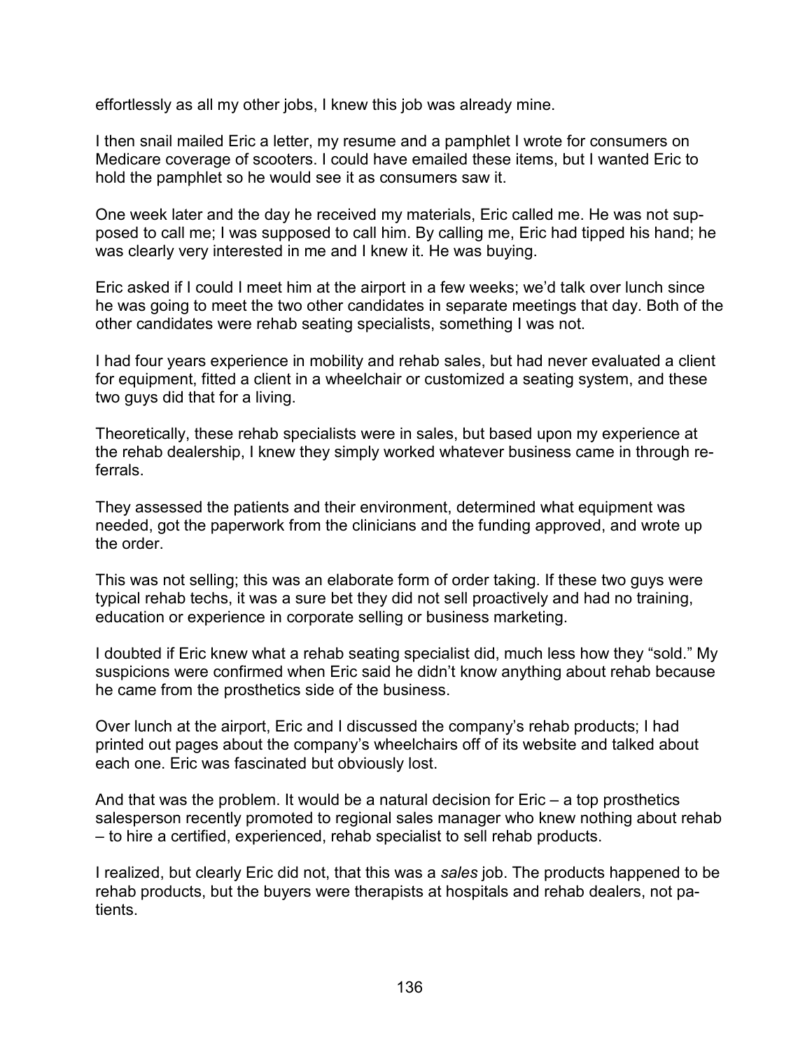effortlessly as all my other jobs, I knew this job was already mine.

I then snail mailed Eric a letter, my resume and a pamphlet I wrote for consumers on Medicare coverage of scooters. I could have emailed these items, but I wanted Eric to hold the pamphlet so he would see it as consumers saw it.

One week later and the day he received my materials, Eric called me. He was not supposed to call me; I was supposed to call him. By calling me, Eric had tipped his hand; he was clearly very interested in me and I knew it. He was buying.

Eric asked if I could I meet him at the airport in a few weeks; we'd talk over lunch since he was going to meet the two other candidates in separate meetings that day. Both of the other candidates were rehab seating specialists, something I was not.

I had four years experience in mobility and rehab sales, but had never evaluated a client for equipment, fitted a client in a wheelchair or customized a seating system, and these two guys did that for a living.

Theoretically, these rehab specialists were in sales, but based upon my experience at the rehab dealership, I knew they simply worked whatever business came in through referrals.

They assessed the patients and their environment, determined what equipment was needed, got the paperwork from the clinicians and the funding approved, and wrote up the order.

This was not selling; this was an elaborate form of order taking. If these two guys were typical rehab techs, it was a sure bet they did not sell proactively and had no training, education or experience in corporate selling or business marketing.

I doubted if Eric knew what a rehab seating specialist did, much less how they "sold." My suspicions were confirmed when Eric said he didn't know anything about rehab because he came from the prosthetics side of the business.

Over lunch at the airport, Eric and I discussed the company's rehab products; I had printed out pages about the company's wheelchairs off of its website and talked about each one. Eric was fascinated but obviously lost.

And that was the problem. It would be a natural decision for Eric – a top prosthetics salesperson recently promoted to regional sales manager who knew nothing about rehab – to hire a certified, experienced, rehab specialist to sell rehab products.

I realized, but clearly Eric did not, that this was a *sales* job. The products happened to be rehab products, but the buyers were therapists at hospitals and rehab dealers, not patients.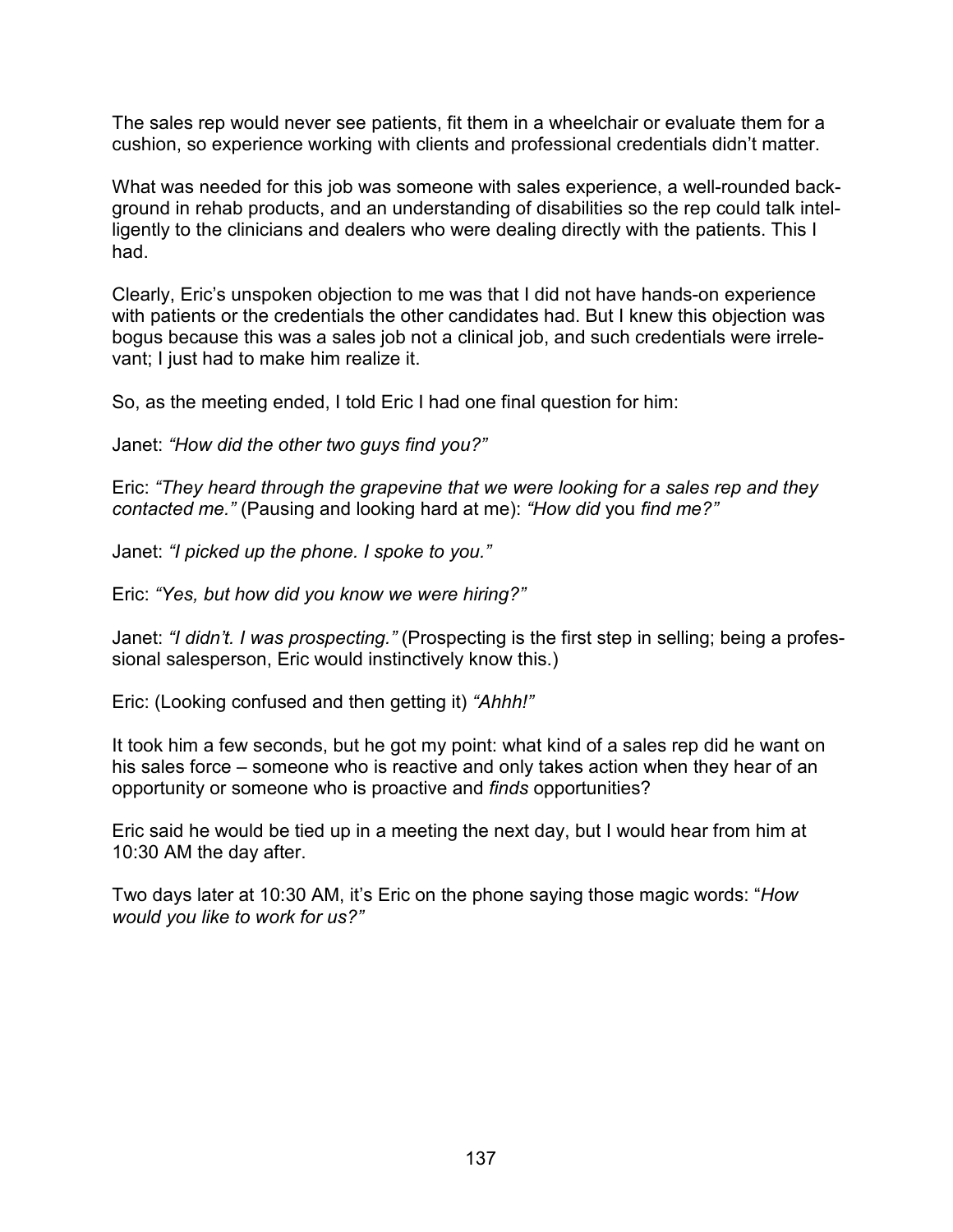The sales rep would never see patients, fit them in a wheelchair or evaluate them for a cushion, so experience working with clients and professional credentials didn't matter.

What was needed for this job was someone with sales experience, a well-rounded background in rehab products, and an understanding of disabilities so the rep could talk intelligently to the clinicians and dealers who were dealing directly with the patients. This I had.

Clearly, Eric's unspoken objection to me was that I did not have hands-on experience with patients or the credentials the other candidates had. But I knew this objection was bogus because this was a sales job not a clinical job, and such credentials were irrelevant; I just had to make him realize it.

So, as the meeting ended, I told Eric I had one final question for him:

Janet: *"How did the other two guys find you?"*

Eric: *"They heard through the grapevine that we were looking for a sales rep and they contacted me."* (Pausing and looking hard at me): *"How did* you *find me?"*

Janet: *"I picked up the phone. I spoke to you."*

Eric: *"Yes, but how did you know we were hiring?"*

Janet: *"I didn't. I was prospecting."* (Prospecting is the first step in selling; being a professional salesperson, Eric would instinctively know this.)

Eric: (Looking confused and then getting it) *"Ahhh!"*

It took him a few seconds, but he got my point: what kind of a sales rep did he want on his sales force – someone who is reactive and only takes action when they hear of an opportunity or someone who is proactive and *finds* opportunities?

Eric said he would be tied up in a meeting the next day, but I would hear from him at 10:30 AM the day after.

Two days later at 10:30 AM, it's Eric on the phone saying those magic words: "*How would you like to work for us?"*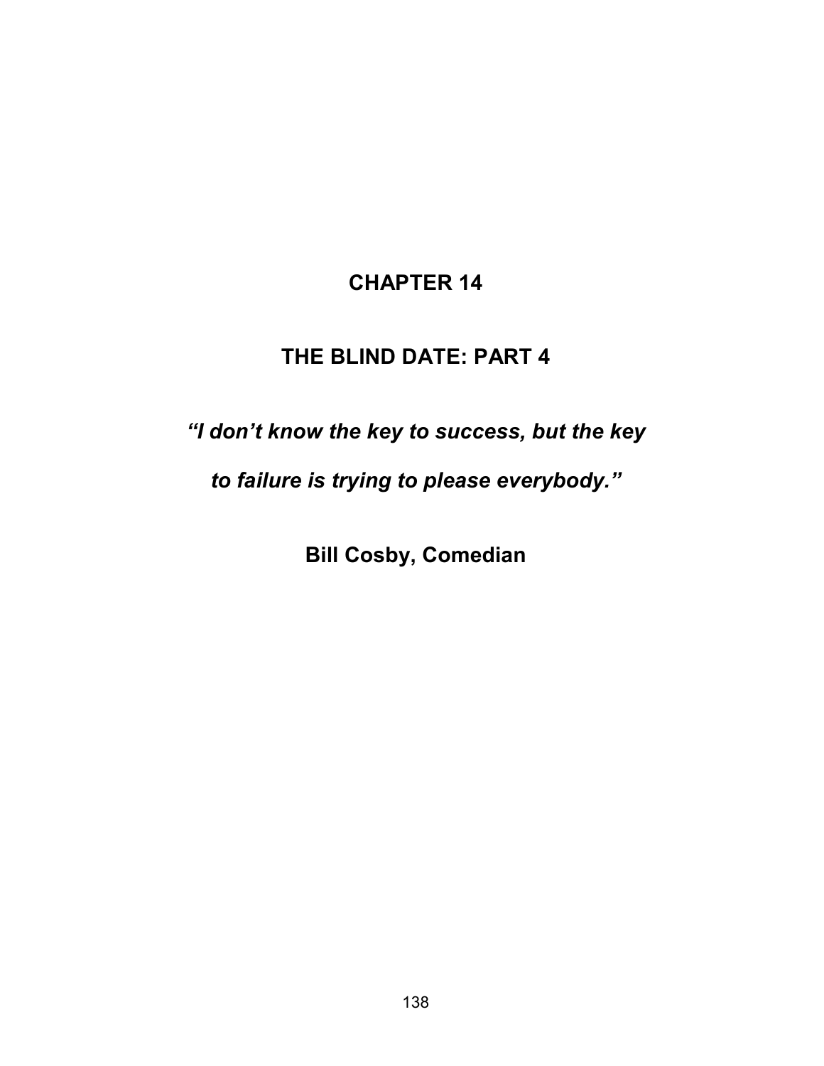# CHAPTER 14

## THE BLIND DATE: PART 4

***"I don't know the key to success, but the key to failure is trying to please everybody."***

**Bill Cosby, Comedian**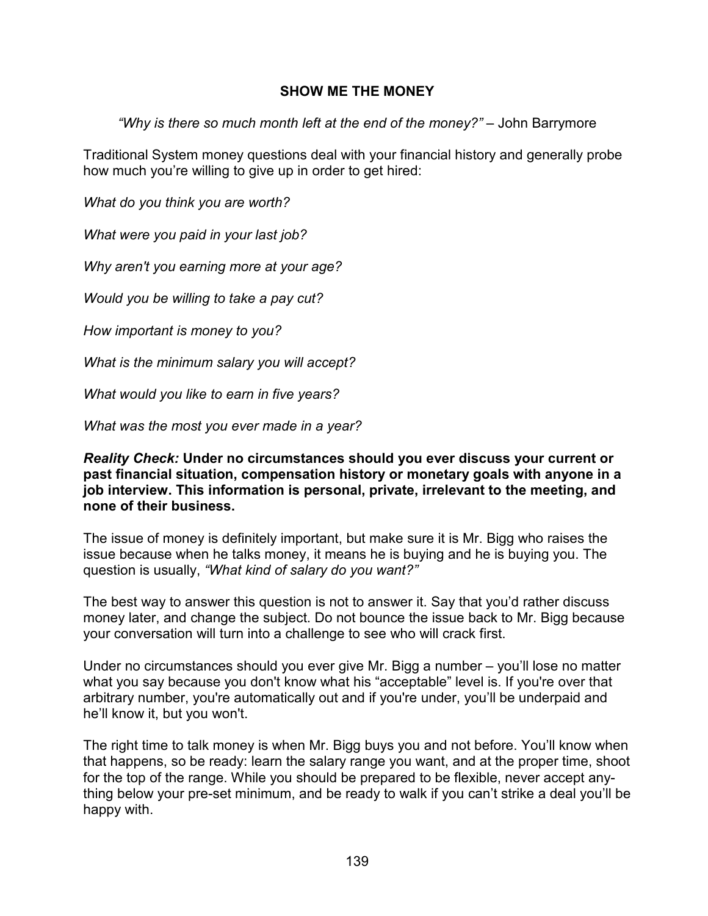## SHOW ME THE MONEY

*"Why is there so much month left at the end of the money?"* – John Barrymore

Traditional System money questions deal with your financial history and generally probe how much you're willing to give up in order to get hired:

*What do you think you are worth?*

*What were you paid in your last job?*

*Why aren't you earning more at your age?*

*Would you be willing to take a pay cut?*

*How important is money to you?*

*What is the minimum salary you will accept?*

*What would you like to earn in five years?*

*What was the most you ever made in a year?*

***Reality Check:*** **Under no circumstances should you ever discuss your current or past financial situation, compensation history or monetary goals with anyone in a job interview. This information is personal, private, irrelevant to the meeting, and none of their business.**

The issue of money is definitely important, but make sure it is Mr. Bigg who raises the issue because when he talks money, it means he is buying and he is buying you. The question is usually, *"What kind of salary do you want?"*

The best way to answer this question is not to answer it. Say that you'd rather discuss money later, and change the subject. Do not bounce the issue back to Mr. Bigg because your conversation will turn into a challenge to see who will crack first.

Under no circumstances should you ever give Mr. Bigg a number – you'll lose no matter what you say because you don't know what his "acceptable" level is. If you're over that arbitrary number, you're automatically out and if you're under, you'll be underpaid and he'll know it, but you won't.

The right time to talk money is when Mr. Bigg buys you and not before. You'll know when that happens, so be ready: learn the salary range you want, and at the proper time, shoot for the top of the range. While you should be prepared to be flexible, never accept anything below your pre-set minimum, and be ready to walk if you can't strike a deal you'll be happy with.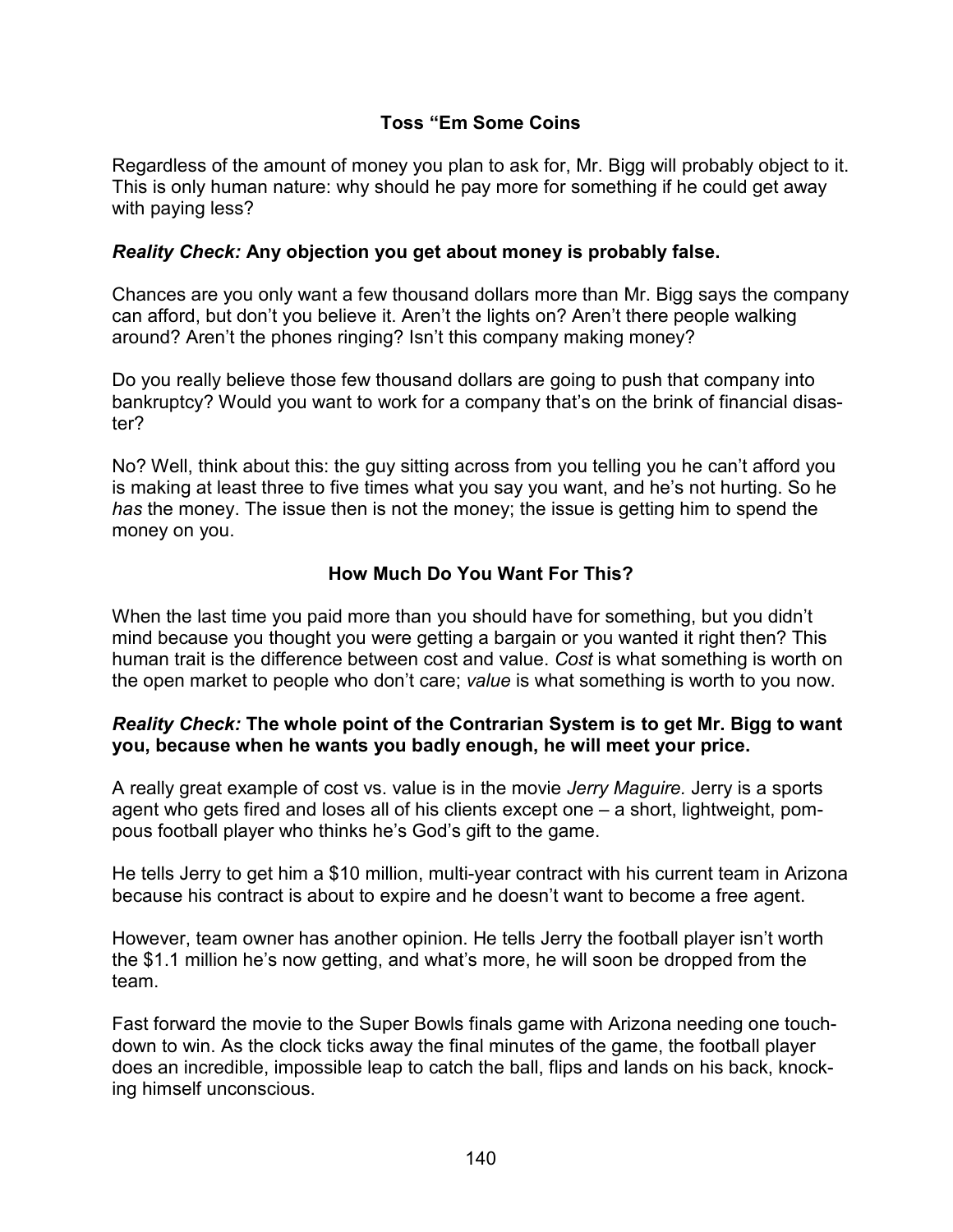## Toss “Em Some Coins

Regardless of the amount of money you plan to ask for, Mr. Bigg will probably object to it. This is only human nature: why should he pay more for something if he could get away with paying less?

***Reality Check:* Any objection you get about money is probably false.**

Chances are you only want a few thousand dollars more than Mr. Bigg says the company can afford, but don’t you believe it. Aren’t the lights on? Aren’t there people walking around? Aren’t the phones ringing? Isn’t this company making money?

Do you really believe those few thousand dollars are going to push that company into bankruptcy? Would you want to work for a company that’s on the brink of financial disaster?

No? Well, think about this: the guy sitting across from you telling you he can’t afford you is making at least three to five times what you say you want, and he’s not hurting. So he *has* the money. The issue then is not the money; the issue is getting him to spend the money on you.

## How Much Do You Want For This?

When the last time you paid more than you should have for something, but you didn’t mind because you thought you were getting a bargain or you wanted it right then? This human trait is the difference between cost and value. *Cost* is what something is worth on the open market to people who don’t care; *value* is what something is worth to you now.

***Reality Check:* The whole point of the Contrarian System is to get Mr. Bigg to want you, because when he wants you badly enough, he will meet your price.**

A really great example of cost vs. value is in the movie *Jerry Maguire.* Jerry is a sports agent who gets fired and loses all of his clients except one – a short, lightweight, pompous football player who thinks he’s God’s gift to the game.

He tells Jerry to get him a $10 million, multi-year contract with his current team in Arizona because his contract is about to expire and he doesn’t want to become a free agent.

However, team owner has another opinion. He tells Jerry the football player isn’t worth the $1.1 million he’s now getting, and what’s more, he will soon be dropped from the team.

Fast forward the movie to the Super Bowls finals game with Arizona needing one touchdown to win. As the clock ticks away the final minutes of the game, the football player does an incredible, impossible leap to catch the ball, flips and lands on his back, knocking himself unconscious.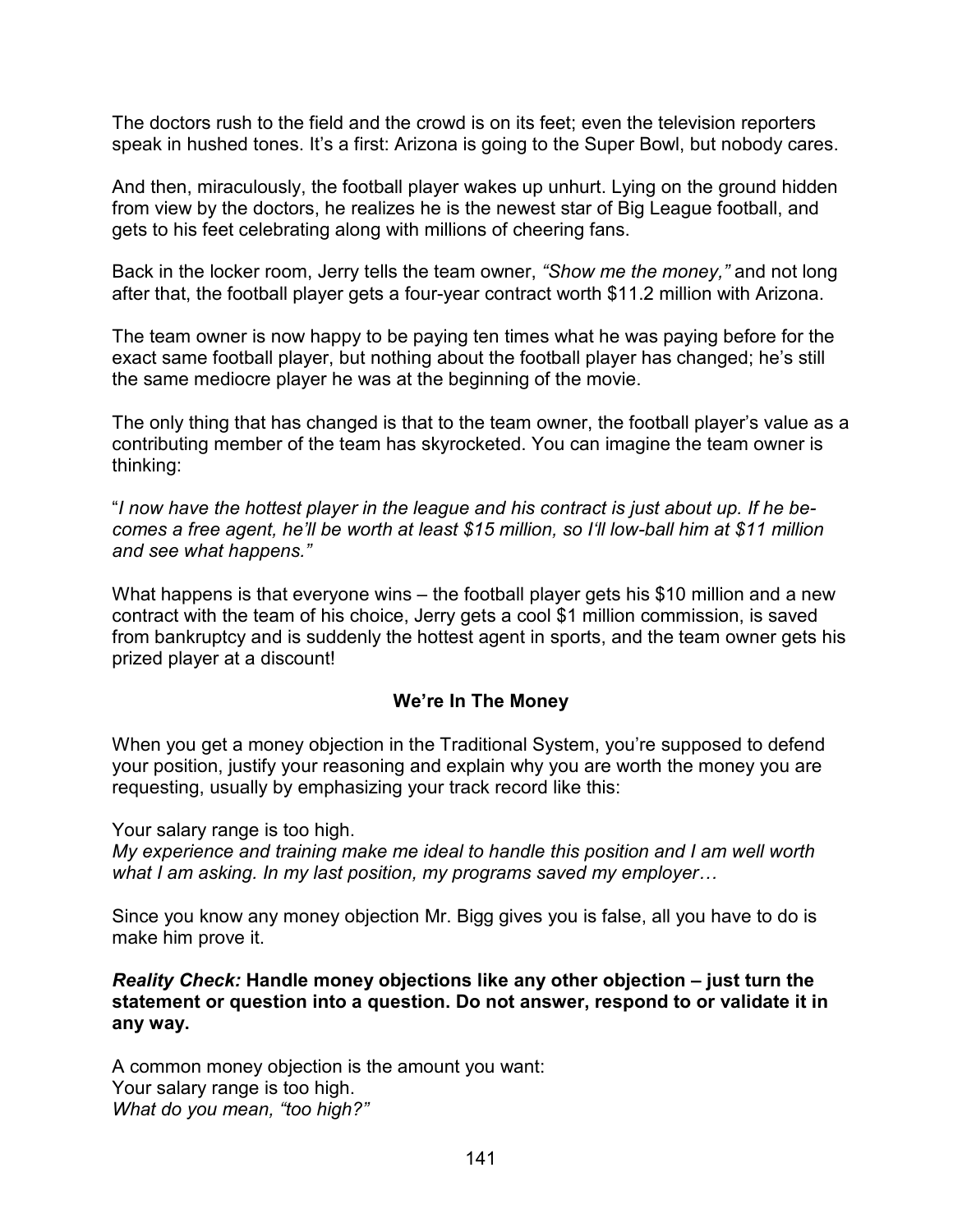The doctors rush to the field and the crowd is on its feet; even the television reporters speak in hushed tones. It's a first: Arizona is going to the Super Bowl, but nobody cares.

And then, miraculously, the football player wakes up unhurt. Lying on the ground hidden from view by the doctors, he realizes he is the newest star of Big League football, and gets to his feet celebrating along with millions of cheering fans.

Back in the locker room, Jerry tells the team owner, *"Show me the money,"* and not long after that, the football player gets a four-year contract worth $11.2 million with Arizona.

The team owner is now happy to be paying ten times what he was paying before for the exact same football player, but nothing about the football player has changed; he's still the same mediocre player he was at the beginning of the movie.

The only thing that has changed is that to the team owner, the football player's value as a contributing member of the team has skyrocketed. You can imagine the team owner is thinking:

"*I now have the hottest player in the league and his contract is just about up. If he becomes a free agent, he'll be worth at least $15 million, so I'll low-ball him at $11 million and see what happens."*

What happens is that everyone wins – the football player gets his $10 million and a new contract with the team of his choice, Jerry gets a cool $1 million commission, is saved from bankruptcy and is suddenly the hottest agent in sports, and the team owner gets his prized player at a discount!

### We're In The Money

When you get a money objection in the Traditional System, you're supposed to defend your position, justify your reasoning and explain why you are worth the money you are requesting, usually by emphasizing your track record like this:

Your salary range is too high.
*My experience and training make me ideal to handle this position and I am well worth what I am asking. In my last position, my programs saved my employer…*

Since you know any money objection Mr. Bigg gives you is false, all you have to do is make him prove it.

***Reality Check:* Handle money objections like any other objection – just turn the statement or question into a question. Do not answer, respond to or validate it in any way.**

A common money objection is the amount you want:
Your salary range is too high.
*What do you mean, "too high?"*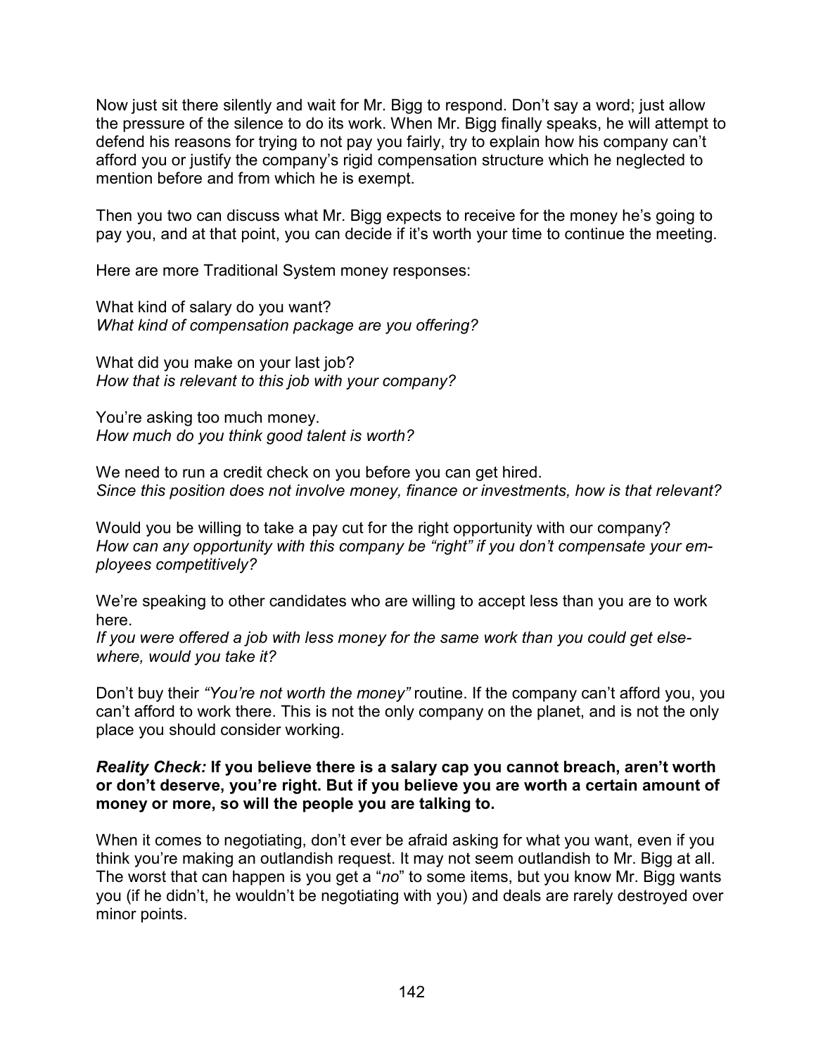Now just sit there silently and wait for Mr. Bigg to respond. Don't say a word; just allow the pressure of the silence to do its work. When Mr. Bigg finally speaks, he will attempt to defend his reasons for trying to not pay you fairly, try to explain how his company can't afford you or justify the company's rigid compensation structure which he neglected to mention before and from which he is exempt.

Then you two can discuss what Mr. Bigg expects to receive for the money he's going to pay you, and at that point, you can decide if it's worth your time to continue the meeting.

Here are more Traditional System money responses:

What kind of salary do you want?
*What kind of compensation package are you offering?*

What did you make on your last job?
*How that is relevant to this job with your company?*

You're asking too much money.
*How much do you think good talent is worth?*

We need to run a credit check on you before you can get hired.
*Since this position does not involve money, finance or investments, how is that relevant?*

Would you be willing to take a pay cut for the right opportunity with our company?
*How can any opportunity with this company be "right" if you don't compensate your employees competitively?*

We're speaking to other candidates who are willing to accept less than you are to work here.
*If you were offered a job with less money for the same work than you could get elsewhere, would you take it?*

Don't buy their *"You're not worth the money"* routine. If the company can't afford you, you can't afford to work there. This is not the only company on the planet, and is not the only place you should consider working.

***Reality Check:*** **If you believe there is a salary cap you cannot breach, aren't worth or don't deserve, you're right. But if you believe you are worth a certain amount of money or more, so will the people you are talking to.**

When it comes to negotiating, don't ever be afraid asking for what you want, even if you think you're making an outlandish request. It may not seem outlandish to Mr. Bigg at all. The worst that can happen is you get a "*no*" to some items, but you know Mr. Bigg wants you (if he didn't, he wouldn't be negotiating with you) and deals are rarely destroyed over minor points.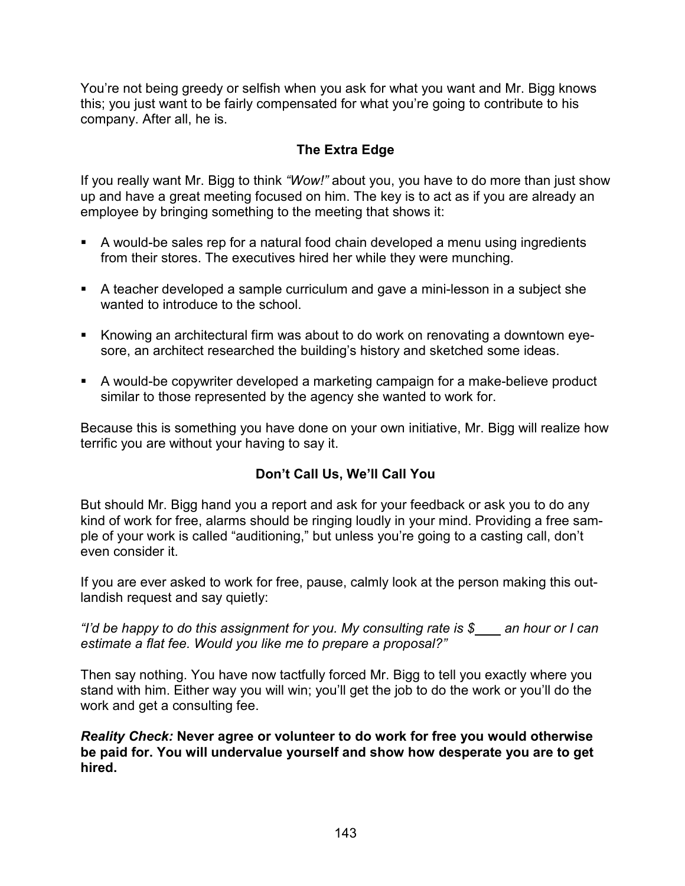You're not being greedy or selfish when you ask for what you want and Mr. Bigg knows this; you just want to be fairly compensated for what you're going to contribute to his company. After all, he is.

### The Extra Edge

If you really want Mr. Bigg to think *"Wow!"* about you, you have to do more than just show up and have a great meeting focused on him. The key is to act as if you are already an employee by bringing something to the meeting that shows it:

- A would-be sales rep for a natural food chain developed a menu using ingredients from their stores. The executives hired her while they were munching.
- A teacher developed a sample curriculum and gave a mini-lesson in a subject she wanted to introduce to the school.
- Knowing an architectural firm was about to do work on renovating a downtown eyesore, an architect researched the building's history and sketched some ideas.
- A would-be copywriter developed a marketing campaign for a make-believe product similar to those represented by the agency she wanted to work for.

Because this is something you have done on your own initiative, Mr. Bigg will realize how terrific you are without your having to say it.

### Don't Call Us, We'll Call You

But should Mr. Bigg hand you a report and ask for your feedback or ask you to do any kind of work for free, alarms should be ringing loudly in your mind. Providing a free sample of your work is called "auditioning," but unless you're going to a casting call, don't even consider it.

If you are ever asked to work for free, pause, calmly look at the person making this outlandish request and say quietly:

*"I'd be happy to do this assignment for you. My consulting rate is $____ an hour or I can estimate a flat fee. Would you like me to prepare a proposal?"*

Then say nothing. You have now tactfully forced Mr. Bigg to tell you exactly where you stand with him. Either way you will win; you'll get the job to do the work or you'll do the work and get a consulting fee.

***Reality Check:* Never agree or volunteer to do work for free you would otherwise be paid for. You will undervalue yourself and show how desperate you are to get hired.**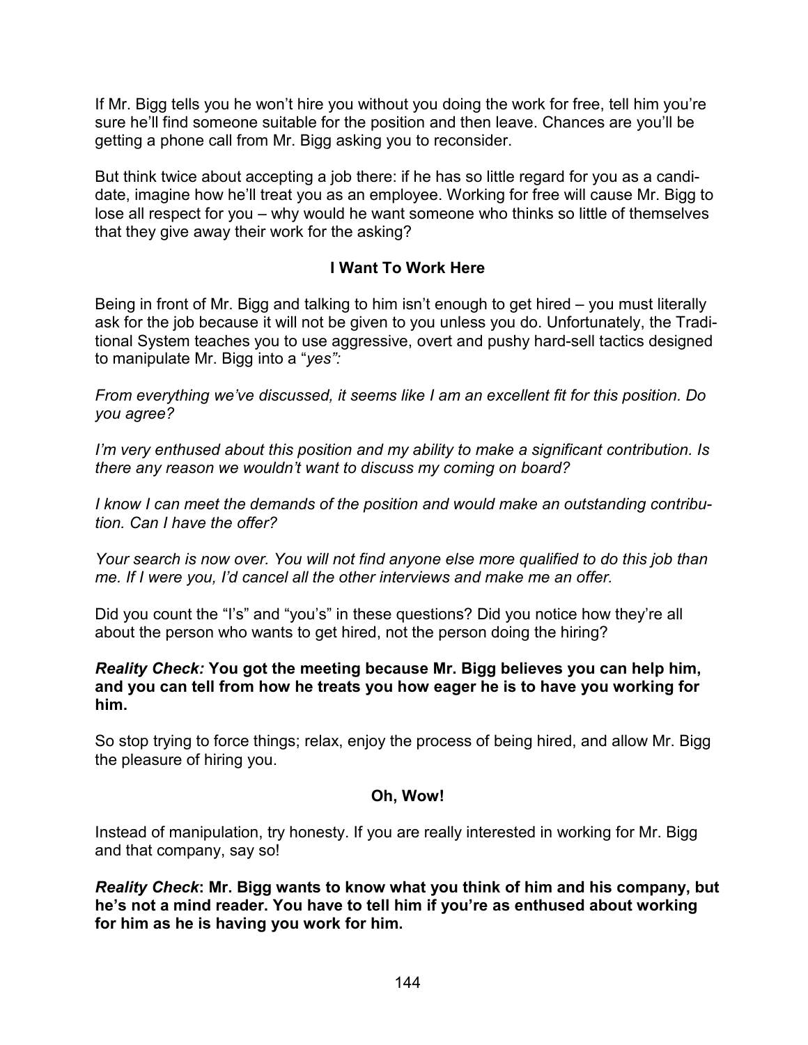If Mr. Bigg tells you he won't hire you without you doing the work for free, tell him you're sure he'll find someone suitable for the position and then leave. Chances are you'll be getting a phone call from Mr. Bigg asking you to reconsider.

But think twice about accepting a job there: if he has so little regard for you as a candidate, imagine how he'll treat you as an employee. Working for free will cause Mr. Bigg to lose all respect for you – why would he want someone who thinks so little of themselves that they give away their work for the asking?

### I Want To Work Here

Being in front of Mr. Bigg and talking to him isn't enough to get hired – you must literally ask for the job because it will not be given to you unless you do. Unfortunately, the Traditional System teaches you to use aggressive, overt and pushy hard-sell tactics designed to manipulate Mr. Bigg into a "*yes":*

*From everything we've discussed, it seems like I am an excellent fit for this position. Do you agree?*

*I'm very enthused about this position and my ability to make a significant contribution. Is there any reason we wouldn't want to discuss my coming on board?*

*I know I can meet the demands of the position and would make an outstanding contribution. Can I have the offer?*

*Your search is now over. You will not find anyone else more qualified to do this job than me. If I were you, I'd cancel all the other interviews and make me an offer.*

Did you count the "I's" and "you's" in these questions? Did you notice how they're all about the person who wants to get hired, not the person doing the hiring?

***Reality Check:* You got the meeting because Mr. Bigg believes you can help him, and you can tell from how he treats you how eager he is to have you working for him.**

So stop trying to force things; relax, enjoy the process of being hired, and allow Mr. Bigg the pleasure of hiring you.

### Oh, Wow!

Instead of manipulation, try honesty. If you are really interested in working for Mr. Bigg and that company, say so!

***Reality Check*: Mr. Bigg wants to know what you think of him and his company, but he's not a mind reader. You have to tell him if you're as enthused about working for him as he is having you work for him.**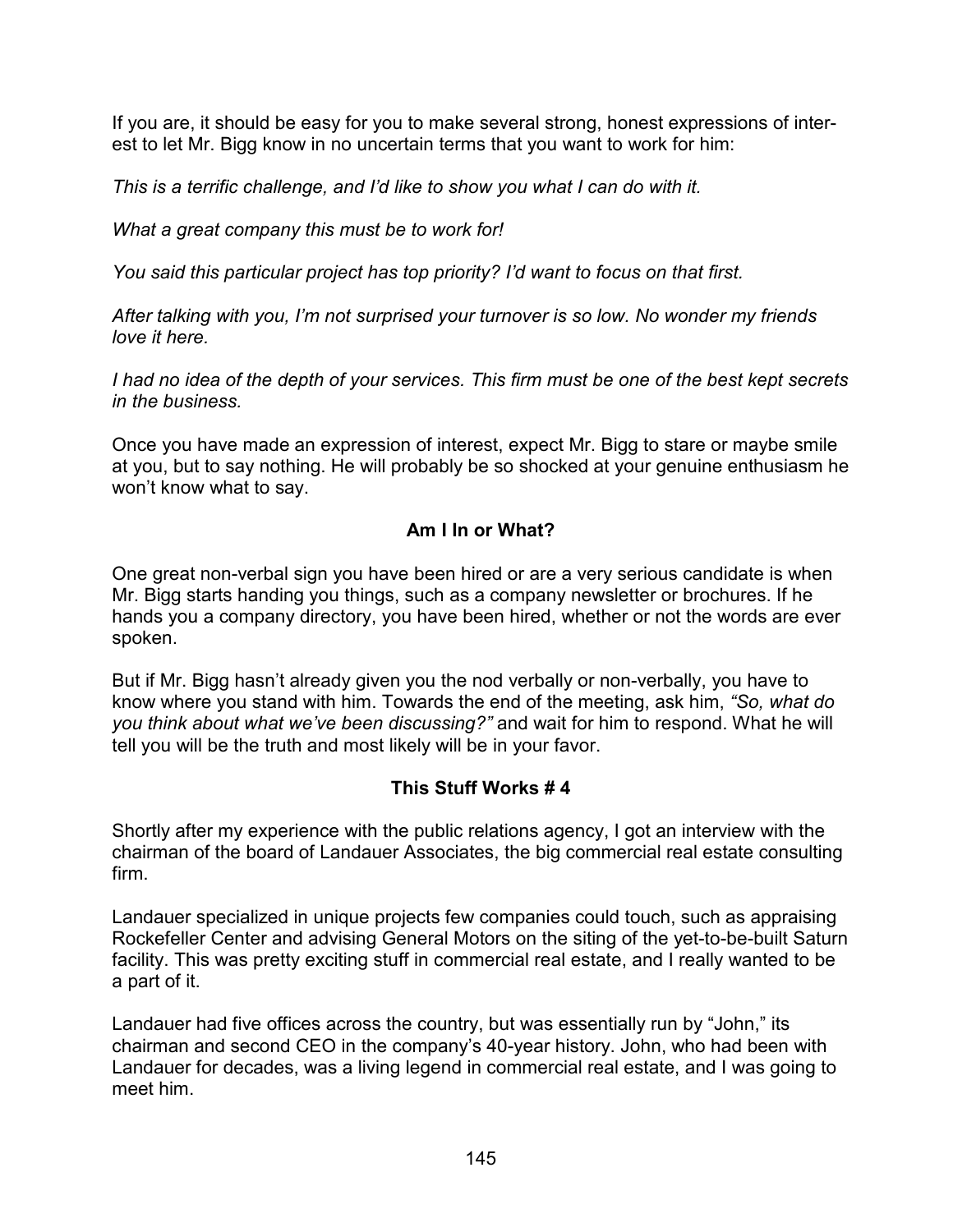If you are, it should be easy for you to make several strong, honest expressions of interest to let Mr. Bigg know in no uncertain terms that you want to work for him:

*This is a terrific challenge, and I'd like to show you what I can do with it.*

*What a great company this must be to work for!*

*You said this particular project has top priority? I'd want to focus on that first.*

*After talking with you, I'm not surprised your turnover is so low. No wonder my friends love it here.*

*I had no idea of the depth of your services. This firm must be one of the best kept secrets in the business.*

Once you have made an expression of interest, expect Mr. Bigg to stare or maybe smile at you, but to say nothing. He will probably be so shocked at your genuine enthusiasm he won't know what to say.

### Am I In or What?

One great non-verbal sign you have been hired or are a very serious candidate is when Mr. Bigg starts handing you things, such as a company newsletter or brochures. If he hands you a company directory, you have been hired, whether or not the words are ever spoken.

But if Mr. Bigg hasn't already given you the nod verbally or non-verbally, you have to know where you stand with him. Towards the end of the meeting, ask him, *"So, what do you think about what we've been discussing?"* and wait for him to respond. What he will tell you will be the truth and most likely will be in your favor.

### This Stuff Works # 4

Shortly after my experience with the public relations agency, I got an interview with the chairman of the board of Landauer Associates, the big commercial real estate consulting firm.

Landauer specialized in unique projects few companies could touch, such as appraising Rockefeller Center and advising General Motors on the siting of the yet-to-be-built Saturn facility. This was pretty exciting stuff in commercial real estate, and I really wanted to be a part of it.

Landauer had five offices across the country, but was essentially run by "John," its chairman and second CEO in the company's 40-year history. John, who had been with Landauer for decades, was a living legend in commercial real estate, and I was going to meet him.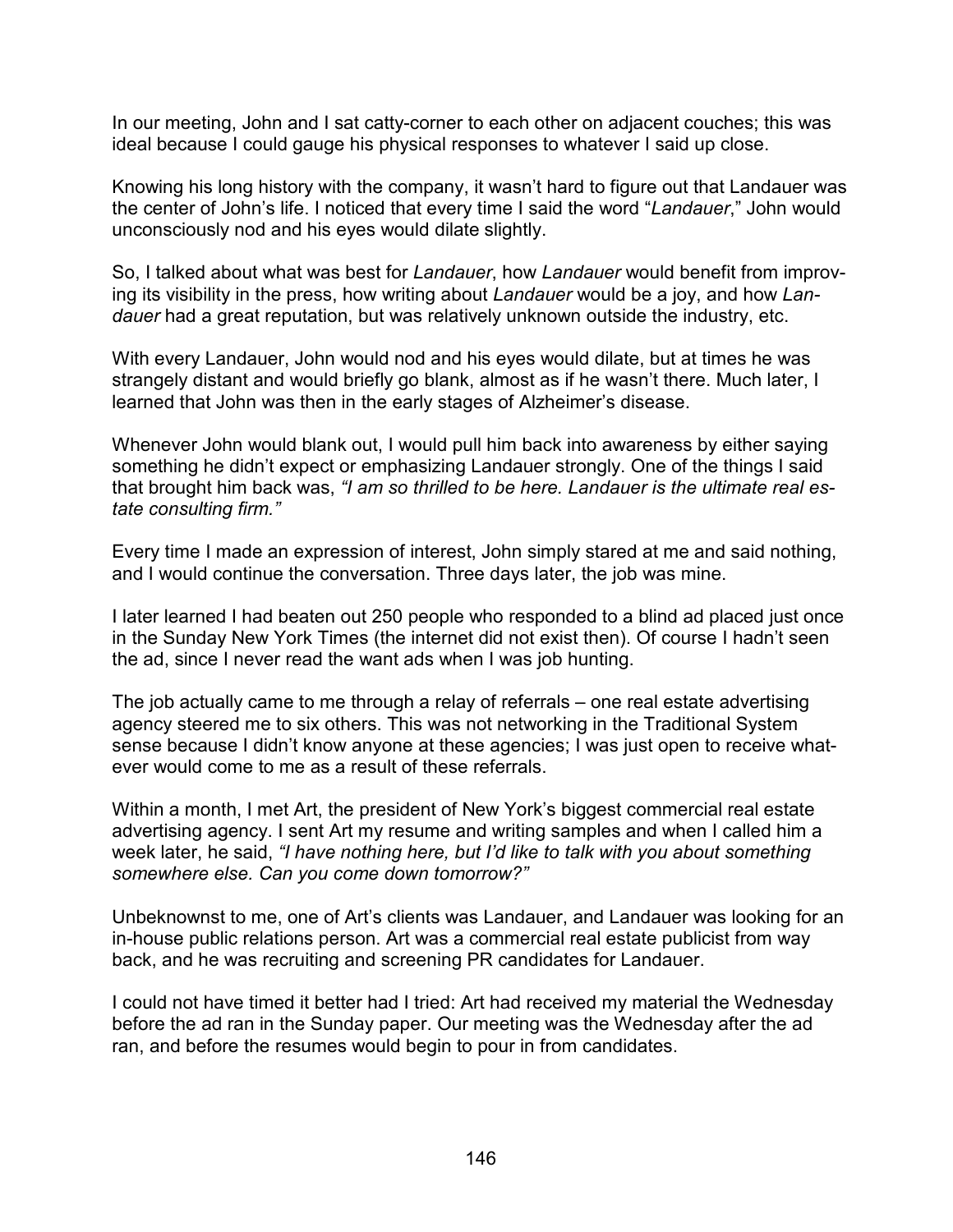In our meeting, John and I sat catty-corner to each other on adjacent couches; this was ideal because I could gauge his physical responses to whatever I said up close.

Knowing his long history with the company, it wasn't hard to figure out that Landauer was the center of John's life. I noticed that every time I said the word "*Landauer*," John would unconsciously nod and his eyes would dilate slightly.

So, I talked about what was best for *Landauer*, how *Landauer* would benefit from improving its visibility in the press, how writing about *Landauer* would be a joy, and how *Landauer* had a great reputation, but was relatively unknown outside the industry, etc.

With every Landauer, John would nod and his eyes would dilate, but at times he was strangely distant and would briefly go blank, almost as if he wasn't there. Much later, I learned that John was then in the early stages of Alzheimer's disease.

Whenever John would blank out, I would pull him back into awareness by either saying something he didn't expect or emphasizing Landauer strongly. One of the things I said that brought him back was, *"I am so thrilled to be here. Landauer is the ultimate real estate consulting firm."*

Every time I made an expression of interest, John simply stared at me and said nothing, and I would continue the conversation. Three days later, the job was mine.

I later learned I had beaten out 250 people who responded to a blind ad placed just once in the Sunday New York Times (the internet did not exist then). Of course I hadn't seen the ad, since I never read the want ads when I was job hunting.

The job actually came to me through a relay of referrals – one real estate advertising agency steered me to six others. This was not networking in the Traditional System sense because I didn't know anyone at these agencies; I was just open to receive whatever would come to me as a result of these referrals.

Within a month, I met Art, the president of New York's biggest commercial real estate advertising agency. I sent Art my resume and writing samples and when I called him a week later, he said, *"I have nothing here, but I'd like to talk with you about something somewhere else. Can you come down tomorrow?"*

Unbeknownst to me, one of Art's clients was Landauer, and Landauer was looking for an in-house public relations person. Art was a commercial real estate publicist from way back, and he was recruiting and screening PR candidates for Landauer.

I could not have timed it better had I tried: Art had received my material the Wednesday before the ad ran in the Sunday paper. Our meeting was the Wednesday after the ad ran, and before the resumes would begin to pour in from candidates.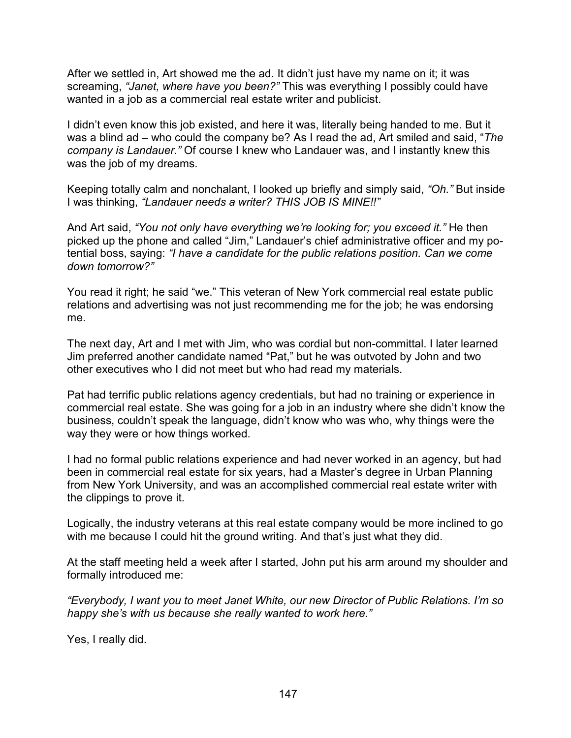After we settled in, Art showed me the ad. It didn't just have my name on it; it was screaming, *"Janet, where have you been?"* This was everything I possibly could have wanted in a job as a commercial real estate writer and publicist.

I didn't even know this job existed, and here it was, literally being handed to me. But it was a blind ad – who could the company be? As I read the ad, Art smiled and said, "*The company is Landauer."* Of course I knew who Landauer was, and I instantly knew this was the job of my dreams.

Keeping totally calm and nonchalant, I looked up briefly and simply said, *"Oh."* But inside I was thinking, *"Landauer needs a writer? THIS JOB IS MINE!!"*

And Art said, *"You not only have everything we're looking for; you exceed it."* He then picked up the phone and called "Jim," Landauer's chief administrative officer and my potential boss, saying: *"I have a candidate for the public relations position. Can we come down tomorrow?"*

You read it right; he said "we." This veteran of New York commercial real estate public relations and advertising was not just recommending me for the job; he was endorsing me.

The next day, Art and I met with Jim, who was cordial but non-committal. I later learned Jim preferred another candidate named "Pat," but he was outvoted by John and two other executives who I did not meet but who had read my materials.

Pat had terrific public relations agency credentials, but had no training or experience in commercial real estate. She was going for a job in an industry where she didn't know the business, couldn't speak the language, didn't know who was who, why things were the way they were or how things worked.

I had no formal public relations experience and had never worked in an agency, but had been in commercial real estate for six years, had a Master's degree in Urban Planning from New York University, and was an accomplished commercial real estate writer with the clippings to prove it.

Logically, the industry veterans at this real estate company would be more inclined to go with me because I could hit the ground writing. And that's just what they did.

At the staff meeting held a week after I started, John put his arm around my shoulder and formally introduced me:

*"Everybody, I want you to meet Janet White, our new Director of Public Relations. I'm so happy she's with us because she really wanted to work here."*

Yes, I really did.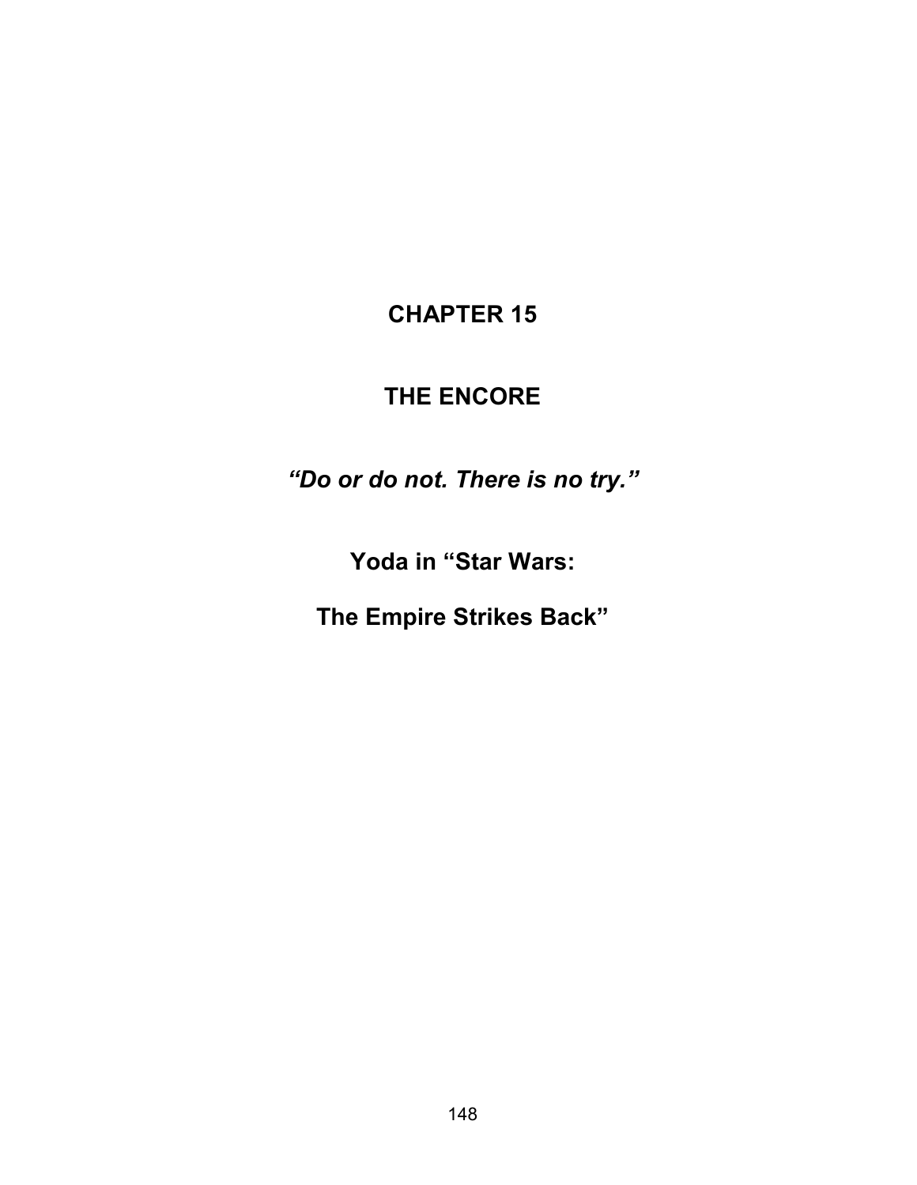# CHAPTER 15

# THE ENCORE

***"Do or do not. There is no try."***

**Yoda in "Star Wars:**

**The Empire Strikes Back"**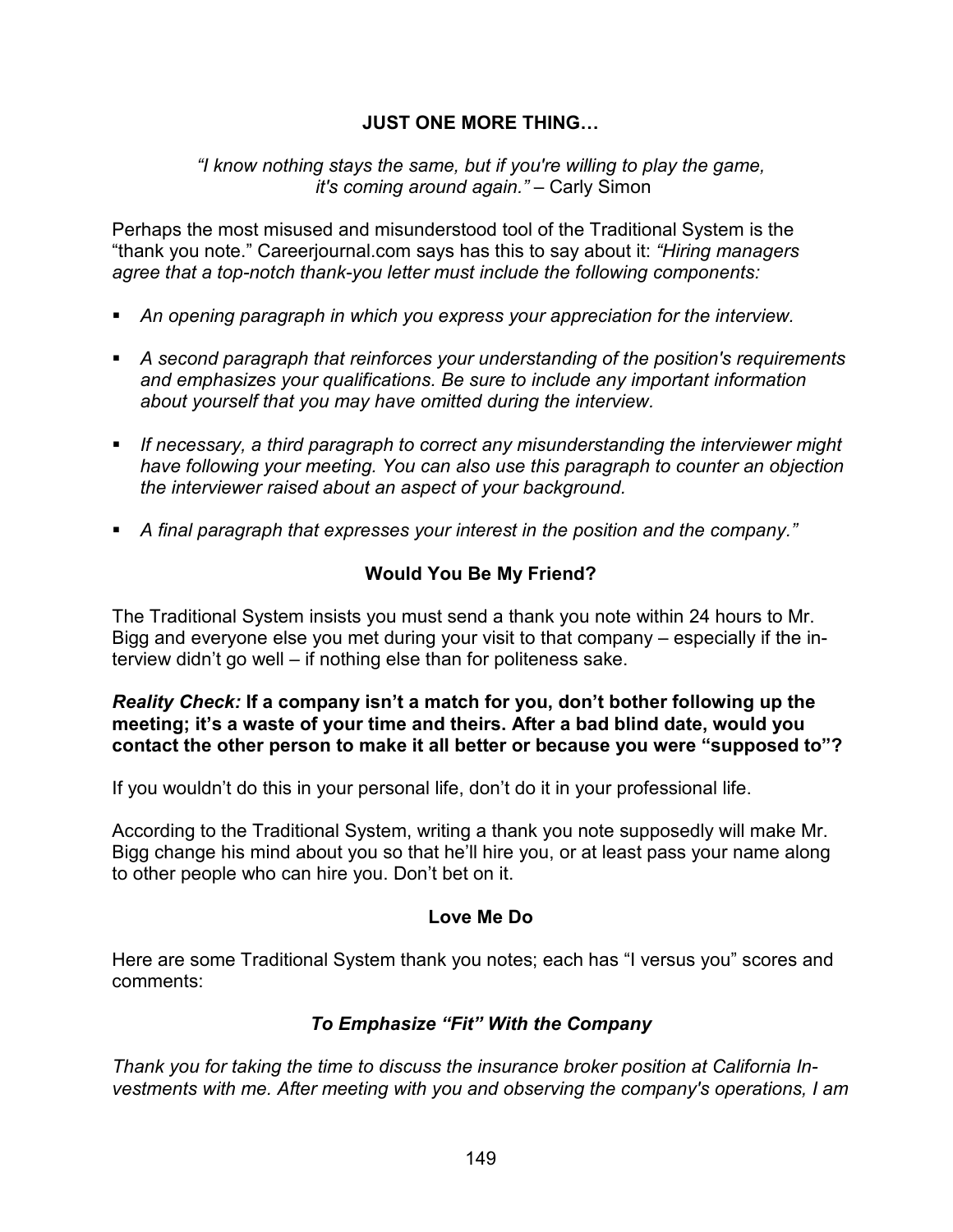**JUST ONE MORE THING…**

*"I know nothing stays the same, but if you're willing to play the game, it's coming around again."* – Carly Simon

Perhaps the most misused and misunderstood tool of the Traditional System is the "thank you note." Careerjournal.com says has this to say about it: *"Hiring managers agree that a top-notch thank-you letter must include the following components:*

- *An opening paragraph in which you express your appreciation for the interview.*
- *A second paragraph that reinforces your understanding of the position's requirements and emphasizes your qualifications. Be sure to include any important information about yourself that you may have omitted during the interview.*
- *If necessary, a third paragraph to correct any misunderstanding the interviewer might have following your meeting. You can also use this paragraph to counter an objection the interviewer raised about an aspect of your background.*
- *A final paragraph that expresses your interest in the position and the company."*

**Would You Be My Friend?**

The Traditional System insists you must send a thank you note within 24 hours to Mr. Bigg and everyone else you met during your visit to that company – especially if the interview didn't go well – if nothing else than for politeness sake.

***Reality Check:*** **If a company isn't a match for you, don't bother following up the meeting; it's a waste of your time and theirs. After a bad blind date, would you contact the other person to make it all better or because you were "supposed to"?**

If you wouldn't do this in your personal life, don't do it in your professional life.

According to the Traditional System, writing a thank you note supposedly will make Mr. Bigg change his mind about you so that he'll hire you, or at least pass your name along to other people who can hire you. Don't bet on it.

**Love Me Do**

Here are some Traditional System thank you notes; each has "I versus you" scores and comments:

***To Emphasize "Fit" With the Company***

*Thank you for taking the time to discuss the insurance broker position at California Investments with me. After meeting with you and observing the company's operations, I am*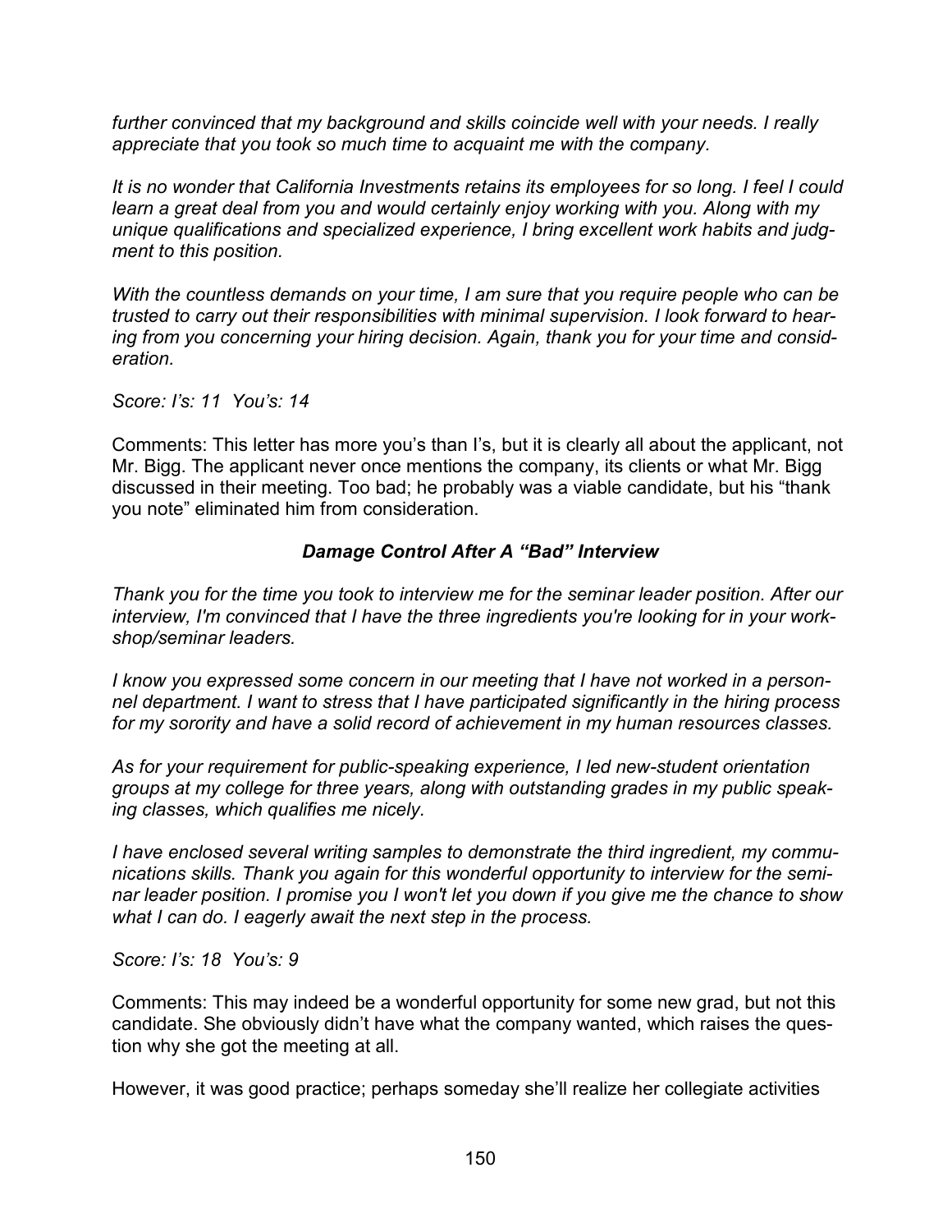*further convinced that my background and skills coincide well with your needs. I really appreciate that you took so much time to acquaint me with the company.*

*It is no wonder that California Investments retains its employees for so long. I feel I could learn a great deal from you and would certainly enjoy working with you. Along with my unique qualifications and specialized experience, I bring excellent work habits and judgment to this position.*

*With the countless demands on your time, I am sure that you require people who can be trusted to carry out their responsibilities with minimal supervision. I look forward to hearing from you concerning your hiring decision. Again, thank you for your time and consideration.*

*Score: I's: 11  You's: 14*

Comments: This letter has more you's than I's, but it is clearly all about the applicant, not Mr. Bigg. The applicant never once mentions the company, its clients or what Mr. Bigg discussed in their meeting. Too bad; he probably was a viable candidate, but his "thank you note" eliminated him from consideration.

### *Damage Control After A "Bad" Interview*

*Thank you for the time you took to interview me for the seminar leader position. After our interview, I'm convinced that I have the three ingredients you're looking for in your workshop/seminar leaders.*

*I know you expressed some concern in our meeting that I have not worked in a personnel department. I want to stress that I have participated significantly in the hiring process for my sorority and have a solid record of achievement in my human resources classes.*

*As for your requirement for public-speaking experience, I led new-student orientation groups at my college for three years, along with outstanding grades in my public speaking classes, which qualifies me nicely.*

*I have enclosed several writing samples to demonstrate the third ingredient, my communications skills. Thank you again for this wonderful opportunity to interview for the seminar leader position. I promise you I won't let you down if you give me the chance to show what I can do. I eagerly await the next step in the process.*

*Score: I's: 18  You's: 9*

Comments: This may indeed be a wonderful opportunity for some new grad, but not this candidate. She obviously didn't have what the company wanted, which raises the question why she got the meeting at all.

However, it was good practice; perhaps someday she'll realize her collegiate activities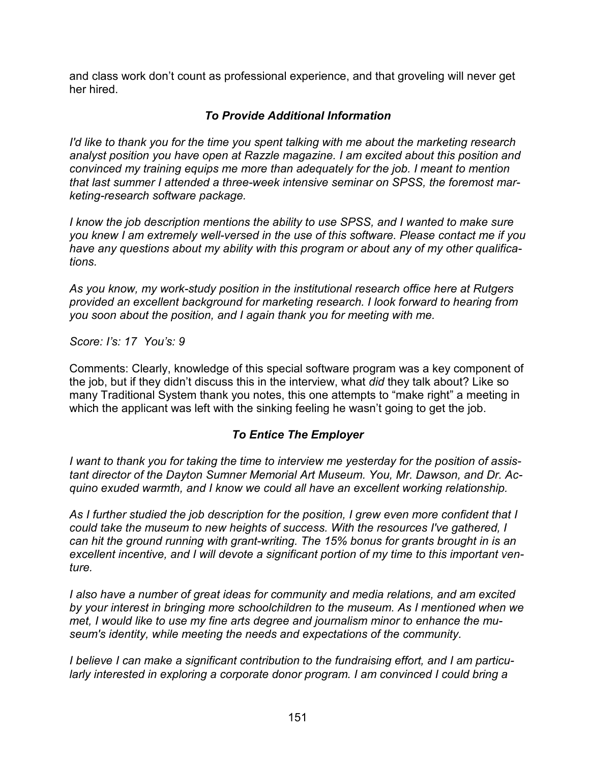and class work don't count as professional experience, and that groveling will never get her hired.

### *To Provide Additional Information*

*I'd like to thank you for the time you spent talking with me about the marketing research analyst position you have open at Razzle magazine. I am excited about this position and convinced my training equips me more than adequately for the job. I meant to mention that last summer I attended a three-week intensive seminar on SPSS, the foremost marketing-research software package.*

*I know the job description mentions the ability to use SPSS, and I wanted to make sure you knew I am extremely well-versed in the use of this software. Please contact me if you have any questions about my ability with this program or about any of my other qualifications.*

*As you know, my work-study position in the institutional research office here at Rutgers provided an excellent background for marketing research. I look forward to hearing from you soon about the position, and I again thank you for meeting with me.*

*Score: I's: 17  You's: 9*

Comments: Clearly, knowledge of this special software program was a key component of the job, but if they didn't discuss this in the interview, what *did* they talk about? Like so many Traditional System thank you notes, this one attempts to "make right" a meeting in which the applicant was left with the sinking feeling he wasn't going to get the job.

### *To Entice The Employer*

*I want to thank you for taking the time to interview me yesterday for the position of assistant director of the Dayton Sumner Memorial Art Museum. You, Mr. Dawson, and Dr. Acquino exuded warmth, and I know we could all have an excellent working relationship.*

*As I further studied the job description for the position, I grew even more confident that I could take the museum to new heights of success. With the resources I've gathered, I can hit the ground running with grant-writing. The 15% bonus for grants brought in is an excellent incentive, and I will devote a significant portion of my time to this important venture.*

*I also have a number of great ideas for community and media relations, and am excited by your interest in bringing more schoolchildren to the museum. As I mentioned when we met, I would like to use my fine arts degree and journalism minor to enhance the museum's identity, while meeting the needs and expectations of the community.*

*I believe I can make a significant contribution to the fundraising effort, and I am particularly interested in exploring a corporate donor program. I am convinced I could bring a*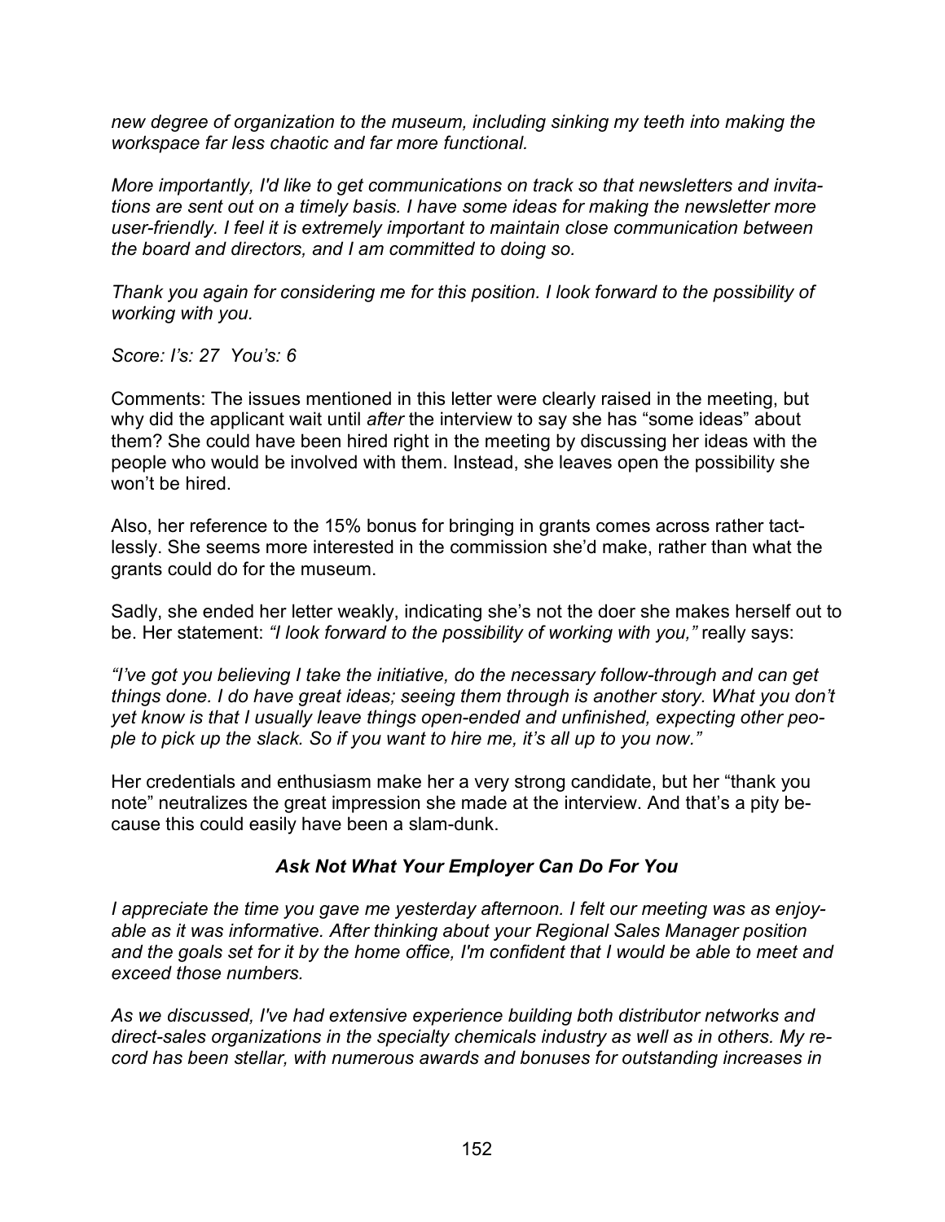*new degree of organization to the museum, including sinking my teeth into making the workspace far less chaotic and far more functional.*

*More importantly, I'd like to get communications on track so that newsletters and invitations are sent out on a timely basis. I have some ideas for making the newsletter more user-friendly. I feel it is extremely important to maintain close communication between the board and directors, and I am committed to doing so.*

*Thank you again for considering me for this position. I look forward to the possibility of working with you.*

*Score: I's: 27 You's: 6*

Comments: The issues mentioned in this letter were clearly raised in the meeting, but why did the applicant wait until *after* the interview to say she has "some ideas" about them? She could have been hired right in the meeting by discussing her ideas with the people who would be involved with them. Instead, she leaves open the possibility she won't be hired.

Also, her reference to the 15% bonus for bringing in grants comes across rather tactlessly. She seems more interested in the commission she'd make, rather than what the grants could do for the museum.

Sadly, she ended her letter weakly, indicating she's not the doer she makes herself out to be. Her statement: *"I look forward to the possibility of working with you,"* really says:

*"I've got you believing I take the initiative, do the necessary follow-through and can get things done. I do have great ideas; seeing them through is another story. What you don't yet know is that I usually leave things open-ended and unfinished, expecting other people to pick up the slack. So if you want to hire me, it's all up to you now."*

Her credentials and enthusiasm make her a very strong candidate, but her "thank you note" neutralizes the great impression she made at the interview. And that's a pity because this could easily have been a slam-dunk.

### *Ask Not What Your Employer Can Do For You*

*I appreciate the time you gave me yesterday afternoon. I felt our meeting was as enjoyable as it was informative. After thinking about your Regional Sales Manager position and the goals set for it by the home office, I'm confident that I would be able to meet and exceed those numbers.*

*As we discussed, I've had extensive experience building both distributor networks and direct-sales organizations in the specialty chemicals industry as well as in others. My record has been stellar, with numerous awards and bonuses for outstanding increases in*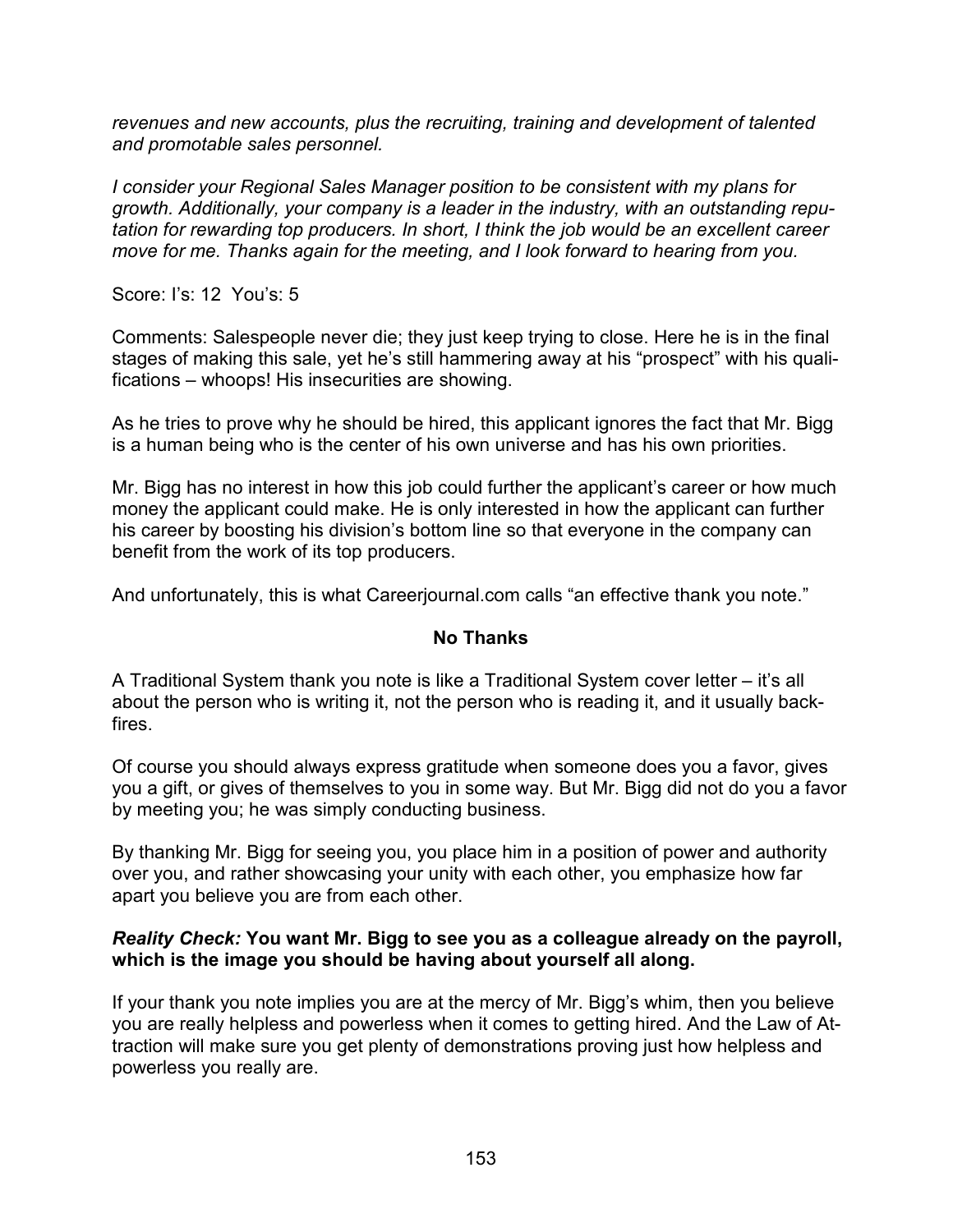*revenues and new accounts, plus the recruiting, training and development of talented and promotable sales personnel.*

*I consider your Regional Sales Manager position to be consistent with my plans for growth. Additionally, your company is a leader in the industry, with an outstanding reputation for rewarding top producers. In short, I think the job would be an excellent career move for me. Thanks again for the meeting, and I look forward to hearing from you.*

Score: I's: 12 You's: 5

Comments: Salespeople never die; they just keep trying to close. Here he is in the final stages of making this sale, yet he's still hammering away at his "prospect" with his qualifications – whoops! His insecurities are showing.

As he tries to prove why he should be hired, this applicant ignores the fact that Mr. Bigg is a human being who is the center of his own universe and has his own priorities.

Mr. Bigg has no interest in how this job could further the applicant's career or how much money the applicant could make. He is only interested in how the applicant can further his career by boosting his division's bottom line so that everyone in the company can benefit from the work of its top producers.

And unfortunately, this is what Careerjournal.com calls "an effective thank you note."

## No Thanks

A Traditional System thank you note is like a Traditional System cover letter – it's all about the person who is writing it, not the person who is reading it, and it usually backfires.

Of course you should always express gratitude when someone does you a favor, gives you a gift, or gives of themselves to you in some way. But Mr. Bigg did not do you a favor by meeting you; he was simply conducting business.

By thanking Mr. Bigg for seeing you, you place him in a position of power and authority over you, and rather showcasing your unity with each other, you emphasize how far apart you believe you are from each other.

***Reality Check:*** **You want Mr. Bigg to see you as a colleague already on the payroll, which is the image you should be having about yourself all along.**

If your thank you note implies you are at the mercy of Mr. Bigg's whim, then you believe you are really helpless and powerless when it comes to getting hired. And the Law of Attraction will make sure you get plenty of demonstrations proving just how helpless and powerless you really are.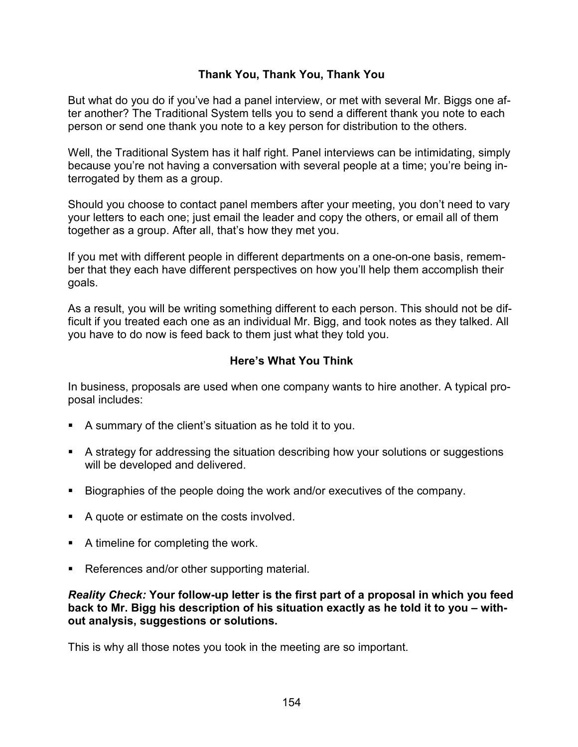## Thank You, Thank You, Thank You

But what do you do if you've had a panel interview, or met with several Mr. Biggs one after another? The Traditional System tells you to send a different thank you note to each person or send one thank you note to a key person for distribution to the others.

Well, the Traditional System has it half right. Panel interviews can be intimidating, simply because you're not having a conversation with several people at a time; you're being interrogated by them as a group.

Should you choose to contact panel members after your meeting, you don't need to vary your letters to each one; just email the leader and copy the others, or email all of them together as a group. After all, that's how they met you.

If you met with different people in different departments on a one-on-one basis, remember that they each have different perspectives on how you'll help them accomplish their goals.

As a result, you will be writing something different to each person. This should not be difficult if you treated each one as an individual Mr. Bigg, and took notes as they talked. All you have to do now is feed back to them just what they told you.

## Here's What You Think

In business, proposals are used when one company wants to hire another. A typical proposal includes:

- A summary of the client's situation as he told it to you.
- A strategy for addressing the situation describing how your solutions or suggestions will be developed and delivered.
- Biographies of the people doing the work and/or executives of the company.
- A quote or estimate on the costs involved.
- A timeline for completing the work.
- References and/or other supporting material.

***Reality Check:*** **Your follow-up letter is the first part of a proposal in which you feed back to Mr. Bigg his description of his situation exactly as he told it to you – without analysis, suggestions or solutions.**

This is why all those notes you took in the meeting are so important.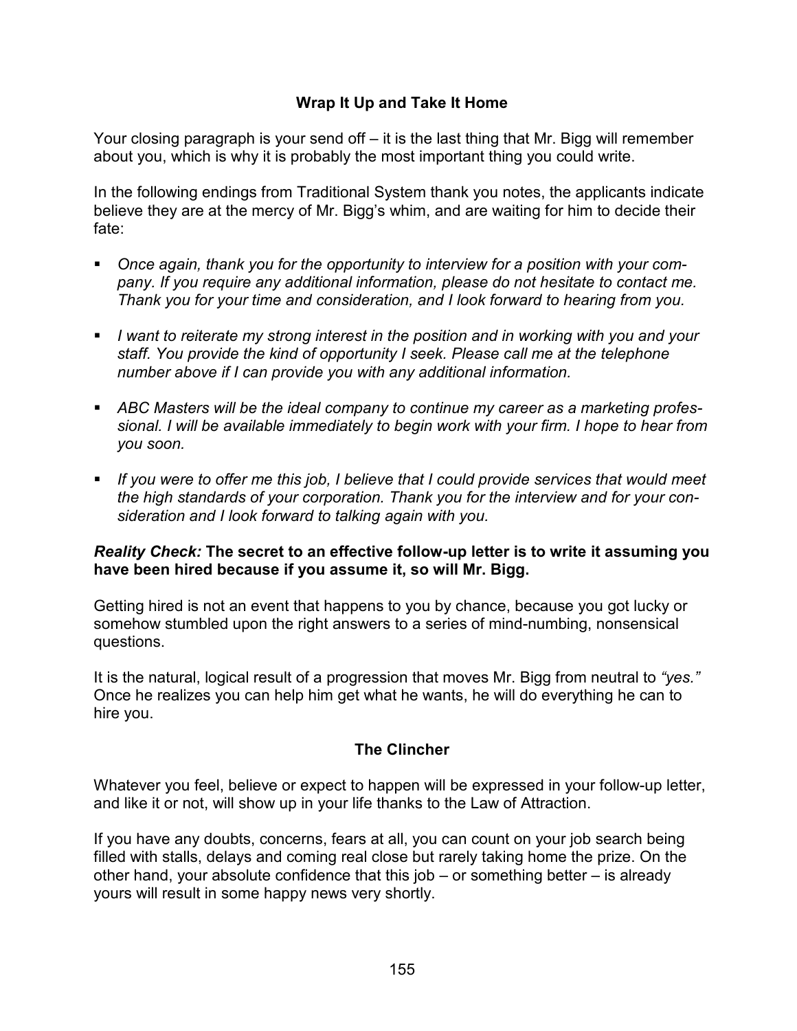### Wrap It Up and Take It Home

Your closing paragraph is your send off – it is the last thing that Mr. Bigg will remember about you, which is why it is probably the most important thing you could write.

In the following endings from Traditional System thank you notes, the applicants indicate believe they are at the mercy of Mr. Bigg's whim, and are waiting for him to decide their fate:

- *Once again, thank you for the opportunity to interview for a position with your company. If you require any additional information, please do not hesitate to contact me. Thank you for your time and consideration, and I look forward to hearing from you.*
- *I want to reiterate my strong interest in the position and in working with you and your staff. You provide the kind of opportunity I seek. Please call me at the telephone number above if I can provide you with any additional information.*
- *ABC Masters will be the ideal company to continue my career as a marketing professional. I will be available immediately to begin work with your firm. I hope to hear from you soon.*
- *If you were to offer me this job, I believe that I could provide services that would meet the high standards of your corporation. Thank you for the interview and for your consideration and I look forward to talking again with you.*

***Reality Check:* The secret to an effective follow-up letter is to write it assuming you have been hired because if you assume it, so will Mr. Bigg.**

Getting hired is not an event that happens to you by chance, because you got lucky or somehow stumbled upon the right answers to a series of mind-numbing, nonsensical questions.

It is the natural, logical result of a progression that moves Mr. Bigg from neutral to *"yes."* Once he realizes you can help him get what he wants, he will do everything he can to hire you.

### The Clincher

Whatever you feel, believe or expect to happen will be expressed in your follow-up letter, and like it or not, will show up in your life thanks to the Law of Attraction.

If you have any doubts, concerns, fears at all, you can count on your job search being filled with stalls, delays and coming real close but rarely taking home the prize. On the other hand, your absolute confidence that this job – or something better – is already yours will result in some happy news very shortly.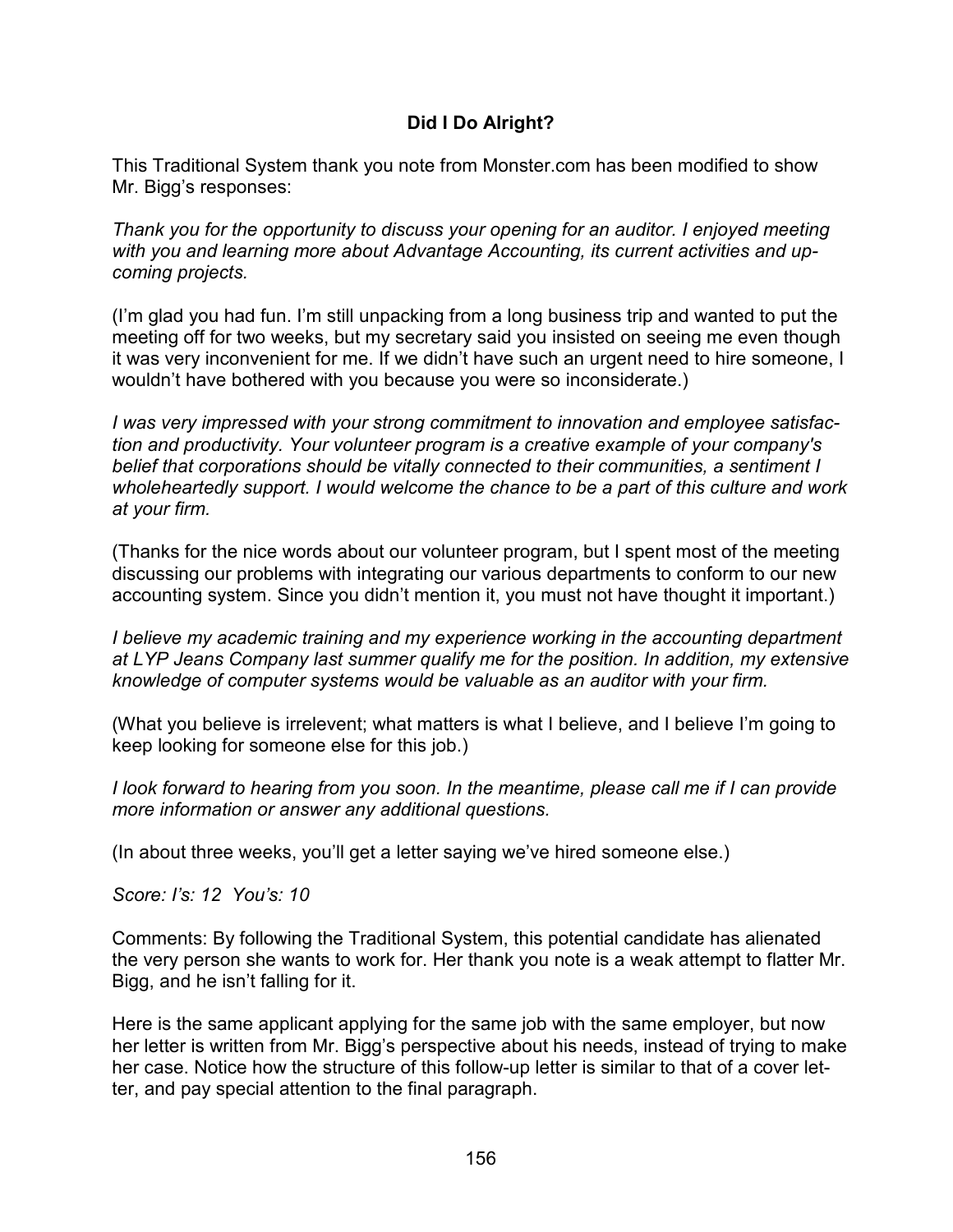## Did I Do Alright?

This Traditional System thank you note from Monster.com has been modified to show Mr. Bigg's responses:

*Thank you for the opportunity to discuss your opening for an auditor. I enjoyed meeting with you and learning more about Advantage Accounting, its current activities and upcoming projects.*

(I'm glad you had fun. I'm still unpacking from a long business trip and wanted to put the meeting off for two weeks, but my secretary said you insisted on seeing me even though it was very inconvenient for me. If we didn't have such an urgent need to hire someone, I wouldn't have bothered with you because you were so inconsiderate.)

*I was very impressed with your strong commitment to innovation and employee satisfaction and productivity. Your volunteer program is a creative example of your company's belief that corporations should be vitally connected to their communities, a sentiment I wholeheartedly support. I would welcome the chance to be a part of this culture and work at your firm.*

(Thanks for the nice words about our volunteer program, but I spent most of the meeting discussing our problems with integrating our various departments to conform to our new accounting system. Since you didn't mention it, you must not have thought it important.)

*I believe my academic training and my experience working in the accounting department at LYP Jeans Company last summer qualify me for the position. In addition, my extensive knowledge of computer systems would be valuable as an auditor with your firm.*

(What you believe is irrelevent; what matters is what I believe, and I believe I'm going to keep looking for someone else for this job.)

*I look forward to hearing from you soon. In the meantime, please call me if I can provide more information or answer any additional questions.*

(In about three weeks, you'll get a letter saying we've hired someone else.)

*Score: I's: 12 You's: 10*

Comments: By following the Traditional System, this potential candidate has alienated the very person she wants to work for. Her thank you note is a weak attempt to flatter Mr. Bigg, and he isn't falling for it.

Here is the same applicant applying for the same job with the same employer, but now her letter is written from Mr. Bigg's perspective about his needs, instead of trying to make her case. Notice how the structure of this follow-up letter is similar to that of a cover letter, and pay special attention to the final paragraph.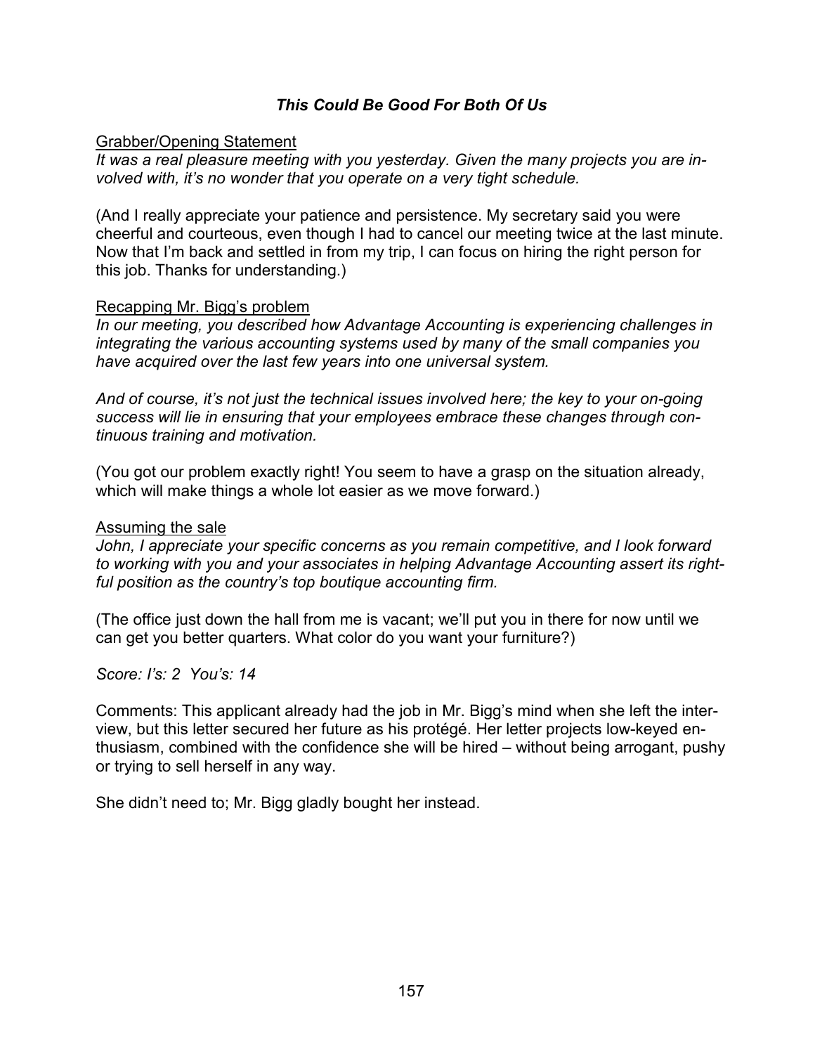### *This Could Be Good For Both Of Us*

Grabber/Opening Statement

*It was a real pleasure meeting with you yesterday. Given the many projects you are involved with, it's no wonder that you operate on a very tight schedule.*

(And I really appreciate your patience and persistence. My secretary said you were cheerful and courteous, even though I had to cancel our meeting twice at the last minute. Now that I'm back and settled in from my trip, I can focus on hiring the right person for this job. Thanks for understanding.)

Recapping Mr. Bigg's problem

*In our meeting, you described how Advantage Accounting is experiencing challenges in integrating the various accounting systems used by many of the small companies you have acquired over the last few years into one universal system.*

*And of course, it's not just the technical issues involved here; the key to your on-going success will lie in ensuring that your employees embrace these changes through continuous training and motivation.*

(You got our problem exactly right! You seem to have a grasp on the situation already, which will make things a whole lot easier as we move forward.)

Assuming the sale

*John, I appreciate your specific concerns as you remain competitive, and I look forward to working with you and your associates in helping Advantage Accounting assert its rightful position as the country's top boutique accounting firm.*

(The office just down the hall from me is vacant; we'll put you in there for now until we can get you better quarters. What color do you want your furniture?)

*Score: I's: 2 You's: 14*

Comments: This applicant already had the job in Mr. Bigg's mind when she left the interview, but this letter secured her future as his protégé. Her letter projects low-keyed enthusiasm, combined with the confidence she will be hired – without being arrogant, pushy or trying to sell herself in any way.

She didn't need to; Mr. Bigg gladly bought her instead.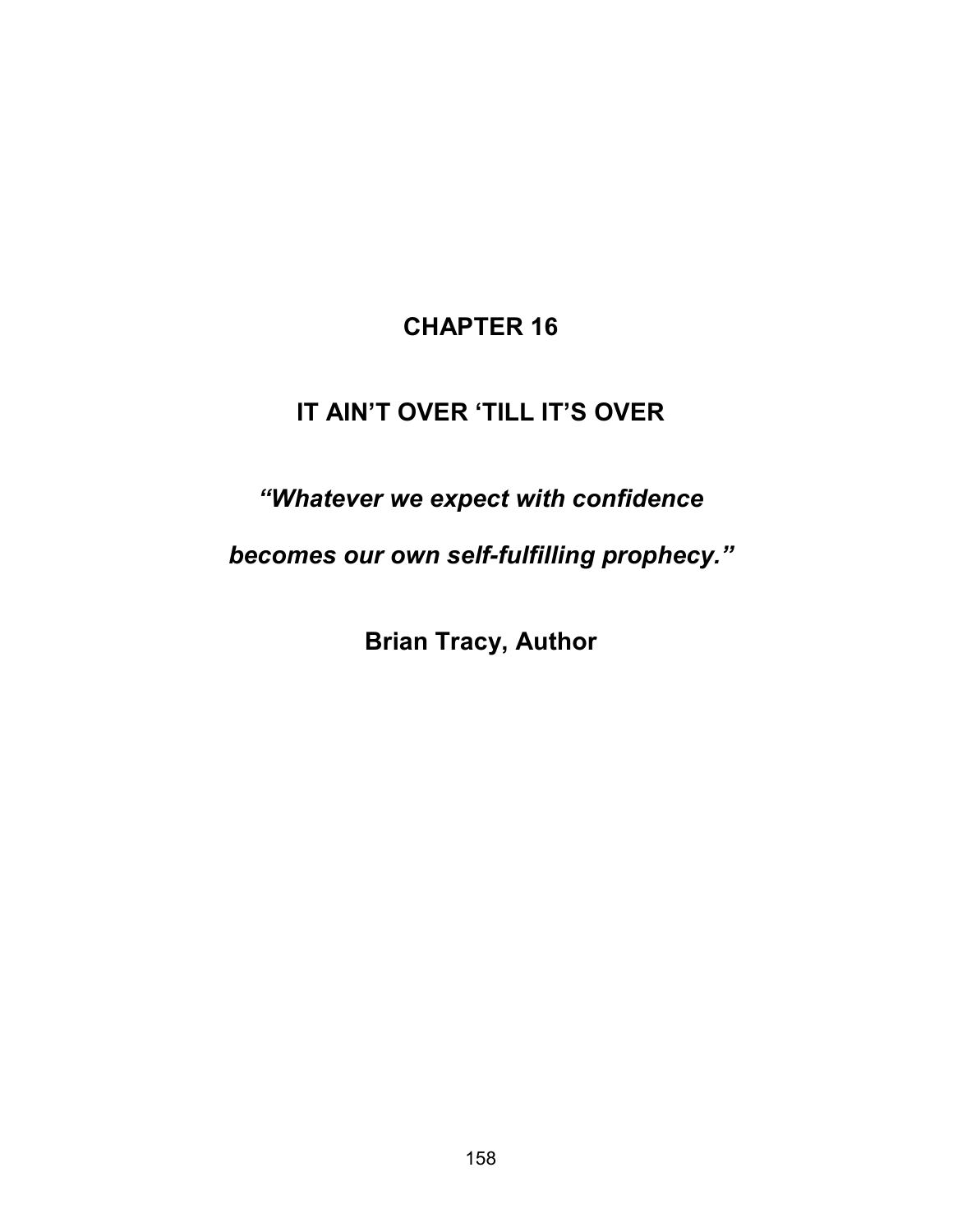# CHAPTER 16

## IT AIN'T OVER 'TILL IT'S OVER

*"Whatever we expect with confidence*

*becomes our own self-fulfilling prophecy."*

**Brian Tracy, Author**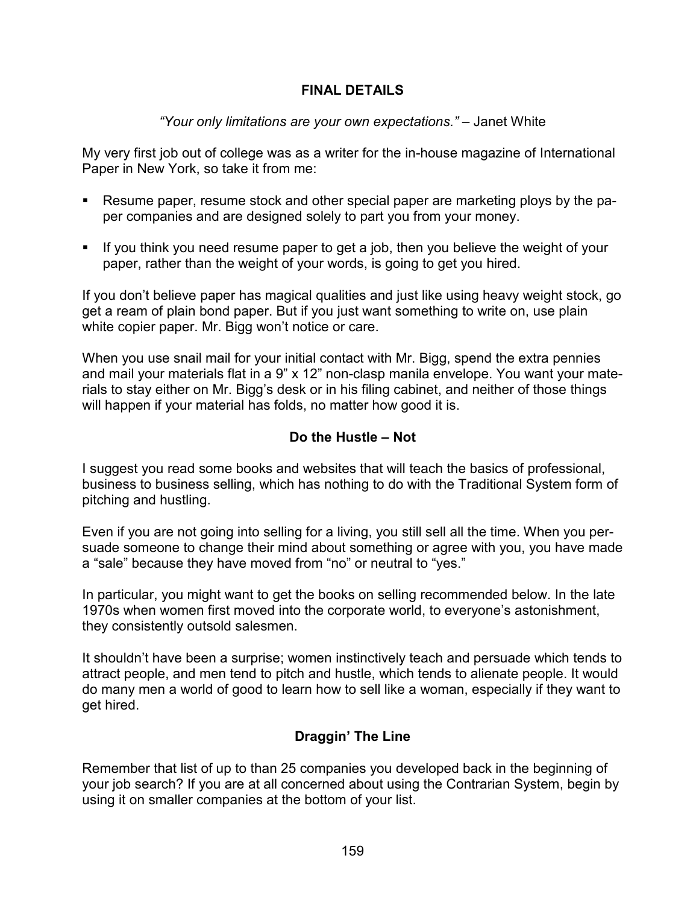## FINAL DETAILS

*"Your only limitations are your own expectations."* – Janet White

My very first job out of college was as a writer for the in-house magazine of International Paper in New York, so take it from me:

- Resume paper, resume stock and other special paper are marketing ploys by the paper companies and are designed solely to part you from your money.
- If you think you need resume paper to get a job, then you believe the weight of your paper, rather than the weight of your words, is going to get you hired.

If you don't believe paper has magical qualities and just like using heavy weight stock, go get a ream of plain bond paper. But if you just want something to write on, use plain white copier paper. Mr. Bigg won't notice or care.

When you use snail mail for your initial contact with Mr. Bigg, spend the extra pennies and mail your materials flat in a 9" x 12" non-clasp manila envelope. You want your materials to stay either on Mr. Bigg's desk or in his filing cabinet, and neither of those things will happen if your material has folds, no matter how good it is.

### Do the Hustle – Not

I suggest you read some books and websites that will teach the basics of professional, business to business selling, which has nothing to do with the Traditional System form of pitching and hustling.

Even if you are not going into selling for a living, you still sell all the time. When you persuade someone to change their mind about something or agree with you, you have made a "sale" because they have moved from "no" or neutral to "yes."

In particular, you might want to get the books on selling recommended below. In the late 1970s when women first moved into the corporate world, to everyone's astonishment, they consistently outsold salesmen.

It shouldn't have been a surprise; women instinctively teach and persuade which tends to attract people, and men tend to pitch and hustle, which tends to alienate people. It would do many men a world of good to learn how to sell like a woman, especially if they want to get hired.

### Draggin' The Line

Remember that list of up to than 25 companies you developed back in the beginning of your job search? If you are at all concerned about using the Contrarian System, begin by using it on smaller companies at the bottom of your list.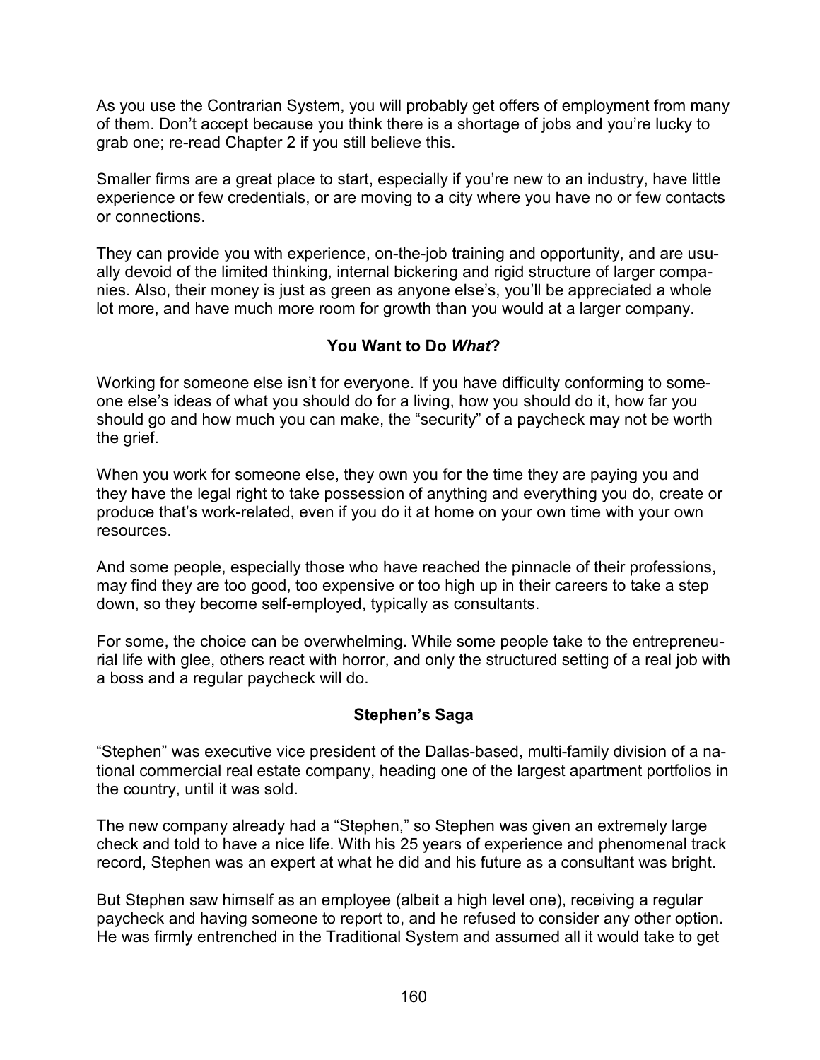As you use the Contrarian System, you will probably get offers of employment from many of them. Don't accept because you think there is a shortage of jobs and you're lucky to grab one; re-read Chapter 2 if you still believe this.

Smaller firms are a great place to start, especially if you're new to an industry, have little experience or few credentials, or are moving to a city where you have no or few contacts or connections.

They can provide you with experience, on-the-job training and opportunity, and are usually devoid of the limited thinking, internal bickering and rigid structure of larger companies. Also, their money is just as green as anyone else's, you'll be appreciated a whole lot more, and have much more room for growth than you would at a larger company.

### You Want to Do *What*?

Working for someone else isn't for everyone. If you have difficulty conforming to someone else's ideas of what you should do for a living, how you should do it, how far you should go and how much you can make, the "security" of a paycheck may not be worth the grief.

When you work for someone else, they own you for the time they are paying you and they have the legal right to take possession of anything and everything you do, create or produce that's work-related, even if you do it at home on your own time with your own resources.

And some people, especially those who have reached the pinnacle of their professions, may find they are too good, too expensive or too high up in their careers to take a step down, so they become self-employed, typically as consultants.

For some, the choice can be overwhelming. While some people take to the entrepreneurial life with glee, others react with horror, and only the structured setting of a real job with a boss and a regular paycheck will do.

### Stephen's Saga

"Stephen" was executive vice president of the Dallas-based, multi-family division of a national commercial real estate company, heading one of the largest apartment portfolios in the country, until it was sold.

The new company already had a "Stephen," so Stephen was given an extremely large check and told to have a nice life. With his 25 years of experience and phenomenal track record, Stephen was an expert at what he did and his future as a consultant was bright.

But Stephen saw himself as an employee (albeit a high level one), receiving a regular paycheck and having someone to report to, and he refused to consider any other option. He was firmly entrenched in the Traditional System and assumed all it would take to get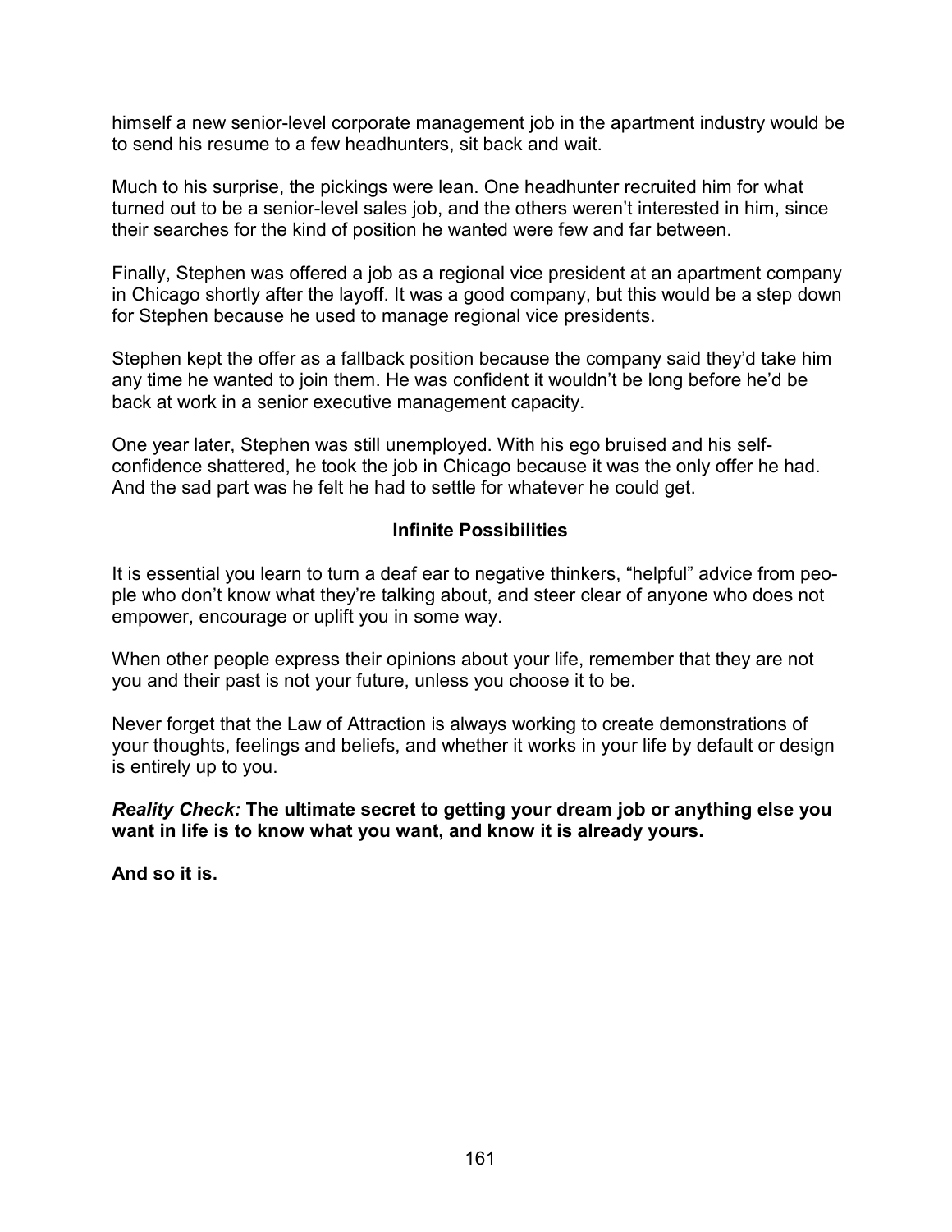himself a new senior-level corporate management job in the apartment industry would be to send his resume to a few headhunters, sit back and wait.

Much to his surprise, the pickings were lean. One headhunter recruited him for what turned out to be a senior-level sales job, and the others weren't interested in him, since their searches for the kind of position he wanted were few and far between.

Finally, Stephen was offered a job as a regional vice president at an apartment company in Chicago shortly after the layoff. It was a good company, but this would be a step down for Stephen because he used to manage regional vice presidents.

Stephen kept the offer as a fallback position because the company said they'd take him any time he wanted to join them. He was confident it wouldn't be long before he'd be back at work in a senior executive management capacity.

One year later, Stephen was still unemployed. With his ego bruised and his self-confidence shattered, he took the job in Chicago because it was the only offer he had. And the sad part was he felt he had to settle for whatever he could get.

### Infinite Possibilities

It is essential you learn to turn a deaf ear to negative thinkers, "helpful" advice from people who don't know what they're talking about, and steer clear of anyone who does not empower, encourage or uplift you in some way.

When other people express their opinions about your life, remember that they are not you and their past is not your future, unless you choose it to be.

Never forget that the Law of Attraction is always working to create demonstrations of your thoughts, feelings and beliefs, and whether it works in your life by default or design is entirely up to you.

***Reality Check:*** **The ultimate secret to getting your dream job or anything else you want in life is to know what you want, and know it is already yours.**

**And so it is.**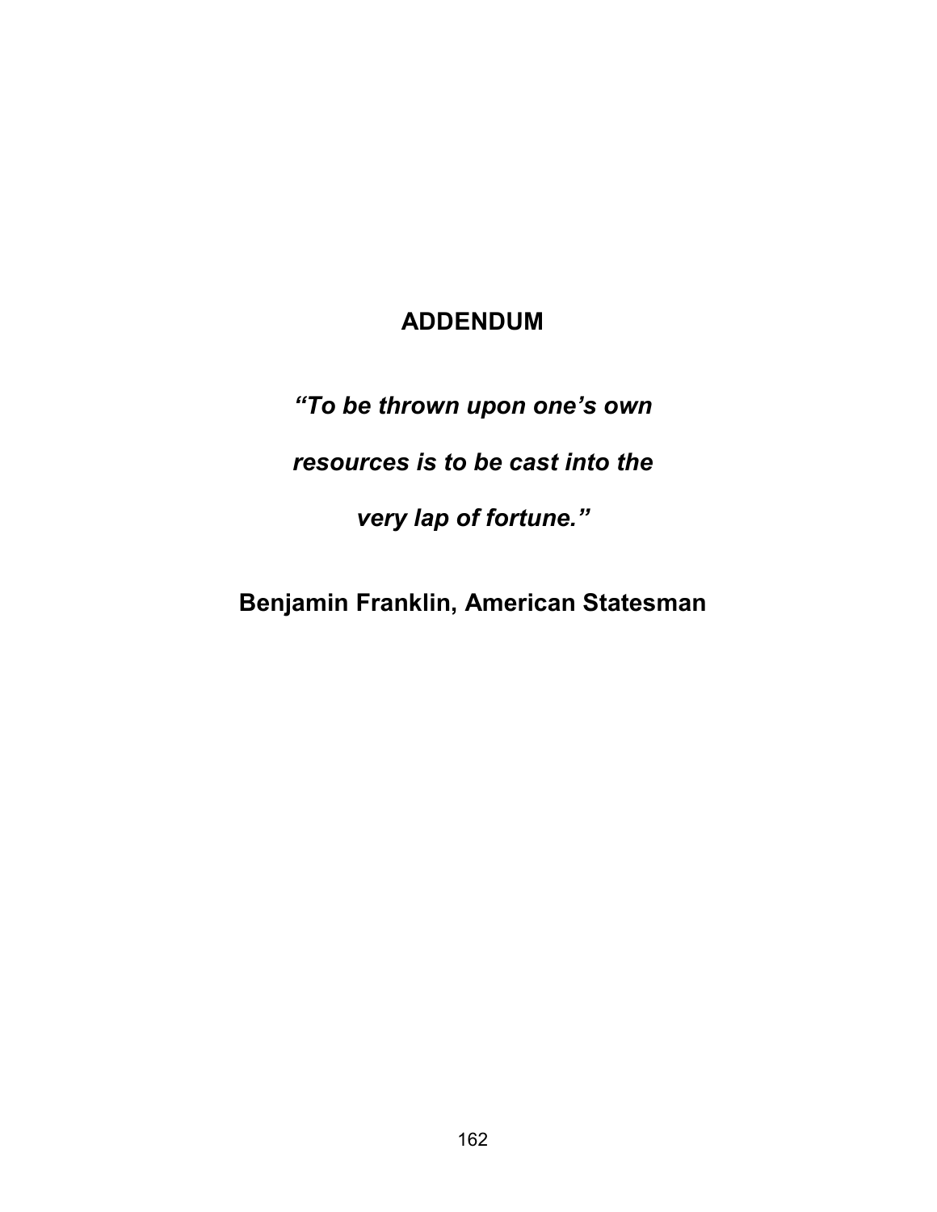# ADDENDUM

***"To be thrown upon one's own resources is to be cast into the very lap of fortune."***

**Benjamin Franklin, American Statesman**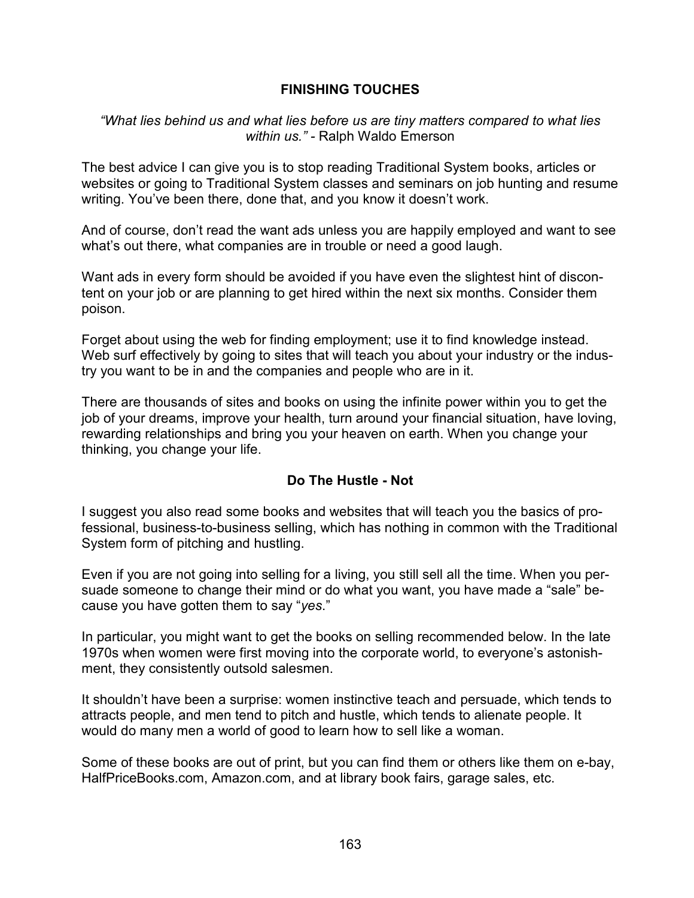## FINISHING TOUCHES

*"What lies behind us and what lies before us are tiny matters compared to what lies within us."* - Ralph Waldo Emerson

The best advice I can give you is to stop reading Traditional System books, articles or websites or going to Traditional System classes and seminars on job hunting and resume writing. You've been there, done that, and you know it doesn't work.

And of course, don't read the want ads unless you are happily employed and want to see what's out there, what companies are in trouble or need a good laugh.

Want ads in every form should be avoided if you have even the slightest hint of discontent on your job or are planning to get hired within the next six months. Consider them poison.

Forget about using the web for finding employment; use it to find knowledge instead. Web surf effectively by going to sites that will teach you about your industry or the industry you want to be in and the companies and people who are in it.

There are thousands of sites and books on using the infinite power within you to get the job of your dreams, improve your health, turn around your financial situation, have loving, rewarding relationships and bring you your heaven on earth. When you change your thinking, you change your life.

### Do The Hustle - Not

I suggest you also read some books and websites that will teach you the basics of professional, business-to-business selling, which has nothing in common with the Traditional System form of pitching and hustling.

Even if you are not going into selling for a living, you still sell all the time. When you persuade someone to change their mind or do what you want, you have made a "sale" because you have gotten them to say "*yes*."

In particular, you might want to get the books on selling recommended below. In the late 1970s when women were first moving into the corporate world, to everyone's astonishment, they consistently outsold salesmen.

It shouldn't have been a surprise: women instinctive teach and persuade, which tends to attracts people, and men tend to pitch and hustle, which tends to alienate people. It would do many men a world of good to learn how to sell like a woman.

Some of these books are out of print, but you can find them or others like them on e-bay, HalfPriceBooks.com, Amazon.com, and at library book fairs, garage sales, etc.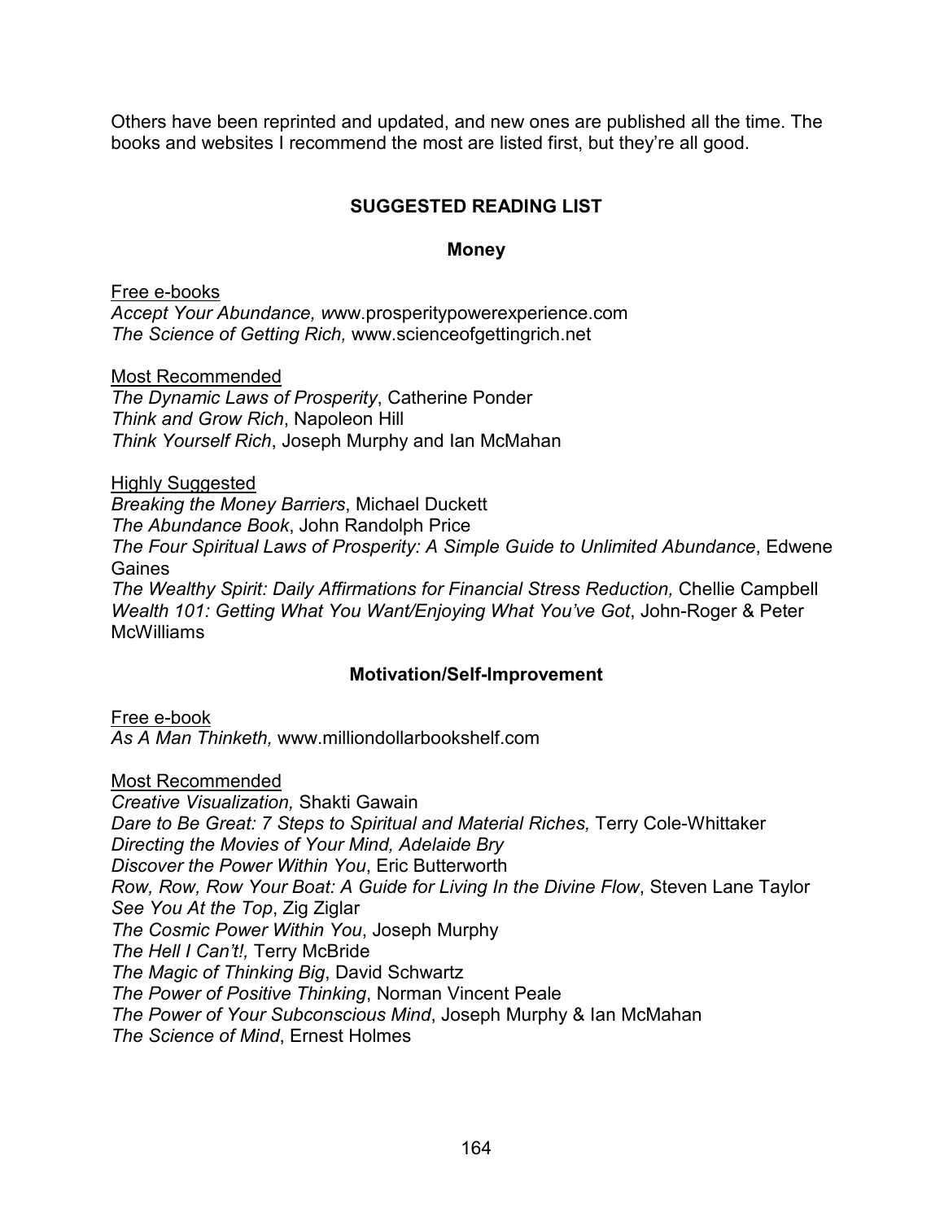Others have been reprinted and updated, and new ones are published all the time. The books and websites I recommend the most are listed first, but they're all good.

## SUGGESTED READING LIST

### Money

<u>Free e-books</u>
*Accept Your Abundance, w*ww.prosperitypowerexperience.com
*The Science of Getting Rich,* www.scienceofgettingrich.net

<u>Most Recommended</u>
*The Dynamic Laws of Prosperity*, Catherine Ponder
*Think and Grow Rich*, Napoleon Hill
*Think Yourself Rich*, Joseph Murphy and Ian McMahan

<u>Highly Suggested</u>
*Breaking the Money Barriers*, Michael Duckett
*The Abundance Book*, John Randolph Price
*The Four Spiritual Laws of Prosperity: A Simple Guide to Unlimited Abundance*, Edwene Gaines
*The Wealthy Spirit: Daily Affirmations for Financial Stress Reduction,* Chellie Campbell
*Wealth 101: Getting What You Want/Enjoying What You've Got*, John-Roger & Peter McWilliams

### Motivation/Self-Improvement

<u>Free e-book</u>
*As A Man Thinketh,* www.milliondollarbookshelf.com

<u>Most Recommended</u>
*Creative Visualization,* Shakti Gawain
*Dare to Be Great: 7 Steps to Spiritual and Material Riches,* Terry Cole-Whittaker
*Directing the Movies of Your Mind, Adelaide Bry*
*Discover the Power Within You*, Eric Butterworth
*Row, Row, Row Your Boat: A Guide for Living In the Divine Flow*, Steven Lane Taylor
*See You At the Top*, Zig Ziglar
*The Cosmic Power Within You*, Joseph Murphy
*The Hell I Can't!,* Terry McBride
*The Magic of Thinking Big*, David Schwartz
*The Power of Positive Thinking*, Norman Vincent Peale
*The Power of Your Subconscious Mind*, Joseph Murphy & Ian McMahan
*The Science of Mind*, Ernest Holmes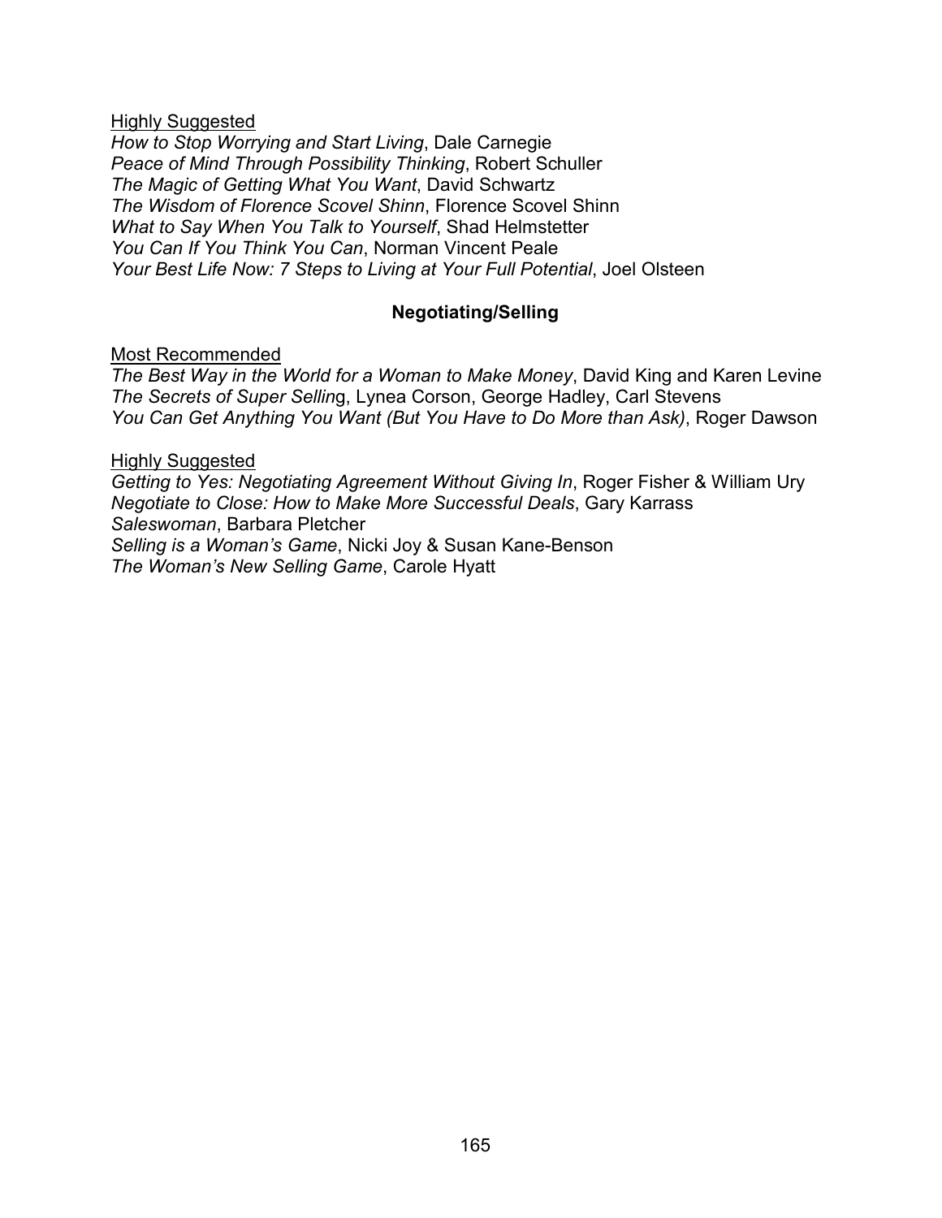<u>Highly Suggested</u>

*How to Stop Worrying and Start Living*, Dale Carnegie
*Peace of Mind Through Possibility Thinking*, Robert Schuller
*The Magic of Getting What You Want*, David Schwartz
*The Wisdom of Florence Scovel Shinn*, Florence Scovel Shinn
*What to Say When You Talk to Yourself*, Shad Helmstetter
*You Can If You Think You Can*, Norman Vincent Peale
*Your Best Life Now: 7 Steps to Living at Your Full Potential*, Joel Olsteen

**Negotiating/Selling**

<u>Most Recommended</u>

*The Best Way in the World for a Woman to Make Money*, David King and Karen Levine
*The Secrets of Super Sellin*g, Lynea Corson, George Hadley, Carl Stevens
*You Can Get Anything You Want (But You Have to Do More than Ask)*, Roger Dawson

<u>Highly Suggested</u>

*Getting to Yes: Negotiating Agreement Without Giving In*, Roger Fisher & William Ury
*Negotiate to Close: How to Make More Successful Deals*, Gary Karrass
*Saleswoman*, Barbara Pletcher
*Selling is a Woman's Game*, Nicki Joy & Susan Kane-Benson
*The Woman's New Selling Game*, Carole Hyatt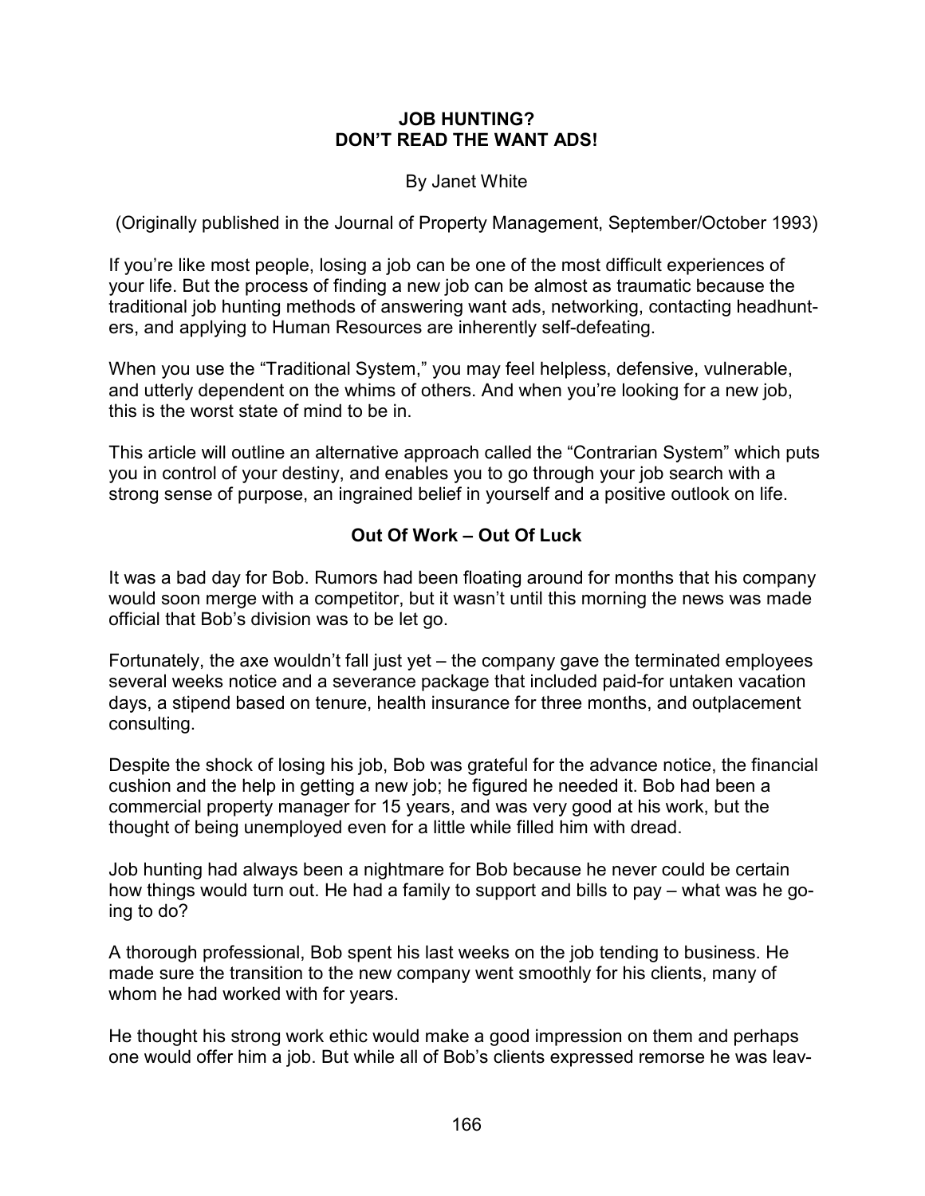**JOB HUNTING?**
**DON'T READ THE WANT ADS!**

By Janet White

(Originally published in the Journal of Property Management, September/October 1993)

If you're like most people, losing a job can be one of the most difficult experiences of your life. But the process of finding a new job can be almost as traumatic because the traditional job hunting methods of answering want ads, networking, contacting headhunters, and applying to Human Resources are inherently self-defeating.

When you use the "Traditional System," you may feel helpless, defensive, vulnerable, and utterly dependent on the whims of others. And when you're looking for a new job, this is the worst state of mind to be in.

This article will outline an alternative approach called the "Contrarian System" which puts you in control of your destiny, and enables you to go through your job search with a strong sense of purpose, an ingrained belief in yourself and a positive outlook on life.

**Out Of Work – Out Of Luck**

It was a bad day for Bob. Rumors had been floating around for months that his company would soon merge with a competitor, but it wasn't until this morning the news was made official that Bob's division was to be let go.

Fortunately, the axe wouldn't fall just yet – the company gave the terminated employees several weeks notice and a severance package that included paid-for untaken vacation days, a stipend based on tenure, health insurance for three months, and outplacement consulting.

Despite the shock of losing his job, Bob was grateful for the advance notice, the financial cushion and the help in getting a new job; he figured he needed it. Bob had been a commercial property manager for 15 years, and was very good at his work, but the thought of being unemployed even for a little while filled him with dread.

Job hunting had always been a nightmare for Bob because he never could be certain how things would turn out. He had a family to support and bills to pay – what was he going to do?

A thorough professional, Bob spent his last weeks on the job tending to business. He made sure the transition to the new company went smoothly for his clients, many of whom he had worked with for years.

He thought his strong work ethic would make a good impression on them and perhaps one would offer him a job. But while all of Bob's clients expressed remorse he was leav-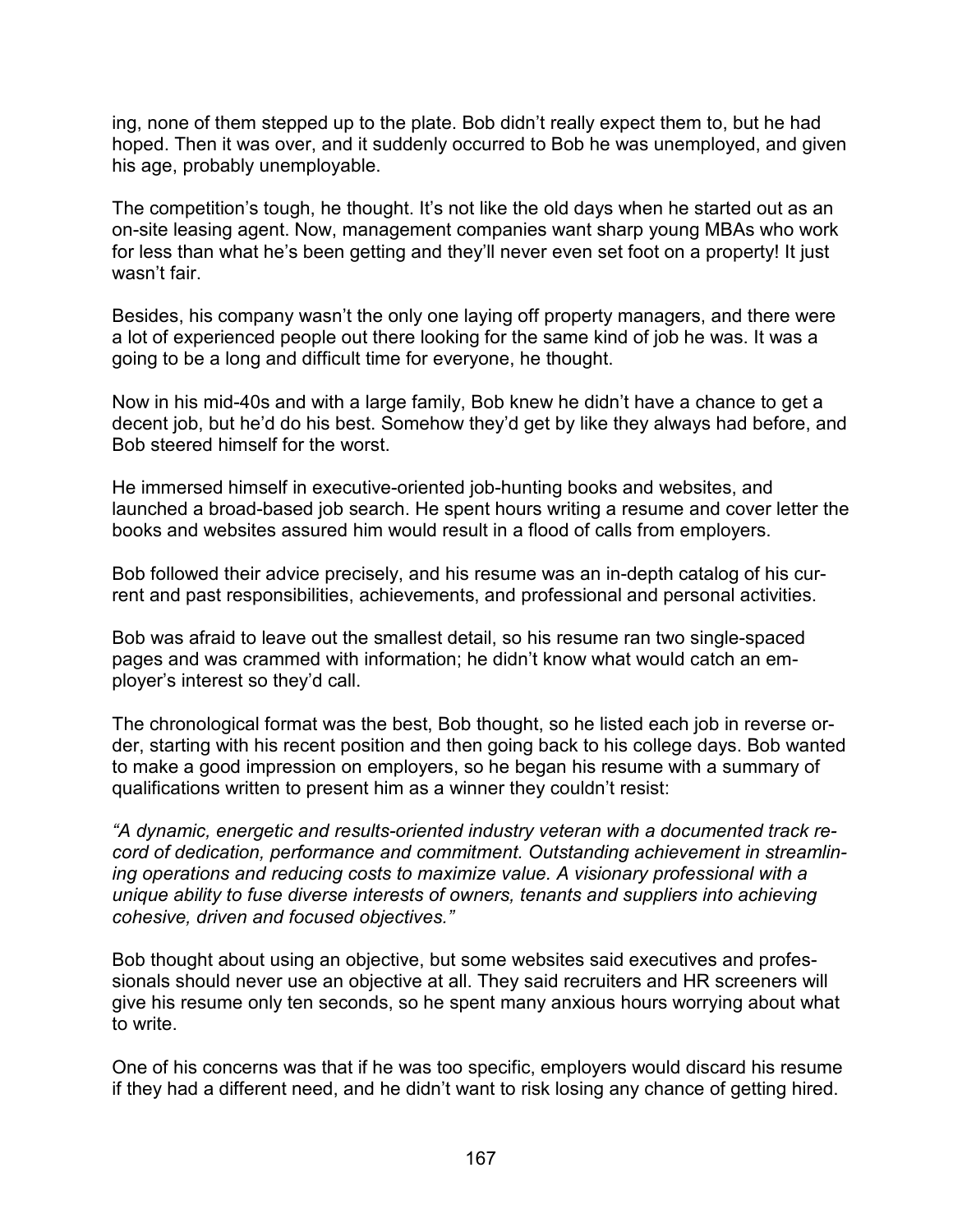ing, none of them stepped up to the plate. Bob didn't really expect them to, but he had hoped. Then it was over, and it suddenly occurred to Bob he was unemployed, and given his age, probably unemployable.

The competition's tough, he thought. It's not like the old days when he started out as an on-site leasing agent. Now, management companies want sharp young MBAs who work for less than what he's been getting and they'll never even set foot on a property! It just wasn't fair.

Besides, his company wasn't the only one laying off property managers, and there were a lot of experienced people out there looking for the same kind of job he was. It was a going to be a long and difficult time for everyone, he thought.

Now in his mid-40s and with a large family, Bob knew he didn't have a chance to get a decent job, but he'd do his best. Somehow they'd get by like they always had before, and Bob steered himself for the worst.

He immersed himself in executive-oriented job-hunting books and websites, and launched a broad-based job search. He spent hours writing a resume and cover letter the books and websites assured him would result in a flood of calls from employers.

Bob followed their advice precisely, and his resume was an in-depth catalog of his current and past responsibilities, achievements, and professional and personal activities.

Bob was afraid to leave out the smallest detail, so his resume ran two single-spaced pages and was crammed with information; he didn't know what would catch an employer's interest so they'd call.

The chronological format was the best, Bob thought, so he listed each job in reverse order, starting with his recent position and then going back to his college days. Bob wanted to make a good impression on employers, so he began his resume with a summary of qualifications written to present him as a winner they couldn't resist:

*"A dynamic, energetic and results-oriented industry veteran with a documented track record of dedication, performance and commitment. Outstanding achievement in streamlining operations and reducing costs to maximize value. A visionary professional with a unique ability to fuse diverse interests of owners, tenants and suppliers into achieving cohesive, driven and focused objectives."*

Bob thought about using an objective, but some websites said executives and professionals should never use an objective at all. They said recruiters and HR screeners will give his resume only ten seconds, so he spent many anxious hours worrying about what to write.

One of his concerns was that if he was too specific, employers would discard his resume if they had a different need, and he didn't want to risk losing any chance of getting hired.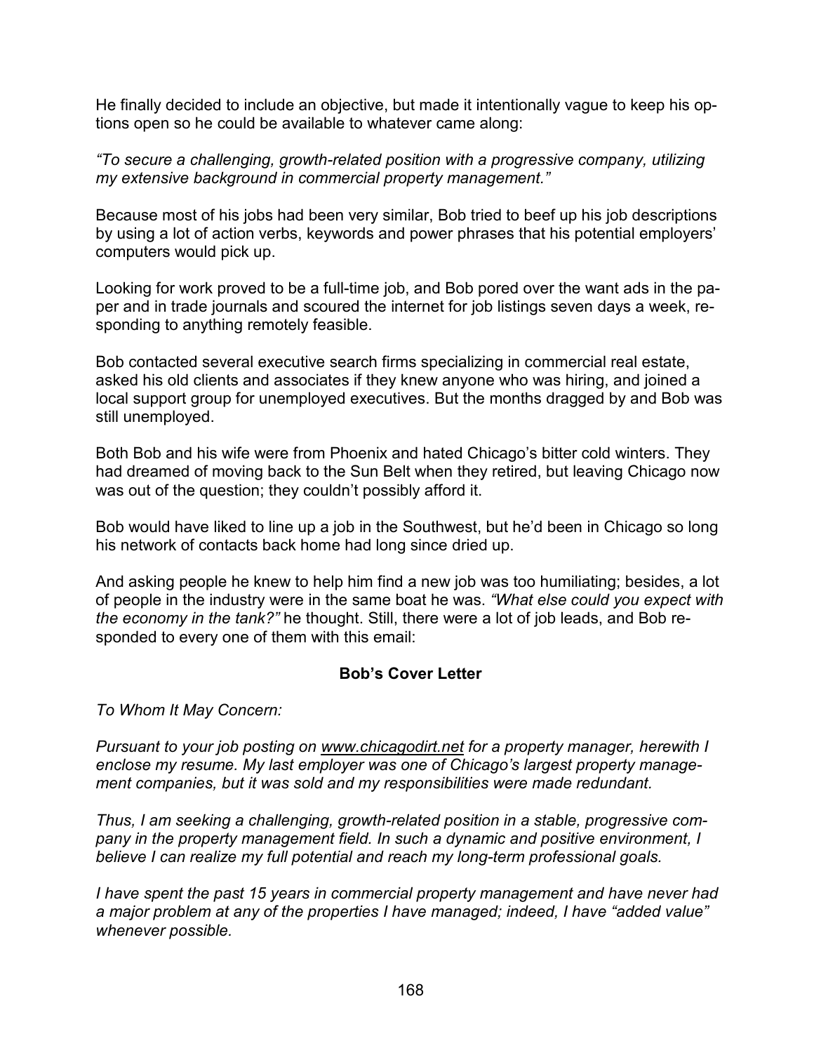He finally decided to include an objective, but made it intentionally vague to keep his options open so he could be available to whatever came along:

*“To secure a challenging, growth-related position with a progressive company, utilizing my extensive background in commercial property management.”*

Because most of his jobs had been very similar, Bob tried to beef up his job descriptions by using a lot of action verbs, keywords and power phrases that his potential employers’ computers would pick up.

Looking for work proved to be a full-time job, and Bob pored over the want ads in the paper and in trade journals and scoured the internet for job listings seven days a week, responding to anything remotely feasible.

Bob contacted several executive search firms specializing in commercial real estate, asked his old clients and associates if they knew anyone who was hiring, and joined a local support group for unemployed executives. But the months dragged by and Bob was still unemployed.

Both Bob and his wife were from Phoenix and hated Chicago’s bitter cold winters. They had dreamed of moving back to the Sun Belt when they retired, but leaving Chicago now was out of the question; they couldn’t possibly afford it.

Bob would have liked to line up a job in the Southwest, but he’d been in Chicago so long his network of contacts back home had long since dried up.

And asking people he knew to help him find a new job was too humiliating; besides, a lot of people in the industry were in the same boat he was. *“What else could you expect with the economy in the tank?”* he thought. Still, there were a lot of job leads, and Bob responded to every one of them with this email:

**Bob’s Cover Letter**

*To Whom It May Concern:*

*Pursuant to your job posting on www.chicagodirt.net for a property manager, herewith I enclose my resume. My last employer was one of Chicago’s largest property management companies, but it was sold and my responsibilities were made redundant.*

*Thus, I am seeking a challenging, growth-related position in a stable, progressive company in the property management field. In such a dynamic and positive environment, I believe I can realize my full potential and reach my long-term professional goals.*

*I have spent the past 15 years in commercial property management and have never had a major problem at any of the properties I have managed; indeed, I have “added value” whenever possible.*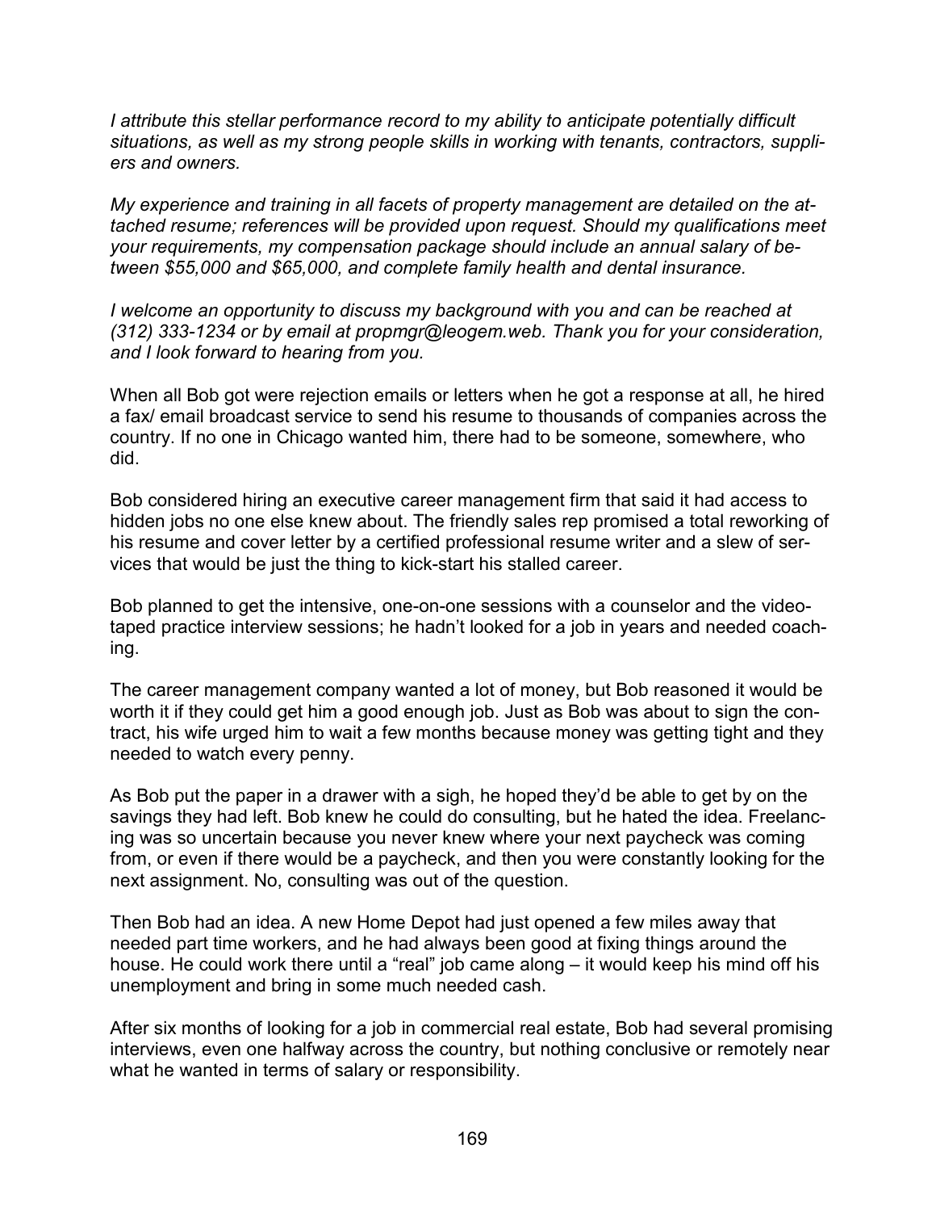*I attribute this stellar performance record to my ability to anticipate potentially difficult situations, as well as my strong people skills in working with tenants, contractors, suppliers and owners.*

*My experience and training in all facets of property management are detailed on the attached resume; references will be provided upon request. Should my qualifications meet your requirements, my compensation package should include an annual salary of between $55,000 and $65,000, and complete family health and dental insurance.*

*I welcome an opportunity to discuss my background with you and can be reached at (312) 333-1234 or by email at propmgr@leogem.web. Thank you for your consideration, and I look forward to hearing from you.*

When all Bob got were rejection emails or letters when he got a response at all, he hired a fax/ email broadcast service to send his resume to thousands of companies across the country. If no one in Chicago wanted him, there had to be someone, somewhere, who did.

Bob considered hiring an executive career management firm that said it had access to hidden jobs no one else knew about. The friendly sales rep promised a total reworking of his resume and cover letter by a certified professional resume writer and a slew of services that would be just the thing to kick-start his stalled career.

Bob planned to get the intensive, one-on-one sessions with a counselor and the videotaped practice interview sessions; he hadn't looked for a job in years and needed coaching.

The career management company wanted a lot of money, but Bob reasoned it would be worth it if they could get him a good enough job. Just as Bob was about to sign the contract, his wife urged him to wait a few months because money was getting tight and they needed to watch every penny.

As Bob put the paper in a drawer with a sigh, he hoped they'd be able to get by on the savings they had left. Bob knew he could do consulting, but he hated the idea. Freelancing was so uncertain because you never knew where your next paycheck was coming from, or even if there would be a paycheck, and then you were constantly looking for the next assignment. No, consulting was out of the question.

Then Bob had an idea. A new Home Depot had just opened a few miles away that needed part time workers, and he had always been good at fixing things around the house. He could work there until a "real" job came along – it would keep his mind off his unemployment and bring in some much needed cash.

After six months of looking for a job in commercial real estate, Bob had several promising interviews, even one halfway across the country, but nothing conclusive or remotely near what he wanted in terms of salary or responsibility.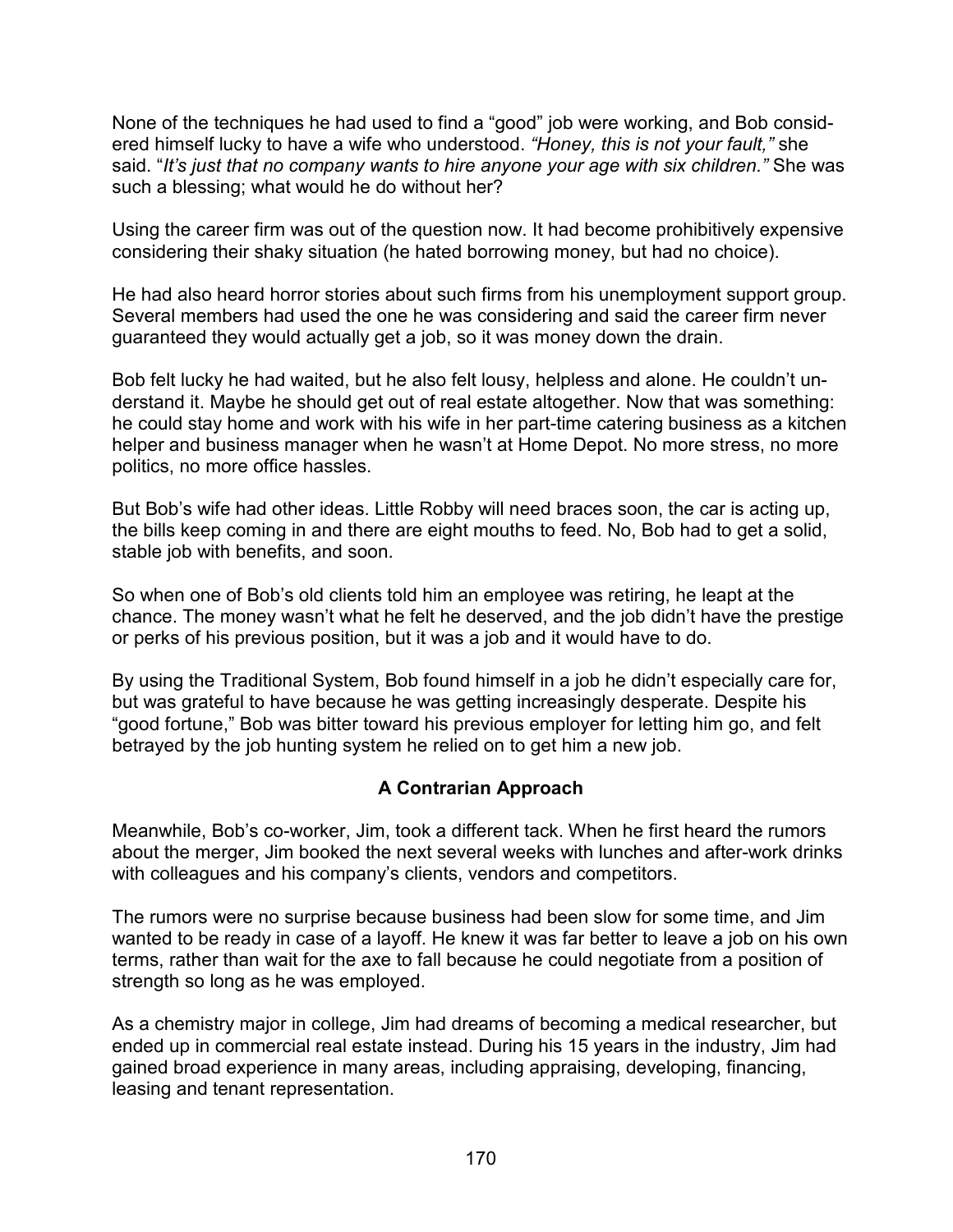None of the techniques he had used to find a "good" job were working, and Bob considered himself lucky to have a wife who understood. *"Honey, this is not your fault,"* she said. "*It's just that no company wants to hire anyone your age with six children."* She was such a blessing; what would he do without her?

Using the career firm was out of the question now. It had become prohibitively expensive considering their shaky situation (he hated borrowing money, but had no choice).

He had also heard horror stories about such firms from his unemployment support group. Several members had used the one he was considering and said the career firm never guaranteed they would actually get a job, so it was money down the drain.

Bob felt lucky he had waited, but he also felt lousy, helpless and alone. He couldn't understand it. Maybe he should get out of real estate altogether. Now that was something: he could stay home and work with his wife in her part-time catering business as a kitchen helper and business manager when he wasn't at Home Depot. No more stress, no more politics, no more office hassles.

But Bob's wife had other ideas. Little Robby will need braces soon, the car is acting up, the bills keep coming in and there are eight mouths to feed. No, Bob had to get a solid, stable job with benefits, and soon.

So when one of Bob's old clients told him an employee was retiring, he leapt at the chance. The money wasn't what he felt he deserved, and the job didn't have the prestige or perks of his previous position, but it was a job and it would have to do.

By using the Traditional System, Bob found himself in a job he didn't especially care for, but was grateful to have because he was getting increasingly desperate. Despite his "good fortune," Bob was bitter toward his previous employer for letting him go, and felt betrayed by the job hunting system he relied on to get him a new job.

### A Contrarian Approach

Meanwhile, Bob's co-worker, Jim, took a different tack. When he first heard the rumors about the merger, Jim booked the next several weeks with lunches and after-work drinks with colleagues and his company's clients, vendors and competitors.

The rumors were no surprise because business had been slow for some time, and Jim wanted to be ready in case of a layoff. He knew it was far better to leave a job on his own terms, rather than wait for the axe to fall because he could negotiate from a position of strength so long as he was employed.

As a chemistry major in college, Jim had dreams of becoming a medical researcher, but ended up in commercial real estate instead. During his 15 years in the industry, Jim had gained broad experience in many areas, including appraising, developing, financing, leasing and tenant representation.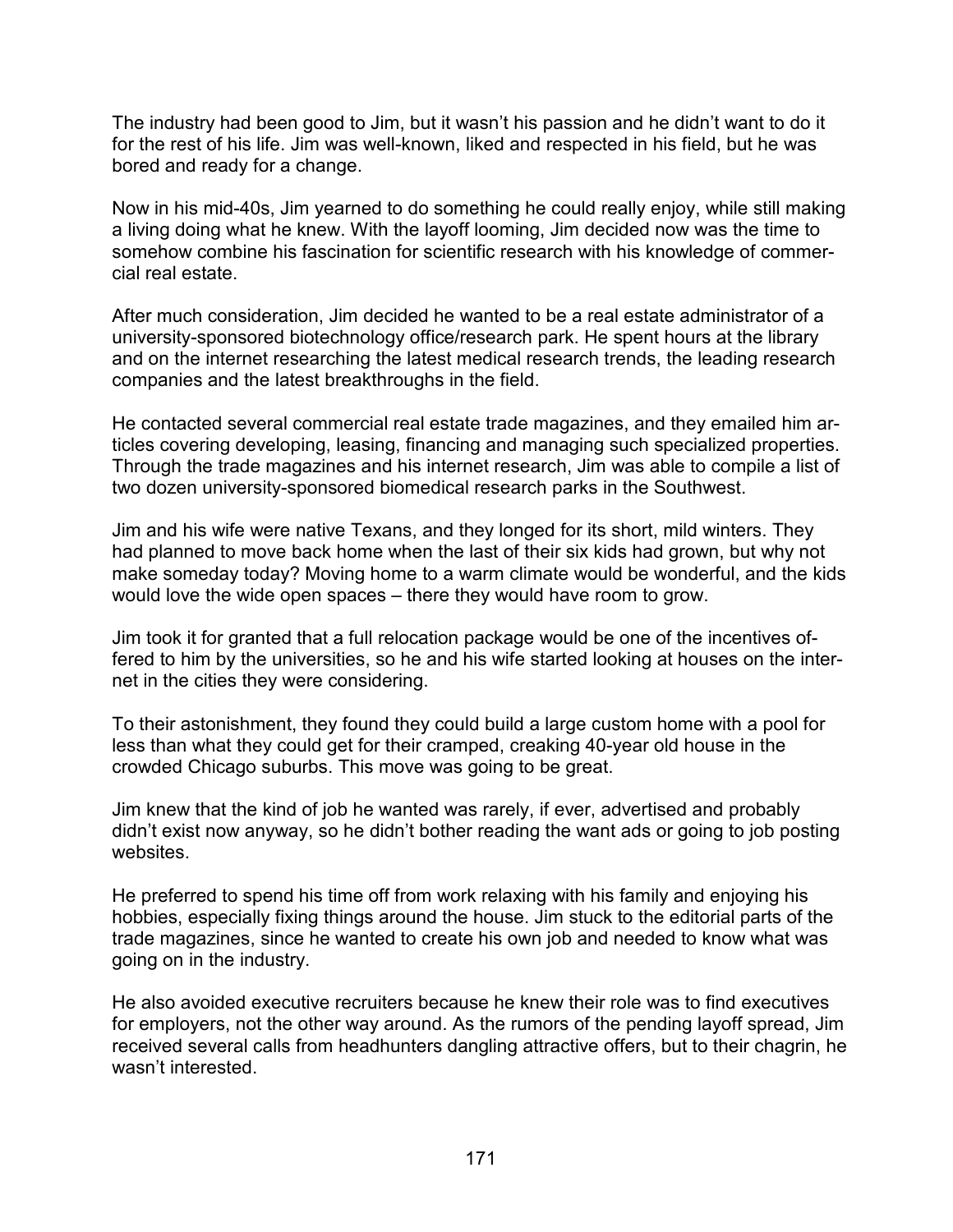The industry had been good to Jim, but it wasn't his passion and he didn't want to do it for the rest of his life. Jim was well-known, liked and respected in his field, but he was bored and ready for a change.

Now in his mid-40s, Jim yearned to do something he could really enjoy, while still making a living doing what he knew. With the layoff looming, Jim decided now was the time to somehow combine his fascination for scientific research with his knowledge of commercial real estate.

After much consideration, Jim decided he wanted to be a real estate administrator of a university-sponsored biotechnology office/research park. He spent hours at the library and on the internet researching the latest medical research trends, the leading research companies and the latest breakthroughs in the field.

He contacted several commercial real estate trade magazines, and they emailed him articles covering developing, leasing, financing and managing such specialized properties. Through the trade magazines and his internet research, Jim was able to compile a list of two dozen university-sponsored biomedical research parks in the Southwest.

Jim and his wife were native Texans, and they longed for its short, mild winters. They had planned to move back home when the last of their six kids had grown, but why not make someday today? Moving home to a warm climate would be wonderful, and the kids would love the wide open spaces – there they would have room to grow.

Jim took it for granted that a full relocation package would be one of the incentives offered to him by the universities, so he and his wife started looking at houses on the internet in the cities they were considering.

To their astonishment, they found they could build a large custom home with a pool for less than what they could get for their cramped, creaking 40-year old house in the crowded Chicago suburbs. This move was going to be great.

Jim knew that the kind of job he wanted was rarely, if ever, advertised and probably didn't exist now anyway, so he didn't bother reading the want ads or going to job posting websites.

He preferred to spend his time off from work relaxing with his family and enjoying his hobbies, especially fixing things around the house. Jim stuck to the editorial parts of the trade magazines, since he wanted to create his own job and needed to know what was going on in the industry.

He also avoided executive recruiters because he knew their role was to find executives for employers, not the other way around. As the rumors of the pending layoff spread, Jim received several calls from headhunters dangling attractive offers, but to their chagrin, he wasn't interested.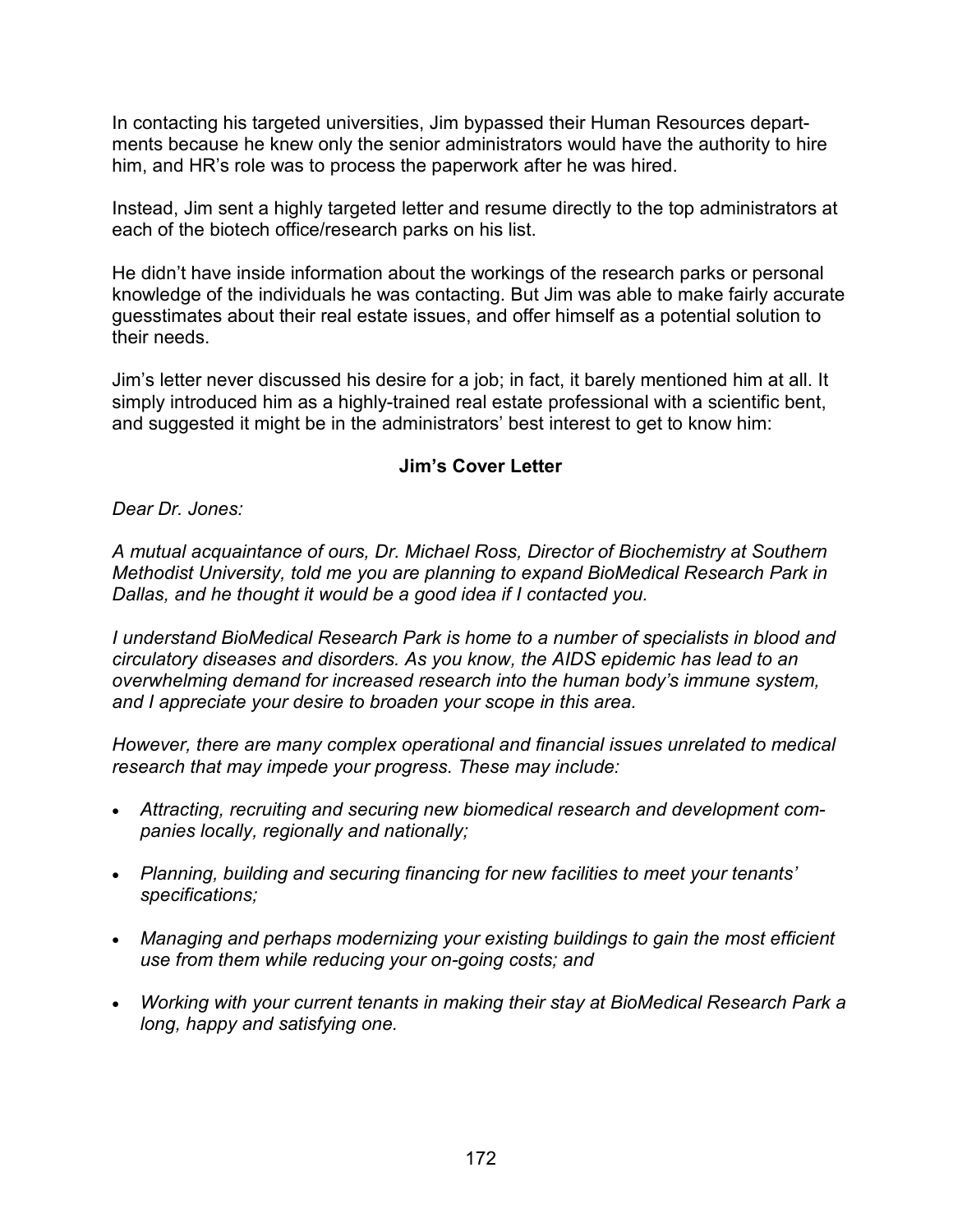In contacting his targeted universities, Jim bypassed their Human Resources departments because he knew only the senior administrators would have the authority to hire him, and HR's role was to process the paperwork after he was hired.

Instead, Jim sent a highly targeted letter and resume directly to the top administrators at each of the biotech office/research parks on his list.

He didn't have inside information about the workings of the research parks or personal knowledge of the individuals he was contacting. But Jim was able to make fairly accurate guesstimates about their real estate issues, and offer himself as a potential solution to their needs.

Jim's letter never discussed his desire for a job; in fact, it barely mentioned him at all. It simply introduced him as a highly-trained real estate professional with a scientific bent, and suggested it might be in the administrators' best interest to get to know him:

**Jim's Cover Letter**

*Dear Dr. Jones:*

*A mutual acquaintance of ours, Dr. Michael Ross, Director of Biochemistry at Southern Methodist University, told me you are planning to expand BioMedical Research Park in Dallas, and he thought it would be a good idea if I contacted you.*

*I understand BioMedical Research Park is home to a number of specialists in blood and circulatory diseases and disorders. As you know, the AIDS epidemic has lead to an overwhelming demand for increased research into the human body's immune system, and I appreciate your desire to broaden your scope in this area.*

*However, there are many complex operational and financial issues unrelated to medical research that may impede your progress. These may include:*

- *Attracting, recruiting and securing new biomedical research and development companies locally, regionally and nationally;*
- *Planning, building and securing financing for new facilities to meet your tenants' specifications;*
- *Managing and perhaps modernizing your existing buildings to gain the most efficient use from them while reducing your on-going costs; and*
- *Working with your current tenants in making their stay at BioMedical Research Park a long, happy and satisfying one.*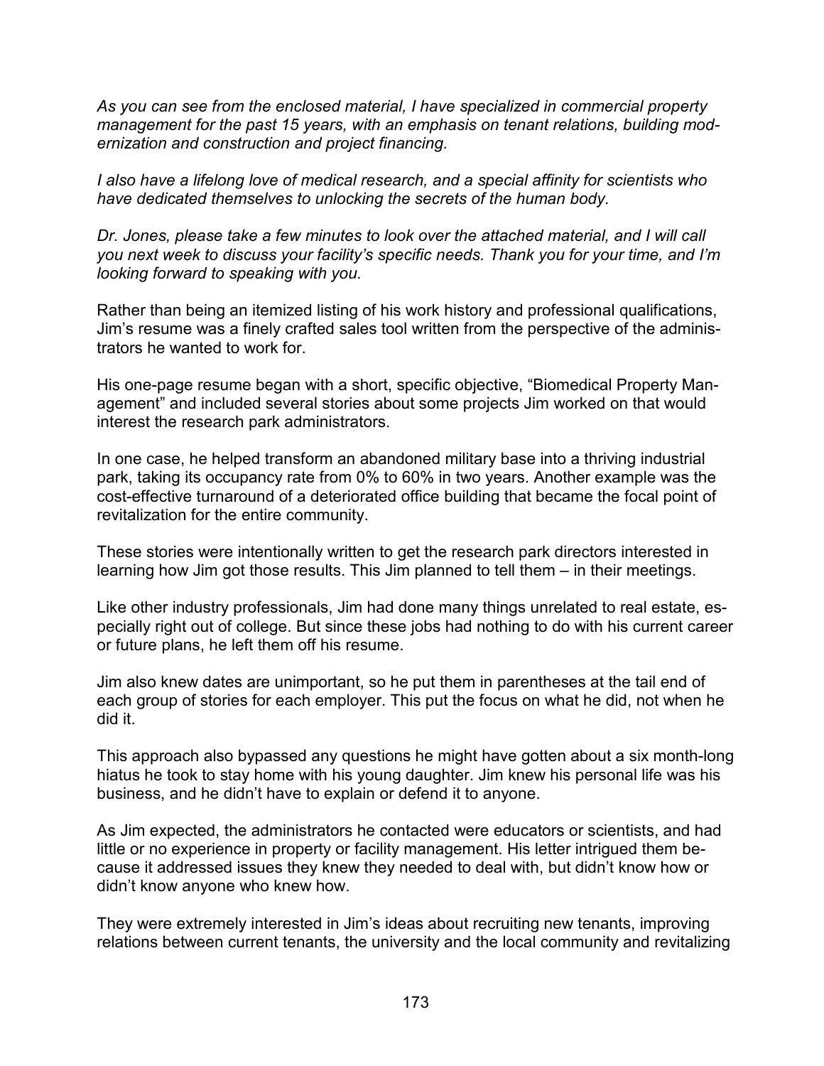*As you can see from the enclosed material, I have specialized in commercial property management for the past 15 years, with an emphasis on tenant relations, building modernization and construction and project financing.*

*I also have a lifelong love of medical research, and a special affinity for scientists who have dedicated themselves to unlocking the secrets of the human body.*

*Dr. Jones, please take a few minutes to look over the attached material, and I will call you next week to discuss your facility's specific needs. Thank you for your time, and I'm looking forward to speaking with you.*

Rather than being an itemized listing of his work history and professional qualifications, Jim's resume was a finely crafted sales tool written from the perspective of the administrators he wanted to work for.

His one-page resume began with a short, specific objective, "Biomedical Property Management" and included several stories about some projects Jim worked on that would interest the research park administrators.

In one case, he helped transform an abandoned military base into a thriving industrial park, taking its occupancy rate from 0% to 60% in two years. Another example was the cost-effective turnaround of a deteriorated office building that became the focal point of revitalization for the entire community.

These stories were intentionally written to get the research park directors interested in learning how Jim got those results. This Jim planned to tell them – in their meetings.

Like other industry professionals, Jim had done many things unrelated to real estate, especially right out of college. But since these jobs had nothing to do with his current career or future plans, he left them off his resume.

Jim also knew dates are unimportant, so he put them in parentheses at the tail end of each group of stories for each employer. This put the focus on what he did, not when he did it.

This approach also bypassed any questions he might have gotten about a six month-long hiatus he took to stay home with his young daughter. Jim knew his personal life was his business, and he didn't have to explain or defend it to anyone.

As Jim expected, the administrators he contacted were educators or scientists, and had little or no experience in property or facility management. His letter intrigued them because it addressed issues they knew they needed to deal with, but didn't know how or didn't know anyone who knew how.

They were extremely interested in Jim's ideas about recruiting new tenants, improving relations between current tenants, the university and the local community and revitalizing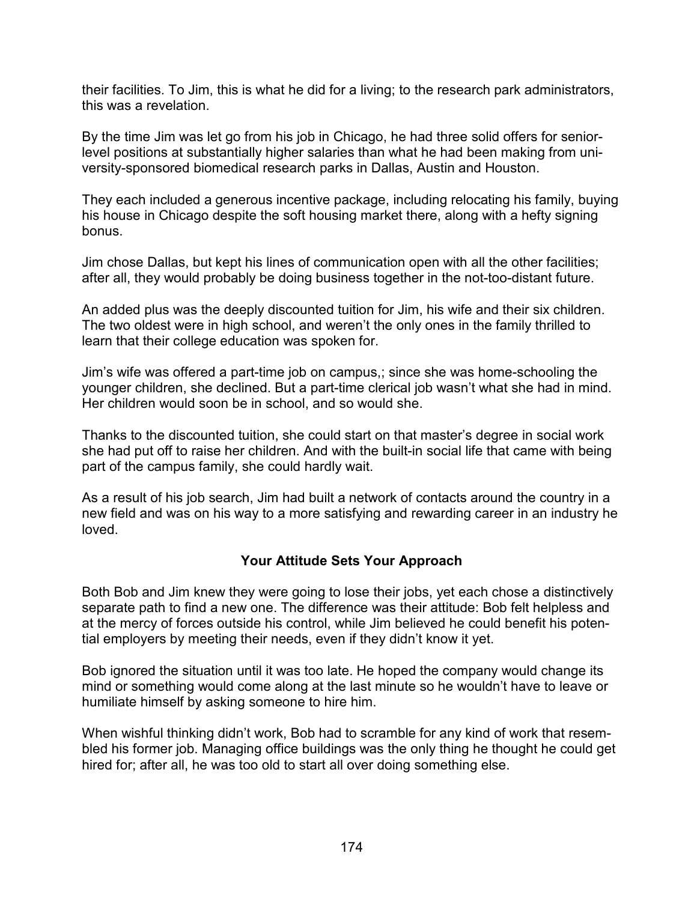their facilities. To Jim, this is what he did for a living; to the research park administrators, this was a revelation.

By the time Jim was let go from his job in Chicago, he had three solid offers for senior-level positions at substantially higher salaries than what he had been making from university-sponsored biomedical research parks in Dallas, Austin and Houston.

They each included a generous incentive package, including relocating his family, buying his house in Chicago despite the soft housing market there, along with a hefty signing bonus.

Jim chose Dallas, but kept his lines of communication open with all the other facilities; after all, they would probably be doing business together in the not-too-distant future.

An added plus was the deeply discounted tuition for Jim, his wife and their six children. The two oldest were in high school, and weren't the only ones in the family thrilled to learn that their college education was spoken for.

Jim's wife was offered a part-time job on campus,; since she was home-schooling the younger children, she declined. But a part-time clerical job wasn't what she had in mind. Her children would soon be in school, and so would she.

Thanks to the discounted tuition, she could start on that master's degree in social work she had put off to raise her children. And with the built-in social life that came with being part of the campus family, she could hardly wait.

As a result of his job search, Jim had built a network of contacts around the country in a new field and was on his way to a more satisfying and rewarding career in an industry he loved.

## Your Attitude Sets Your Approach

Both Bob and Jim knew they were going to lose their jobs, yet each chose a distinctively separate path to find a new one. The difference was their attitude: Bob felt helpless and at the mercy of forces outside his control, while Jim believed he could benefit his potential employers by meeting their needs, even if they didn't know it yet.

Bob ignored the situation until it was too late. He hoped the company would change its mind or something would come along at the last minute so he wouldn't have to leave or humiliate himself by asking someone to hire him.

When wishful thinking didn't work, Bob had to scramble for any kind of work that resembled his former job. Managing office buildings was the only thing he thought he could get hired for; after all, he was too old to start all over doing something else.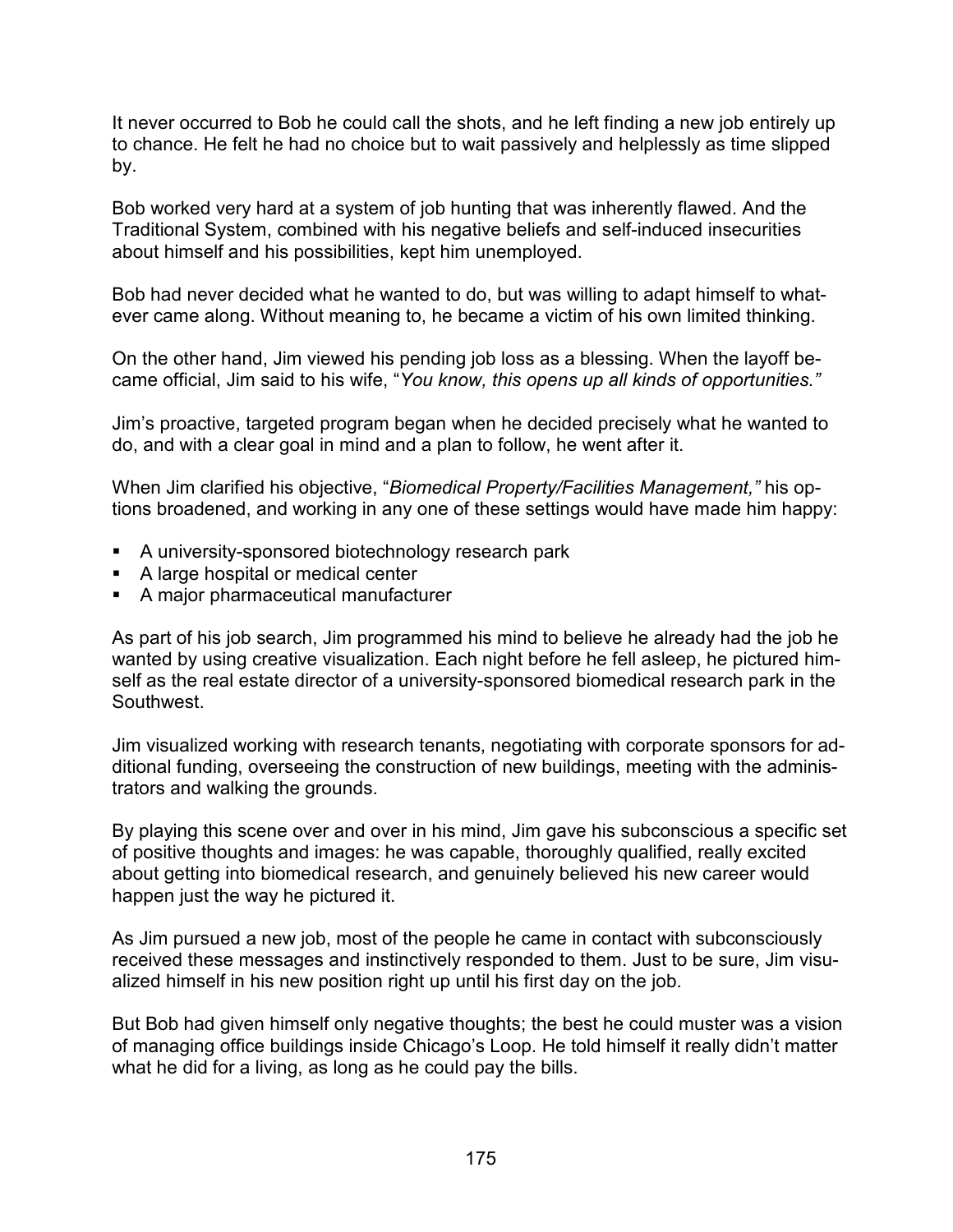It never occurred to Bob he could call the shots, and he left finding a new job entirely up to chance. He felt he had no choice but to wait passively and helplessly as time slipped by.

Bob worked very hard at a system of job hunting that was inherently flawed. And the Traditional System, combined with his negative beliefs and self-induced insecurities about himself and his possibilities, kept him unemployed.

Bob had never decided what he wanted to do, but was willing to adapt himself to whatever came along. Without meaning to, he became a victim of his own limited thinking.

On the other hand, Jim viewed his pending job loss as a blessing. When the layoff became official, Jim said to his wife, "*You know, this opens up all kinds of opportunities.*"

Jim's proactive, targeted program began when he decided precisely what he wanted to do, and with a clear goal in mind and a plan to follow, he went after it.

When Jim clarified his objective, "*Biomedical Property/Facilities Management,*" his options broadened, and working in any one of these settings would have made him happy:

- A university-sponsored biotechnology research park
- A large hospital or medical center
- A major pharmaceutical manufacturer

As part of his job search, Jim programmed his mind to believe he already had the job he wanted by using creative visualization. Each night before he fell asleep, he pictured himself as the real estate director of a university-sponsored biomedical research park in the Southwest.

Jim visualized working with research tenants, negotiating with corporate sponsors for additional funding, overseeing the construction of new buildings, meeting with the administrators and walking the grounds.

By playing this scene over and over in his mind, Jim gave his subconscious a specific set of positive thoughts and images: he was capable, thoroughly qualified, really excited about getting into biomedical research, and genuinely believed his new career would happen just the way he pictured it.

As Jim pursued a new job, most of the people he came in contact with subconsciously received these messages and instinctively responded to them. Just to be sure, Jim visualized himself in his new position right up until his first day on the job.

But Bob had given himself only negative thoughts; the best he could muster was a vision of managing office buildings inside Chicago's Loop. He told himself it really didn't matter what he did for a living, as long as he could pay the bills.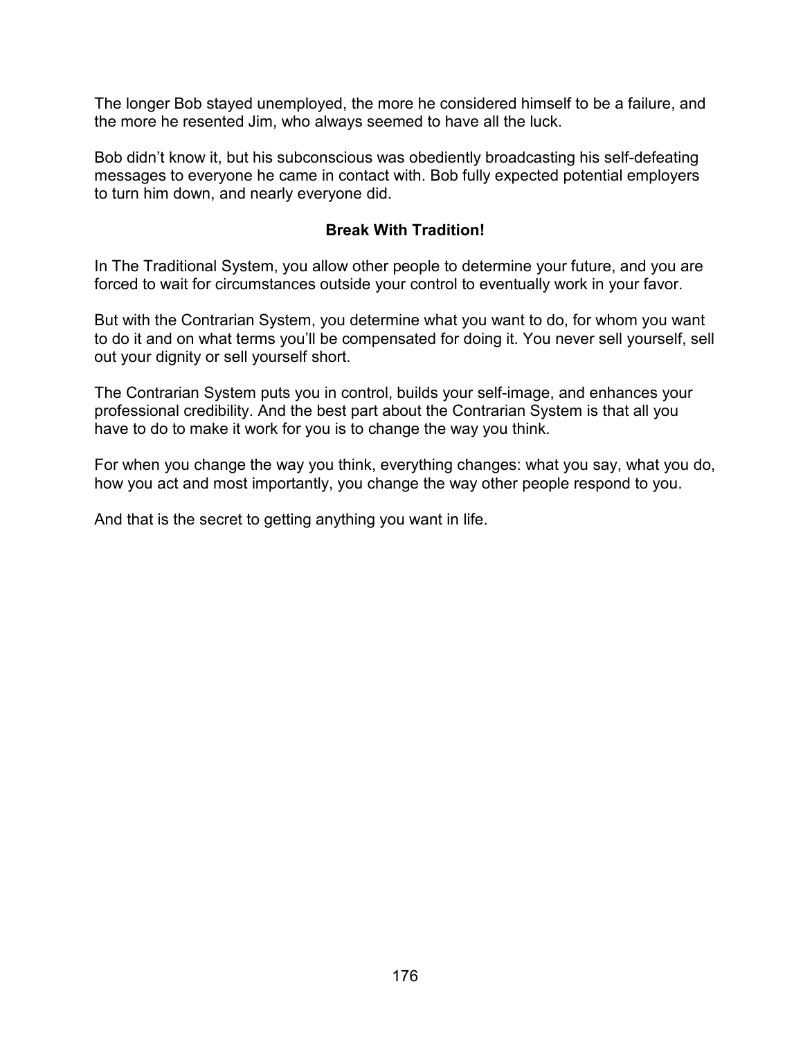The longer Bob stayed unemployed, the more he considered himself to be a failure, and the more he resented Jim, who always seemed to have all the luck.

Bob didn't know it, but his subconscious was obediently broadcasting his self-defeating messages to everyone he came in contact with. Bob fully expected potential employers to turn him down, and nearly everyone did.

### Break With Tradition!

In The Traditional System, you allow other people to determine your future, and you are forced to wait for circumstances outside your control to eventually work in your favor.

But with the Contrarian System, you determine what you want to do, for whom you want to do it and on what terms you'll be compensated for doing it. You never sell yourself, sell out your dignity or sell yourself short.

The Contrarian System puts you in control, builds your self-image, and enhances your professional credibility. And the best part about the Contrarian System is that all you have to do to make it work for you is to change the way you think.

For when you change the way you think, everything changes: what you say, what you do, how you act and most importantly, you change the way other people respond to you.

And that is the secret to getting anything you want in life.